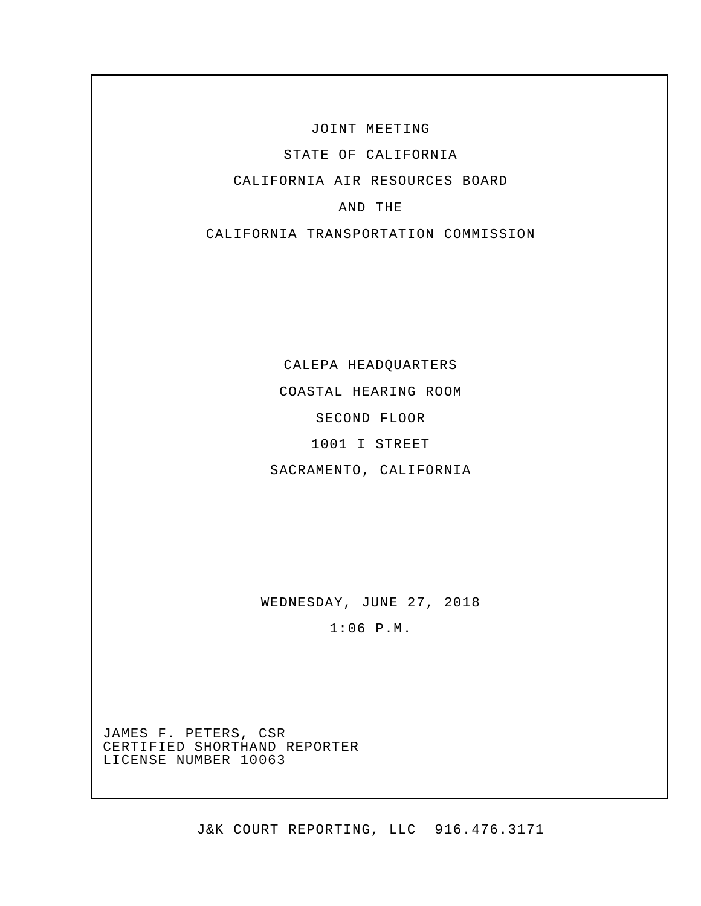JOINT MEETING

STATE OF CALIFORNIA

CALIFORNIA AIR RESOURCES BOARD

AND THE

CALIFORNIA TRANSPORTATION COMMISSION

CALEPA HEADQUARTERS

COASTAL HEARING ROOM

SECOND FLOOR

1001 I STREET

SACRAMENTO, CALIFORNIA

WEDNESDAY, JUNE 27, 2018

1:06 P.M.

JAMES F. PETERS, CSR
CERTIFIED SHORTHAND REPORTER
LICENSE NUMBER 10063

J&K COURT REPORTING, LLC 916.476.3171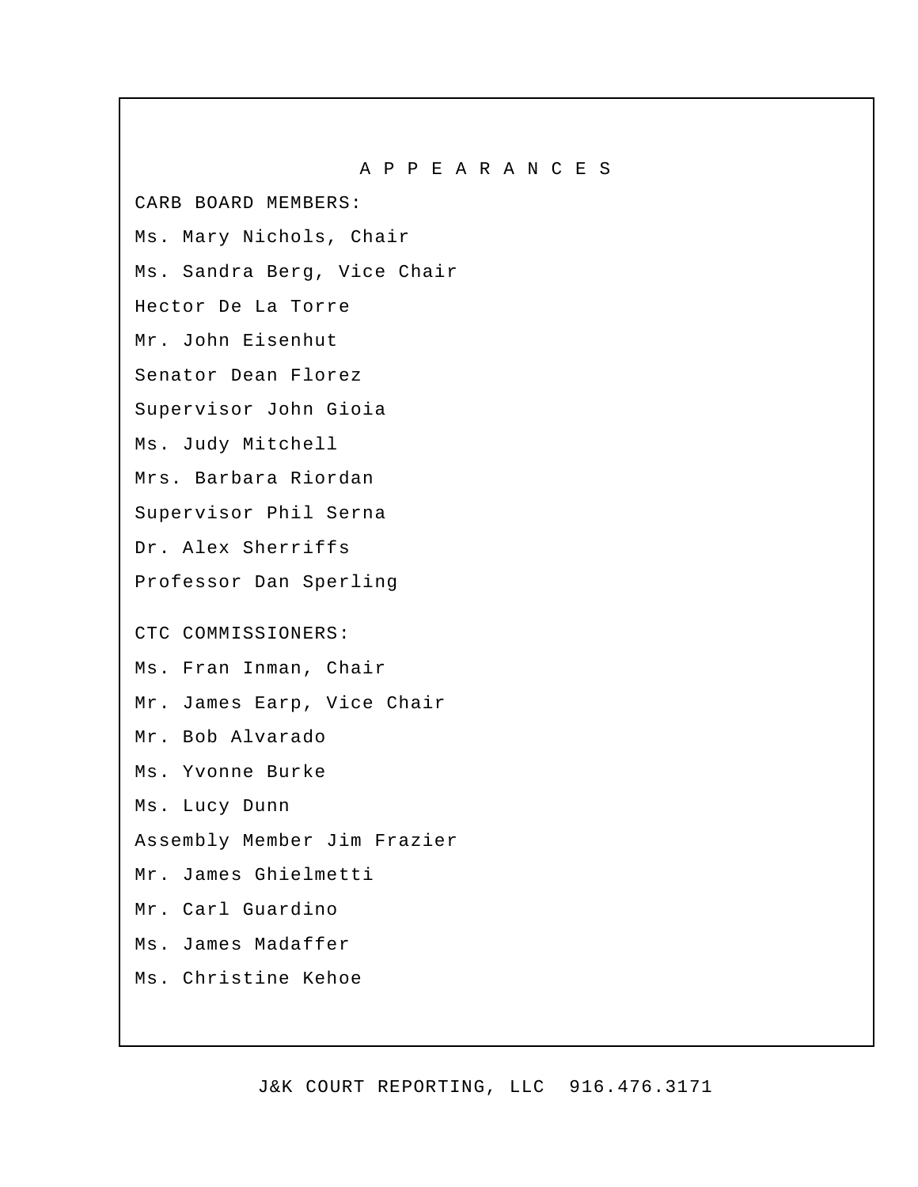# A P P E A R A N C E S

CARB BOARD MEMBERS:

Ms. Mary Nichols, Chair

Ms. Sandra Berg, Vice Chair

Hector De La Torre

Mr. John Eisenhut

Senator Dean Florez

Supervisor John Gioia

Ms. Judy Mitchell

Mrs. Barbara Riordan

Supervisor Phil Serna

Dr. Alex Sherriffs

Professor Dan Sperling

CTC COMMISSIONERS:

Ms. Fran Inman, Chair

Mr. James Earp, Vice Chair

Mr. Bob Alvarado

Ms. Yvonne Burke

Ms. Lucy Dunn

Assembly Member Jim Frazier

Mr. James Ghielmetti

Mr. Carl Guardino

Ms. James Madaffer

Ms. Christine Kehoe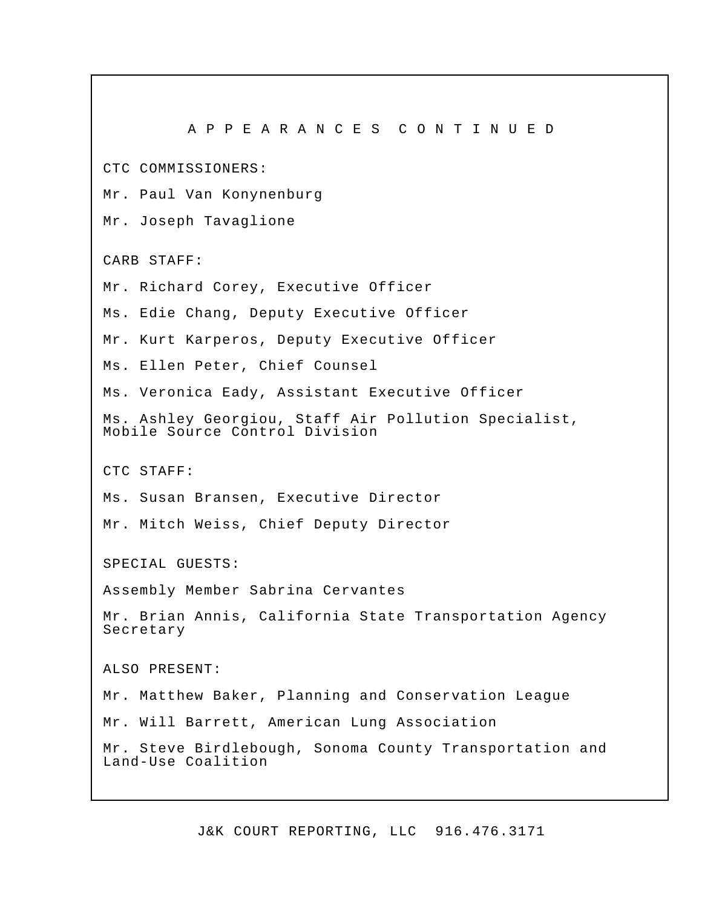# A P P E A R A N C E S   C O N T I N U E D

CTC COMMISSIONERS:

Mr. Paul Van Konynenburg

Mr. Joseph Tavaglione

CARB STAFF:

Mr. Richard Corey, Executive Officer

Ms. Edie Chang, Deputy Executive Officer

Mr. Kurt Karperos, Deputy Executive Officer

Ms. Ellen Peter, Chief Counsel

Ms. Veronica Eady, Assistant Executive Officer

Ms. Ashley Georgiou, Staff Air Pollution Specialist, Mobile Source Control Division

CTC STAFF:

Ms. Susan Bransen, Executive Director

Mr. Mitch Weiss, Chief Deputy Director

SPECIAL GUESTS:

Assembly Member Sabrina Cervantes

Mr. Brian Annis, California State Transportation Agency Secretary

ALSO PRESENT:

Mr. Matthew Baker, Planning and Conservation League

Mr. Will Barrett, American Lung Association

Mr. Steve Birdlebough, Sonoma County Transportation and Land-Use Coalition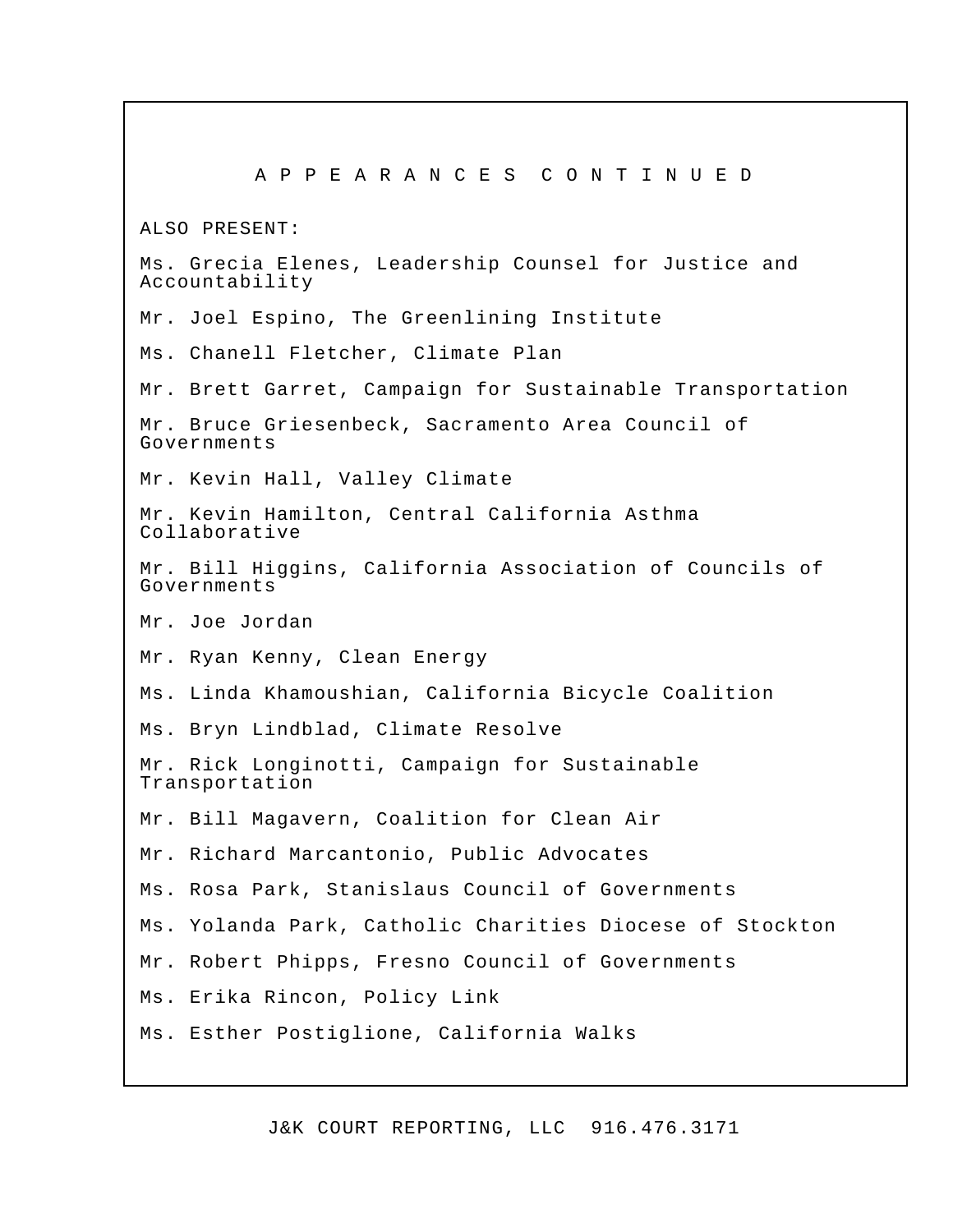A P P E A R A N C E S   C O N T I N U E D

ALSO PRESENT:

Ms. Grecia Elenes, Leadership Counsel for Justice and Accountability

Mr. Joel Espino, The Greenlining Institute

Ms. Chanell Fletcher, Climate Plan

Mr. Brett Garret, Campaign for Sustainable Transportation

Mr. Bruce Griesenbeck, Sacramento Area Council of Governments

Mr. Kevin Hall, Valley Climate

Mr. Kevin Hamilton, Central California Asthma Collaborative

Mr. Bill Higgins, California Association of Councils of Governments

Mr. Joe Jordan

Mr. Ryan Kenny, Clean Energy

Ms. Linda Khamoushian, California Bicycle Coalition

Ms. Bryn Lindblad, Climate Resolve

Mr. Rick Longinotti, Campaign for Sustainable Transportation

Mr. Bill Magavern, Coalition for Clean Air

Mr. Richard Marcantonio, Public Advocates

Ms. Rosa Park, Stanislaus Council of Governments

Ms. Yolanda Park, Catholic Charities Diocese of Stockton

Mr. Robert Phipps, Fresno Council of Governments

Ms. Erika Rincon, Policy Link

Ms. Esther Postiglione, California Walks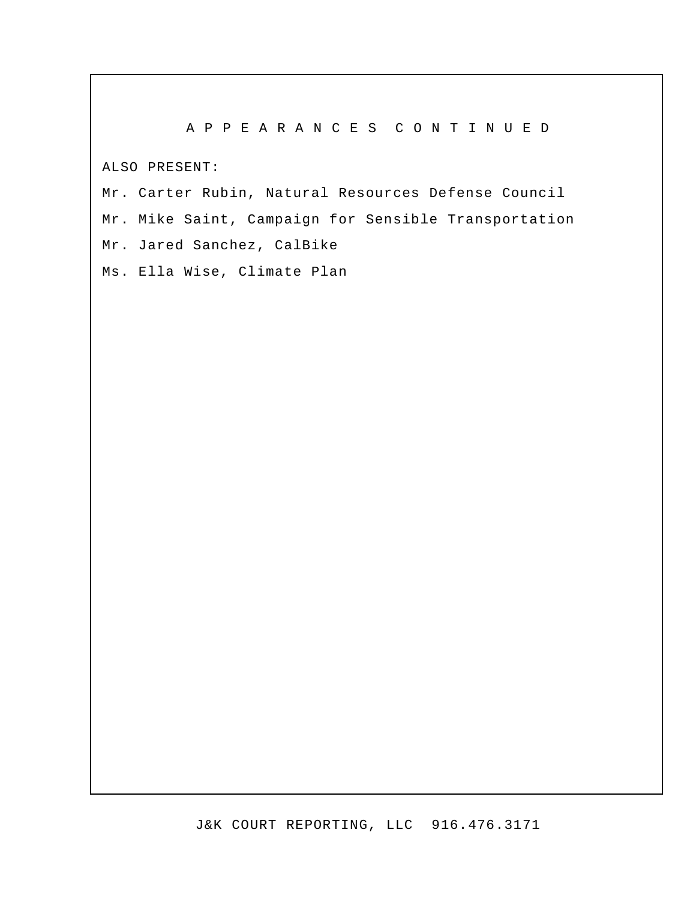## A P P E A R A N C E S   C O N T I N U E D

ALSO PRESENT:

Mr. Carter Rubin, Natural Resources Defense Council

Mr. Mike Saint, Campaign for Sensible Transportation

Mr. Jared Sanchez, CalBike

Ms. Ella Wise, Climate Plan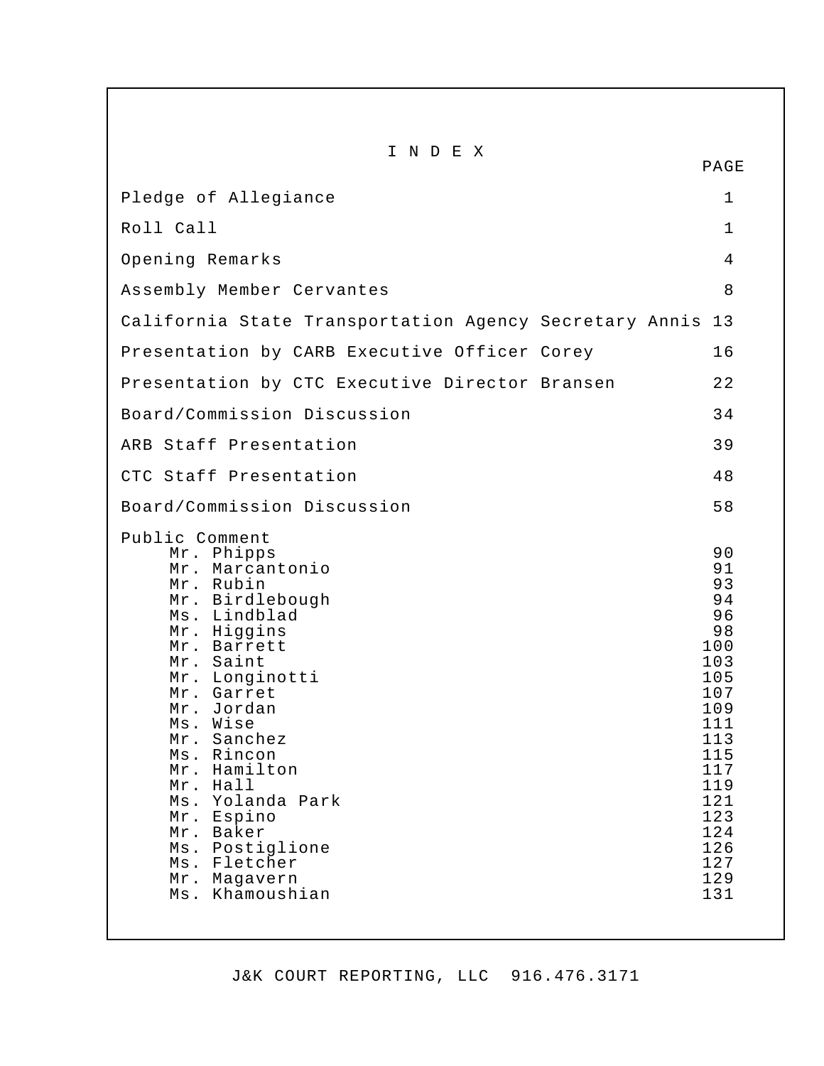# I N D E X

| | PAGE |
|---|---|
| Pledge of Allegiance | 1 |
| Roll Call | 1 |
| Opening Remarks | 4 |
| Assembly Member Cervantes | 8 |
| California State Transportation Agency Secretary Annis | 13 |
| Presentation by CARB Executive Officer Corey | 16 |
| Presentation by CTC Executive Director Bransen | 22 |
| Board/Commission Discussion | 34 |
| ARB Staff Presentation | 39 |
| CTC Staff Presentation | 48 |
| Board/Commission Discussion | 58 |
| Public Comment | |
| Mr. Phipps | 90 |
| Mr. Marcantonio | 91 |
| Mr. Rubin | 93 |
| Mr. Birdlebough | 94 |
| Ms. Lindblad | 96 |
| Mr. Higgins | 98 |
| Mr. Barrett | 100 |
| Mr. Saint | 103 |
| Mr. Longinotti | 105 |
| Mr. Garret | 107 |
| Mr. Jordan | 109 |
| Ms. Wise | 111 |
| Mr. Sanchez | 113 |
| Ms. Rincon | 115 |
| Mr. Hamilton | 117 |
| Mr. Hall | 119 |
| Ms. Yolanda Park | 121 |
| Mr. Espino | 123 |
| Mr. Baker | 124 |
| Ms. Postiglione | 126 |
| Ms. Fletcher | 127 |
| Mr. Magavern | 129 |
| Ms. Khamoushian | 131 |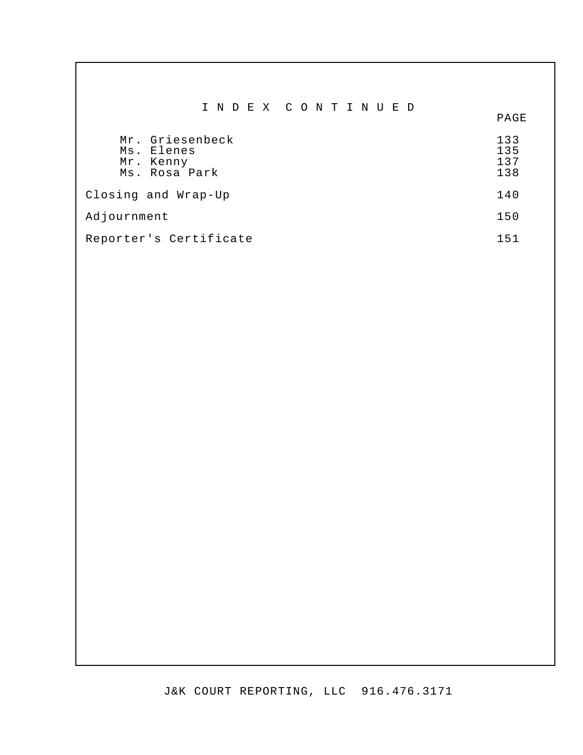# I N D E X C O N T I N U E D

| | PAGE |
|---|---|
| Mr. Griesenbeck | 133 |
| Ms. Elenes | 135 |
| Mr. Kenny | 137 |
| Ms. Rosa Park | 138 |
| Closing and Wrap-Up | 140 |
| Adjournment | 150 |
| Reporter's Certificate | 151 |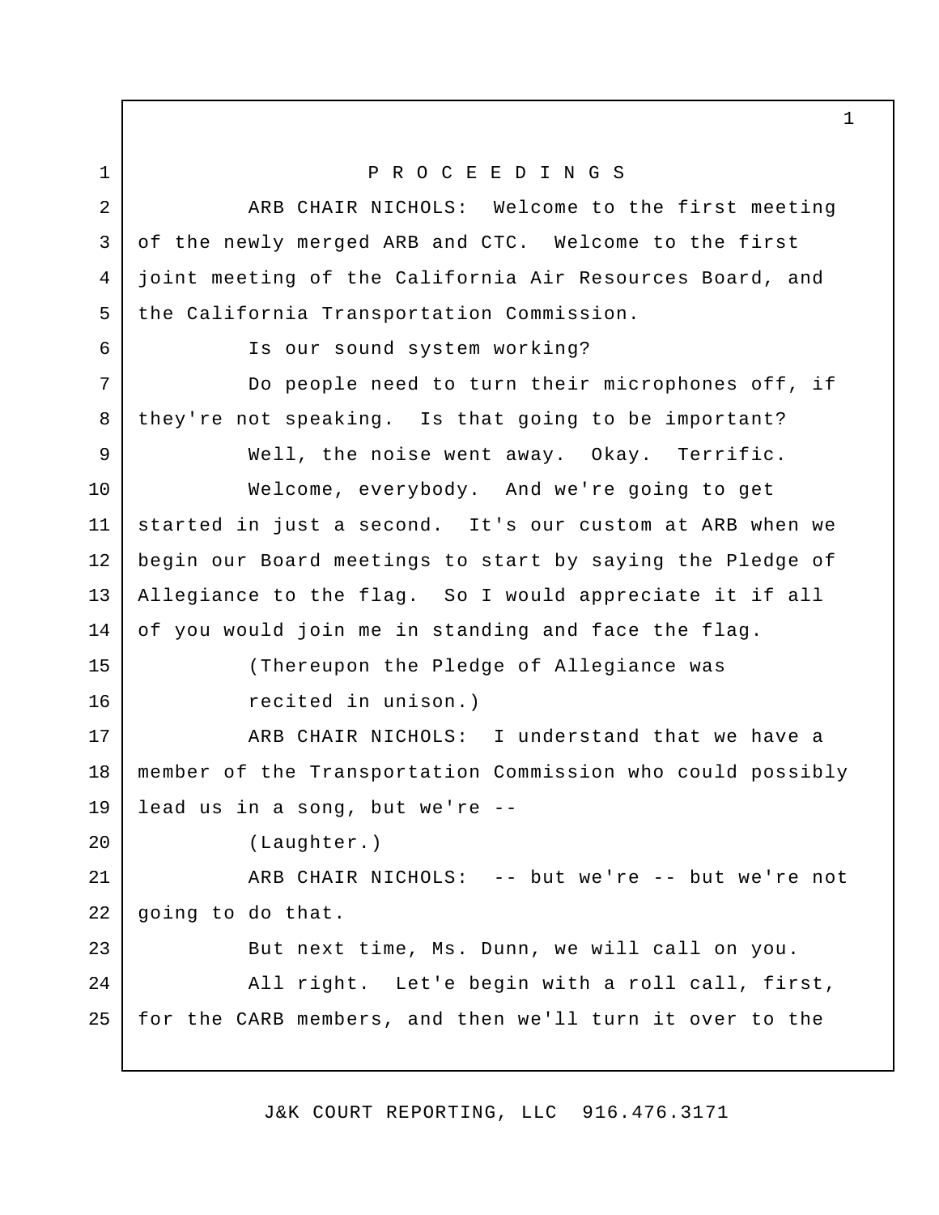P R O C E E D I N G S

ARB CHAIR NICHOLS: Welcome to the first meeting of the newly merged ARB and CTC. Welcome to the first joint meeting of the California Air Resources Board, and the California Transportation Commission.

Is our sound system working?

Do people need to turn their microphones off, if they're not speaking. Is that going to be important?

Well, the noise went away. Okay. Terrific.

Welcome, everybody. And we're going to get started in just a second. It's our custom at ARB when we begin our Board meetings to start by saying the Pledge of Allegiance to the flag. So I would appreciate it if all of you would join me in standing and face the flag.

(Thereupon the Pledge of Allegiance was recited in unison.)

ARB CHAIR NICHOLS: I understand that we have a member of the Transportation Commission who could possibly lead us in a song, but we're --

(Laughter.)

ARB CHAIR NICHOLS: -- but we're -- but we're not going to do that.

But next time, Ms. Dunn, we will call on you.

All right. Let'e begin with a roll call, first, for the CARB members, and then we'll turn it over to the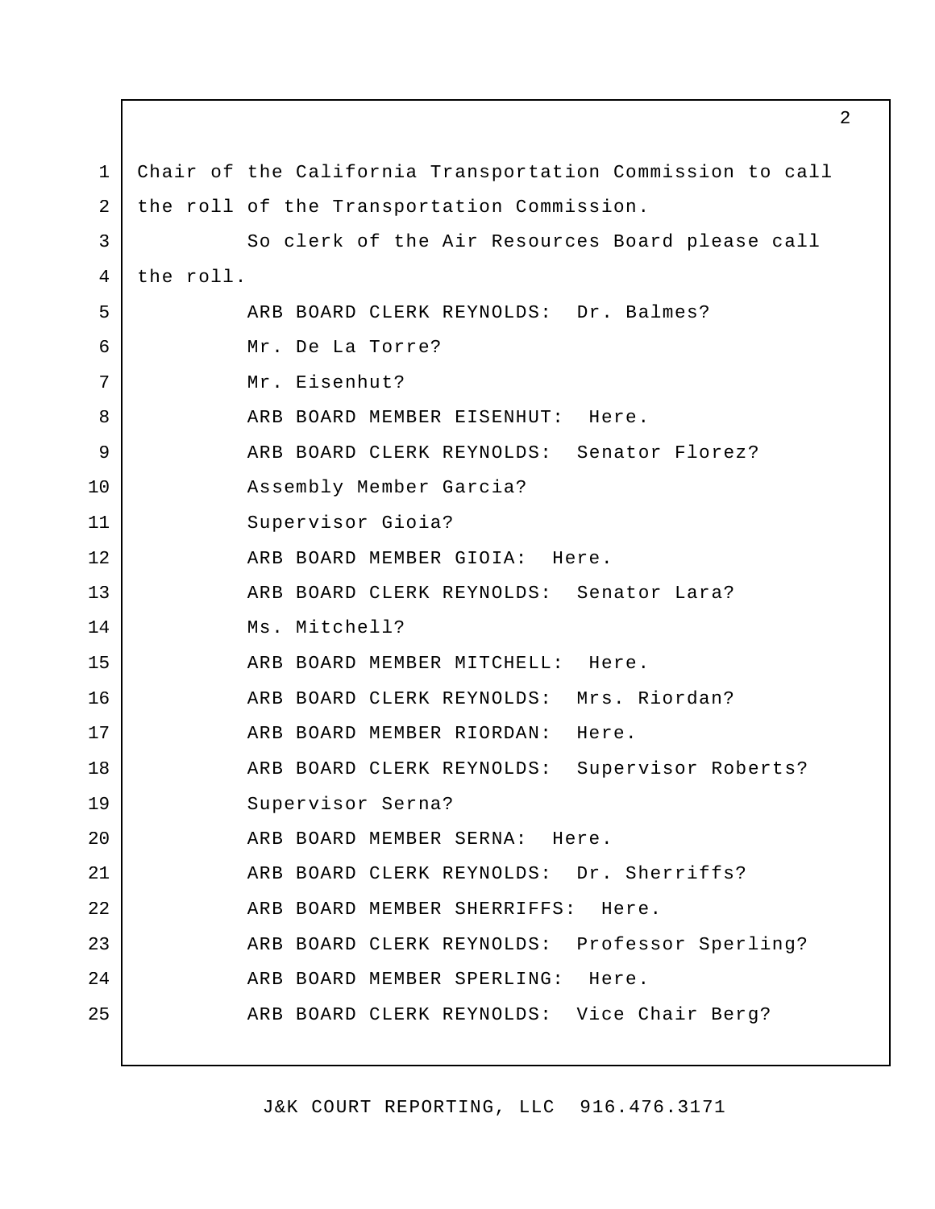Chair of the California Transportation Commission to call the roll of the Transportation Commission.

So clerk of the Air Resources Board please call the roll.

ARB BOARD CLERK REYNOLDS: Dr. Balmes?

Mr. De La Torre?

Mr. Eisenhut?

ARB BOARD MEMBER EISENHUT: Here.

ARB BOARD CLERK REYNOLDS: Senator Florez?

Assembly Member Garcia?

Supervisor Gioia?

ARB BOARD MEMBER GIOIA: Here.

ARB BOARD CLERK REYNOLDS: Senator Lara?

Ms. Mitchell?

ARB BOARD MEMBER MITCHELL: Here.

ARB BOARD CLERK REYNOLDS: Mrs. Riordan?

ARB BOARD MEMBER RIORDAN: Here.

ARB BOARD CLERK REYNOLDS: Supervisor Roberts?

Supervisor Serna?

ARB BOARD MEMBER SERNA: Here.

ARB BOARD CLERK REYNOLDS: Dr. Sherriffs?

ARB BOARD MEMBER SHERRIFFS: Here.

ARB BOARD CLERK REYNOLDS: Professor Sperling?

ARB BOARD MEMBER SPERLING: Here.

ARB BOARD CLERK REYNOLDS: Vice Chair Berg?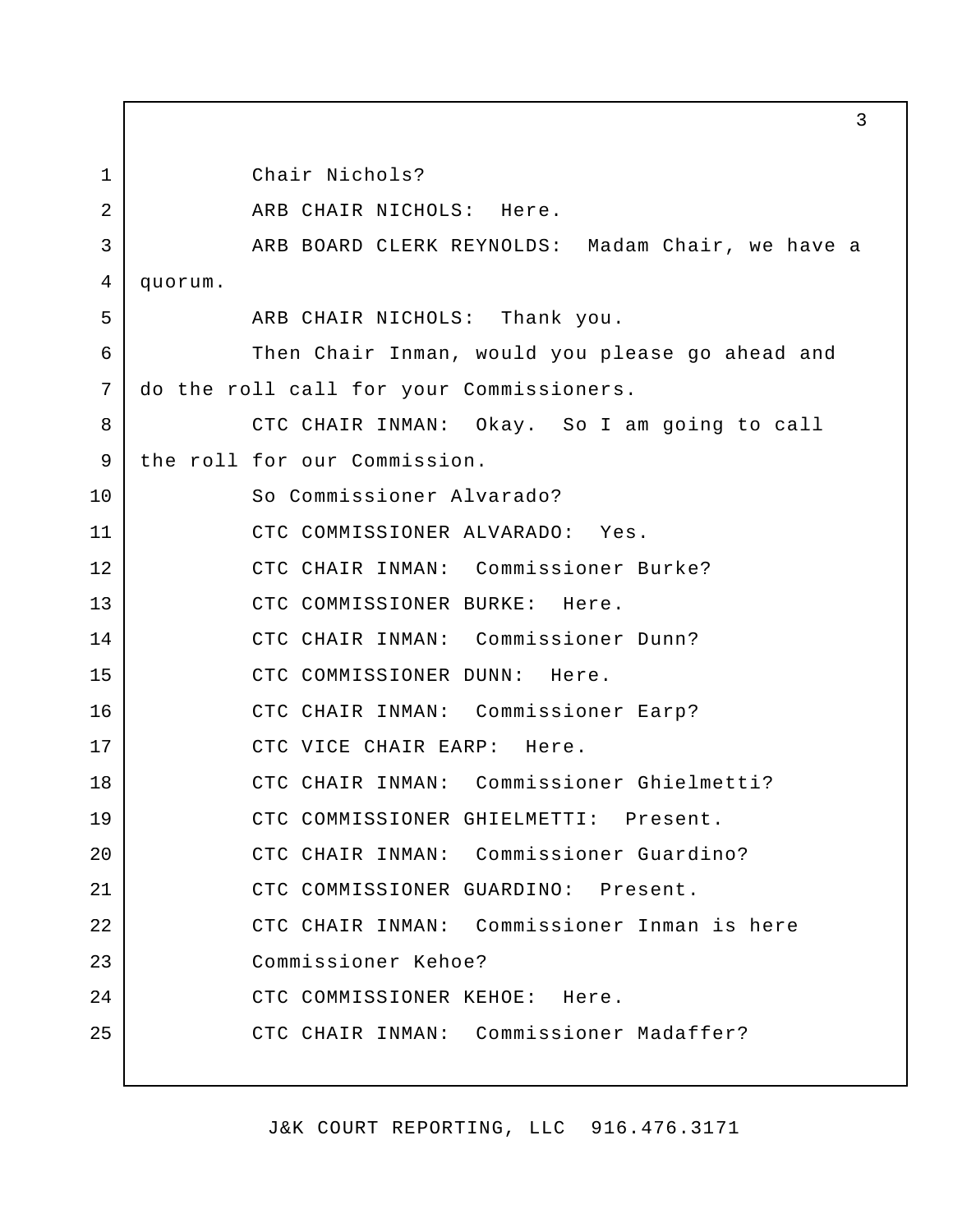Chair Nichols?

ARB CHAIR NICHOLS: Here.

ARB BOARD CLERK REYNOLDS: Madam Chair, we have a quorum.

ARB CHAIR NICHOLS: Thank you.

Then Chair Inman, would you please go ahead and do the roll call for your Commissioners.

CTC CHAIR INMAN: Okay. So I am going to call the roll for our Commission.

So Commissioner Alvarado?

CTC COMMISSIONER ALVARADO: Yes.

CTC CHAIR INMAN: Commissioner Burke?

CTC COMMISSIONER BURKE: Here.

CTC CHAIR INMAN: Commissioner Dunn?

CTC COMMISSIONER DUNN: Here.

CTC CHAIR INMAN: Commissioner Earp?

CTC VICE CHAIR EARP: Here.

CTC CHAIR INMAN: Commissioner Ghielmetti?

CTC COMMISSIONER GHIELMETTI: Present.

CTC CHAIR INMAN: Commissioner Guardino?

CTC COMMISSIONER GUARDINO: Present.

CTC CHAIR INMAN: Commissioner Inman is here

Commissioner Kehoe?

CTC COMMISSIONER KEHOE: Here.

CTC CHAIR INMAN: Commissioner Madaffer?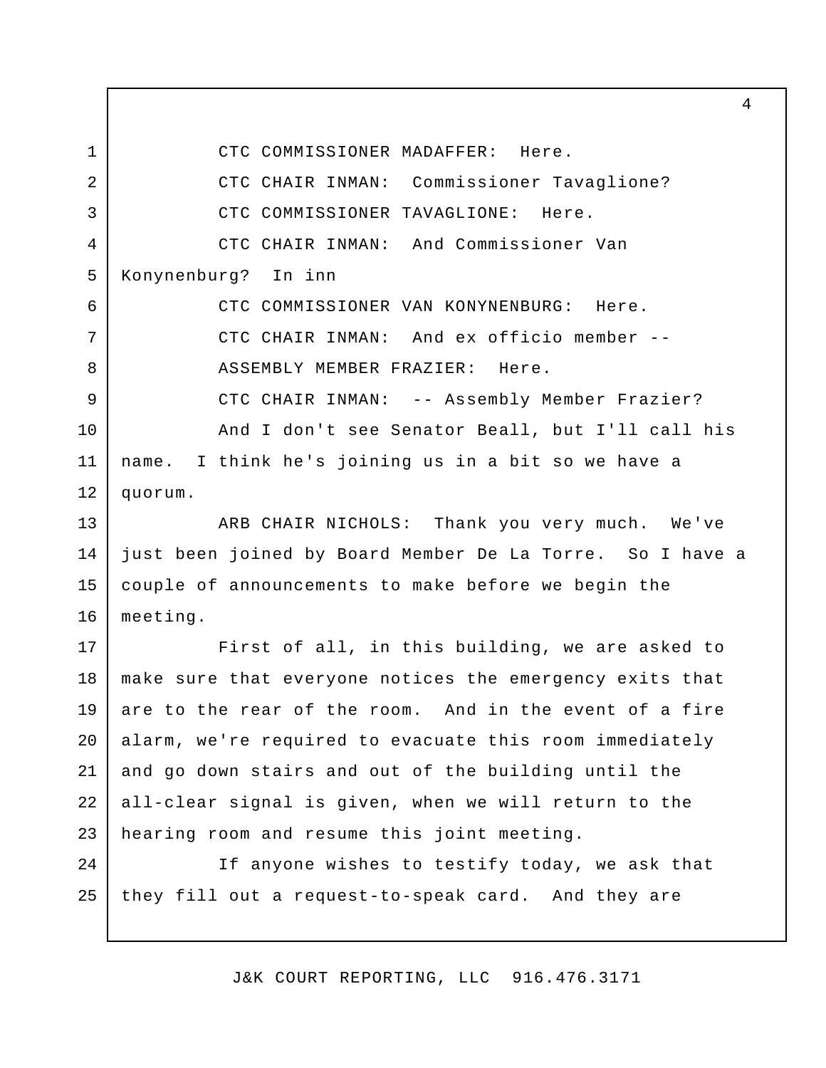CTC COMMISSIONER MADAFFER: Here.

CTC CHAIR INMAN: Commissioner Tavaglione?

CTC COMMISSIONER TAVAGLIONE: Here.

CTC CHAIR INMAN: And Commissioner Van Konynenburg? In inn

CTC COMMISSIONER VAN KONYNENBURG: Here.

CTC CHAIR INMAN: And ex officio member --

ASSEMBLY MEMBER FRAZIER: Here.

CTC CHAIR INMAN: -- Assembly Member Frazier?

And I don't see Senator Beall, but I'll call his name. I think he's joining us in a bit so we have a quorum.

ARB CHAIR NICHOLS: Thank you very much. We've just been joined by Board Member De La Torre. So I have a couple of announcements to make before we begin the meeting.

First of all, in this building, we are asked to make sure that everyone notices the emergency exits that are to the rear of the room. And in the event of a fire alarm, we're required to evacuate this room immediately and go down stairs and out of the building until the all-clear signal is given, when we will return to the hearing room and resume this joint meeting.

If anyone wishes to testify today, we ask that they fill out a request-to-speak card. And they are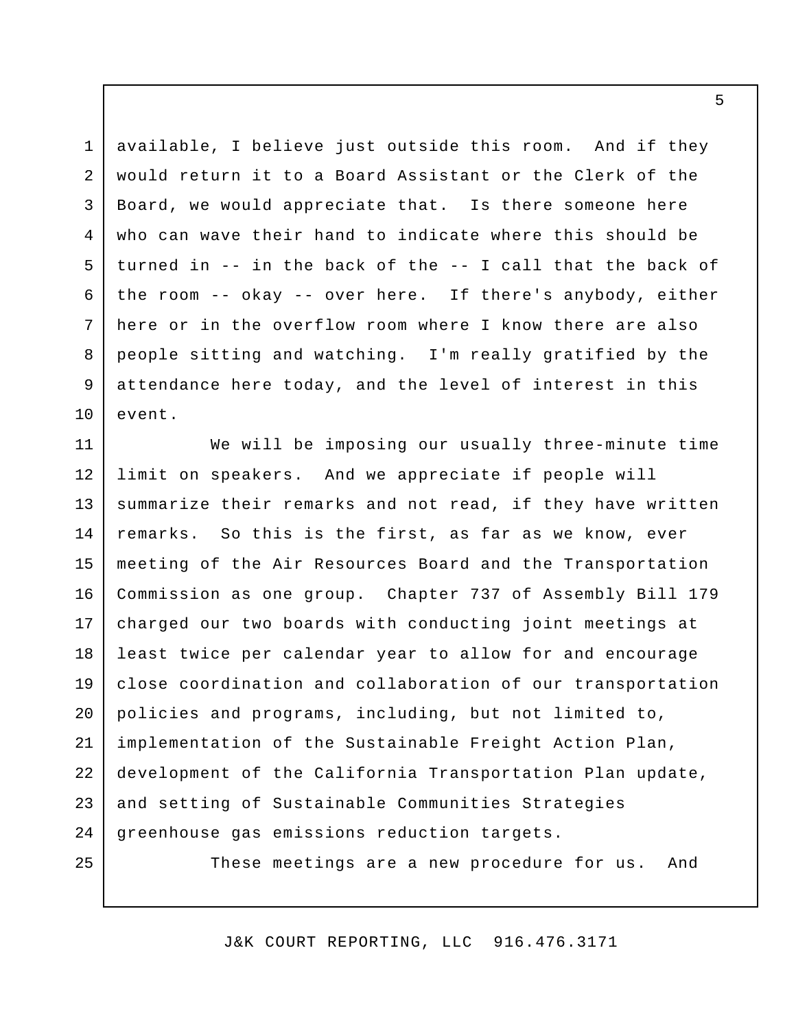available, I believe just outside this room. And if they would return it to a Board Assistant or the Clerk of the Board, we would appreciate that. Is there someone here who can wave their hand to indicate where this should be turned in -- in the back of the -- I call that the back of the room -- okay -- over here. If there's anybody, either here or in the overflow room where I know there are also people sitting and watching. I'm really gratified by the attendance here today, and the level of interest in this event.

We will be imposing our usually three-minute time limit on speakers. And we appreciate if people will summarize their remarks and not read, if they have written remarks. So this is the first, as far as we know, ever meeting of the Air Resources Board and the Transportation Commission as one group. Chapter 737 of Assembly Bill 179 charged our two boards with conducting joint meetings at least twice per calendar year to allow for and encourage close coordination and collaboration of our transportation policies and programs, including, but not limited to, implementation of the Sustainable Freight Action Plan, development of the California Transportation Plan update, and setting of Sustainable Communities Strategies greenhouse gas emissions reduction targets.

These meetings are a new procedure for us. And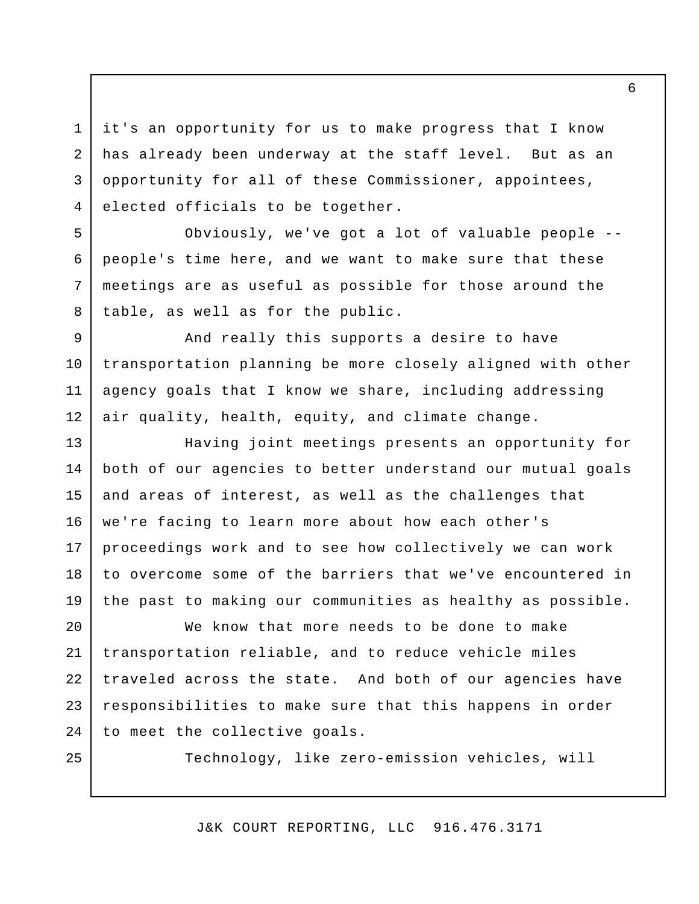it's an opportunity for us to make progress that I know has already been underway at the staff level. But as an opportunity for all of these Commissioner, appointees, elected officials to be together.

Obviously, we've got a lot of valuable people -- people's time here, and we want to make sure that these meetings are as useful as possible for those around the table, as well as for the public.

And really this supports a desire to have transportation planning be more closely aligned with other agency goals that I know we share, including addressing air quality, health, equity, and climate change.

Having joint meetings presents an opportunity for both of our agencies to better understand our mutual goals and areas of interest, as well as the challenges that we're facing to learn more about how each other's proceedings work and to see how collectively we can work to overcome some of the barriers that we've encountered in the past to making our communities as healthy as possible.

We know that more needs to be done to make transportation reliable, and to reduce vehicle miles traveled across the state. And both of our agencies have responsibilities to make sure that this happens in order to meet the collective goals.

Technology, like zero-emission vehicles, will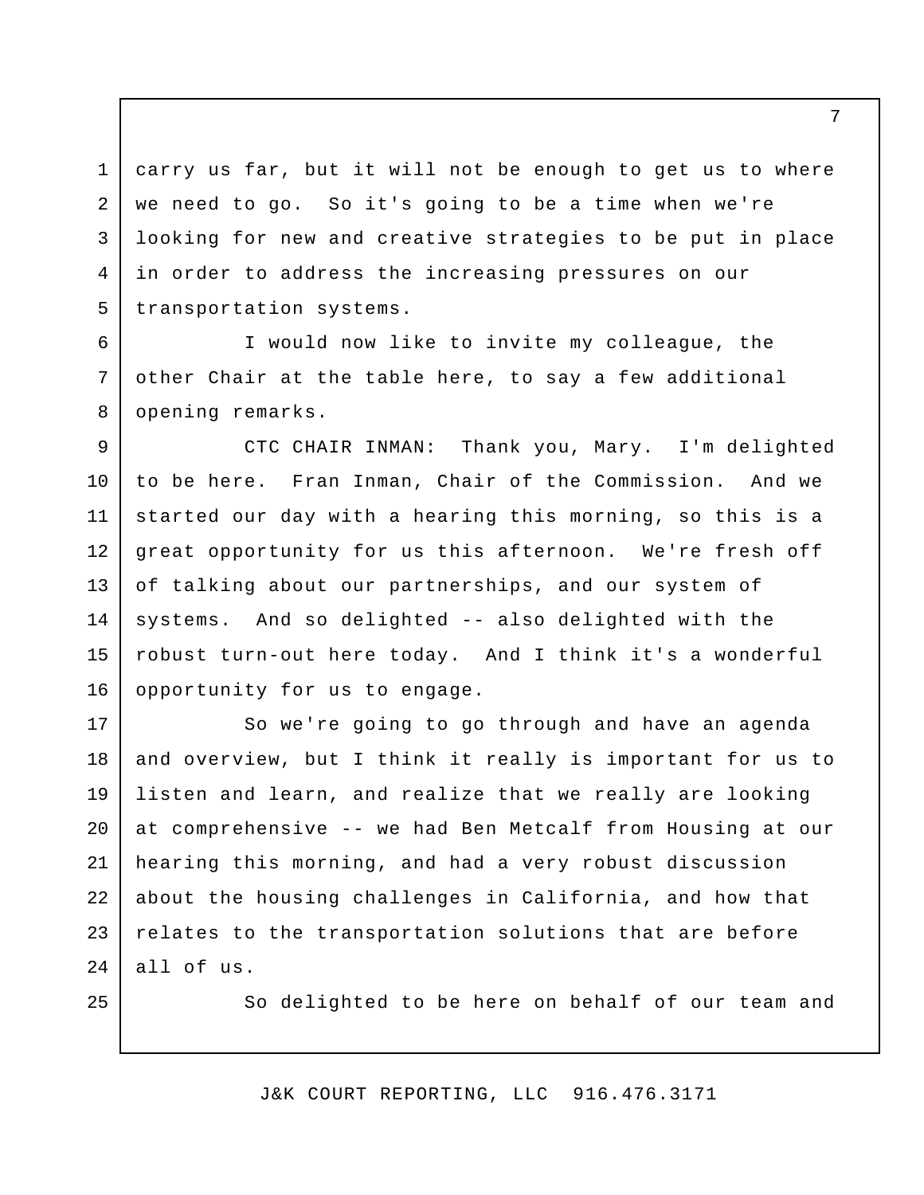carry us far, but it will not be enough to get us to where we need to go. So it's going to be a time when we're looking for new and creative strategies to be put in place in order to address the increasing pressures on our transportation systems.

I would now like to invite my colleague, the other Chair at the table here, to say a few additional opening remarks.

CTC CHAIR INMAN: Thank you, Mary. I'm delighted to be here. Fran Inman, Chair of the Commission. And we started our day with a hearing this morning, so this is a great opportunity for us this afternoon. We're fresh off of talking about our partnerships, and our system of systems. And so delighted -- also delighted with the robust turn-out here today. And I think it's a wonderful opportunity for us to engage.

So we're going to go through and have an agenda and overview, but I think it really is important for us to listen and learn, and realize that we really are looking at comprehensive -- we had Ben Metcalf from Housing at our hearing this morning, and had a very robust discussion about the housing challenges in California, and how that relates to the transportation solutions that are before all of us.

So delighted to be here on behalf of our team and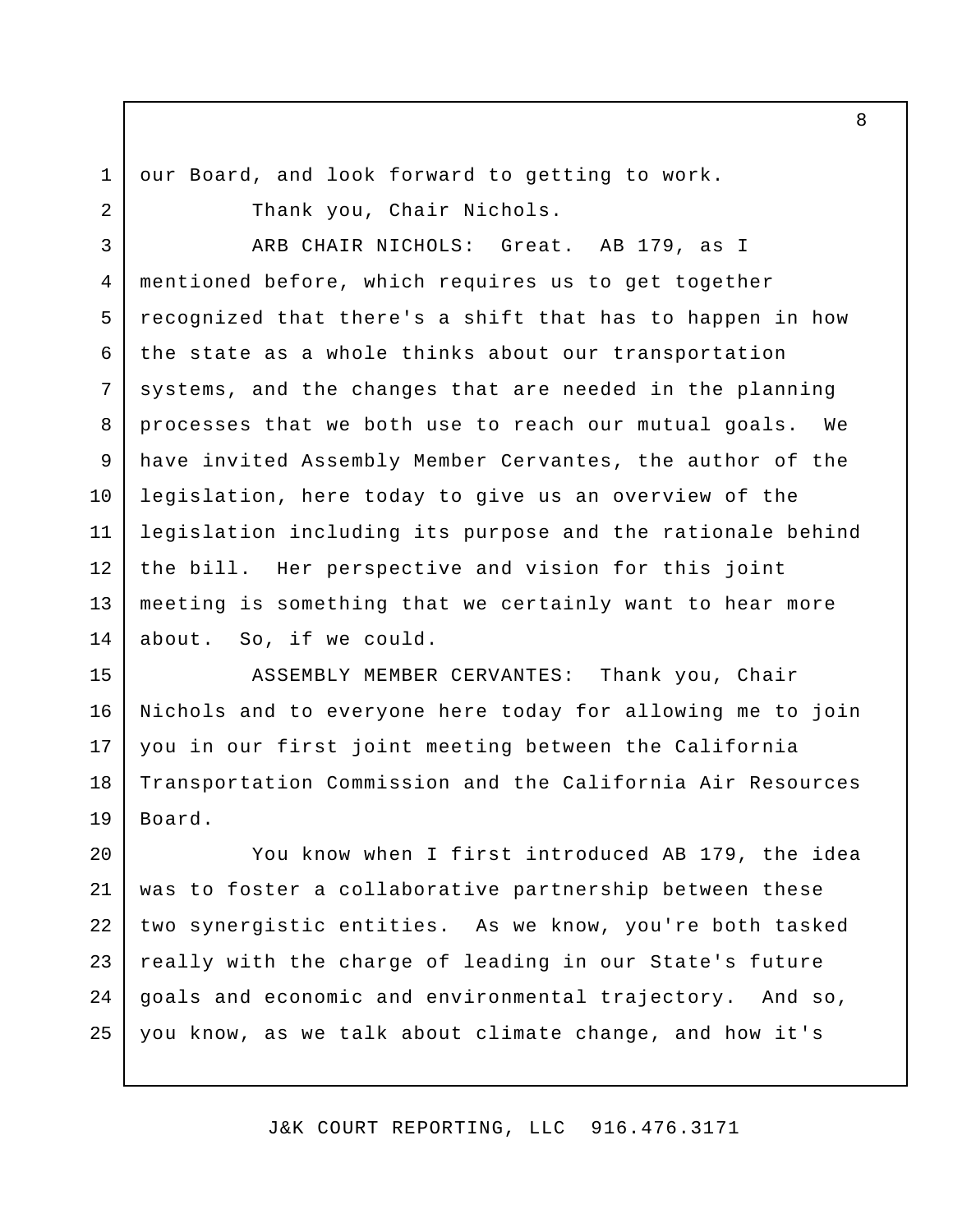our Board, and look forward to getting to work.

Thank you, Chair Nichols.

ARB CHAIR NICHOLS: Great. AB 179, as I mentioned before, which requires us to get together recognized that there's a shift that has to happen in how the state as a whole thinks about our transportation systems, and the changes that are needed in the planning processes that we both use to reach our mutual goals. We have invited Assembly Member Cervantes, the author of the legislation, here today to give us an overview of the legislation including its purpose and the rationale behind the bill. Her perspective and vision for this joint meeting is something that we certainly want to hear more about. So, if we could.

ASSEMBLY MEMBER CERVANTES: Thank you, Chair Nichols and to everyone here today for allowing me to join you in our first joint meeting between the California Transportation Commission and the California Air Resources Board.

You know when I first introduced AB 179, the idea was to foster a collaborative partnership between these two synergistic entities. As we know, you're both tasked really with the charge of leading in our State's future goals and economic and environmental trajectory. And so, you know, as we talk about climate change, and how it's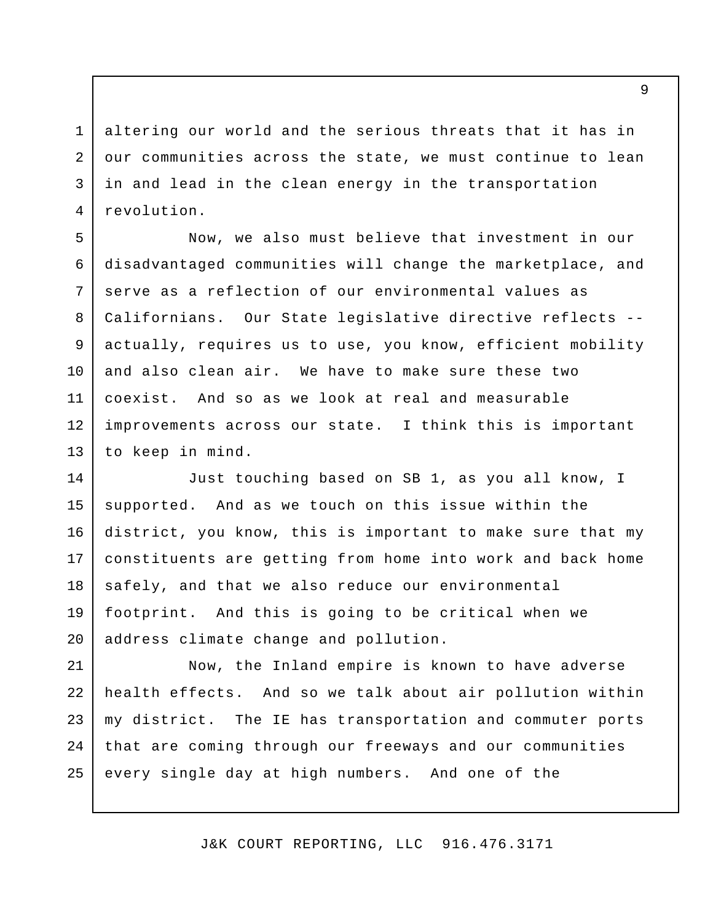altering our world and the serious threats that it has in our communities across the state, we must continue to lean in and lead in the clean energy in the transportation revolution.

Now, we also must believe that investment in our disadvantaged communities will change the marketplace, and serve as a reflection of our environmental values as Californians. Our State legislative directive reflects -- actually, requires us to use, you know, efficient mobility and also clean air. We have to make sure these two coexist. And so as we look at real and measurable improvements across our state. I think this is important to keep in mind.

Just touching based on SB 1, as you all know, I supported. And as we touch on this issue within the district, you know, this is important to make sure that my constituents are getting from home into work and back home safely, and that we also reduce our environmental footprint. And this is going to be critical when we address climate change and pollution.

Now, the Inland empire is known to have adverse health effects. And so we talk about air pollution within my district. The IE has transportation and commuter ports that are coming through our freeways and our communities every single day at high numbers. And one of the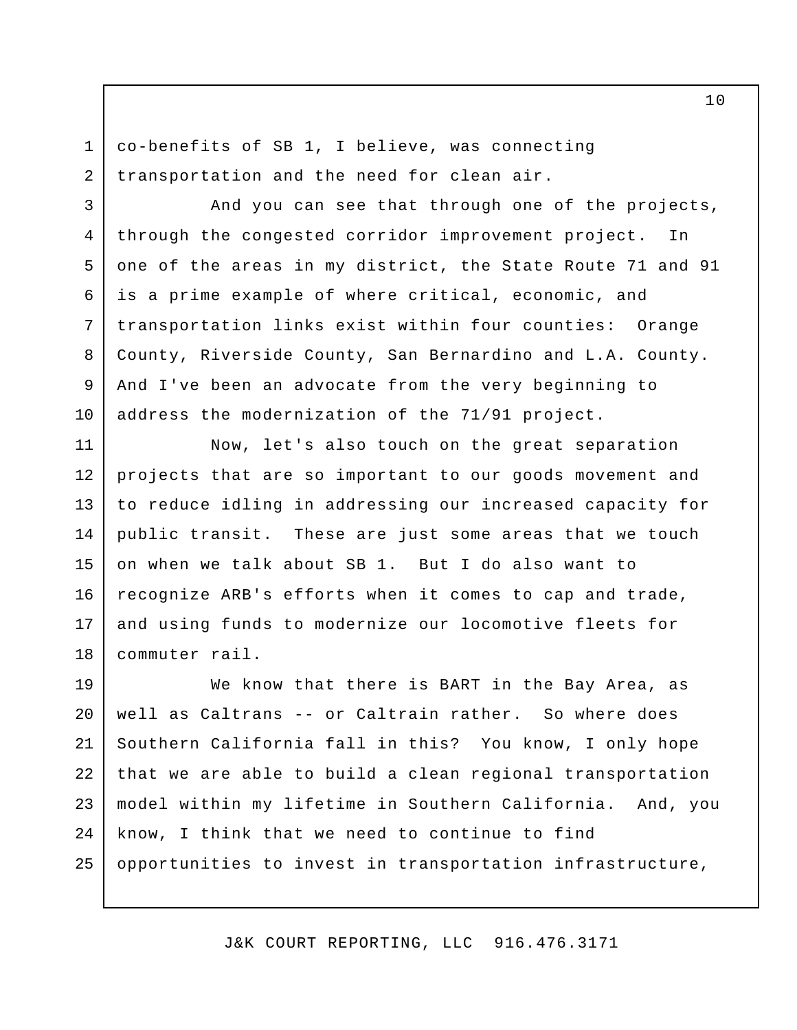co-benefits of SB 1, I believe, was connecting transportation and the need for clean air.

And you can see that through one of the projects, through the congested corridor improvement project. In one of the areas in my district, the State Route 71 and 91 is a prime example of where critical, economic, and transportation links exist within four counties: Orange County, Riverside County, San Bernardino and L.A. County. And I've been an advocate from the very beginning to address the modernization of the 71/91 project.

Now, let's also touch on the great separation projects that are so important to our goods movement and to reduce idling in addressing our increased capacity for public transit. These are just some areas that we touch on when we talk about SB 1. But I do also want to recognize ARB's efforts when it comes to cap and trade, and using funds to modernize our locomotive fleets for commuter rail.

We know that there is BART in the Bay Area, as well as Caltrans -- or Caltrain rather. So where does Southern California fall in this? You know, I only hope that we are able to build a clean regional transportation model within my lifetime in Southern California. And, you know, I think that we need to continue to find opportunities to invest in transportation infrastructure,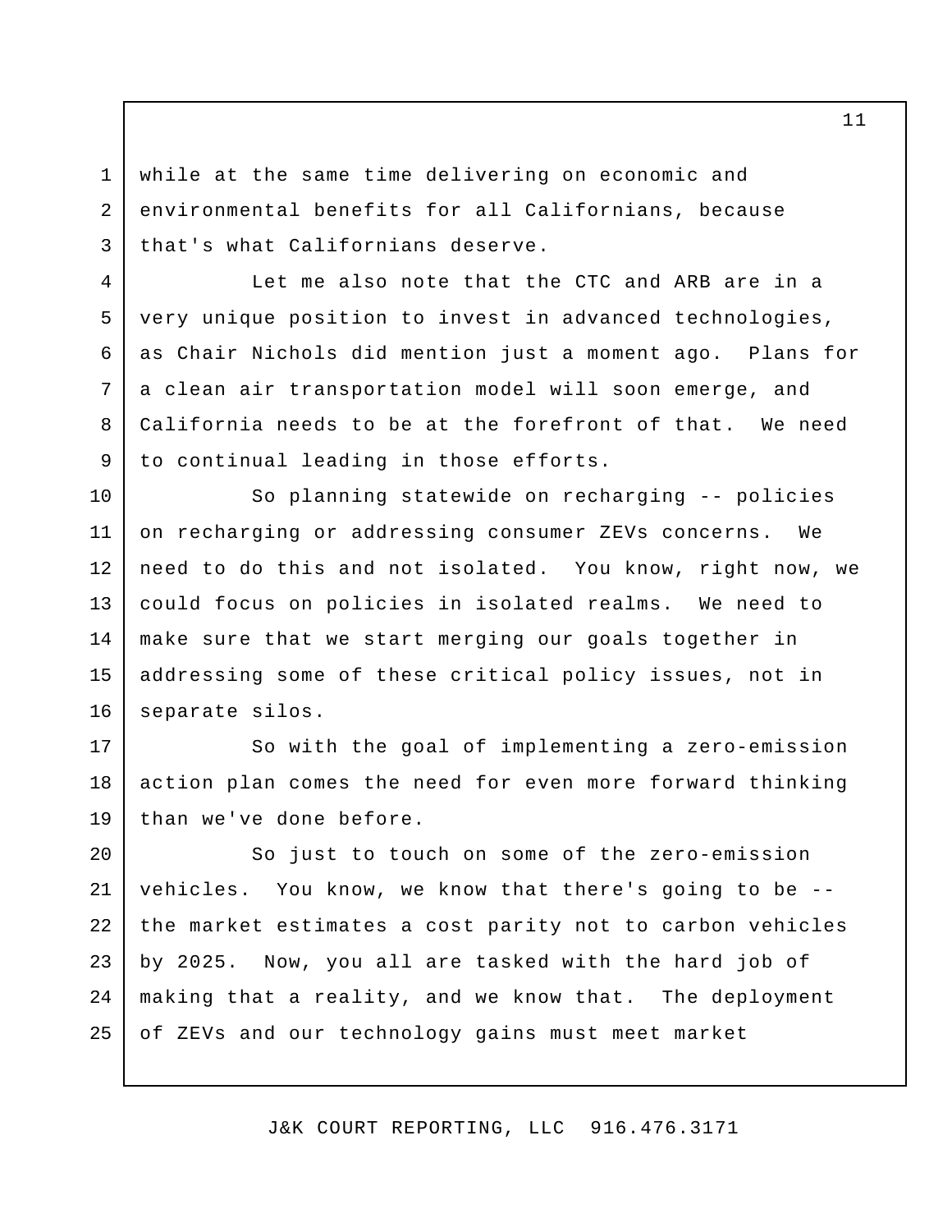while at the same time delivering on economic and environmental benefits for all Californians, because that's what Californians deserve.

Let me also note that the CTC and ARB are in a very unique position to invest in advanced technologies, as Chair Nichols did mention just a moment ago. Plans for a clean air transportation model will soon emerge, and California needs to be at the forefront of that. We need to continual leading in those efforts.

So planning statewide on recharging -- policies on recharging or addressing consumer ZEVs concerns. We need to do this and not isolated. You know, right now, we could focus on policies in isolated realms. We need to make sure that we start merging our goals together in addressing some of these critical policy issues, not in separate silos.

So with the goal of implementing a zero-emission action plan comes the need for even more forward thinking than we've done before.

So just to touch on some of the zero-emission vehicles. You know, we know that there's going to be -- the market estimates a cost parity not to carbon vehicles by 2025. Now, you all are tasked with the hard job of making that a reality, and we know that. The deployment of ZEVs and our technology gains must meet market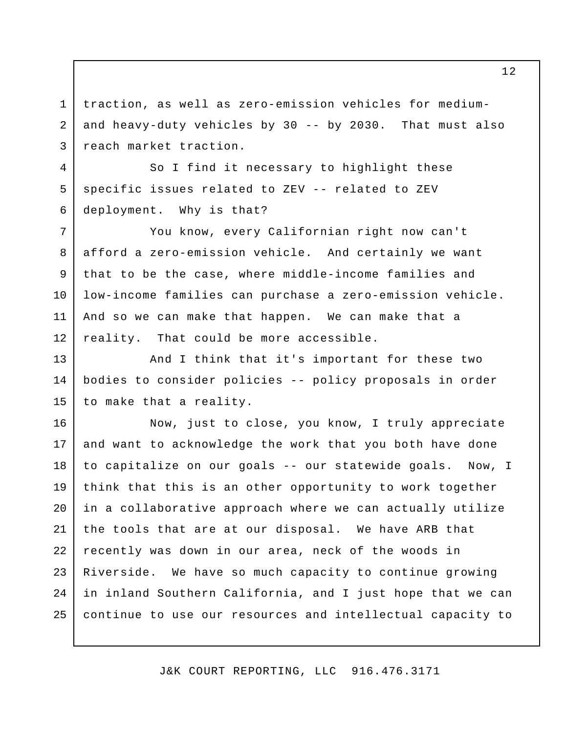traction, as well as zero-emission vehicles for medium- and heavy-duty vehicles by 30 -- by 2030. That must also reach market traction.

So I find it necessary to highlight these specific issues related to ZEV -- related to ZEV deployment. Why is that?

You know, every Californian right now can't afford a zero-emission vehicle. And certainly we want that to be the case, where middle-income families and low-income families can purchase a zero-emission vehicle. And so we can make that happen. We can make that a reality. That could be more accessible.

And I think that it's important for these two bodies to consider policies -- policy proposals in order to make that a reality.

Now, just to close, you know, I truly appreciate and want to acknowledge the work that you both have done to capitalize on our goals -- our statewide goals. Now, I think that this is an other opportunity to work together in a collaborative approach where we can actually utilize the tools that are at our disposal. We have ARB that recently was down in our area, neck of the woods in Riverside. We have so much capacity to continue growing in inland Southern California, and I just hope that we can continue to use our resources and intellectual capacity to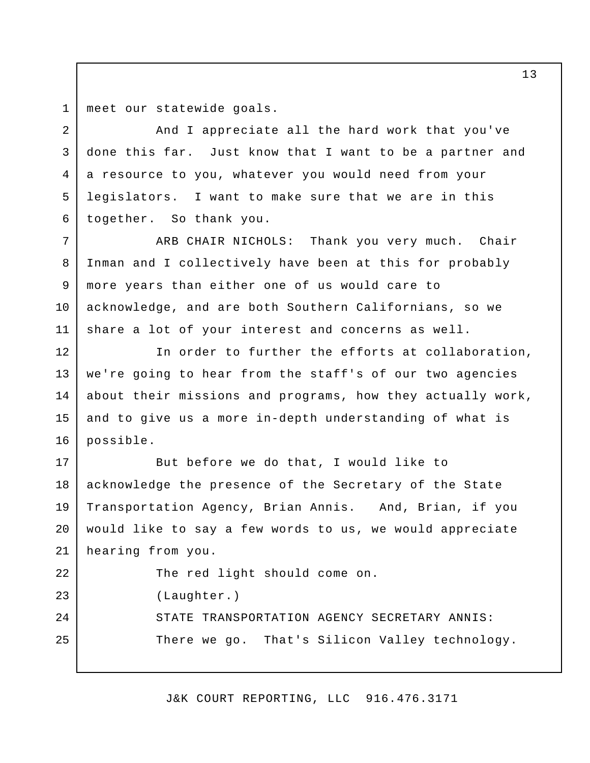meet our statewide goals.

And I appreciate all the hard work that you've done this far. Just know that I want to be a partner and a resource to you, whatever you would need from your legislators. I want to make sure that we are in this together. So thank you.

ARB CHAIR NICHOLS: Thank you very much. Chair Inman and I collectively have been at this for probably more years than either one of us would care to acknowledge, and are both Southern Californians, so we share a lot of your interest and concerns as well.

In order to further the efforts at collaboration, we're going to hear from the staff's of our two agencies about their missions and programs, how they actually work, and to give us a more in-depth understanding of what is possible.

But before we do that, I would like to acknowledge the presence of the Secretary of the State Transportation Agency, Brian Annis. And, Brian, if you would like to say a few words to us, we would appreciate hearing from you.

The red light should come on.

(Laughter.)

STATE TRANSPORTATION AGENCY SECRETARY ANNIS:

There we go. That's Silicon Valley technology.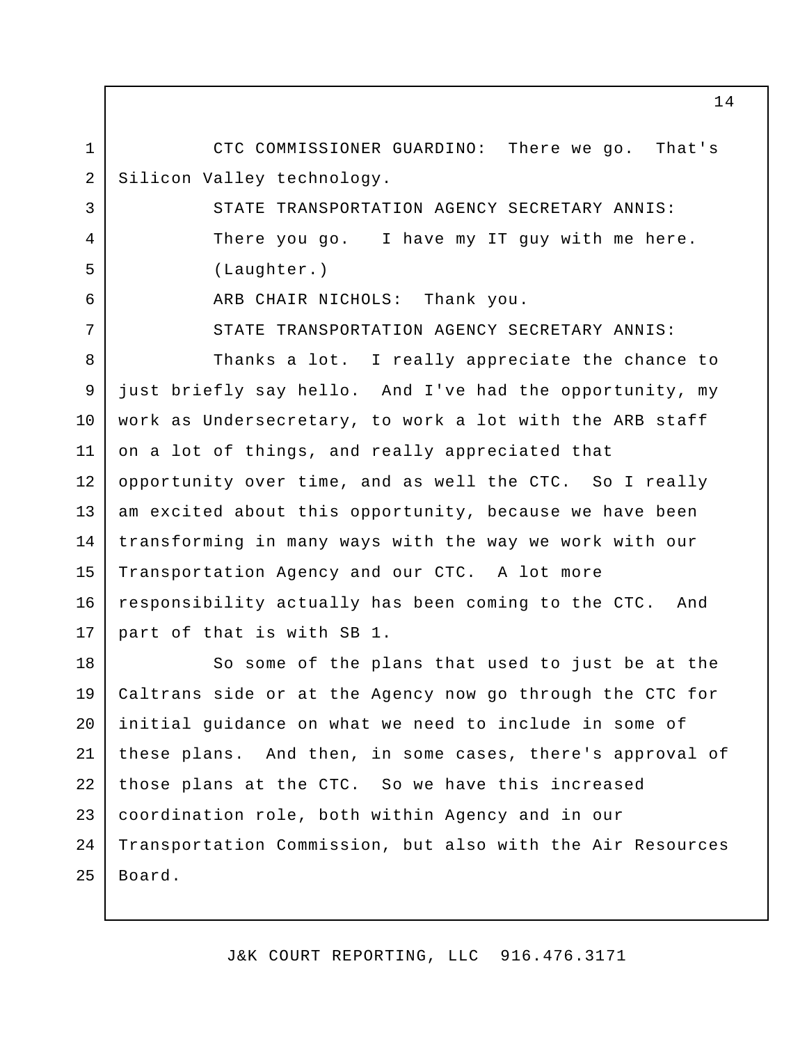CTC COMMISSIONER GUARDINO: There we go. That's Silicon Valley technology.

STATE TRANSPORTATION AGENCY SECRETARY ANNIS: There you go. I have my IT guy with me here.

(Laughter.)

ARB CHAIR NICHOLS: Thank you.

STATE TRANSPORTATION AGENCY SECRETARY ANNIS: Thanks a lot. I really appreciate the chance to just briefly say hello. And I've had the opportunity, my work as Undersecretary, to work a lot with the ARB staff on a lot of things, and really appreciated that opportunity over time, and as well the CTC. So I really am excited about this opportunity, because we have been transforming in many ways with the way we work with our Transportation Agency and our CTC. A lot more responsibility actually has been coming to the CTC. And part of that is with SB 1.

So some of the plans that used to just be at the Caltrans side or at the Agency now go through the CTC for initial guidance on what we need to include in some of these plans. And then, in some cases, there's approval of those plans at the CTC. So we have this increased coordination role, both within Agency and in our Transportation Commission, but also with the Air Resources Board.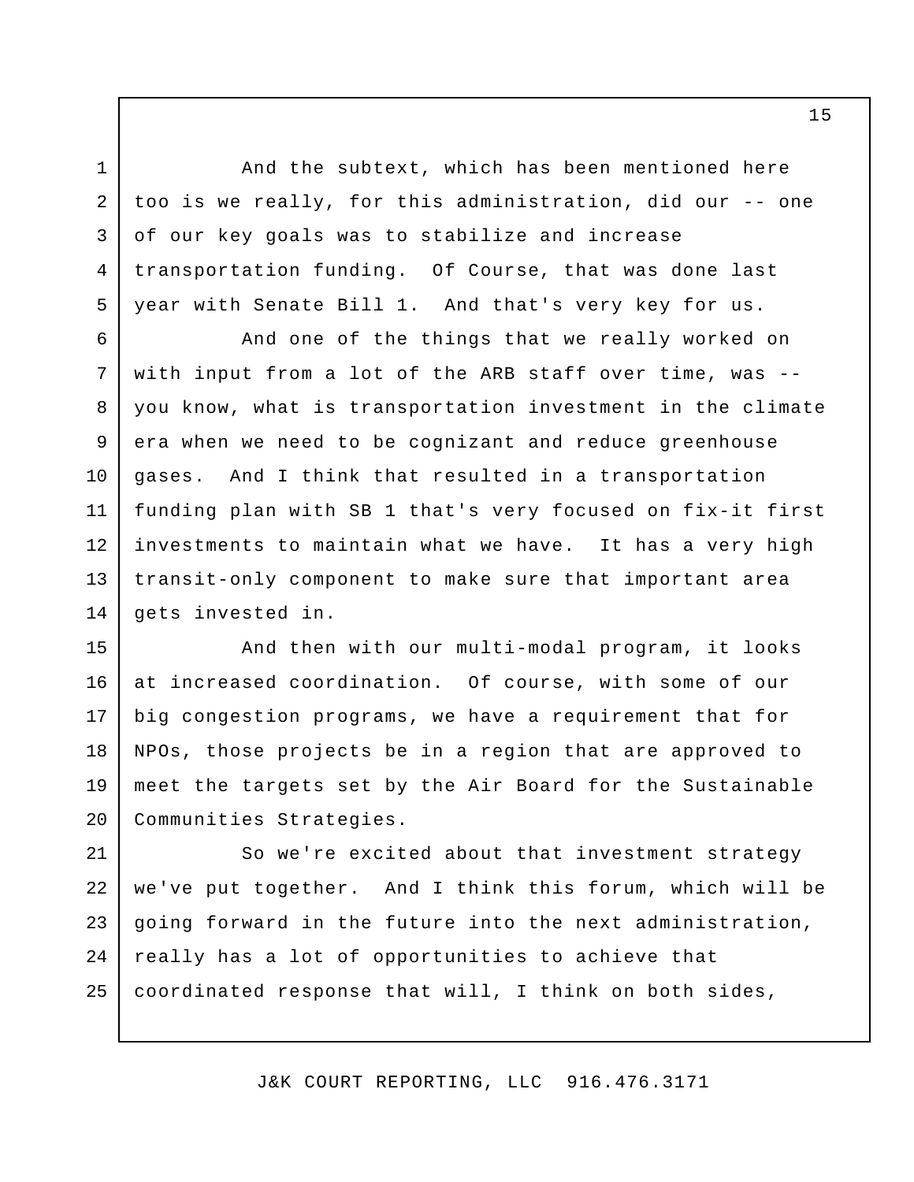And the subtext, which has been mentioned here too is we really, for this administration, did our -- one of our key goals was to stabilize and increase transportation funding. Of Course, that was done last year with Senate Bill 1. And that's very key for us.

And one of the things that we really worked on with input from a lot of the ARB staff over time, was -- you know, what is transportation investment in the climate era when we need to be cognizant and reduce greenhouse gases. And I think that resulted in a transportation funding plan with SB 1 that's very focused on fix-it first investments to maintain what we have. It has a very high transit-only component to make sure that important area gets invested in.

And then with our multi-modal program, it looks at increased coordination. Of course, with some of our big congestion programs, we have a requirement that for NPOs, those projects be in a region that are approved to meet the targets set by the Air Board for the Sustainable Communities Strategies.

So we're excited about that investment strategy we've put together. And I think this forum, which will be going forward in the future into the next administration, really has a lot of opportunities to achieve that coordinated response that will, I think on both sides,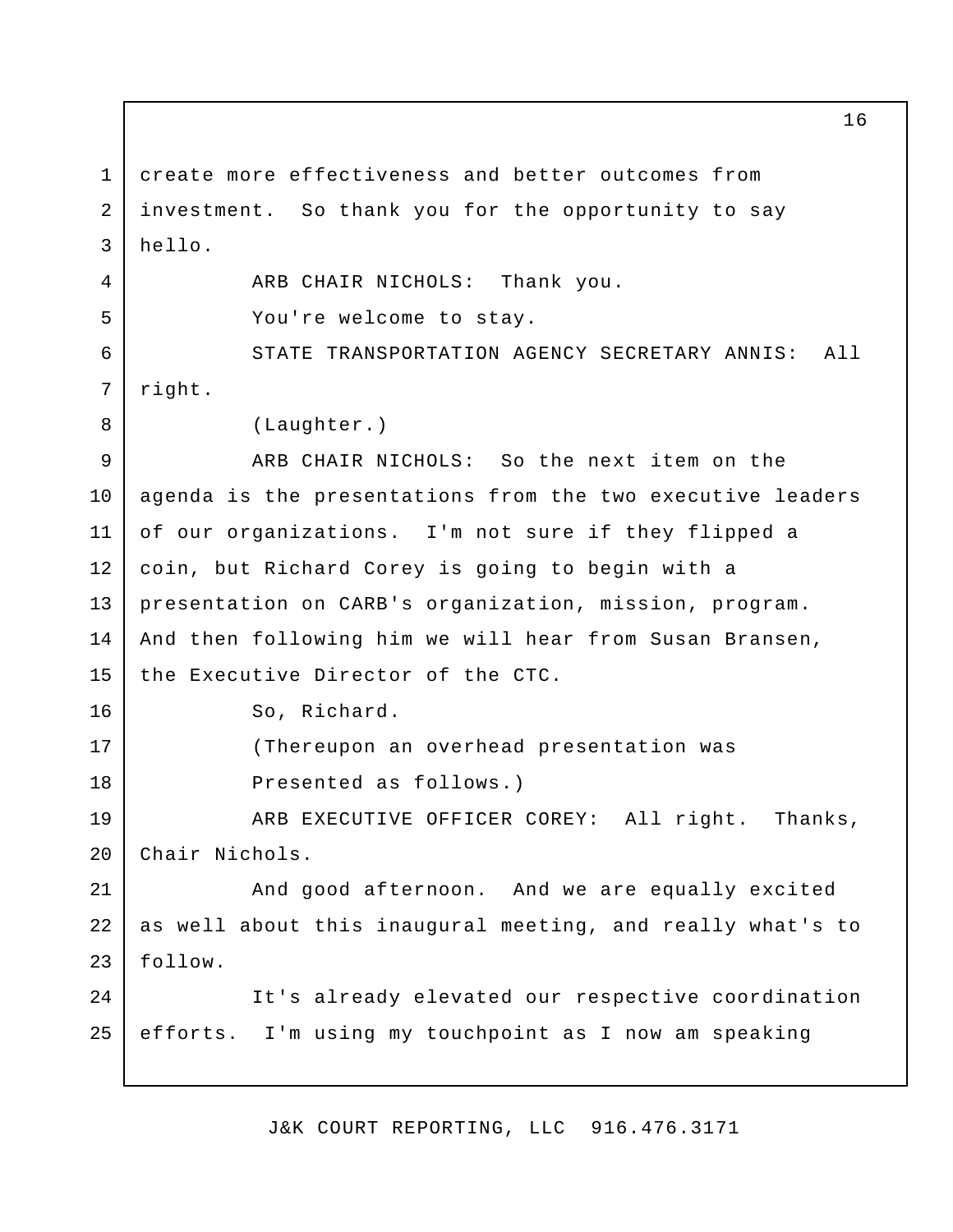create more effectiveness and better outcomes from investment. So thank you for the opportunity to say hello.

ARB CHAIR NICHOLS: Thank you.

You're welcome to stay.

STATE TRANSPORTATION AGENCY SECRETARY ANNIS: All right.

(Laughter.)

ARB CHAIR NICHOLS: So the next item on the agenda is the presentations from the two executive leaders of our organizations. I'm not sure if they flipped a coin, but Richard Corey is going to begin with a presentation on CARB's organization, mission, program. And then following him we will hear from Susan Bransen, the Executive Director of the CTC.

So, Richard.

(Thereupon an overhead presentation was Presented as follows.)

ARB EXECUTIVE OFFICER COREY: All right. Thanks, Chair Nichols.

And good afternoon. And we are equally excited as well about this inaugural meeting, and really what's to follow.

It's already elevated our respective coordination efforts. I'm using my touchpoint as I now am speaking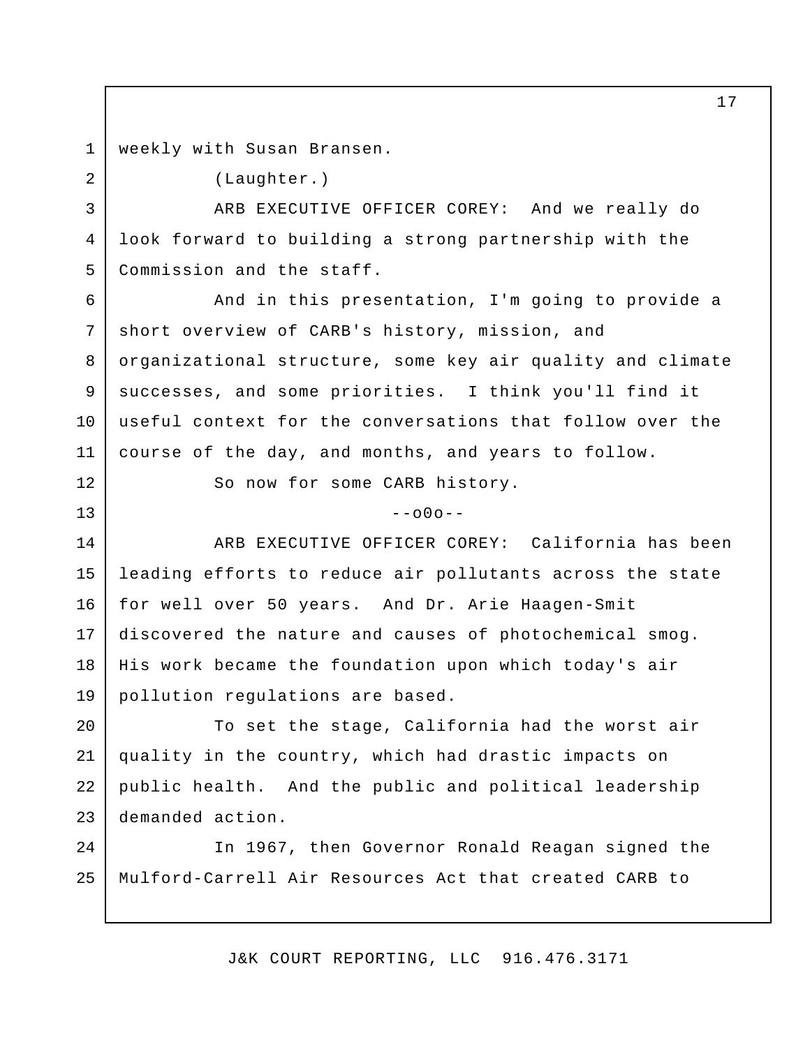weekly with Susan Bransen.

(Laughter.)

ARB EXECUTIVE OFFICER COREY: And we really do look forward to building a strong partnership with the Commission and the staff.

And in this presentation, I'm going to provide a short overview of CARB's history, mission, and organizational structure, some key air quality and climate successes, and some priorities. I think you'll find it useful context for the conversations that follow over the course of the day, and months, and years to follow.

So now for some CARB history.

--o0o--

ARB EXECUTIVE OFFICER COREY: California has been leading efforts to reduce air pollutants across the state for well over 50 years. And Dr. Arie Haagen-Smit discovered the nature and causes of photochemical smog. His work became the foundation upon which today's air pollution regulations are based.

To set the stage, California had the worst air quality in the country, which had drastic impacts on public health. And the public and political leadership demanded action.

In 1967, then Governor Ronald Reagan signed the Mulford-Carrell Air Resources Act that created CARB to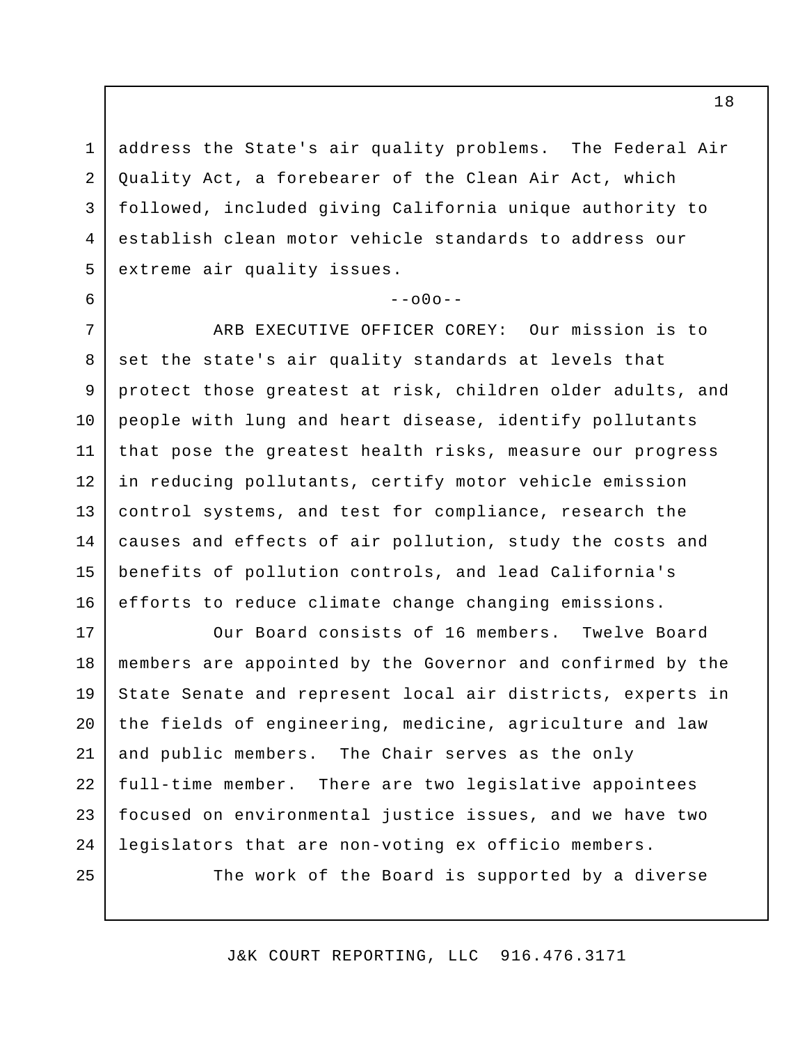address the State's air quality problems. The Federal Air Quality Act, a forebearer of the Clean Air Act, which followed, included giving California unique authority to establish clean motor vehicle standards to address our extreme air quality issues.

--o0o--

ARB EXECUTIVE OFFICER COREY: Our mission is to set the state's air quality standards at levels that protect those greatest at risk, children older adults, and people with lung and heart disease, identify pollutants that pose the greatest health risks, measure our progress in reducing pollutants, certify motor vehicle emission control systems, and test for compliance, research the causes and effects of air pollution, study the costs and benefits of pollution controls, and lead California's efforts to reduce climate change changing emissions.

Our Board consists of 16 members. Twelve Board members are appointed by the Governor and confirmed by the State Senate and represent local air districts, experts in the fields of engineering, medicine, agriculture and law and public members. The Chair serves as the only full-time member. There are two legislative appointees focused on environmental justice issues, and we have two legislators that are non-voting ex officio members.

The work of the Board is supported by a diverse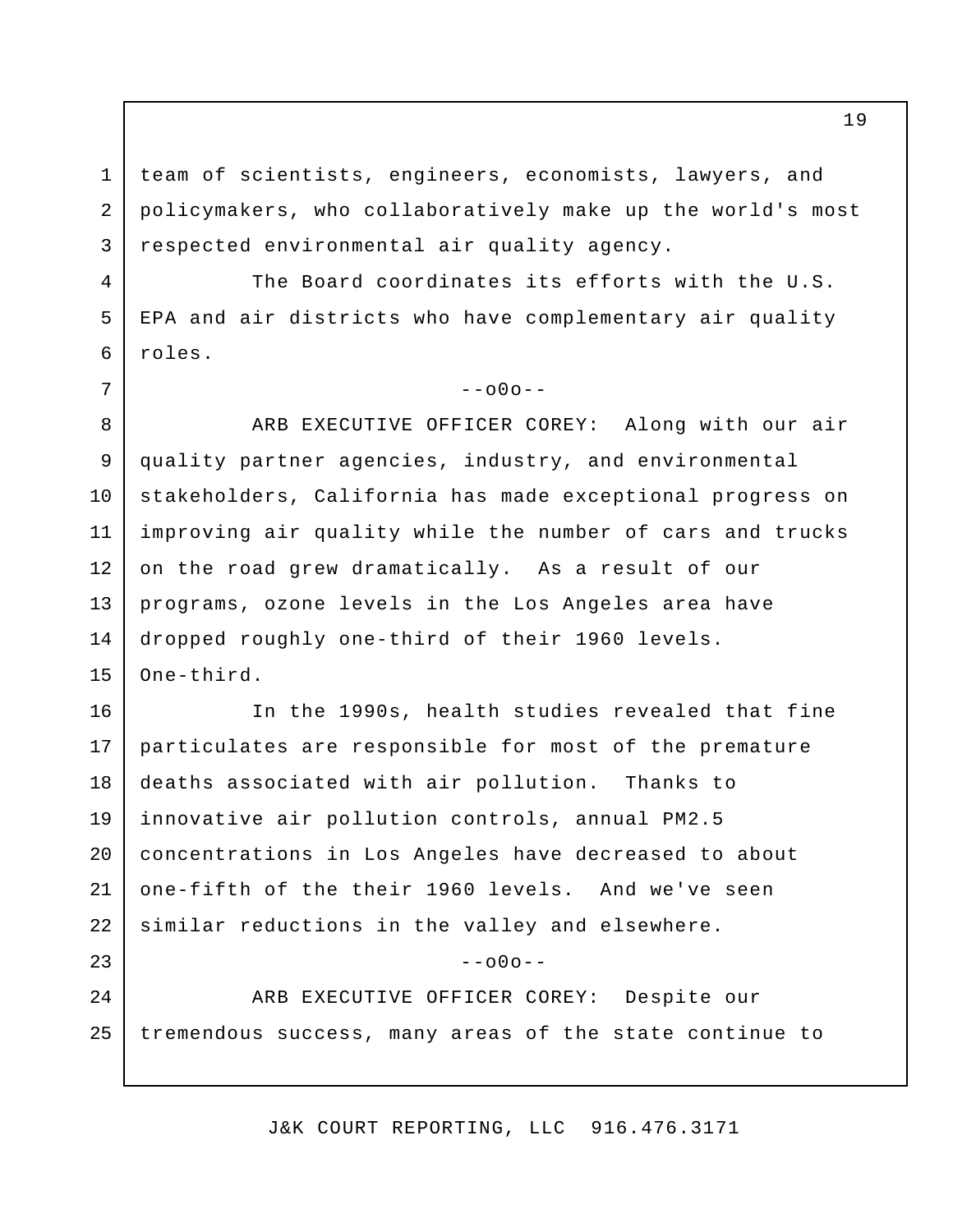team of scientists, engineers, economists, lawyers, and policymakers, who collaboratively make up the world's most respected environmental air quality agency.

The Board coordinates its efforts with the U.S. EPA and air districts who have complementary air quality roles.

--o0o--

ARB EXECUTIVE OFFICER COREY: Along with our air quality partner agencies, industry, and environmental stakeholders, California has made exceptional progress on improving air quality while the number of cars and trucks on the road grew dramatically. As a result of our programs, ozone levels in the Los Angeles area have dropped roughly one-third of their 1960 levels. One-third.

In the 1990s, health studies revealed that fine particulates are responsible for most of the premature deaths associated with air pollution. Thanks to innovative air pollution controls, annual PM2.5 concentrations in Los Angeles have decreased to about one-fifth of the their 1960 levels. And we've seen similar reductions in the valley and elsewhere.

--o0o--

ARB EXECUTIVE OFFICER COREY: Despite our tremendous success, many areas of the state continue to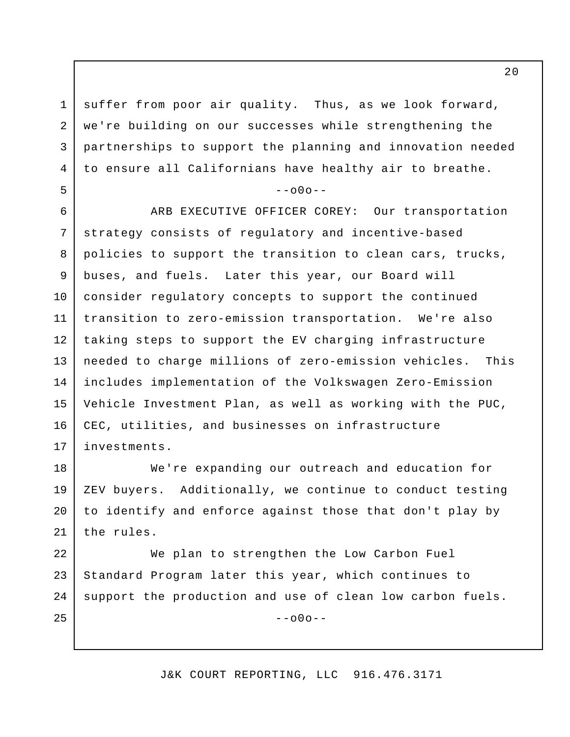suffer from poor air quality. Thus, as we look forward, we're building on our successes while strengthening the partnerships to support the planning and innovation needed to ensure all Californians have healthy air to breathe.

--o0o--

ARB EXECUTIVE OFFICER COREY: Our transportation strategy consists of regulatory and incentive-based policies to support the transition to clean cars, trucks, buses, and fuels. Later this year, our Board will consider regulatory concepts to support the continued transition to zero-emission transportation. We're also taking steps to support the EV charging infrastructure needed to charge millions of zero-emission vehicles. This includes implementation of the Volkswagen Zero-Emission Vehicle Investment Plan, as well as working with the PUC, CEC, utilities, and businesses on infrastructure investments.

We're expanding our outreach and education for ZEV buyers. Additionally, we continue to conduct testing to identify and enforce against those that don't play by the rules.

We plan to strengthen the Low Carbon Fuel Standard Program later this year, which continues to support the production and use of clean low carbon fuels.

--o0o--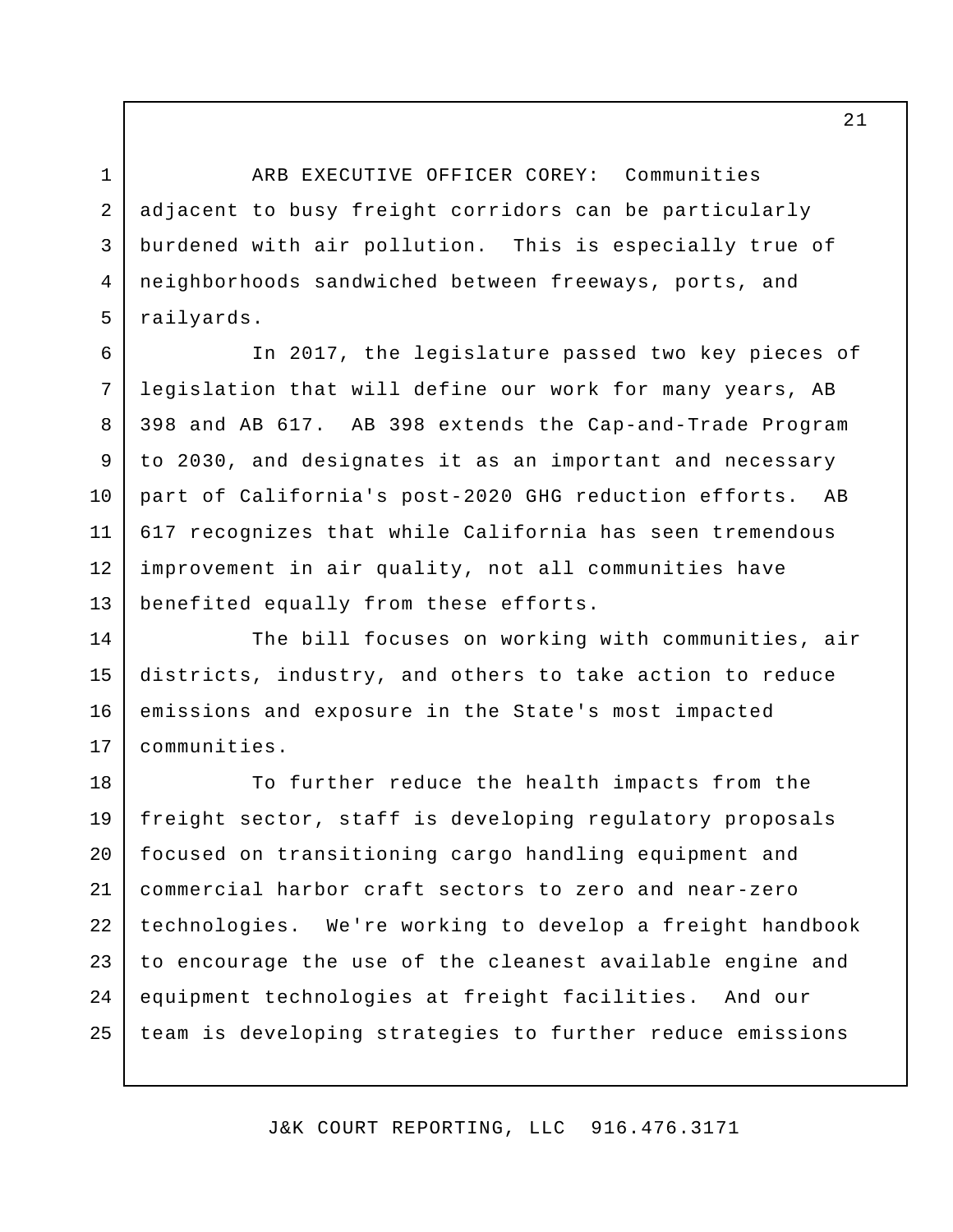ARB EXECUTIVE OFFICER COREY: Communities adjacent to busy freight corridors can be particularly burdened with air pollution. This is especially true of neighborhoods sandwiched between freeways, ports, and railyards.

In 2017, the legislature passed two key pieces of legislation that will define our work for many years, AB 398 and AB 617. AB 398 extends the Cap-and-Trade Program to 2030, and designates it as an important and necessary part of California's post-2020 GHG reduction efforts. AB 617 recognizes that while California has seen tremendous improvement in air quality, not all communities have benefited equally from these efforts.

The bill focuses on working with communities, air districts, industry, and others to take action to reduce emissions and exposure in the State's most impacted communities.

To further reduce the health impacts from the freight sector, staff is developing regulatory proposals focused on transitioning cargo handling equipment and commercial harbor craft sectors to zero and near-zero technologies. We're working to develop a freight handbook to encourage the use of the cleanest available engine and equipment technologies at freight facilities. And our team is developing strategies to further reduce emissions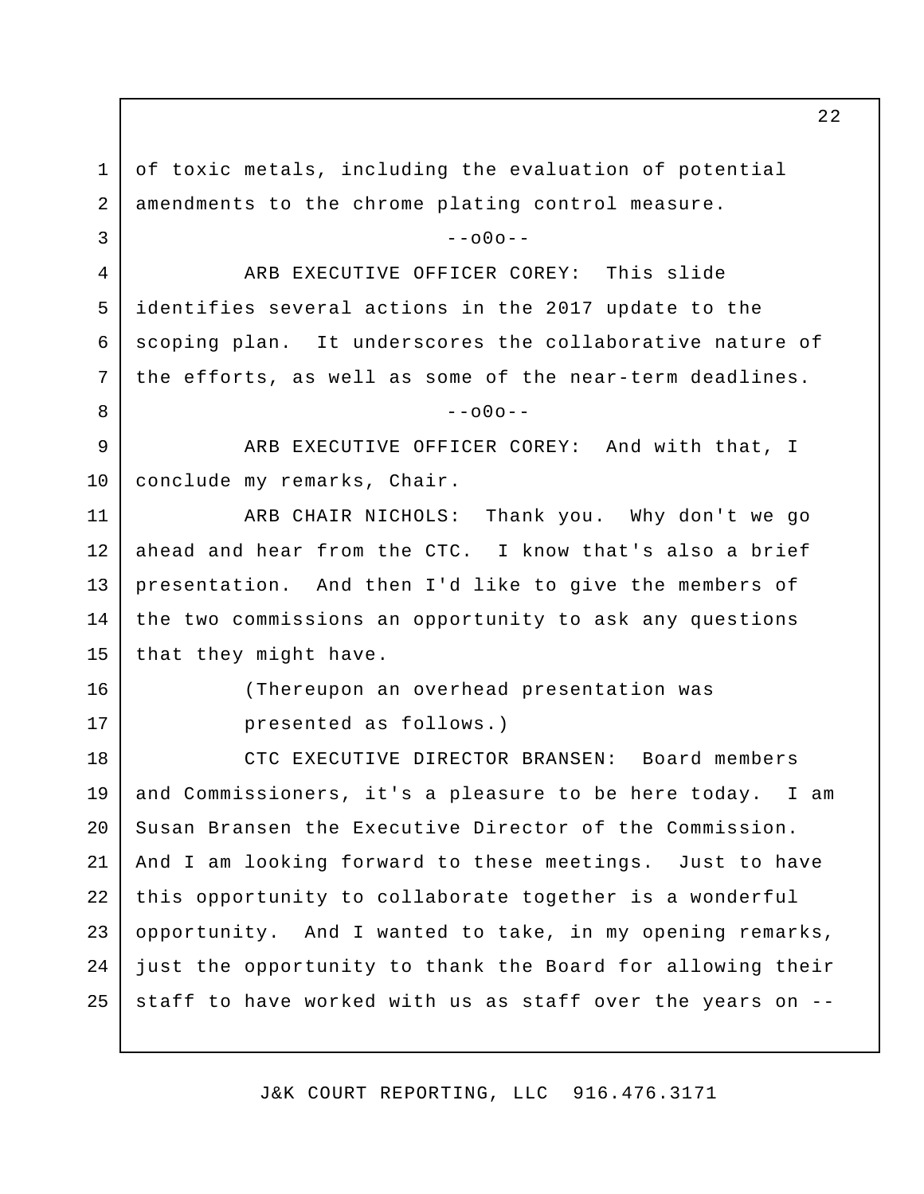of toxic metals, including the evaluation of potential amendments to the chrome plating control measure.

--o0o--

ARB EXECUTIVE OFFICER COREY: This slide identifies several actions in the 2017 update to the scoping plan. It underscores the collaborative nature of the efforts, as well as some of the near-term deadlines.

--o0o--

ARB EXECUTIVE OFFICER COREY: And with that, I conclude my remarks, Chair.

ARB CHAIR NICHOLS: Thank you. Why don't we go ahead and hear from the CTC. I know that's also a brief presentation. And then I'd like to give the members of the two commissions an opportunity to ask any questions that they might have.

(Thereupon an overhead presentation was presented as follows.)

CTC EXECUTIVE DIRECTOR BRANSEN: Board members and Commissioners, it's a pleasure to be here today. I am Susan Bransen the Executive Director of the Commission. And I am looking forward to these meetings. Just to have this opportunity to collaborate together is a wonderful opportunity. And I wanted to take, in my opening remarks, just the opportunity to thank the Board for allowing their staff to have worked with us as staff over the years on --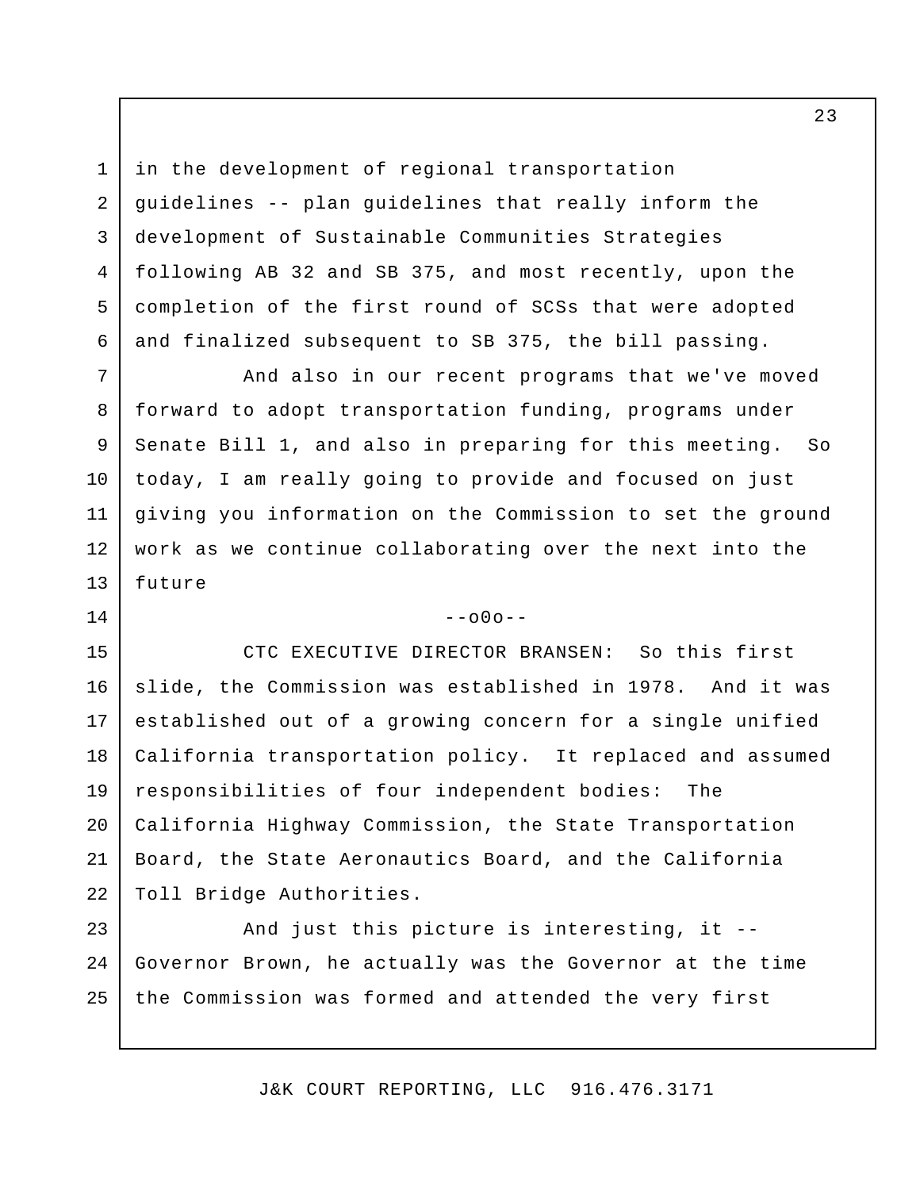in the development of regional transportation guidelines -- plan guidelines that really inform the development of Sustainable Communities Strategies following AB 32 and SB 375, and most recently, upon the completion of the first round of SCSs that were adopted and finalized subsequent to SB 375, the bill passing.

And also in our recent programs that we've moved forward to adopt transportation funding, programs under Senate Bill 1, and also in preparing for this meeting. So today, I am really going to provide and focused on just giving you information on the Commission to set the ground work as we continue collaborating over the next into the future

--o0o--

CTC EXECUTIVE DIRECTOR BRANSEN: So this first slide, the Commission was established in 1978. And it was established out of a growing concern for a single unified California transportation policy. It replaced and assumed responsibilities of four independent bodies: The California Highway Commission, the State Transportation Board, the State Aeronautics Board, and the California Toll Bridge Authorities.

And just this picture is interesting, it -- Governor Brown, he actually was the Governor at the time the Commission was formed and attended the very first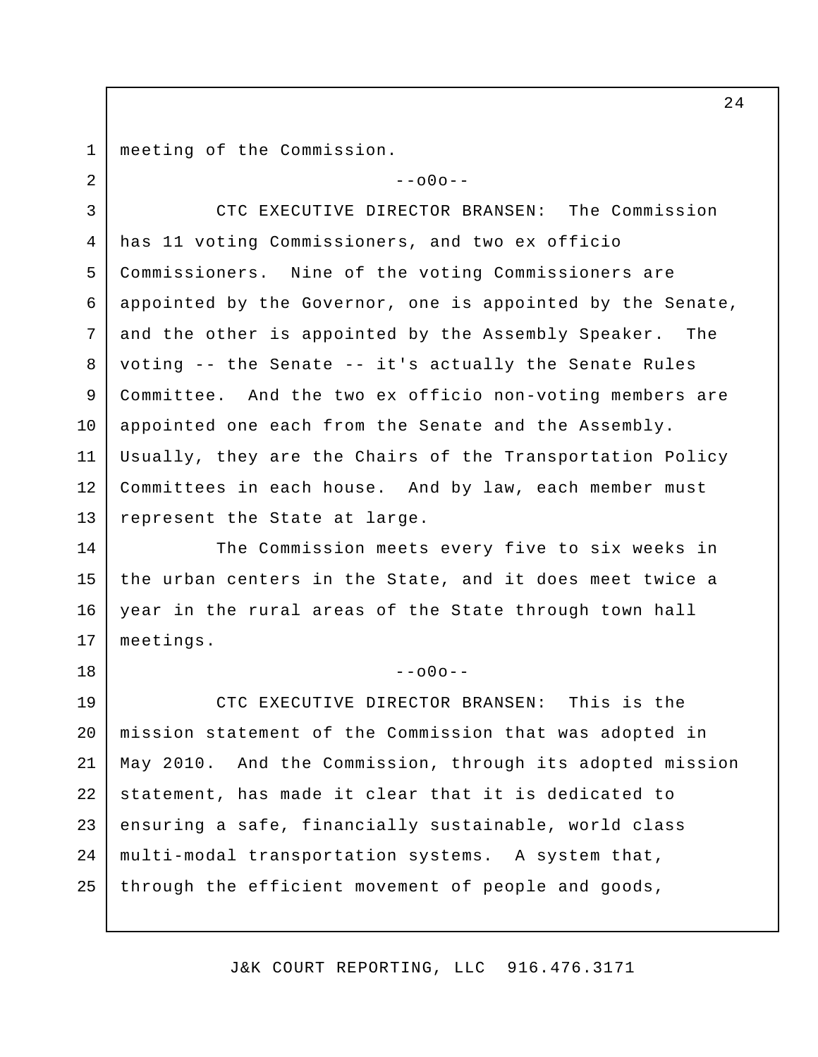meeting of the Commission.

--o0o--

CTC EXECUTIVE DIRECTOR BRANSEN: The Commission has 11 voting Commissioners, and two ex officio Commissioners. Nine of the voting Commissioners are appointed by the Governor, one is appointed by the Senate, and the other is appointed by the Assembly Speaker. The voting -- the Senate -- it's actually the Senate Rules Committee. And the two ex officio non-voting members are appointed one each from the Senate and the Assembly. Usually, they are the Chairs of the Transportation Policy Committees in each house. And by law, each member must represent the State at large.

The Commission meets every five to six weeks in the urban centers in the State, and it does meet twice a year in the rural areas of the State through town hall meetings.

--o0o--

CTC EXECUTIVE DIRECTOR BRANSEN: This is the mission statement of the Commission that was adopted in May 2010. And the Commission, through its adopted mission statement, has made it clear that it is dedicated to ensuring a safe, financially sustainable, world class multi-modal transportation systems. A system that, through the efficient movement of people and goods,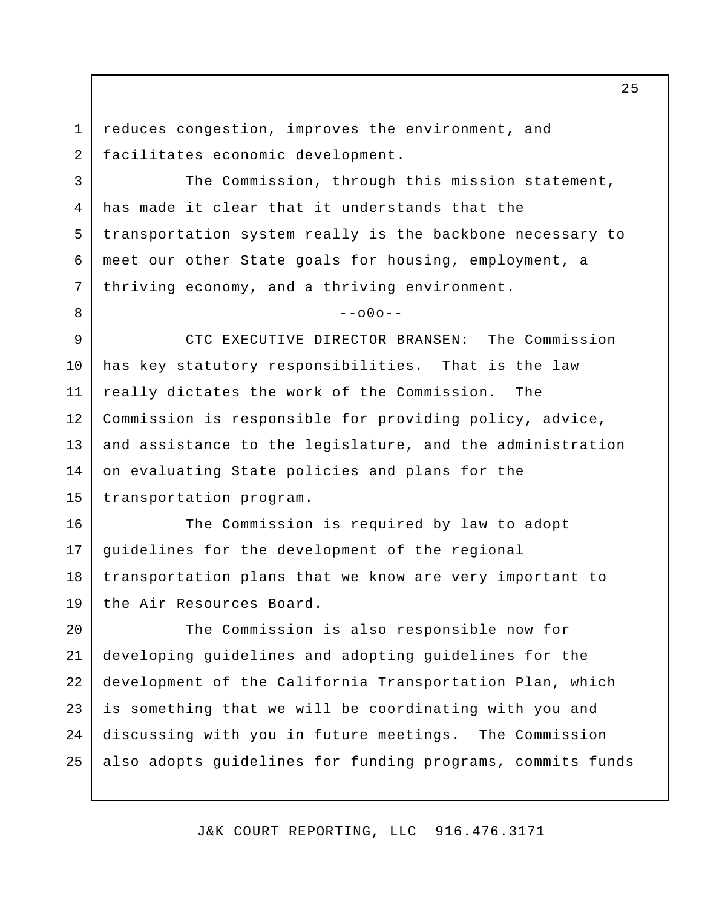reduces congestion, improves the environment, and facilitates economic development.

The Commission, through this mission statement, has made it clear that it understands that the transportation system really is the backbone necessary to meet our other State goals for housing, employment, a thriving economy, and a thriving environment.

--o0o--

CTC EXECUTIVE DIRECTOR BRANSEN: The Commission has key statutory responsibilities. That is the law really dictates the work of the Commission. The Commission is responsible for providing policy, advice, and assistance to the legislature, and the administration on evaluating State policies and plans for the transportation program.

The Commission is required by law to adopt guidelines for the development of the regional transportation plans that we know are very important to the Air Resources Board.

The Commission is also responsible now for developing guidelines and adopting guidelines for the development of the California Transportation Plan, which is something that we will be coordinating with you and discussing with you in future meetings. The Commission also adopts guidelines for funding programs, commits funds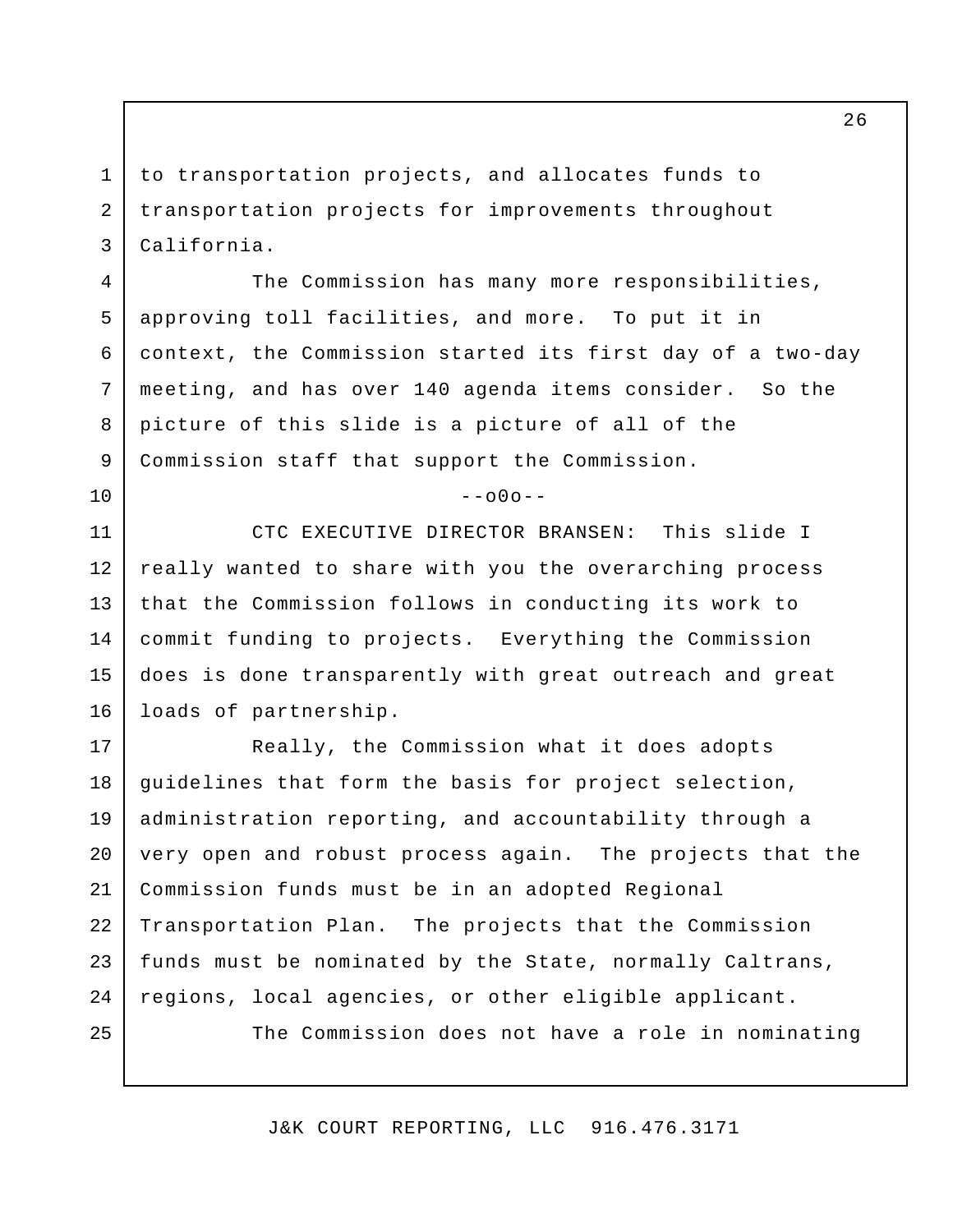to transportation projects, and allocates funds to transportation projects for improvements throughout California.

The Commission has many more responsibilities, approving toll facilities, and more. To put it in context, the Commission started its first day of a two-day meeting, and has over 140 agenda items consider. So the picture of this slide is a picture of all of the Commission staff that support the Commission.

--o0o--

CTC EXECUTIVE DIRECTOR BRANSEN: This slide I really wanted to share with you the overarching process that the Commission follows in conducting its work to commit funding to projects. Everything the Commission does is done transparently with great outreach and great loads of partnership.

Really, the Commission what it does adopts guidelines that form the basis for project selection, administration reporting, and accountability through a very open and robust process again. The projects that the Commission funds must be in an adopted Regional Transportation Plan. The projects that the Commission funds must be nominated by the State, normally Caltrans, regions, local agencies, or other eligible applicant.

The Commission does not have a role in nominating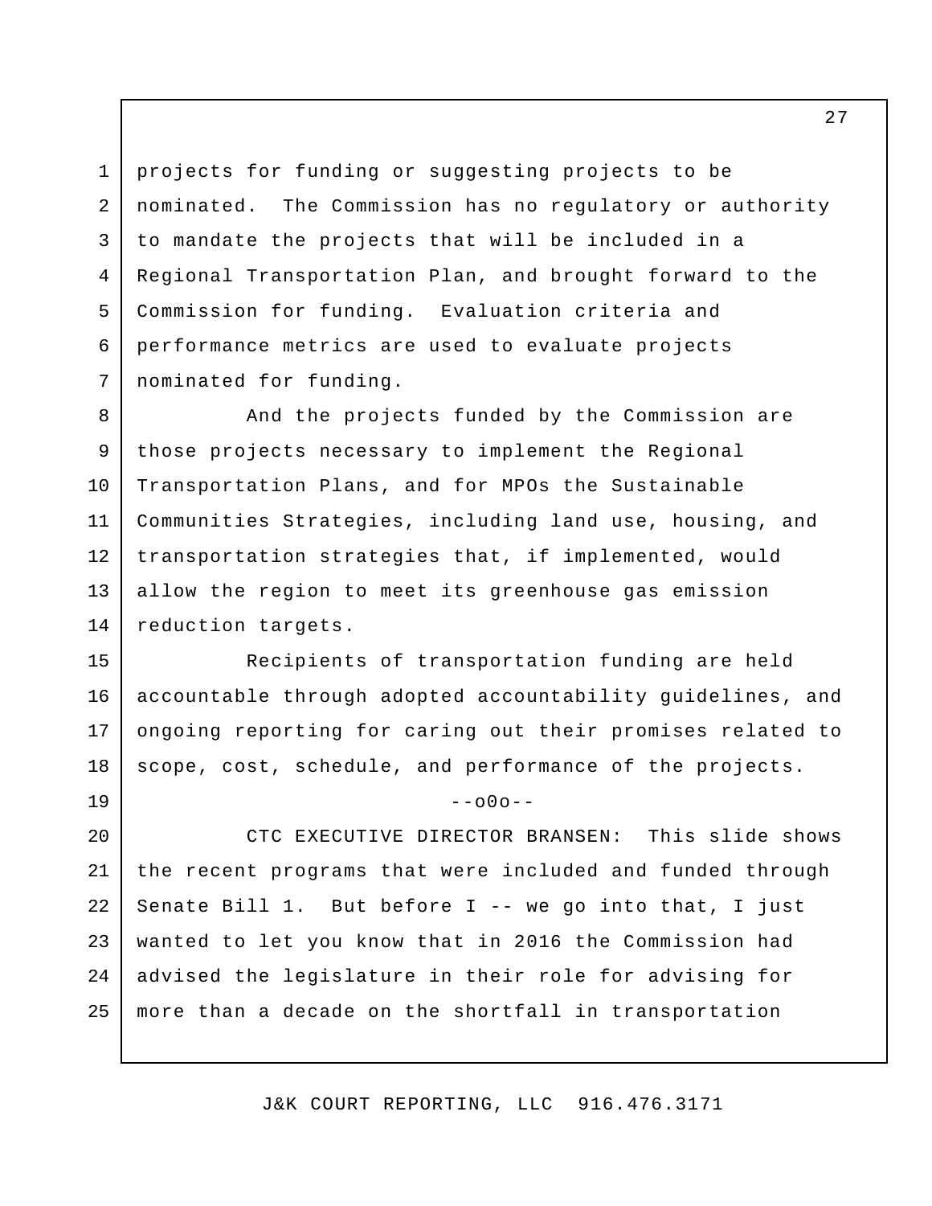projects for funding or suggesting projects to be nominated. The Commission has no regulatory or authority to mandate the projects that will be included in a Regional Transportation Plan, and brought forward to the Commission for funding. Evaluation criteria and performance metrics are used to evaluate projects nominated for funding.

And the projects funded by the Commission are those projects necessary to implement the Regional Transportation Plans, and for MPOs the Sustainable Communities Strategies, including land use, housing, and transportation strategies that, if implemented, would allow the region to meet its greenhouse gas emission reduction targets.

Recipients of transportation funding are held accountable through adopted accountability guidelines, and ongoing reporting for caring out their promises related to scope, cost, schedule, and performance of the projects.

--o0o--

CTC EXECUTIVE DIRECTOR BRANSEN: This slide shows the recent programs that were included and funded through Senate Bill 1. But before I -- we go into that, I just wanted to let you know that in 2016 the Commission had advised the legislature in their role for advising for more than a decade on the shortfall in transportation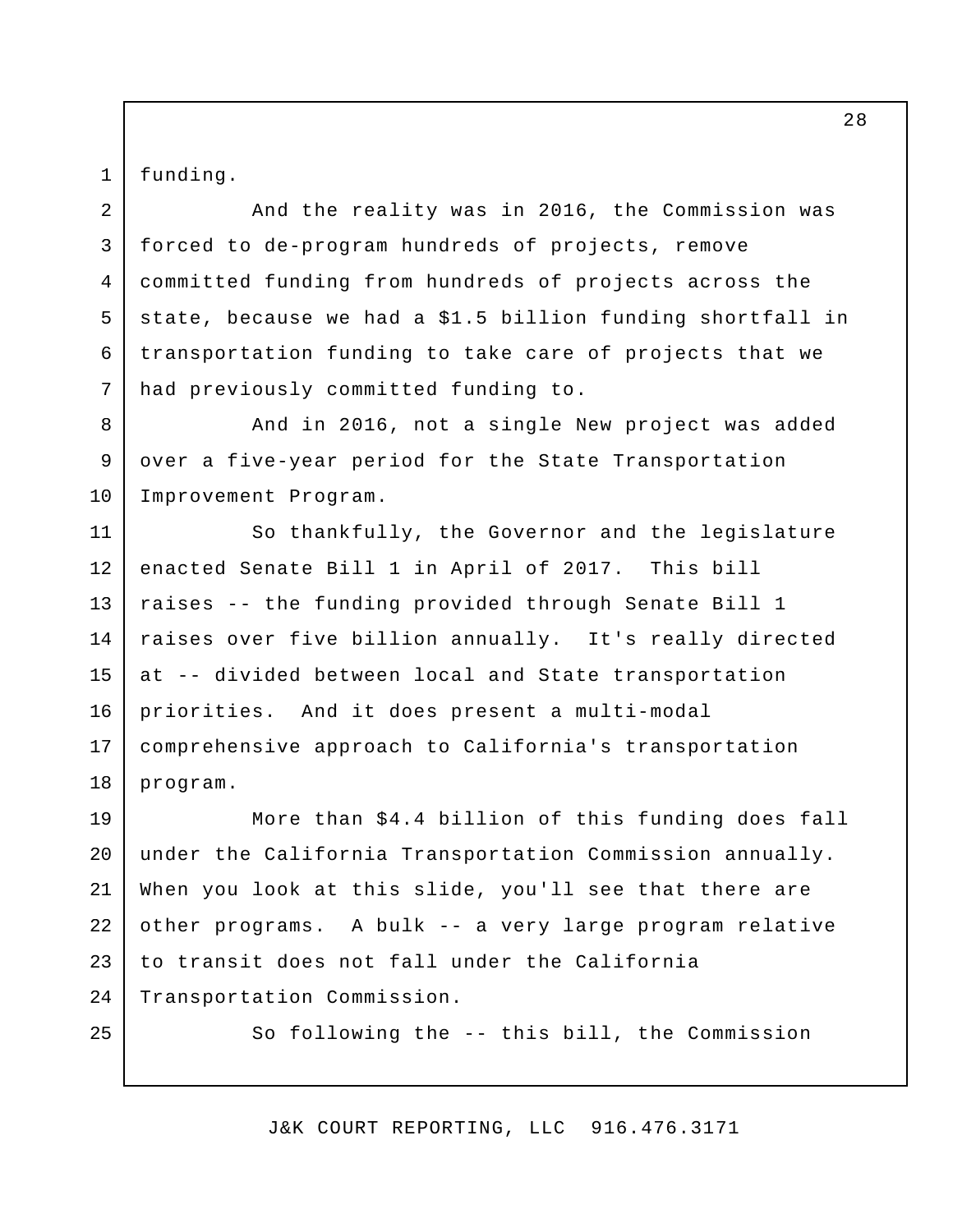funding.

And the reality was in 2016, the Commission was forced to de-program hundreds of projects, remove committed funding from hundreds of projects across the state, because we had a $1.5 billion funding shortfall in transportation funding to take care of projects that we had previously committed funding to.

And in 2016, not a single New project was added over a five-year period for the State Transportation Improvement Program.

So thankfully, the Governor and the legislature enacted Senate Bill 1 in April of 2017. This bill raises -- the funding provided through Senate Bill 1 raises over five billion annually. It's really directed at -- divided between local and State transportation priorities. And it does present a multi-modal comprehensive approach to California's transportation program.

More than $4.4 billion of this funding does fall under the California Transportation Commission annually. When you look at this slide, you'll see that there are other programs. A bulk -- a very large program relative to transit does not fall under the California Transportation Commission.

So following the -- this bill, the Commission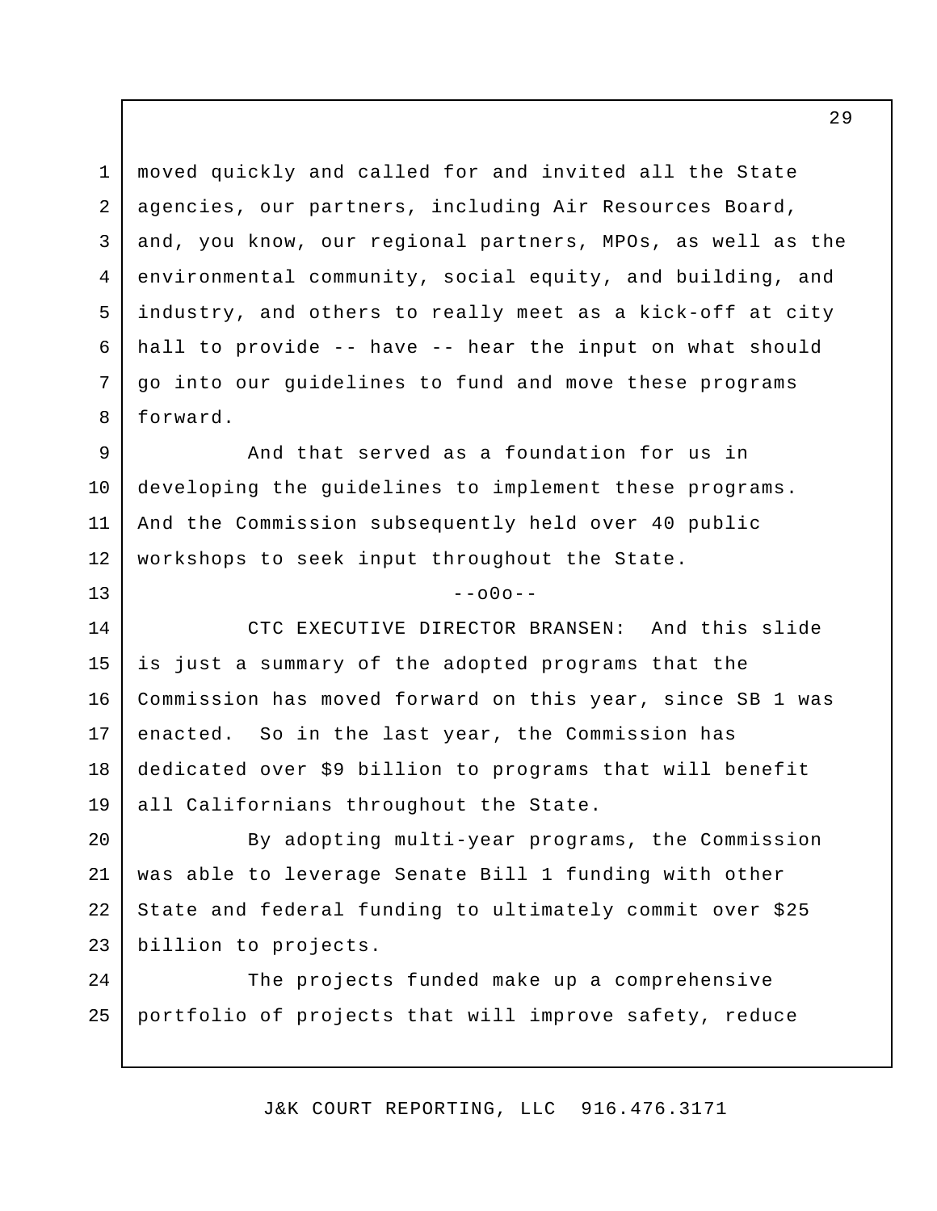moved quickly and called for and invited all the State agencies, our partners, including Air Resources Board, and, you know, our regional partners, MPOs, as well as the environmental community, social equity, and building, and industry, and others to really meet as a kick-off at city hall to provide -- have -- hear the input on what should go into our guidelines to fund and move these programs forward.

And that served as a foundation for us in developing the guidelines to implement these programs. And the Commission subsequently held over 40 public workshops to seek input throughout the State.

--o0o--

CTC EXECUTIVE DIRECTOR BRANSEN: And this slide is just a summary of the adopted programs that the Commission has moved forward on this year, since SB 1 was enacted. So in the last year, the Commission has dedicated over $9 billion to programs that will benefit all Californians throughout the State.

By adopting multi-year programs, the Commission was able to leverage Senate Bill 1 funding with other State and federal funding to ultimately commit over $25 billion to projects.

The projects funded make up a comprehensive portfolio of projects that will improve safety, reduce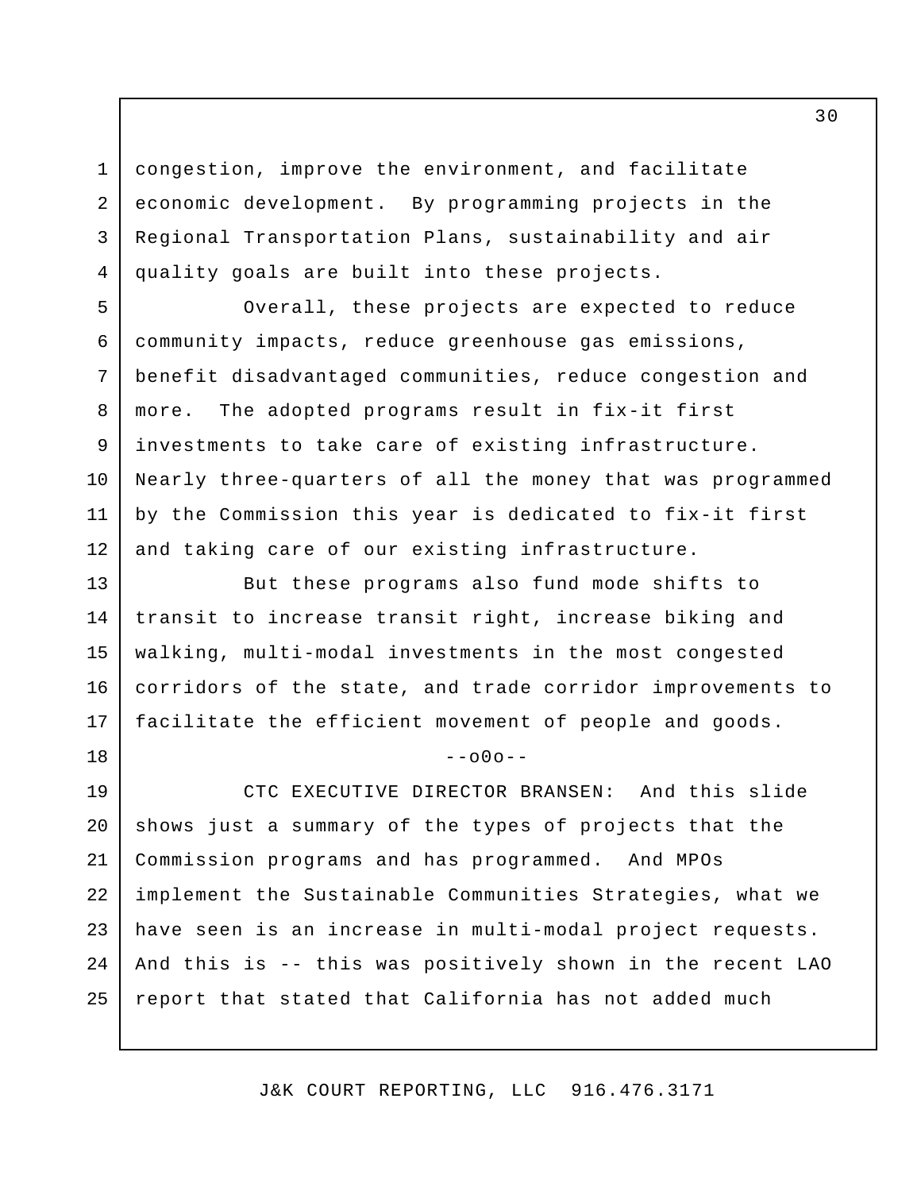congestion, improve the environment, and facilitate economic development. By programming projects in the Regional Transportation Plans, sustainability and air quality goals are built into these projects.

Overall, these projects are expected to reduce community impacts, reduce greenhouse gas emissions, benefit disadvantaged communities, reduce congestion and more. The adopted programs result in fix-it first investments to take care of existing infrastructure. Nearly three-quarters of all the money that was programmed by the Commission this year is dedicated to fix-it first and taking care of our existing infrastructure.

But these programs also fund mode shifts to transit to increase transit right, increase biking and walking, multi-modal investments in the most congested corridors of the state, and trade corridor improvements to facilitate the efficient movement of people and goods.

--o0o--

CTC EXECUTIVE DIRECTOR BRANSEN: And this slide shows just a summary of the types of projects that the Commission programs and has programmed. And MPOs implement the Sustainable Communities Strategies, what we have seen is an increase in multi-modal project requests. And this is -- this was positively shown in the recent LAO report that stated that California has not added much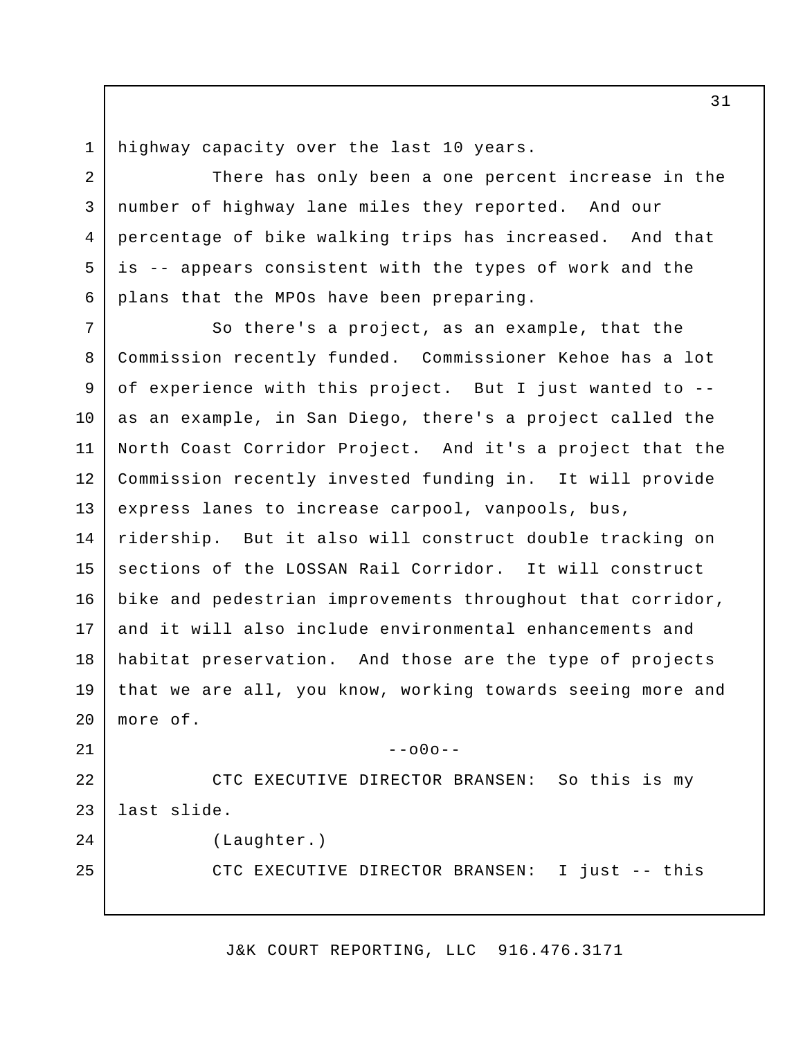highway capacity over the last 10 years.

There has only been a one percent increase in the number of highway lane miles they reported. And our percentage of bike walking trips has increased. And that is -- appears consistent with the types of work and the plans that the MPOs have been preparing.

So there's a project, as an example, that the Commission recently funded. Commissioner Kehoe has a lot of experience with this project. But I just wanted to -- as an example, in San Diego, there's a project called the North Coast Corridor Project. And it's a project that the Commission recently invested funding in. It will provide express lanes to increase carpool, vanpools, bus, ridership. But it also will construct double tracking on sections of the LOSSAN Rail Corridor. It will construct bike and pedestrian improvements throughout that corridor, and it will also include environmental enhancements and habitat preservation. And those are the type of projects that we are all, you know, working towards seeing more and more of.

--o0o--

CTC EXECUTIVE DIRECTOR BRANSEN: So this is my last slide.

(Laughter.)

CTC EXECUTIVE DIRECTOR BRANSEN: I just -- this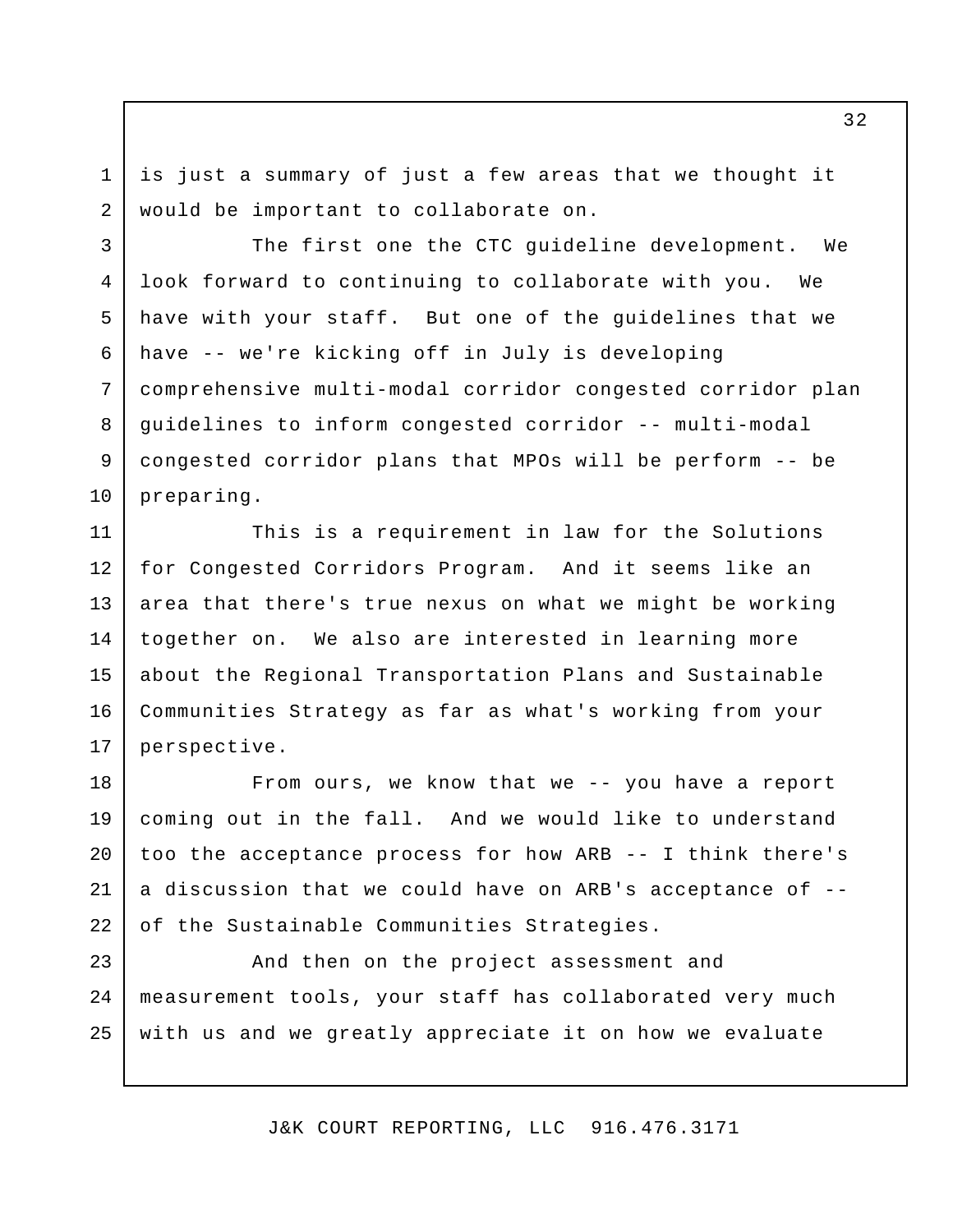is just a summary of just a few areas that we thought it would be important to collaborate on.

The first one the CTC guideline development. We look forward to continuing to collaborate with you. We have with your staff. But one of the guidelines that we have -- we're kicking off in July is developing comprehensive multi-modal corridor congested corridor plan guidelines to inform congested corridor -- multi-modal congested corridor plans that MPOs will be perform -- be preparing.

This is a requirement in law for the Solutions for Congested Corridors Program. And it seems like an area that there's true nexus on what we might be working together on. We also are interested in learning more about the Regional Transportation Plans and Sustainable Communities Strategy as far as what's working from your perspective.

From ours, we know that we -- you have a report coming out in the fall. And we would like to understand too the acceptance process for how ARB -- I think there's a discussion that we could have on ARB's acceptance of -- of the Sustainable Communities Strategies.

And then on the project assessment and measurement tools, your staff has collaborated very much with us and we greatly appreciate it on how we evaluate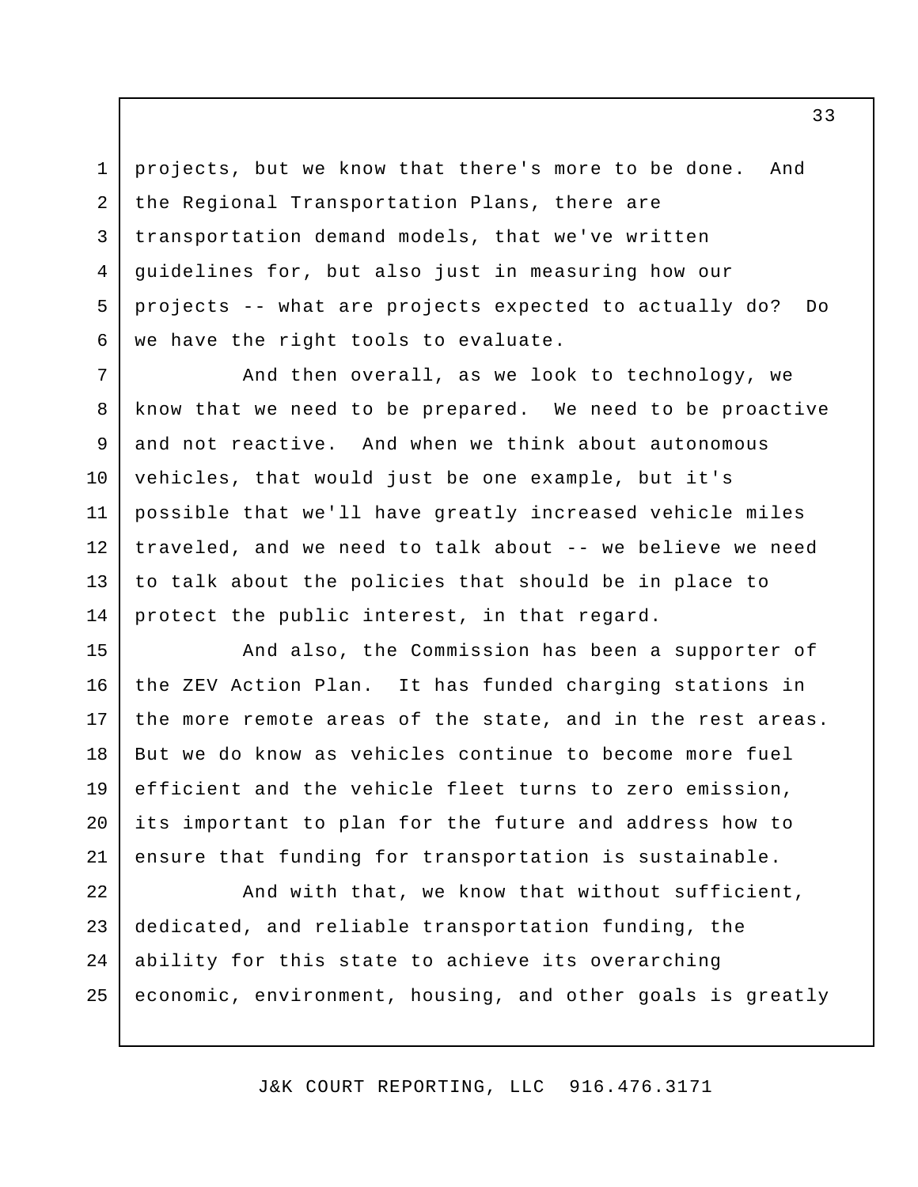projects, but we know that there's more to be done. And the Regional Transportation Plans, there are transportation demand models, that we've written guidelines for, but also just in measuring how our projects -- what are projects expected to actually do? Do we have the right tools to evaluate.

And then overall, as we look to technology, we know that we need to be prepared. We need to be proactive and not reactive. And when we think about autonomous vehicles, that would just be one example, but it's possible that we'll have greatly increased vehicle miles traveled, and we need to talk about -- we believe we need to talk about the policies that should be in place to protect the public interest, in that regard.

And also, the Commission has been a supporter of the ZEV Action Plan. It has funded charging stations in the more remote areas of the state, and in the rest areas. But we do know as vehicles continue to become more fuel efficient and the vehicle fleet turns to zero emission, its important to plan for the future and address how to ensure that funding for transportation is sustainable.

And with that, we know that without sufficient, dedicated, and reliable transportation funding, the ability for this state to achieve its overarching economic, environment, housing, and other goals is greatly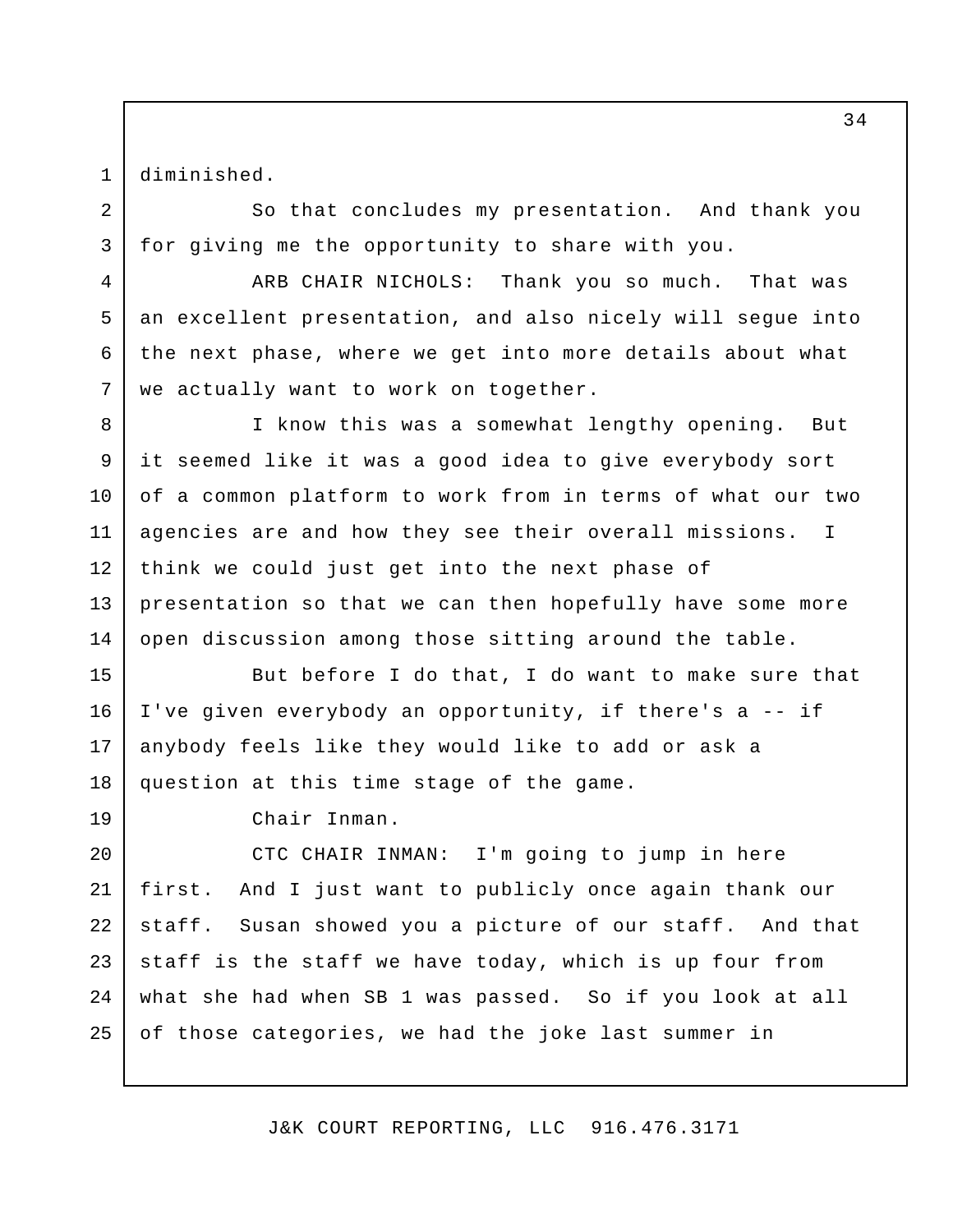diminished.

So that concludes my presentation. And thank you for giving me the opportunity to share with you.

ARB CHAIR NICHOLS: Thank you so much. That was an excellent presentation, and also nicely will segue into the next phase, where we get into more details about what we actually want to work on together.

I know this was a somewhat lengthy opening. But it seemed like it was a good idea to give everybody sort of a common platform to work from in terms of what our two agencies are and how they see their overall missions. I think we could just get into the next phase of presentation so that we can then hopefully have some more open discussion among those sitting around the table.

But before I do that, I do want to make sure that I've given everybody an opportunity, if there's a -- if anybody feels like they would like to add or ask a question at this time stage of the game.

Chair Inman.

CTC CHAIR INMAN: I'm going to jump in here first. And I just want to publicly once again thank our staff. Susan showed you a picture of our staff. And that staff is the staff we have today, which is up four from what she had when SB 1 was passed. So if you look at all of those categories, we had the joke last summer in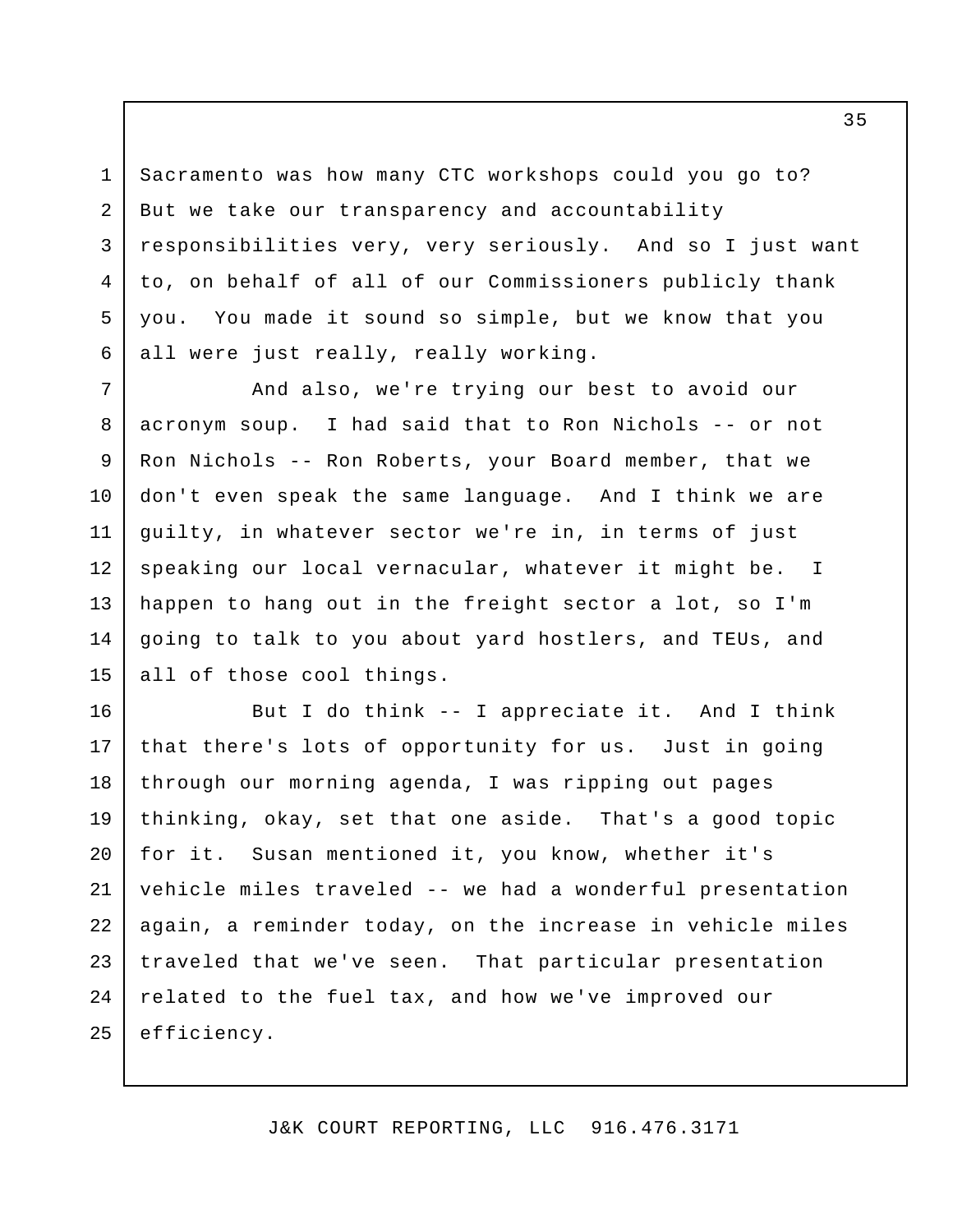Sacramento was how many CTC workshops could you go to? But we take our transparency and accountability responsibilities very, very seriously. And so I just want to, on behalf of all of our Commissioners publicly thank you. You made it sound so simple, but we know that you all were just really, really working.

And also, we're trying our best to avoid our acronym soup. I had said that to Ron Nichols -- or not Ron Nichols -- Ron Roberts, your Board member, that we don't even speak the same language. And I think we are guilty, in whatever sector we're in, in terms of just speaking our local vernacular, whatever it might be. I happen to hang out in the freight sector a lot, so I'm going to talk to you about yard hostlers, and TEUs, and all of those cool things.

But I do think -- I appreciate it. And I think that there's lots of opportunity for us. Just in going through our morning agenda, I was ripping out pages thinking, okay, set that one aside. That's a good topic for it. Susan mentioned it, you know, whether it's vehicle miles traveled -- we had a wonderful presentation again, a reminder today, on the increase in vehicle miles traveled that we've seen. That particular presentation related to the fuel tax, and how we've improved our efficiency.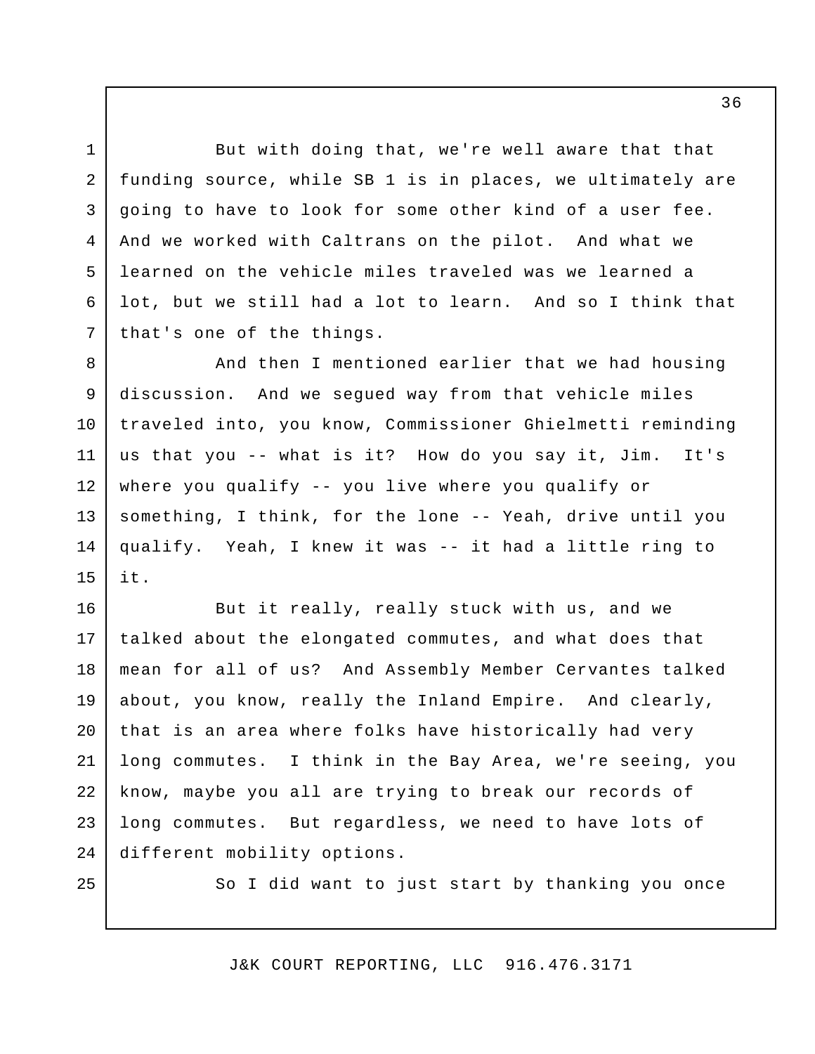But with doing that, we're well aware that that funding source, while SB 1 is in places, we ultimately are going to have to look for some other kind of a user fee. And we worked with Caltrans on the pilot. And what we learned on the vehicle miles traveled was we learned a lot, but we still had a lot to learn. And so I think that that's one of the things.

And then I mentioned earlier that we had housing discussion. And we segued way from that vehicle miles traveled into, you know, Commissioner Ghielmetti reminding us that you -- what is it? How do you say it, Jim. It's where you qualify -- you live where you qualify or something, I think, for the lone -- Yeah, drive until you qualify. Yeah, I knew it was -- it had a little ring to it.

But it really, really stuck with us, and we talked about the elongated commutes, and what does that mean for all of us? And Assembly Member Cervantes talked about, you know, really the Inland Empire. And clearly, that is an area where folks have historically had very long commutes. I think in the Bay Area, we're seeing, you know, maybe you all are trying to break our records of long commutes. But regardless, we need to have lots of different mobility options.

So I did want to just start by thanking you once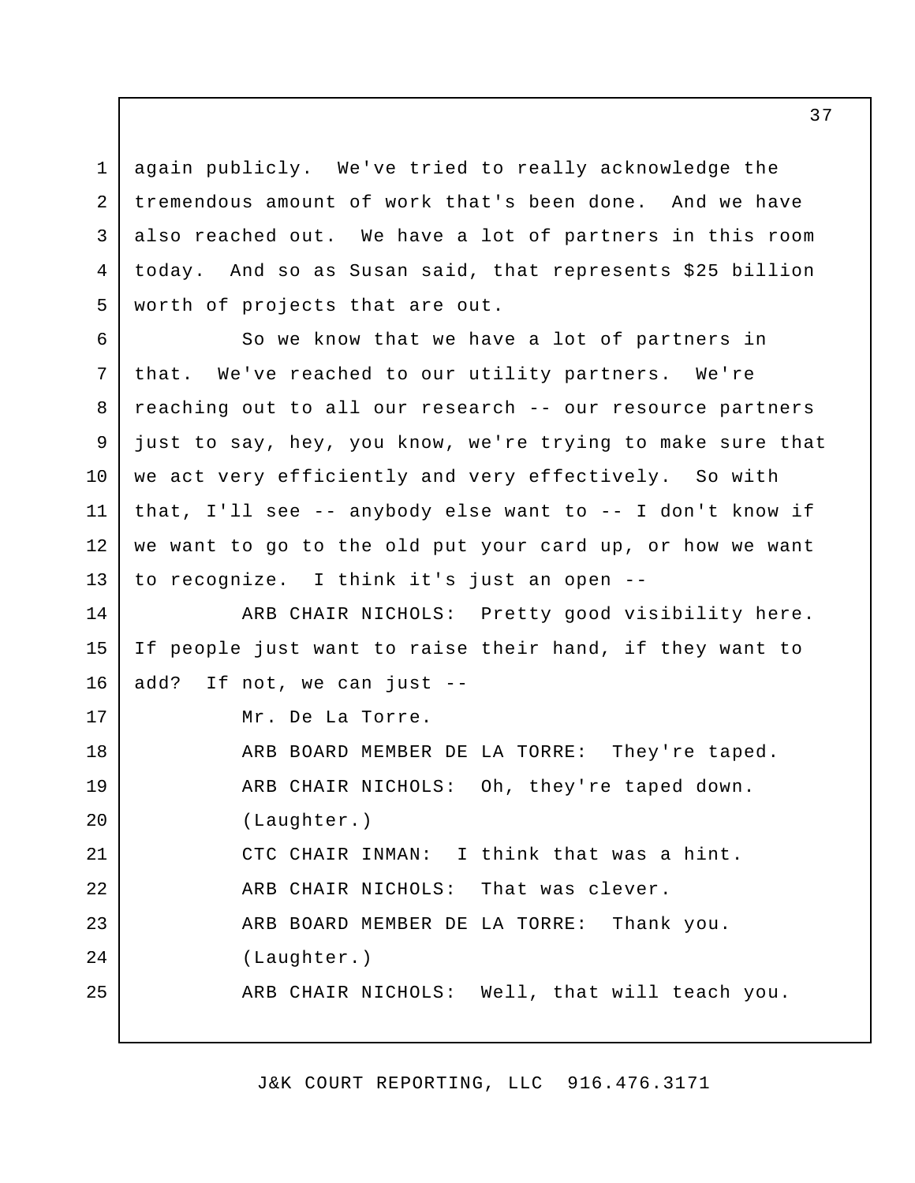again publicly. We've tried to really acknowledge the tremendous amount of work that's been done. And we have also reached out. We have a lot of partners in this room today. And so as Susan said, that represents $25 billion worth of projects that are out.

So we know that we have a lot of partners in that. We've reached to our utility partners. We're reaching out to all our research -- our resource partners just to say, hey, you know, we're trying to make sure that we act very efficiently and very effectively. So with that, I'll see -- anybody else want to -- I don't know if we want to go to the old put your card up, or how we want to recognize. I think it's just an open --

ARB CHAIR NICHOLS: Pretty good visibility here. If people just want to raise their hand, if they want to add? If not, we can just --

Mr. De La Torre.

ARB BOARD MEMBER DE LA TORRE: They're taped.

ARB CHAIR NICHOLS: Oh, they're taped down.

(Laughter.)

CTC CHAIR INMAN: I think that was a hint.

ARB CHAIR NICHOLS: That was clever.

ARB BOARD MEMBER DE LA TORRE: Thank you.

(Laughter.)

ARB CHAIR NICHOLS: Well, that will teach you.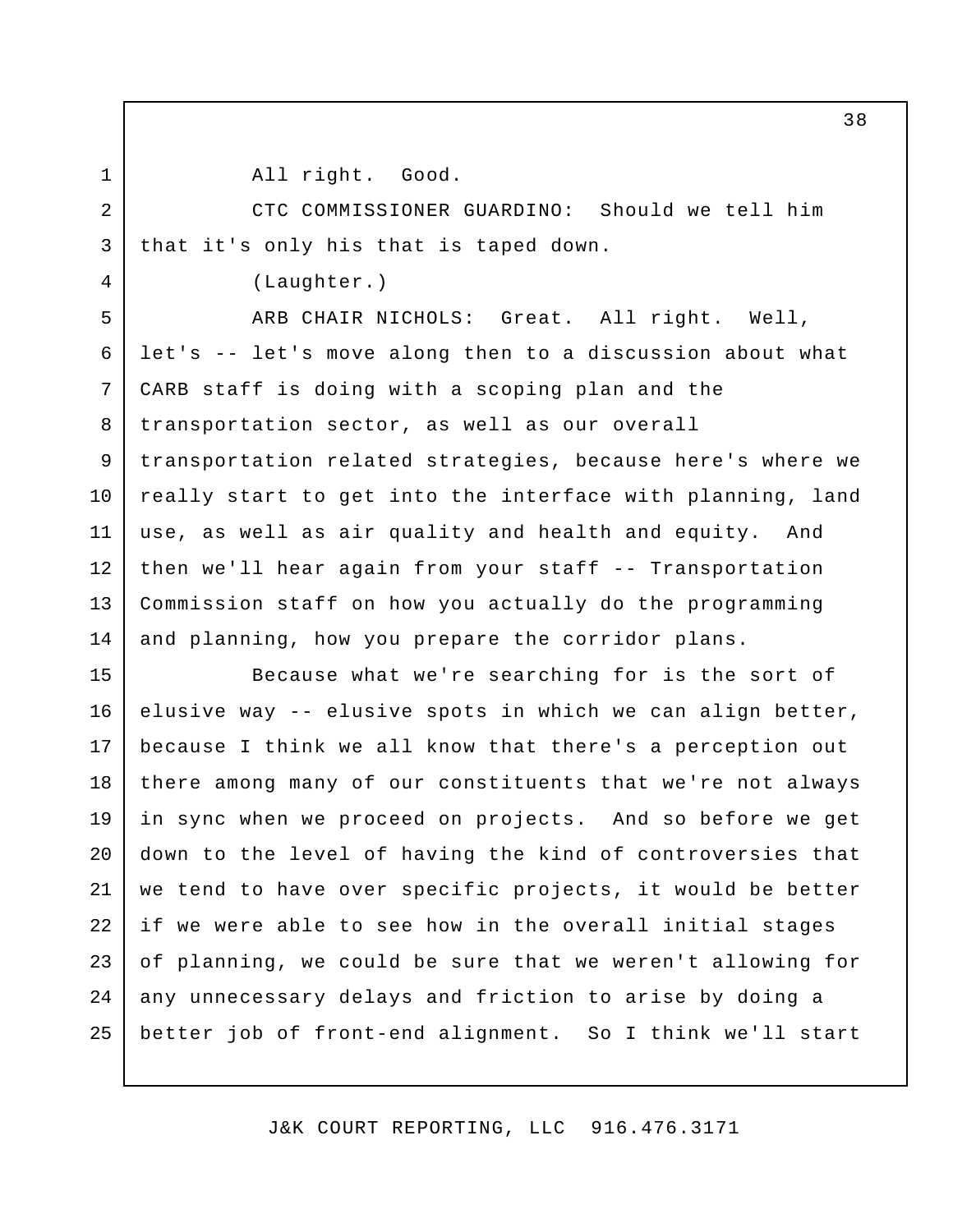All right. Good.

CTC COMMISSIONER GUARDINO: Should we tell him that it's only his that is taped down.

(Laughter.)

ARB CHAIR NICHOLS: Great. All right. Well, let's -- let's move along then to a discussion about what CARB staff is doing with a scoping plan and the transportation sector, as well as our overall transportation related strategies, because here's where we really start to get into the interface with planning, land use, as well as air quality and health and equity. And then we'll hear again from your staff -- Transportation Commission staff on how you actually do the programming and planning, how you prepare the corridor plans.

Because what we're searching for is the sort of elusive way -- elusive spots in which we can align better, because I think we all know that there's a perception out there among many of our constituents that we're not always in sync when we proceed on projects. And so before we get down to the level of having the kind of controversies that we tend to have over specific projects, it would be better if we were able to see how in the overall initial stages of planning, we could be sure that we weren't allowing for any unnecessary delays and friction to arise by doing a better job of front-end alignment. So I think we'll start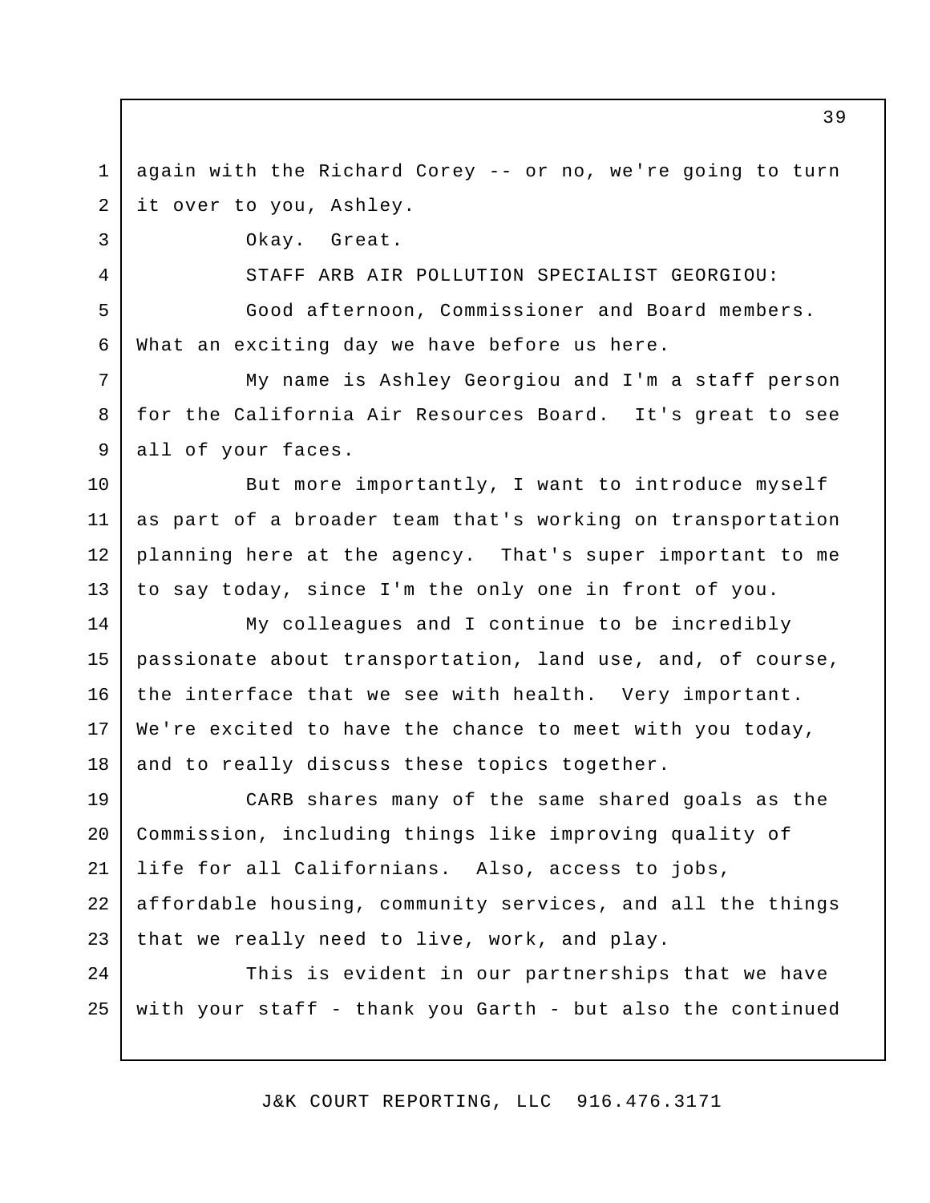again with the Richard Corey -- or no, we're going to turn it over to you, Ashley.

Okay. Great.

STAFF ARB AIR POLLUTION SPECIALIST GEORGIOU:

Good afternoon, Commissioner and Board members. What an exciting day we have before us here.

My name is Ashley Georgiou and I'm a staff person for the California Air Resources Board. It's great to see all of your faces.

But more importantly, I want to introduce myself as part of a broader team that's working on transportation planning here at the agency. That's super important to me to say today, since I'm the only one in front of you.

My colleagues and I continue to be incredibly passionate about transportation, land use, and, of course, the interface that we see with health. Very important. We're excited to have the chance to meet with you today, and to really discuss these topics together.

CARB shares many of the same shared goals as the Commission, including things like improving quality of life for all Californians. Also, access to jobs, affordable housing, community services, and all the things that we really need to live, work, and play.

This is evident in our partnerships that we have with your staff - thank you Garth - but also the continued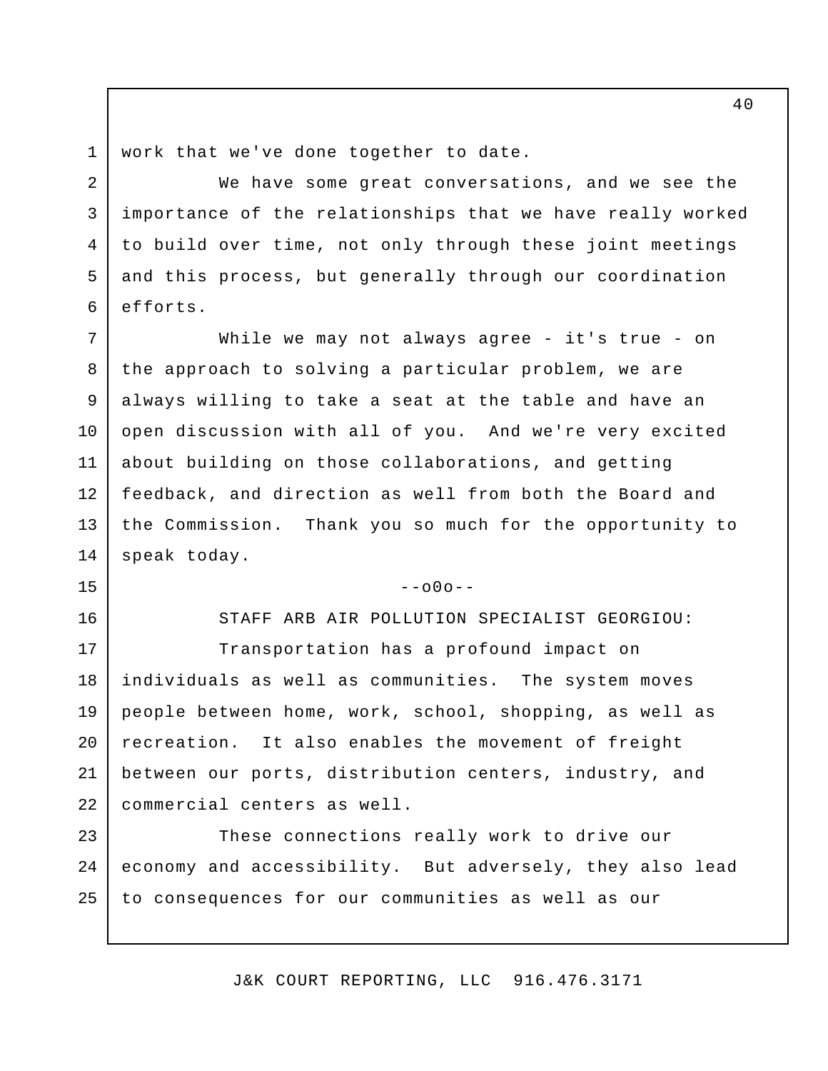work that we've done together to date.

We have some great conversations, and we see the importance of the relationships that we have really worked to build over time, not only through these joint meetings and this process, but generally through our coordination efforts.

While we may not always agree - it's true - on the approach to solving a particular problem, we are always willing to take a seat at the table and have an open discussion with all of you. And we're very excited about building on those collaborations, and getting feedback, and direction as well from both the Board and the Commission. Thank you so much for the opportunity to speak today.

--o0o--

STAFF ARB AIR POLLUTION SPECIALIST GEORGIOU:

Transportation has a profound impact on individuals as well as communities. The system moves people between home, work, school, shopping, as well as recreation. It also enables the movement of freight between our ports, distribution centers, industry, and commercial centers as well.

These connections really work to drive our economy and accessibility. But adversely, they also lead to consequences for our communities as well as our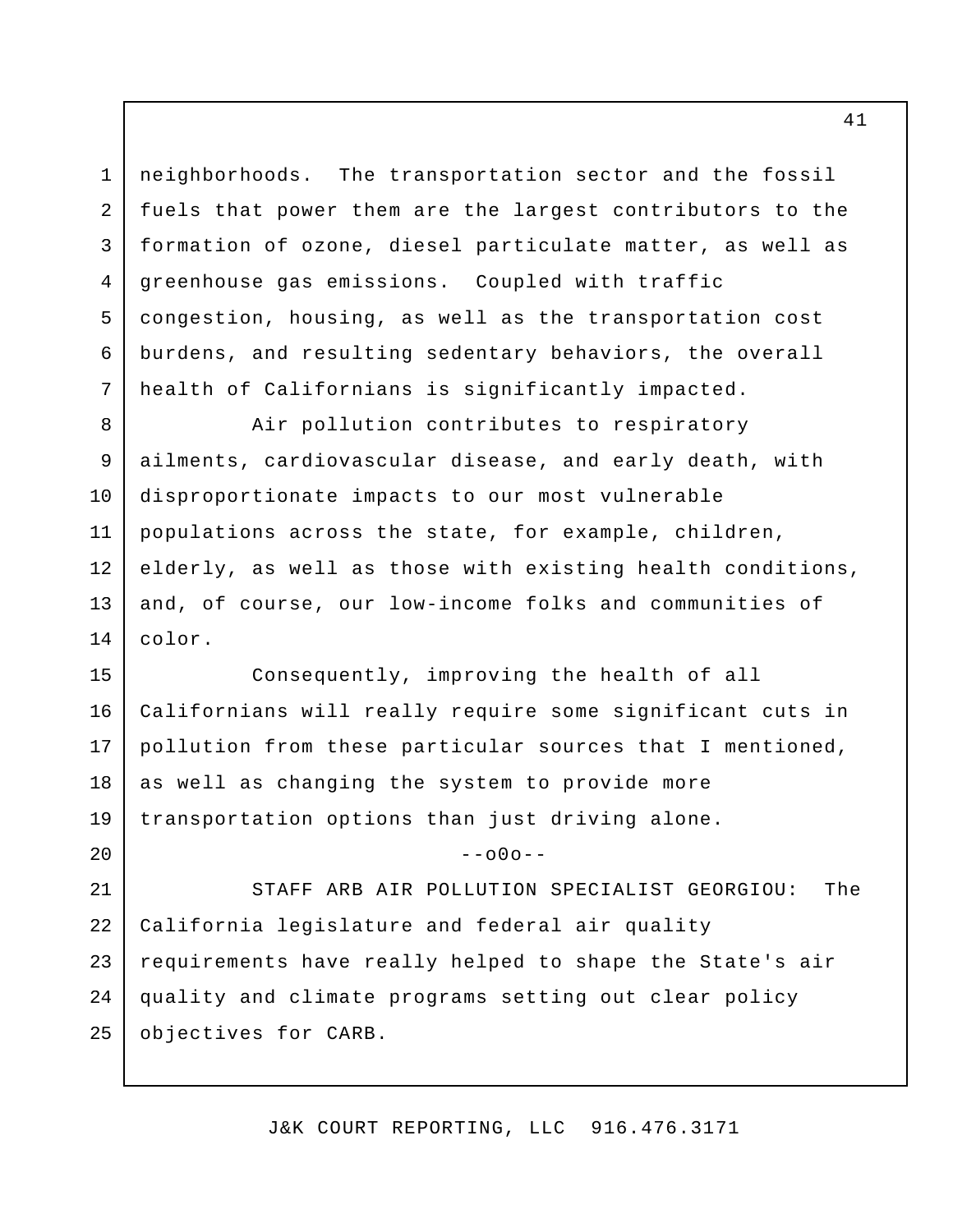neighborhoods. The transportation sector and the fossil fuels that power them are the largest contributors to the formation of ozone, diesel particulate matter, as well as greenhouse gas emissions. Coupled with traffic congestion, housing, as well as the transportation cost burdens, and resulting sedentary behaviors, the overall health of Californians is significantly impacted.

Air pollution contributes to respiratory ailments, cardiovascular disease, and early death, with disproportionate impacts to our most vulnerable populations across the state, for example, children, elderly, as well as those with existing health conditions, and, of course, our low-income folks and communities of color.

Consequently, improving the health of all Californians will really require some significant cuts in pollution from these particular sources that I mentioned, as well as changing the system to provide more transportation options than just driving alone.

--o0o--

STAFF ARB AIR POLLUTION SPECIALIST GEORGIOU: The California legislature and federal air quality requirements have really helped to shape the State's air quality and climate programs setting out clear policy objectives for CARB.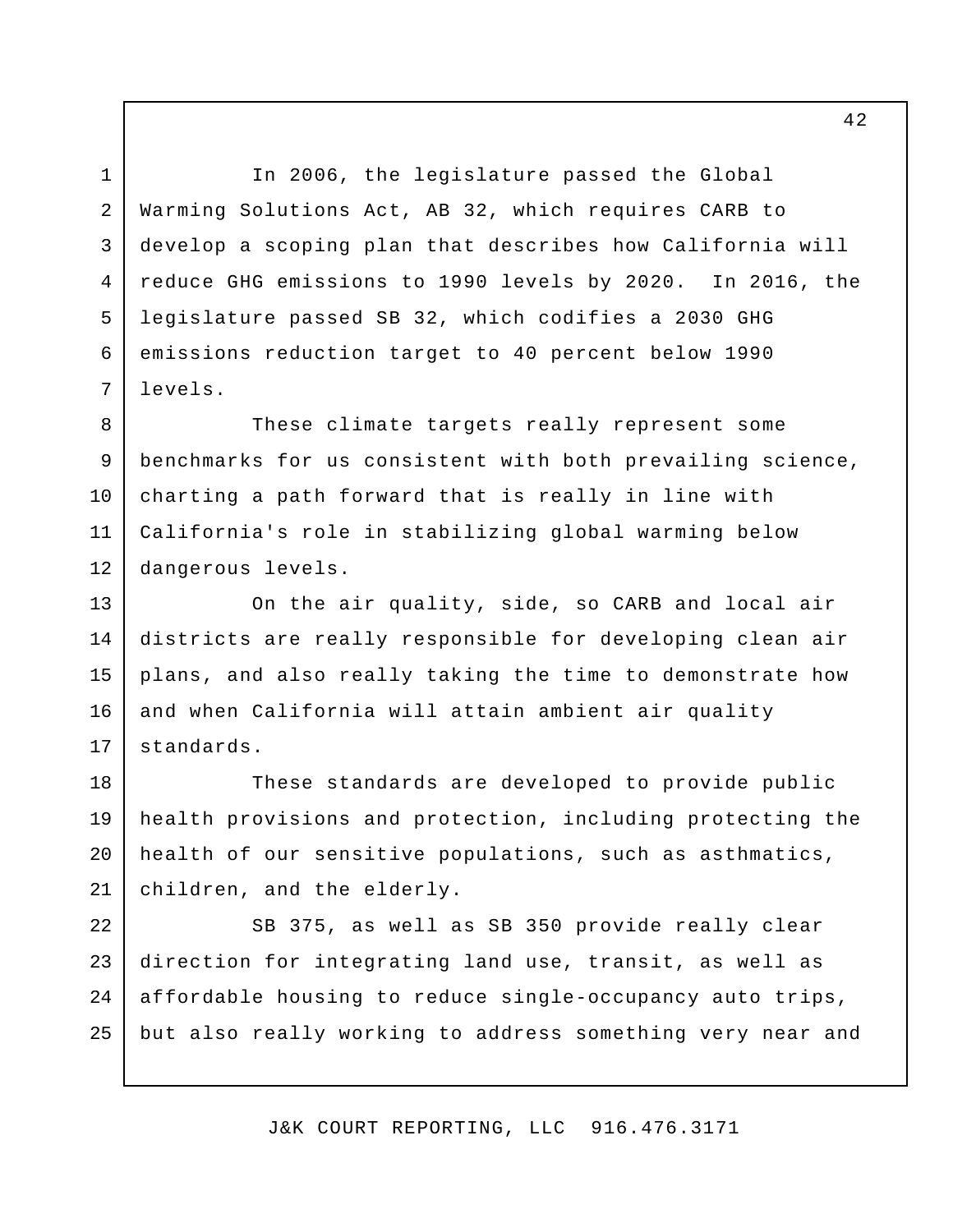In 2006, the legislature passed the Global Warming Solutions Act, AB 32, which requires CARB to develop a scoping plan that describes how California will reduce GHG emissions to 1990 levels by 2020. In 2016, the legislature passed SB 32, which codifies a 2030 GHG emissions reduction target to 40 percent below 1990 levels.

These climate targets really represent some benchmarks for us consistent with both prevailing science, charting a path forward that is really in line with California's role in stabilizing global warming below dangerous levels.

On the air quality, side, so CARB and local air districts are really responsible for developing clean air plans, and also really taking the time to demonstrate how and when California will attain ambient air quality standards.

These standards are developed to provide public health provisions and protection, including protecting the health of our sensitive populations, such as asthmatics, children, and the elderly.

SB 375, as well as SB 350 provide really clear direction for integrating land use, transit, as well as affordable housing to reduce single-occupancy auto trips, but also really working to address something very near and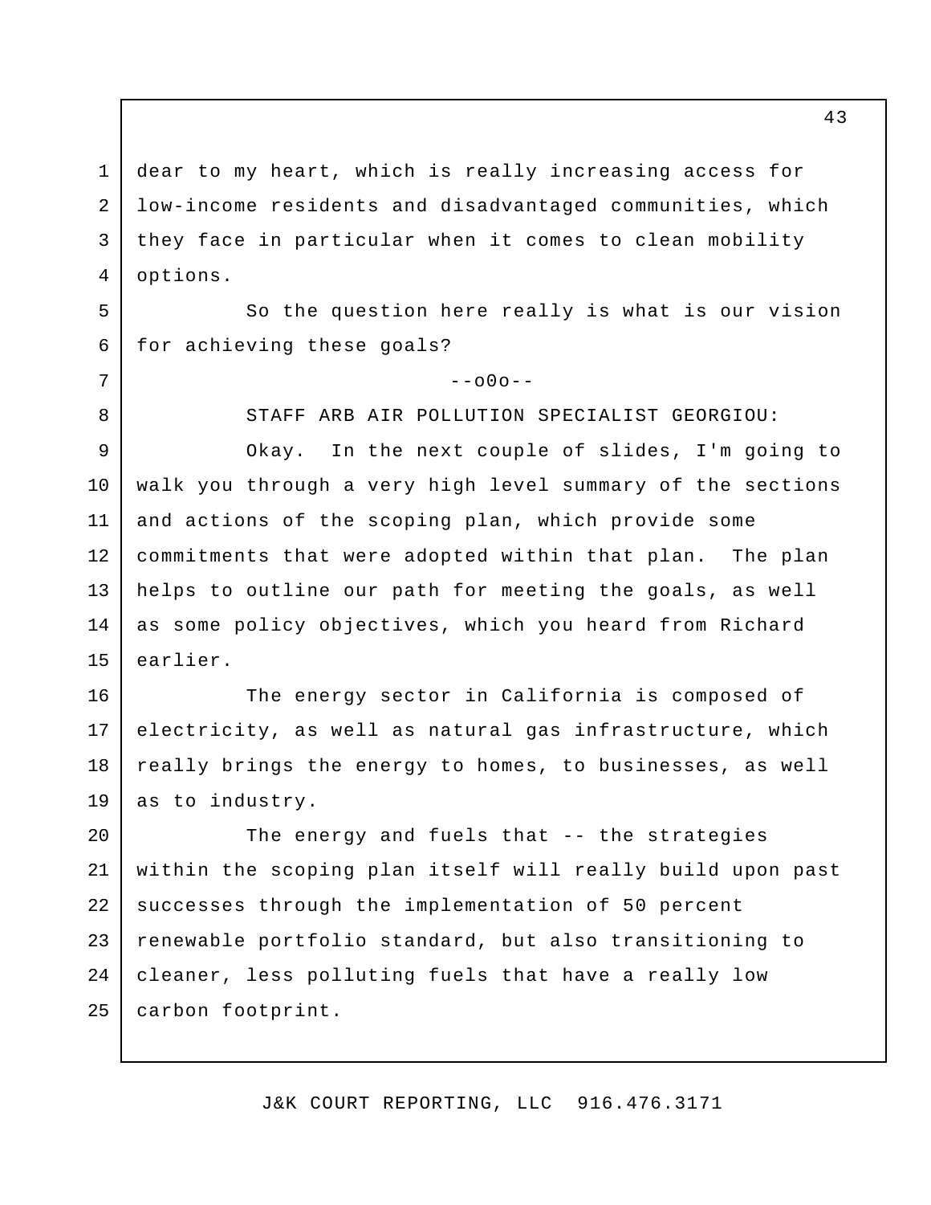dear to my heart, which is really increasing access for low-income residents and disadvantaged communities, which they face in particular when it comes to clean mobility options.

So the question here really is what is our vision for achieving these goals?

--o0o--

STAFF ARB AIR POLLUTION SPECIALIST GEORGIOU: Okay. In the next couple of slides, I'm going to walk you through a very high level summary of the sections and actions of the scoping plan, which provide some commitments that were adopted within that plan. The plan helps to outline our path for meeting the goals, as well as some policy objectives, which you heard from Richard earlier.

The energy sector in California is composed of electricity, as well as natural gas infrastructure, which really brings the energy to homes, to businesses, as well as to industry.

The energy and fuels that -- the strategies within the scoping plan itself will really build upon past successes through the implementation of 50 percent renewable portfolio standard, but also transitioning to cleaner, less polluting fuels that have a really low carbon footprint.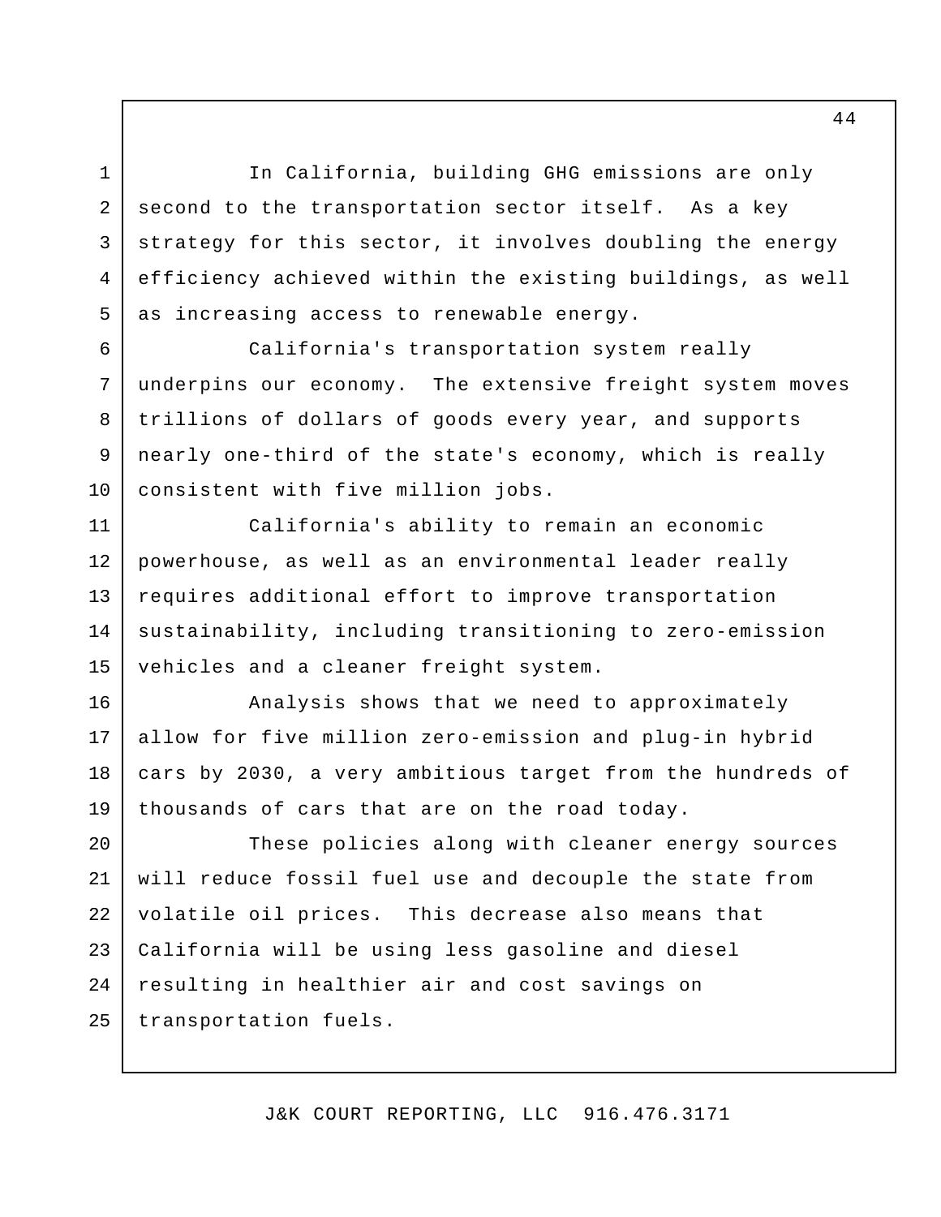In California, building GHG emissions are only second to the transportation sector itself. As a key strategy for this sector, it involves doubling the energy efficiency achieved within the existing buildings, as well as increasing access to renewable energy.

California's transportation system really underpins our economy. The extensive freight system moves trillions of dollars of goods every year, and supports nearly one-third of the state's economy, which is really consistent with five million jobs.

California's ability to remain an economic powerhouse, as well as an environmental leader really requires additional effort to improve transportation sustainability, including transitioning to zero-emission vehicles and a cleaner freight system.

Analysis shows that we need to approximately allow for five million zero-emission and plug-in hybrid cars by 2030, a very ambitious target from the hundreds of thousands of cars that are on the road today.

These policies along with cleaner energy sources will reduce fossil fuel use and decouple the state from volatile oil prices. This decrease also means that California will be using less gasoline and diesel resulting in healthier air and cost savings on transportation fuels.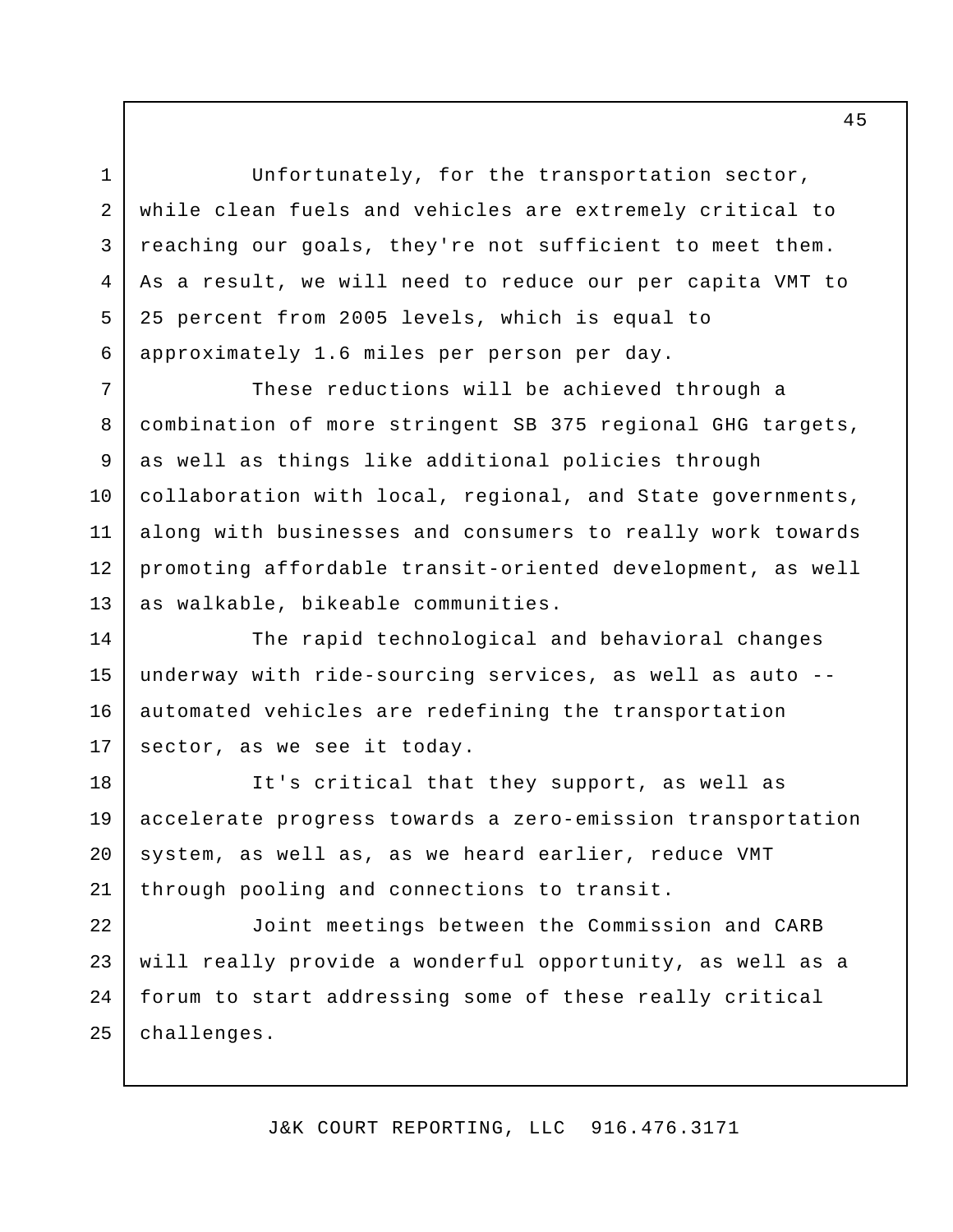Unfortunately, for the transportation sector, while clean fuels and vehicles are extremely critical to reaching our goals, they're not sufficient to meet them. As a result, we will need to reduce our per capita VMT to 25 percent from 2005 levels, which is equal to approximately 1.6 miles per person per day.

These reductions will be achieved through a combination of more stringent SB 375 regional GHG targets, as well as things like additional policies through collaboration with local, regional, and State governments, along with businesses and consumers to really work towards promoting affordable transit-oriented development, as well as walkable, bikeable communities.

The rapid technological and behavioral changes underway with ride-sourcing services, as well as auto -- automated vehicles are redefining the transportation sector, as we see it today.

It's critical that they support, as well as accelerate progress towards a zero-emission transportation system, as well as, as we heard earlier, reduce VMT through pooling and connections to transit.

Joint meetings between the Commission and CARB will really provide a wonderful opportunity, as well as a forum to start addressing some of these really critical challenges.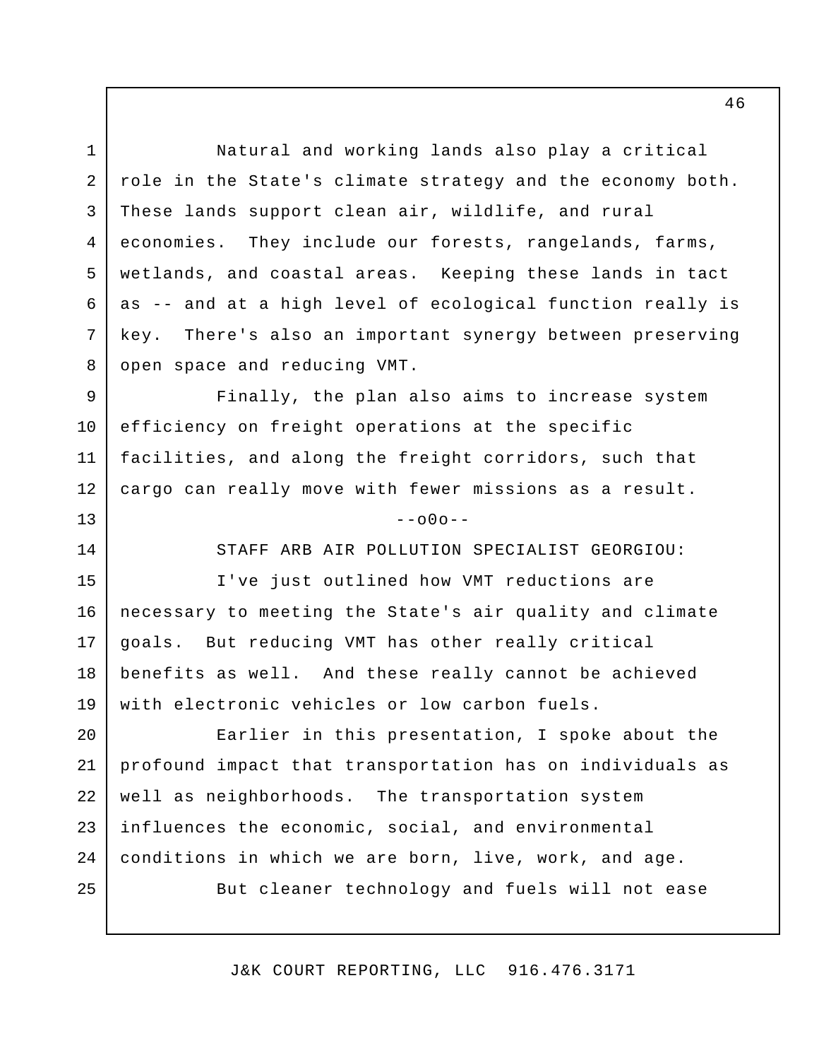Natural and working lands also play a critical role in the State's climate strategy and the economy both. These lands support clean air, wildlife, and rural economies. They include our forests, rangelands, farms, wetlands, and coastal areas. Keeping these lands in tact as -- and at a high level of ecological function really is key. There's also an important synergy between preserving open space and reducing VMT.

Finally, the plan also aims to increase system efficiency on freight operations at the specific facilities, and along the freight corridors, such that cargo can really move with fewer missions as a result.

--o0o--

STAFF ARB AIR POLLUTION SPECIALIST GEORGIOU:

I've just outlined how VMT reductions are necessary to meeting the State's air quality and climate goals. But reducing VMT has other really critical benefits as well. And these really cannot be achieved with electronic vehicles or low carbon fuels.

Earlier in this presentation, I spoke about the profound impact that transportation has on individuals as well as neighborhoods. The transportation system influences the economic, social, and environmental conditions in which we are born, live, work, and age.

But cleaner technology and fuels will not ease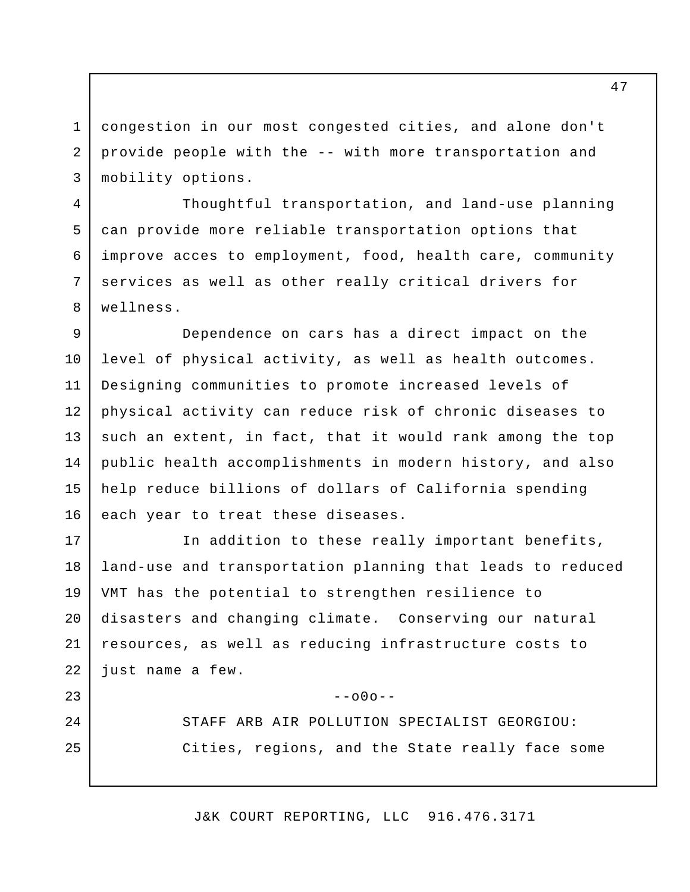congestion in our most congested cities, and alone don't provide people with the -- with more transportation and mobility options.

Thoughtful transportation, and land-use planning can provide more reliable transportation options that improve acces to employment, food, health care, community services as well as other really critical drivers for wellness.

Dependence on cars has a direct impact on the level of physical activity, as well as health outcomes. Designing communities to promote increased levels of physical activity can reduce risk of chronic diseases to such an extent, in fact, that it would rank among the top public health accomplishments in modern history, and also help reduce billions of dollars of California spending each year to treat these diseases.

In addition to these really important benefits, land-use and transportation planning that leads to reduced VMT has the potential to strengthen resilience to disasters and changing climate. Conserving our natural resources, as well as reducing infrastructure costs to just name a few.

--o0o--

STAFF ARB AIR POLLUTION SPECIALIST GEORGIOU: Cities, regions, and the State really face some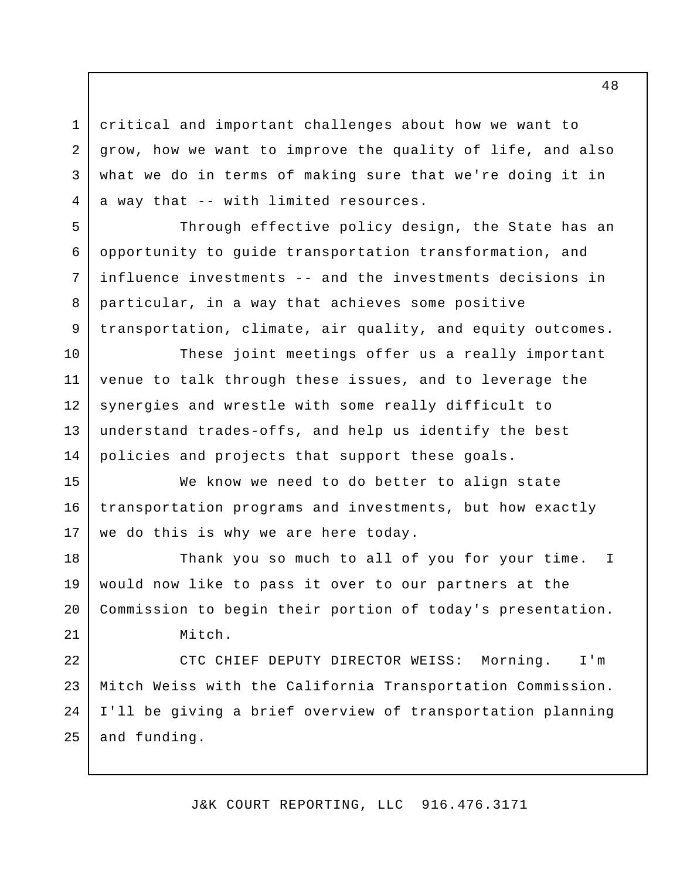critical and important challenges about how we want to grow, how we want to improve the quality of life, and also what we do in terms of making sure that we're doing it in a way that -- with limited resources.

Through effective policy design, the State has an opportunity to guide transportation transformation, and influence investments -- and the investments decisions in particular, in a way that achieves some positive transportation, climate, air quality, and equity outcomes.

These joint meetings offer us a really important venue to talk through these issues, and to leverage the synergies and wrestle with some really difficult to understand trades-offs, and help us identify the best policies and projects that support these goals.

We know we need to do better to align state transportation programs and investments, but how exactly we do this is why we are here today.

Thank you so much to all of you for your time. I would now like to pass it over to our partners at the Commission to begin their portion of today's presentation.

Mitch.

CTC CHIEF DEPUTY DIRECTOR WEISS: Morning. I'm Mitch Weiss with the California Transportation Commission. I'll be giving a brief overview of transportation planning and funding.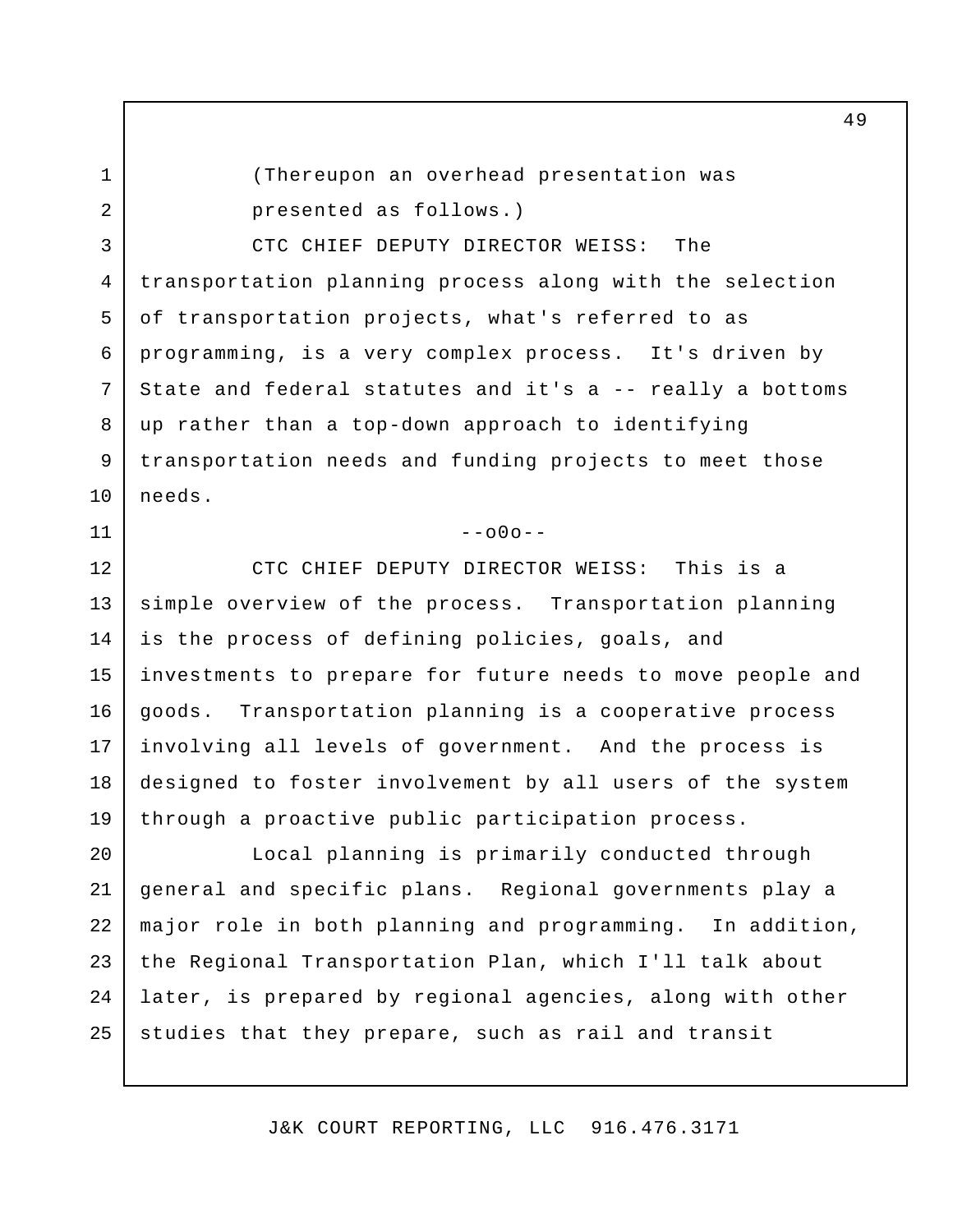(Thereupon an overhead presentation was presented as follows.)

CTC CHIEF DEPUTY DIRECTOR WEISS: The transportation planning process along with the selection of transportation projects, what's referred to as programming, is a very complex process. It's driven by State and federal statutes and it's a -- really a bottoms up rather than a top-down approach to identifying transportation needs and funding projects to meet those needs.

--o0o--

CTC CHIEF DEPUTY DIRECTOR WEISS: This is a simple overview of the process. Transportation planning is the process of defining policies, goals, and investments to prepare for future needs to move people and goods. Transportation planning is a cooperative process involving all levels of government. And the process is designed to foster involvement by all users of the system through a proactive public participation process.

Local planning is primarily conducted through general and specific plans. Regional governments play a major role in both planning and programming. In addition, the Regional Transportation Plan, which I'll talk about later, is prepared by regional agencies, along with other studies that they prepare, such as rail and transit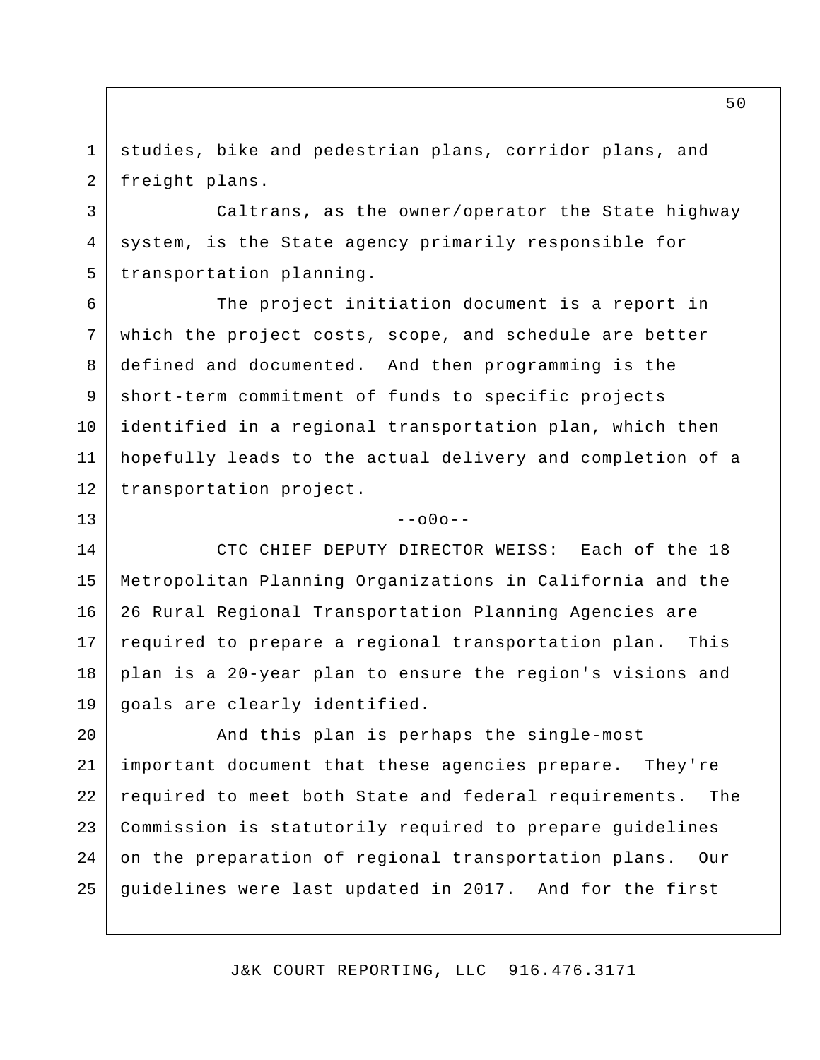studies, bike and pedestrian plans, corridor plans, and freight plans.

Caltrans, as the owner/operator the State highway system, is the State agency primarily responsible for transportation planning.

The project initiation document is a report in which the project costs, scope, and schedule are better defined and documented. And then programming is the short-term commitment of funds to specific projects identified in a regional transportation plan, which then hopefully leads to the actual delivery and completion of a transportation project.

--o0o--

CTC CHIEF DEPUTY DIRECTOR WEISS: Each of the 18 Metropolitan Planning Organizations in California and the 26 Rural Regional Transportation Planning Agencies are required to prepare a regional transportation plan. This plan is a 20-year plan to ensure the region's visions and goals are clearly identified.

And this plan is perhaps the single-most important document that these agencies prepare. They're required to meet both State and federal requirements. The Commission is statutorily required to prepare guidelines on the preparation of regional transportation plans. Our guidelines were last updated in 2017. And for the first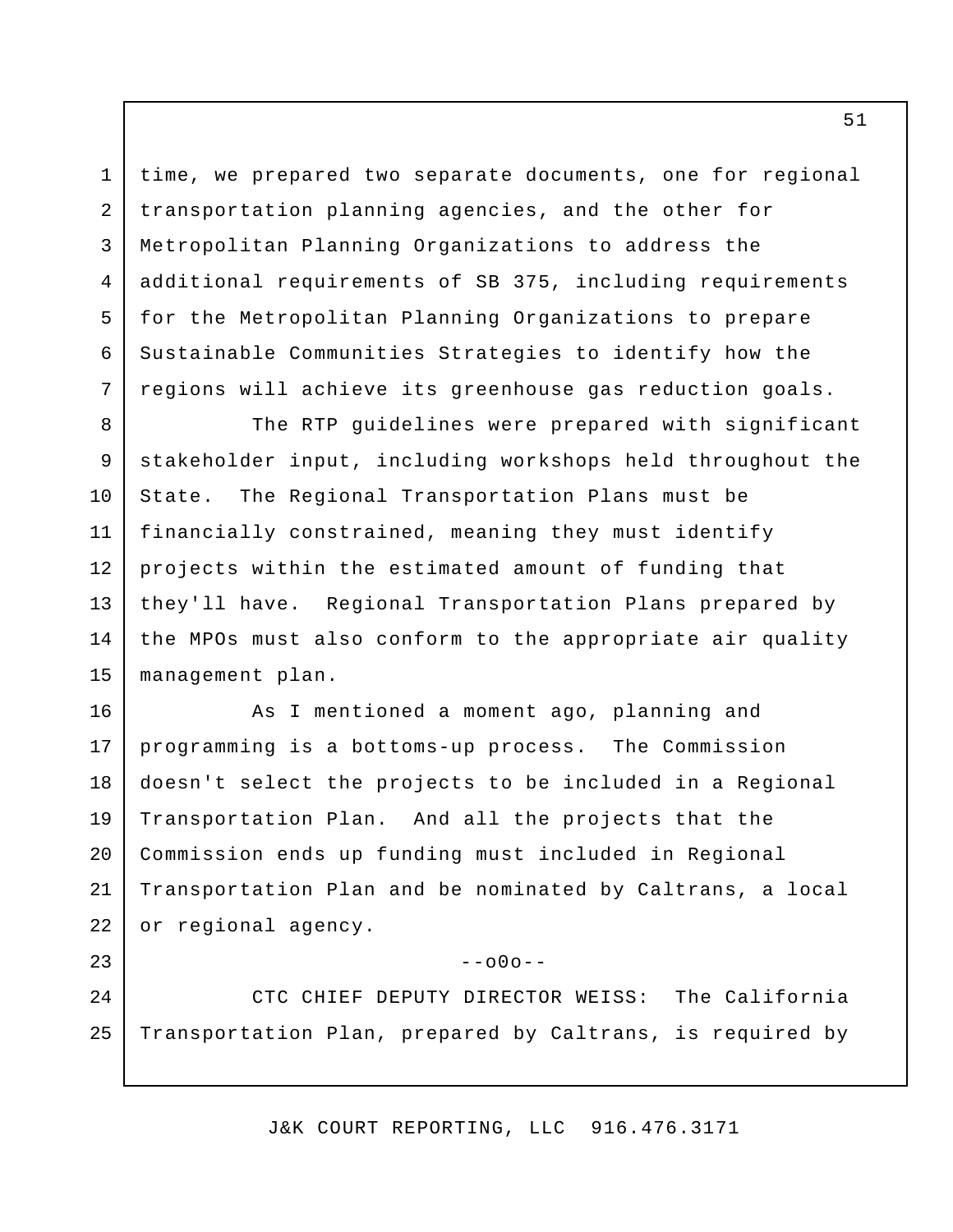time, we prepared two separate documents, one for regional transportation planning agencies, and the other for Metropolitan Planning Organizations to address the additional requirements of SB 375, including requirements for the Metropolitan Planning Organizations to prepare Sustainable Communities Strategies to identify how the regions will achieve its greenhouse gas reduction goals.

The RTP guidelines were prepared with significant stakeholder input, including workshops held throughout the State. The Regional Transportation Plans must be financially constrained, meaning they must identify projects within the estimated amount of funding that they'll have. Regional Transportation Plans prepared by the MPOs must also conform to the appropriate air quality management plan.

As I mentioned a moment ago, planning and programming is a bottoms-up process. The Commission doesn't select the projects to be included in a Regional Transportation Plan. And all the projects that the Commission ends up funding must included in Regional Transportation Plan and be nominated by Caltrans, a local or regional agency.

--o0o--

CTC CHIEF DEPUTY DIRECTOR WEISS: The California Transportation Plan, prepared by Caltrans, is required by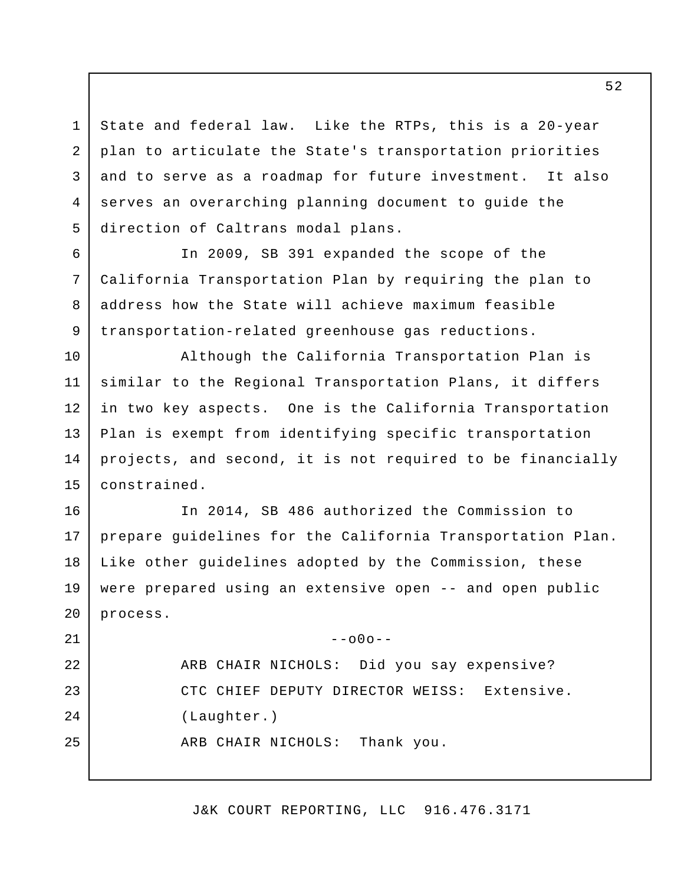State and federal law. Like the RTPs, this is a 20-year plan to articulate the State's transportation priorities and to serve as a roadmap for future investment. It also serves an overarching planning document to guide the direction of Caltrans modal plans.

In 2009, SB 391 expanded the scope of the California Transportation Plan by requiring the plan to address how the State will achieve maximum feasible transportation-related greenhouse gas reductions.

Although the California Transportation Plan is similar to the Regional Transportation Plans, it differs in two key aspects. One is the California Transportation Plan is exempt from identifying specific transportation projects, and second, it is not required to be financially constrained.

In 2014, SB 486 authorized the Commission to prepare guidelines for the California Transportation Plan. Like other guidelines adopted by the Commission, these were prepared using an extensive open -- and open public process.

--o0o--

ARB CHAIR NICHOLS: Did you say expensive?

CTC CHIEF DEPUTY DIRECTOR WEISS: Extensive.

(Laughter.)

ARB CHAIR NICHOLS: Thank you.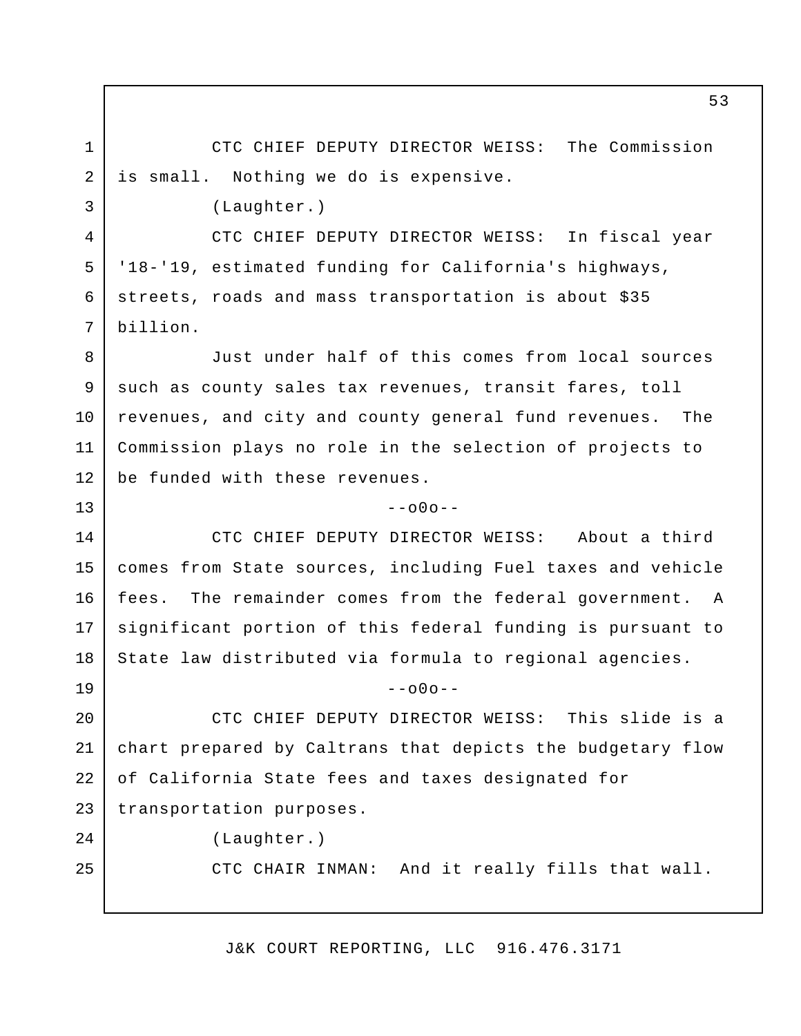CTC CHIEF DEPUTY DIRECTOR WEISS: The Commission is small. Nothing we do is expensive.

(Laughter.)

CTC CHIEF DEPUTY DIRECTOR WEISS: In fiscal year '18-'19, estimated funding for California's highways, streets, roads and mass transportation is about $35 billion.

Just under half of this comes from local sources such as county sales tax revenues, transit fares, toll revenues, and city and county general fund revenues. The Commission plays no role in the selection of projects to be funded with these revenues.

--o0o--

CTC CHIEF DEPUTY DIRECTOR WEISS: About a third comes from State sources, including Fuel taxes and vehicle fees. The remainder comes from the federal government. A significant portion of this federal funding is pursuant to State law distributed via formula to regional agencies.

--o0o--

CTC CHIEF DEPUTY DIRECTOR WEISS: This slide is a chart prepared by Caltrans that depicts the budgetary flow of California State fees and taxes designated for transportation purposes.

(Laughter.)

CTC CHAIR INMAN: And it really fills that wall.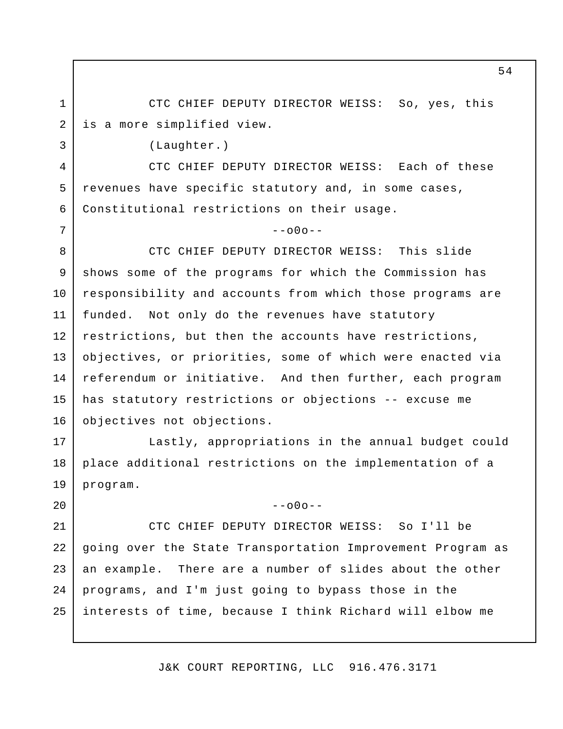CTC CHIEF DEPUTY DIRECTOR WEISS: So, yes, this is a more simplified view.

(Laughter.)

CTC CHIEF DEPUTY DIRECTOR WEISS: Each of these revenues have specific statutory and, in some cases, Constitutional restrictions on their usage.

--o0o--

CTC CHIEF DEPUTY DIRECTOR WEISS: This slide shows some of the programs for which the Commission has responsibility and accounts from which those programs are funded. Not only do the revenues have statutory restrictions, but then the accounts have restrictions, objectives, or priorities, some of which were enacted via referendum or initiative. And then further, each program has statutory restrictions or objections -- excuse me objectives not objections.

Lastly, appropriations in the annual budget could place additional restrictions on the implementation of a program.

--o0o--

CTC CHIEF DEPUTY DIRECTOR WEISS: So I'll be going over the State Transportation Improvement Program as an example. There are a number of slides about the other programs, and I'm just going to bypass those in the interests of time, because I think Richard will elbow me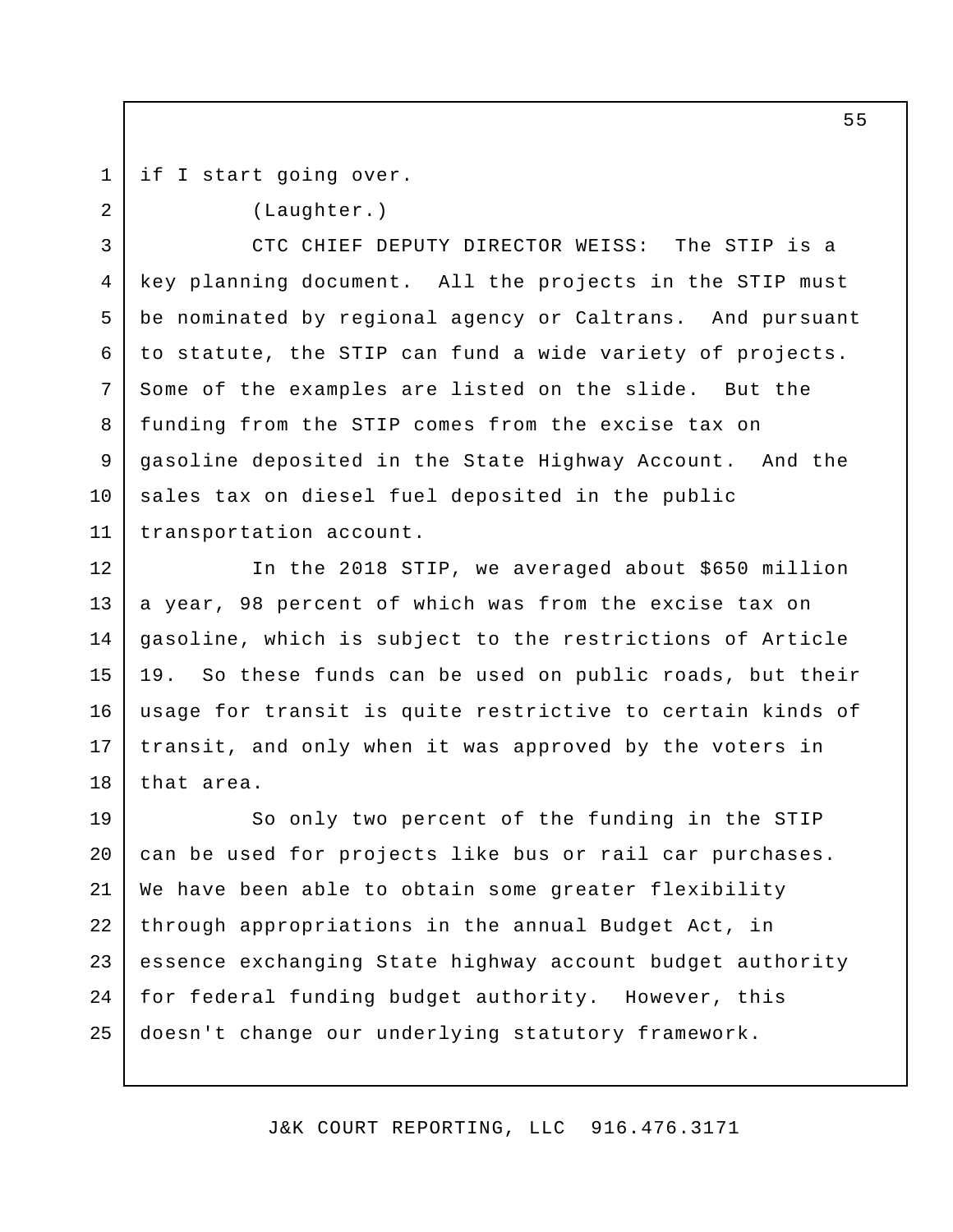if I start going over.

(Laughter.)

CTC CHIEF DEPUTY DIRECTOR WEISS: The STIP is a key planning document. All the projects in the STIP must be nominated by regional agency or Caltrans. And pursuant to statute, the STIP can fund a wide variety of projects. Some of the examples are listed on the slide. But the funding from the STIP comes from the excise tax on gasoline deposited in the State Highway Account. And the sales tax on diesel fuel deposited in the public transportation account.

In the 2018 STIP, we averaged about $650 million a year, 98 percent of which was from the excise tax on gasoline, which is subject to the restrictions of Article 19. So these funds can be used on public roads, but their usage for transit is quite restrictive to certain kinds of transit, and only when it was approved by the voters in that area.

So only two percent of the funding in the STIP can be used for projects like bus or rail car purchases. We have been able to obtain some greater flexibility through appropriations in the annual Budget Act, in essence exchanging State highway account budget authority for federal funding budget authority. However, this doesn't change our underlying statutory framework.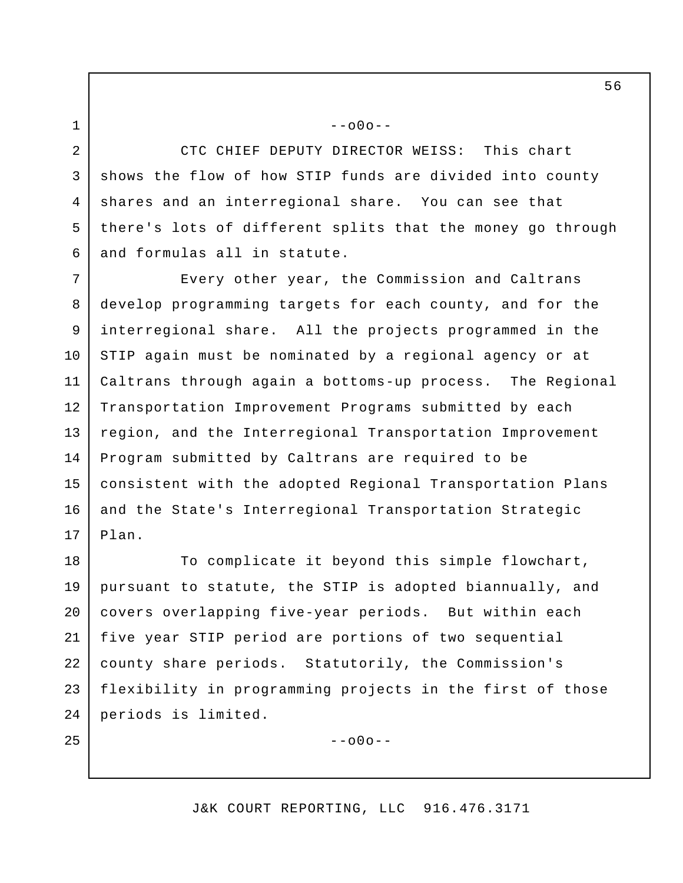--o0o--

CTC CHIEF DEPUTY DIRECTOR WEISS: This chart shows the flow of how STIP funds are divided into county shares and an interregional share. You can see that there's lots of different splits that the money go through and formulas all in statute.

Every other year, the Commission and Caltrans develop programming targets for each county, and for the interregional share. All the projects programmed in the STIP again must be nominated by a regional agency or at Caltrans through again a bottoms-up process. The Regional Transportation Improvement Programs submitted by each region, and the Interregional Transportation Improvement Program submitted by Caltrans are required to be consistent with the adopted Regional Transportation Plans and the State's Interregional Transportation Strategic Plan.

To complicate it beyond this simple flowchart, pursuant to statute, the STIP is adopted biannually, and covers overlapping five-year periods. But within each five year STIP period are portions of two sequential county share periods. Statutorily, the Commission's flexibility in programming projects in the first of those periods is limited.

--o0o--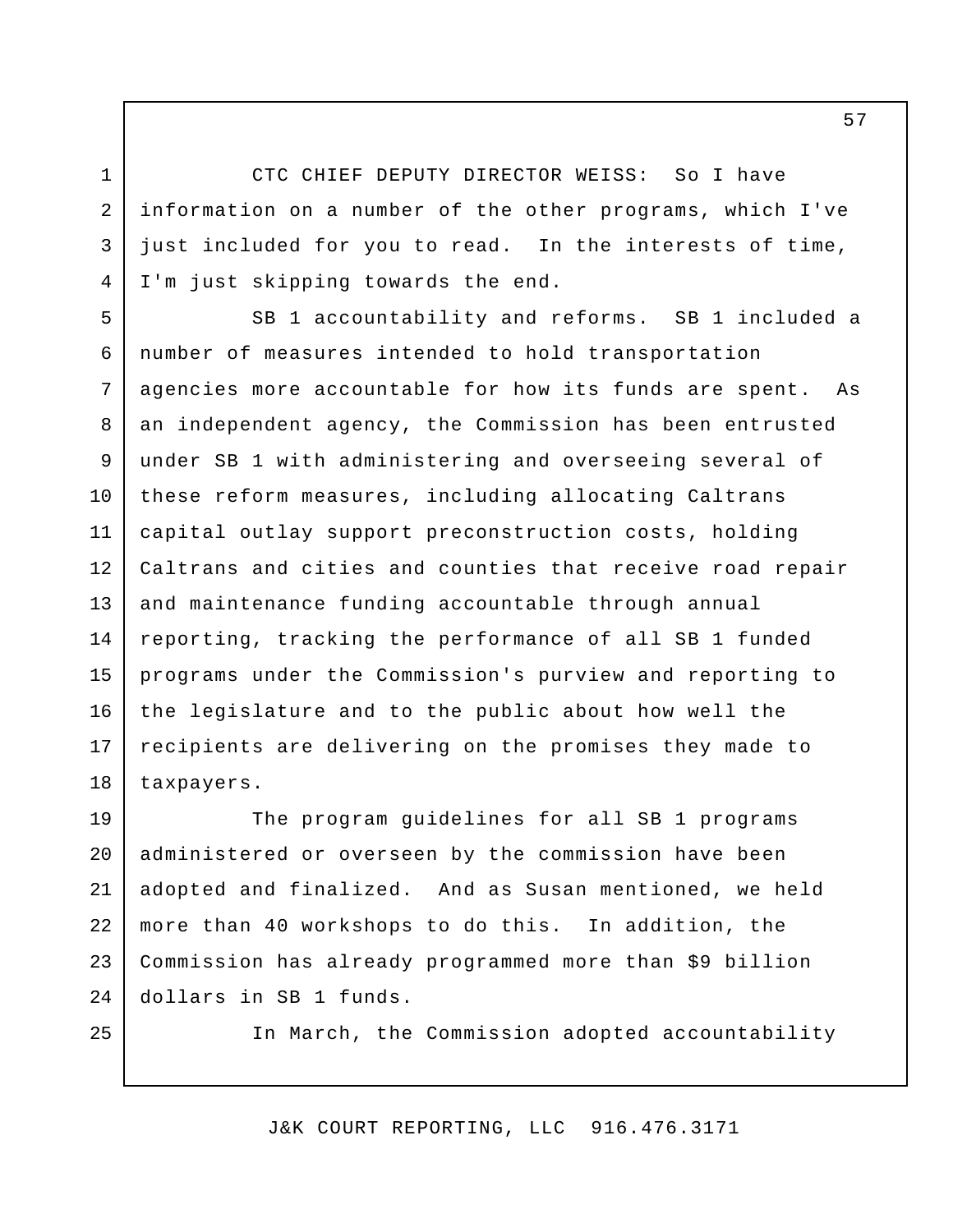CTC CHIEF DEPUTY DIRECTOR WEISS: So I have information on a number of the other programs, which I've just included for you to read. In the interests of time, I'm just skipping towards the end.

SB 1 accountability and reforms. SB 1 included a number of measures intended to hold transportation agencies more accountable for how its funds are spent. As an independent agency, the Commission has been entrusted under SB 1 with administering and overseeing several of these reform measures, including allocating Caltrans capital outlay support preconstruction costs, holding Caltrans and cities and counties that receive road repair and maintenance funding accountable through annual reporting, tracking the performance of all SB 1 funded programs under the Commission's purview and reporting to the legislature and to the public about how well the recipients are delivering on the promises they made to taxpayers.

The program guidelines for all SB 1 programs administered or overseen by the commission have been adopted and finalized. And as Susan mentioned, we held more than 40 workshops to do this. In addition, the Commission has already programmed more than $9 billion dollars in SB 1 funds.

In March, the Commission adopted accountability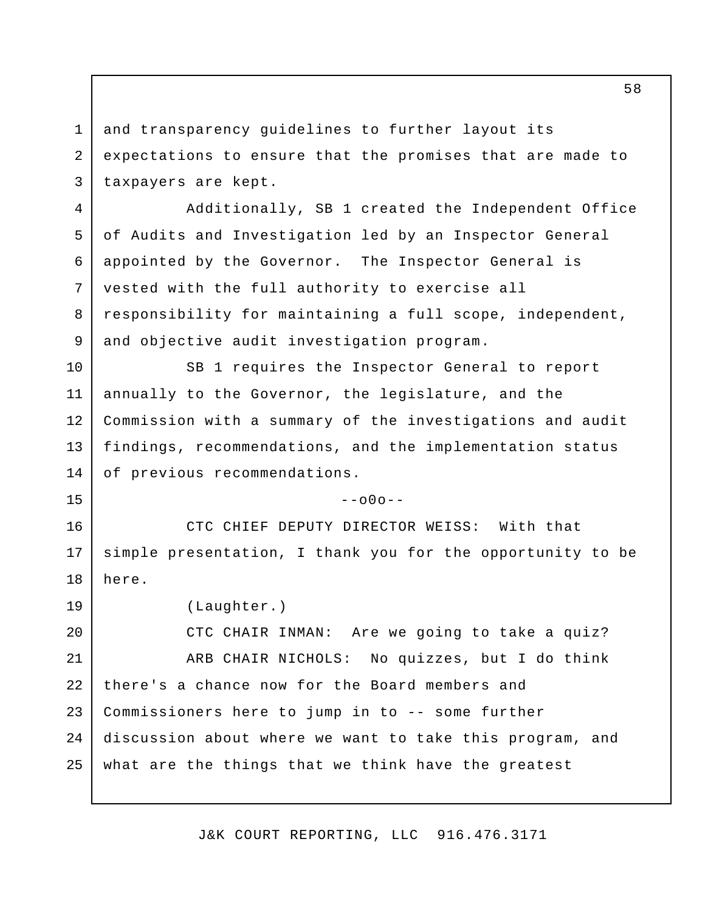and transparency guidelines to further layout its expectations to ensure that the promises that are made to taxpayers are kept.

Additionally, SB 1 created the Independent Office of Audits and Investigation led by an Inspector General appointed by the Governor. The Inspector General is vested with the full authority to exercise all responsibility for maintaining a full scope, independent, and objective audit investigation program.

SB 1 requires the Inspector General to report annually to the Governor, the legislature, and the Commission with a summary of the investigations and audit findings, recommendations, and the implementation status of previous recommendations.

--o0o--

CTC CHIEF DEPUTY DIRECTOR WEISS: With that simple presentation, I thank you for the opportunity to be here.

(Laughter.)

CTC CHAIR INMAN: Are we going to take a quiz?

ARB CHAIR NICHOLS: No quizzes, but I do think there's a chance now for the Board members and Commissioners here to jump in to -- some further discussion about where we want to take this program, and what are the things that we think have the greatest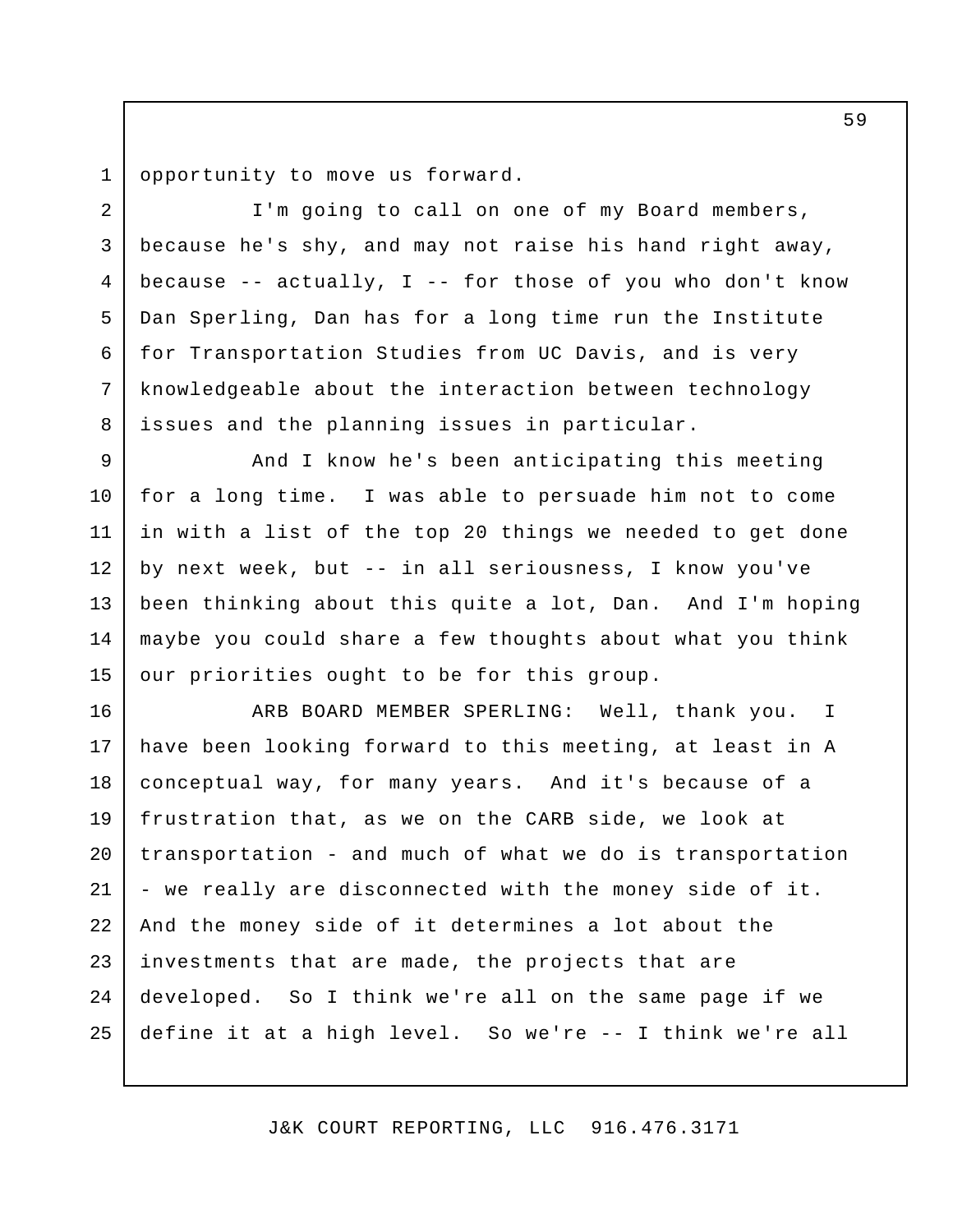opportunity to move us forward.

I'm going to call on one of my Board members, because he's shy, and may not raise his hand right away, because -- actually, I -- for those of you who don't know Dan Sperling, Dan has for a long time run the Institute for Transportation Studies from UC Davis, and is very knowledgeable about the interaction between technology issues and the planning issues in particular.

And I know he's been anticipating this meeting for a long time. I was able to persuade him not to come in with a list of the top 20 things we needed to get done by next week, but -- in all seriousness, I know you've been thinking about this quite a lot, Dan. And I'm hoping maybe you could share a few thoughts about what you think our priorities ought to be for this group.

ARB BOARD MEMBER SPERLING: Well, thank you. I have been looking forward to this meeting, at least in A conceptual way, for many years. And it's because of a frustration that, as we on the CARB side, we look at transportation - and much of what we do is transportation - we really are disconnected with the money side of it. And the money side of it determines a lot about the investments that are made, the projects that are developed. So I think we're all on the same page if we define it at a high level. So we're -- I think we're all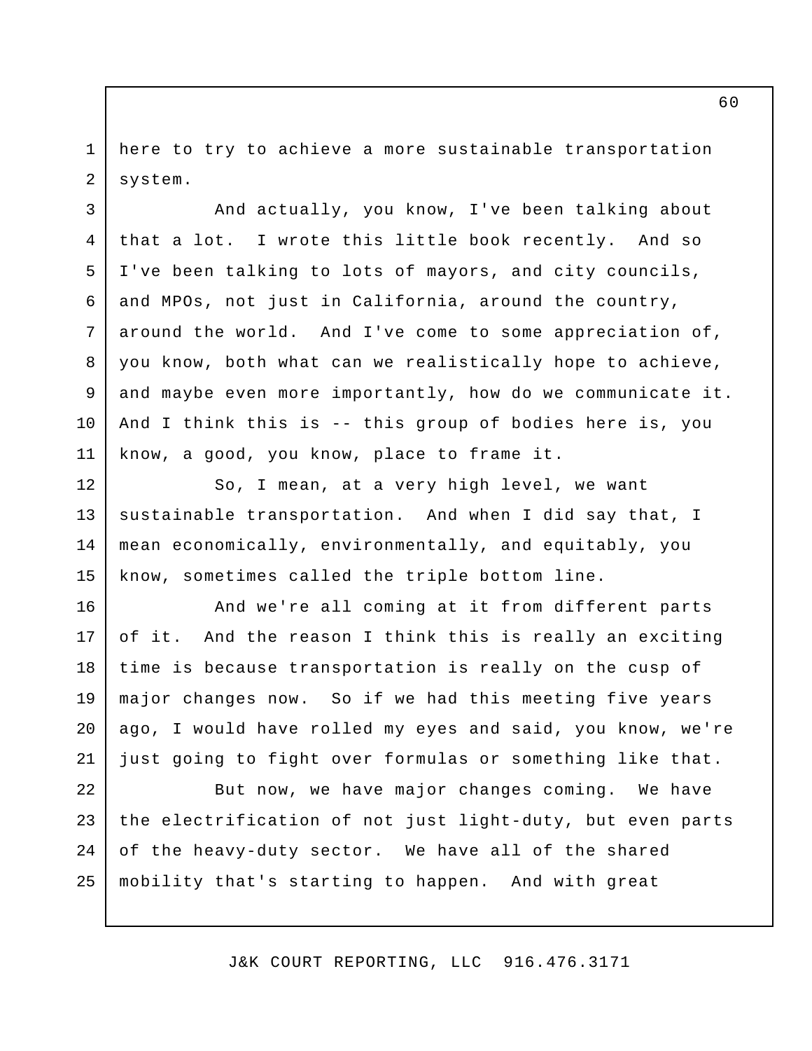here to try to achieve a more sustainable transportation system.

And actually, you know, I've been talking about that a lot. I wrote this little book recently. And so I've been talking to lots of mayors, and city councils, and MPOs, not just in California, around the country, around the world. And I've come to some appreciation of, you know, both what can we realistically hope to achieve, and maybe even more importantly, how do we communicate it. And I think this is -- this group of bodies here is, you know, a good, you know, place to frame it.

So, I mean, at a very high level, we want sustainable transportation. And when I did say that, I mean economically, environmentally, and equitably, you know, sometimes called the triple bottom line.

And we're all coming at it from different parts of it. And the reason I think this is really an exciting time is because transportation is really on the cusp of major changes now. So if we had this meeting five years ago, I would have rolled my eyes and said, you know, we're just going to fight over formulas or something like that.

But now, we have major changes coming. We have the electrification of not just light-duty, but even parts of the heavy-duty sector. We have all of the shared mobility that's starting to happen. And with great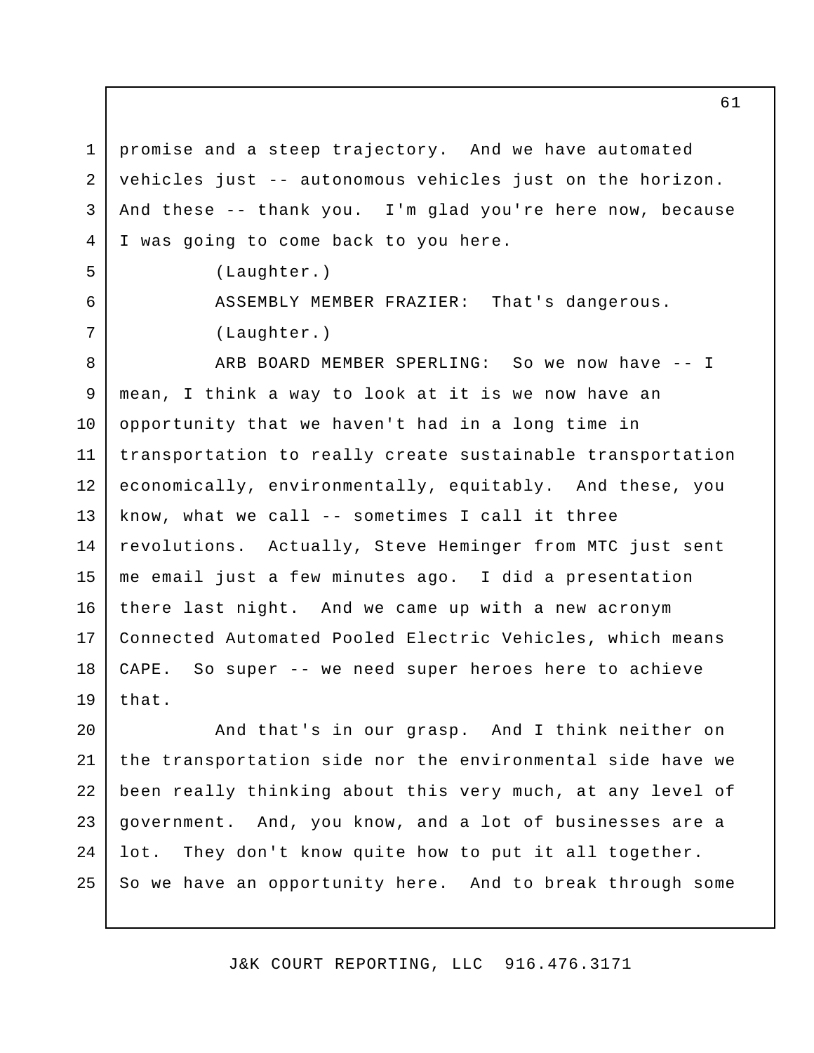promise and a steep trajectory. And we have automated vehicles just -- autonomous vehicles just on the horizon. And these -- thank you. I'm glad you're here now, because I was going to come back to you here.

(Laughter.)

ASSEMBLY MEMBER FRAZIER: That's dangerous.

(Laughter.)

ARB BOARD MEMBER SPERLING: So we now have -- I mean, I think a way to look at it is we now have an opportunity that we haven't had in a long time in transportation to really create sustainable transportation economically, environmentally, equitably. And these, you know, what we call -- sometimes I call it three revolutions. Actually, Steve Heminger from MTC just sent me email just a few minutes ago. I did a presentation there last night. And we came up with a new acronym Connected Automated Pooled Electric Vehicles, which means CAPE. So super -- we need super heroes here to achieve that.

And that's in our grasp. And I think neither on the transportation side nor the environmental side have we been really thinking about this very much, at any level of government. And, you know, and a lot of businesses are a lot. They don't know quite how to put it all together. So we have an opportunity here. And to break through some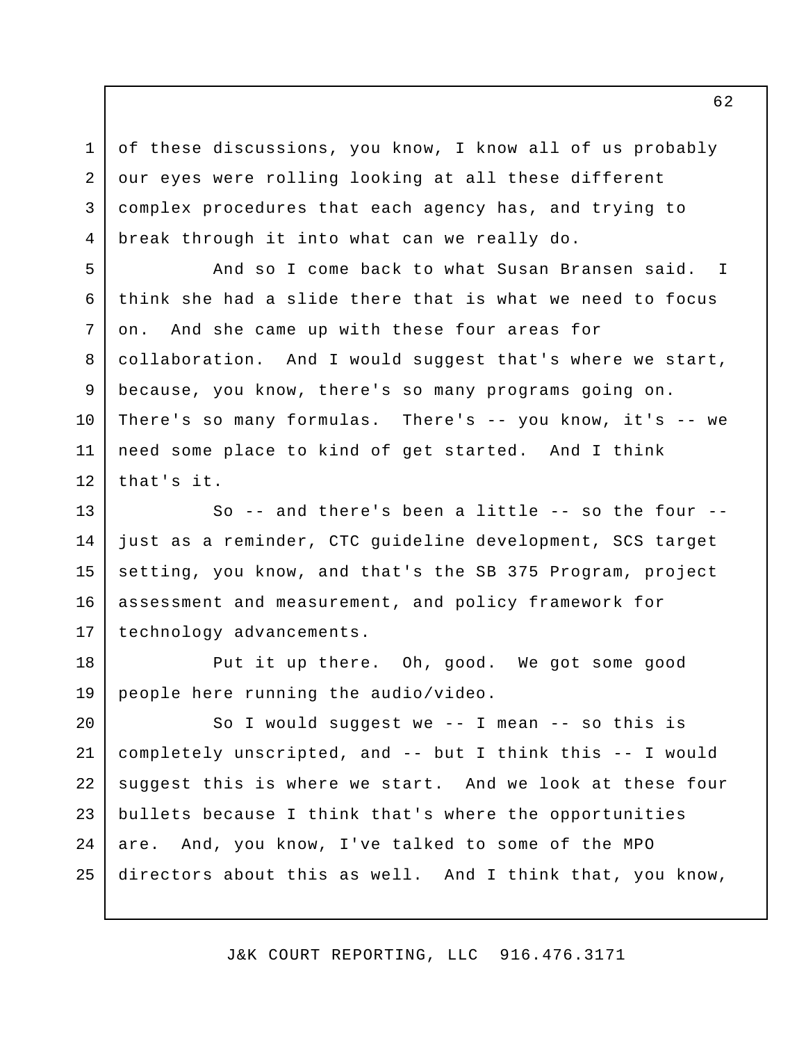of these discussions, you know, I know all of us probably our eyes were rolling looking at all these different complex procedures that each agency has, and trying to break through it into what can we really do.

And so I come back to what Susan Bransen said. I think she had a slide there that is what we need to focus on. And she came up with these four areas for collaboration. And I would suggest that's where we start, because, you know, there's so many programs going on. There's so many formulas. There's -- you know, it's -- we need some place to kind of get started. And I think that's it.

So -- and there's been a little -- so the four -- just as a reminder, CTC guideline development, SCS target setting, you know, and that's the SB 375 Program, project assessment and measurement, and policy framework for technology advancements.

Put it up there. Oh, good. We got some good people here running the audio/video.

So I would suggest we -- I mean -- so this is completely unscripted, and -- but I think this -- I would suggest this is where we start. And we look at these four bullets because I think that's where the opportunities are. And, you know, I've talked to some of the MPO directors about this as well. And I think that, you know,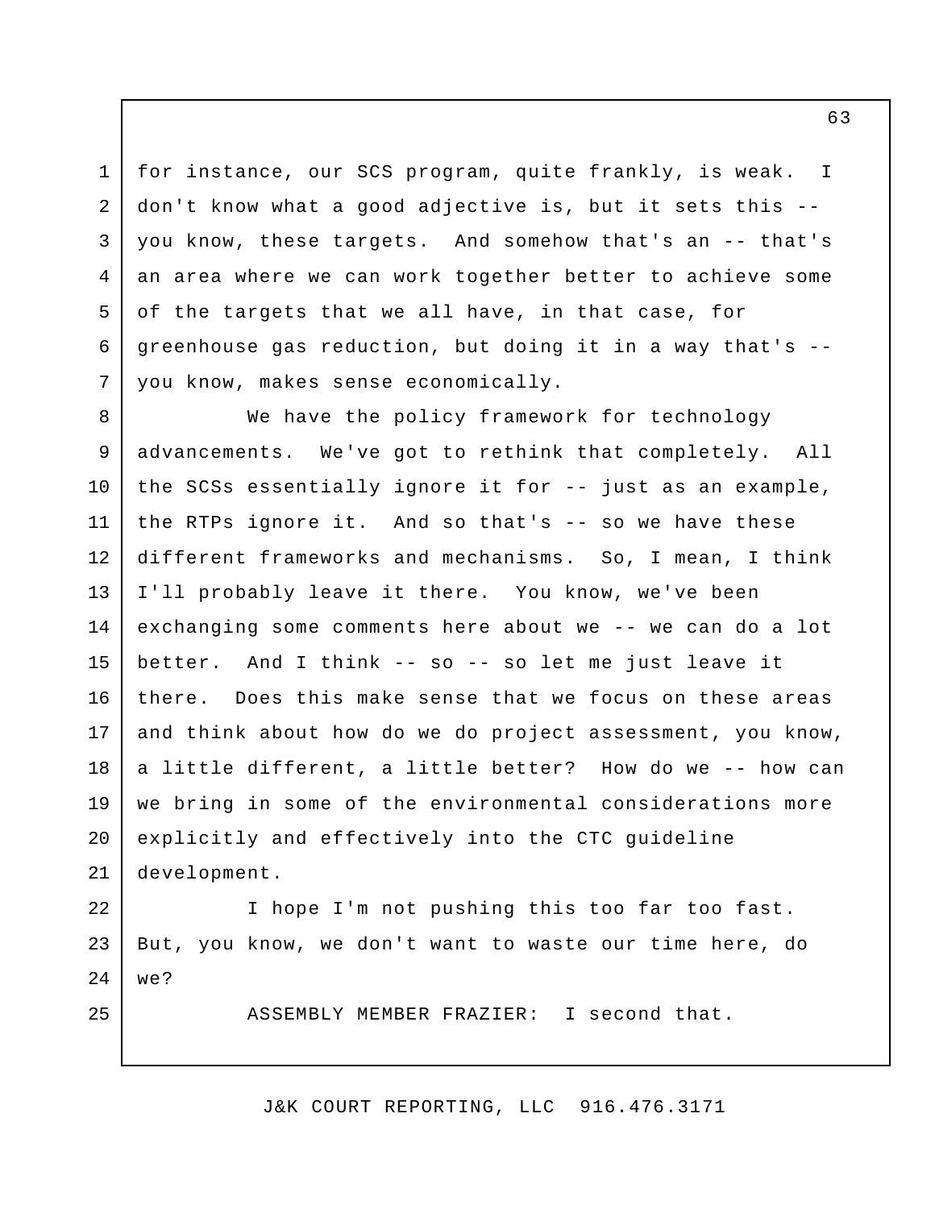for instance, our SCS program, quite frankly, is weak. I don't know what a good adjective is, but it sets this -- you know, these targets. And somehow that's an -- that's an area where we can work together better to achieve some of the targets that we all have, in that case, for greenhouse gas reduction, but doing it in a way that's -- you know, makes sense economically.

We have the policy framework for technology advancements. We've got to rethink that completely. All the SCSs essentially ignore it for -- just as an example, the RTPs ignore it. And so that's -- so we have these different frameworks and mechanisms. So, I mean, I think I'll probably leave it there. You know, we've been exchanging some comments here about we -- we can do a lot better. And I think -- so -- so let me just leave it there. Does this make sense that we focus on these areas and think about how do we do project assessment, you know, a little different, a little better? How do we -- how can we bring in some of the environmental considerations more explicitly and effectively into the CTC guideline development.

I hope I'm not pushing this too far too fast. But, you know, we don't want to waste our time here, do we?

ASSEMBLY MEMBER FRAZIER: I second that.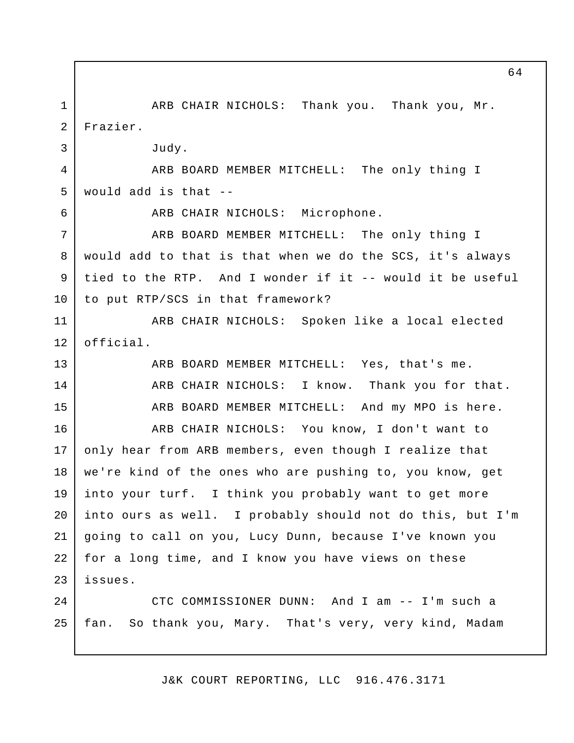ARB CHAIR NICHOLS: Thank you. Thank you, Mr. Frazier.

Judy.

ARB BOARD MEMBER MITCHELL: The only thing I would add is that --

ARB CHAIR NICHOLS: Microphone.

ARB BOARD MEMBER MITCHELL: The only thing I would add to that is that when we do the SCS, it's always tied to the RTP. And I wonder if it -- would it be useful to put RTP/SCS in that framework?

ARB CHAIR NICHOLS: Spoken like a local elected official.

ARB BOARD MEMBER MITCHELL: Yes, that's me.

ARB CHAIR NICHOLS: I know. Thank you for that.

ARB BOARD MEMBER MITCHELL: And my MPO is here.

ARB CHAIR NICHOLS: You know, I don't want to only hear from ARB members, even though I realize that we're kind of the ones who are pushing to, you know, get into your turf. I think you probably want to get more into ours as well. I probably should not do this, but I'm going to call on you, Lucy Dunn, because I've known you for a long time, and I know you have views on these issues.

CTC COMMISSIONER DUNN: And I am -- I'm such a fan. So thank you, Mary. That's very, very kind, Madam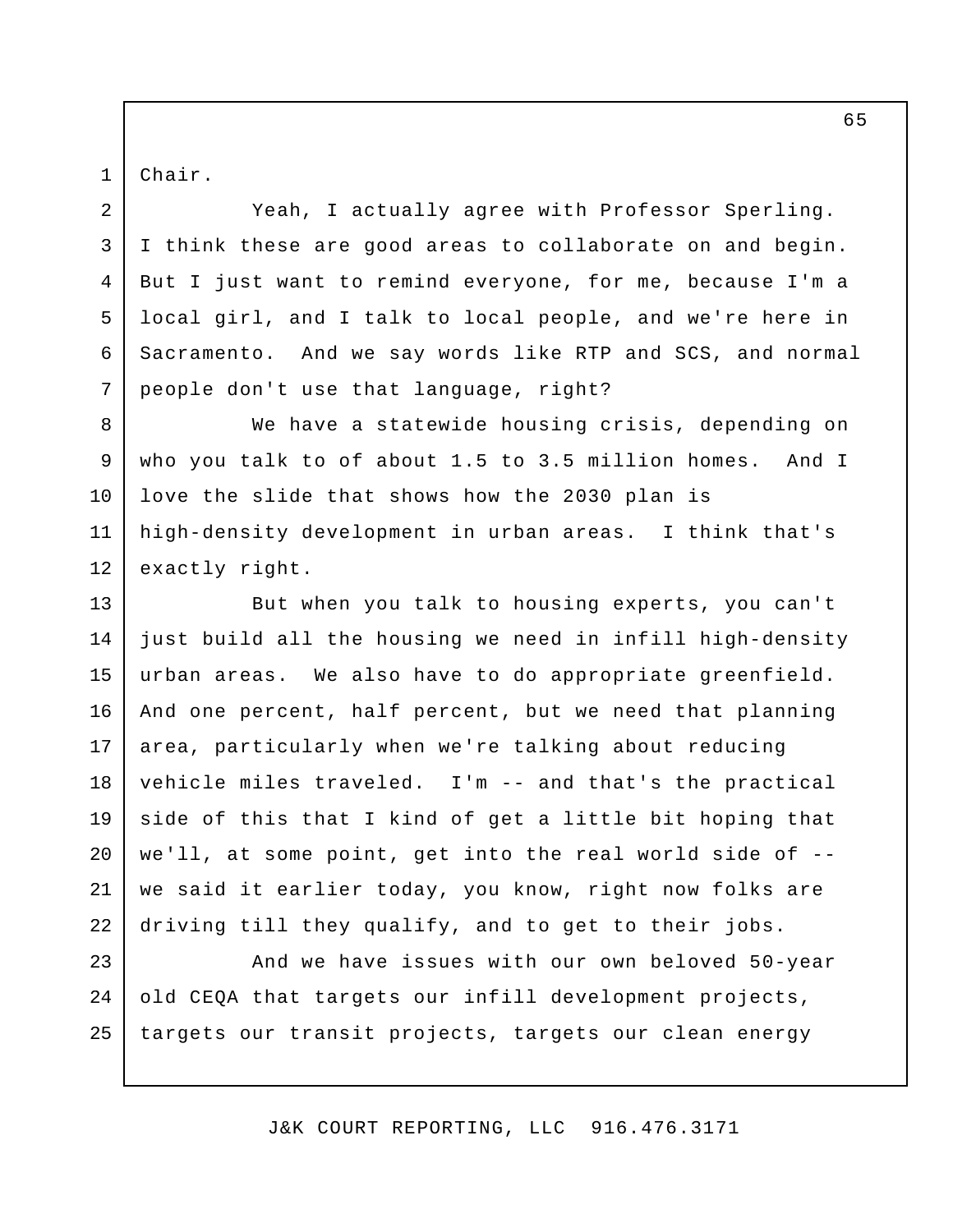Chair.

Yeah, I actually agree with Professor Sperling. I think these are good areas to collaborate on and begin. But I just want to remind everyone, for me, because I'm a local girl, and I talk to local people, and we're here in Sacramento. And we say words like RTP and SCS, and normal people don't use that language, right?

We have a statewide housing crisis, depending on who you talk to of about 1.5 to 3.5 million homes. And I love the slide that shows how the 2030 plan is high-density development in urban areas. I think that's exactly right.

But when you talk to housing experts, you can't just build all the housing we need in infill high-density urban areas. We also have to do appropriate greenfield. And one percent, half percent, but we need that planning area, particularly when we're talking about reducing vehicle miles traveled. I'm -- and that's the practical side of this that I kind of get a little bit hoping that we'll, at some point, get into the real world side of -- we said it earlier today, you know, right now folks are driving till they qualify, and to get to their jobs.

And we have issues with our own beloved 50-year old CEQA that targets our infill development projects, targets our transit projects, targets our clean energy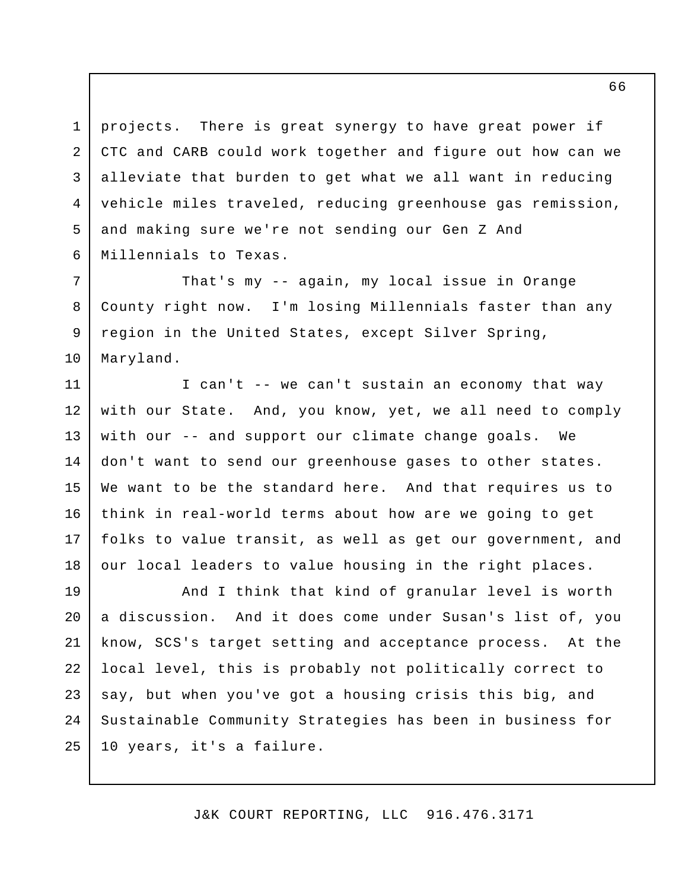projects. There is great synergy to have great power if CTC and CARB could work together and figure out how can we alleviate that burden to get what we all want in reducing vehicle miles traveled, reducing greenhouse gas remission, and making sure we're not sending our Gen Z And Millennials to Texas.

That's my -- again, my local issue in Orange County right now. I'm losing Millennials faster than any region in the United States, except Silver Spring, Maryland.

I can't -- we can't sustain an economy that way with our State. And, you know, yet, we all need to comply with our -- and support our climate change goals. We don't want to send our greenhouse gases to other states. We want to be the standard here. And that requires us to think in real-world terms about how are we going to get folks to value transit, as well as get our government, and our local leaders to value housing in the right places.

And I think that kind of granular level is worth a discussion. And it does come under Susan's list of, you know, SCS's target setting and acceptance process. At the local level, this is probably not politically correct to say, but when you've got a housing crisis this big, and Sustainable Community Strategies has been in business for 10 years, it's a failure.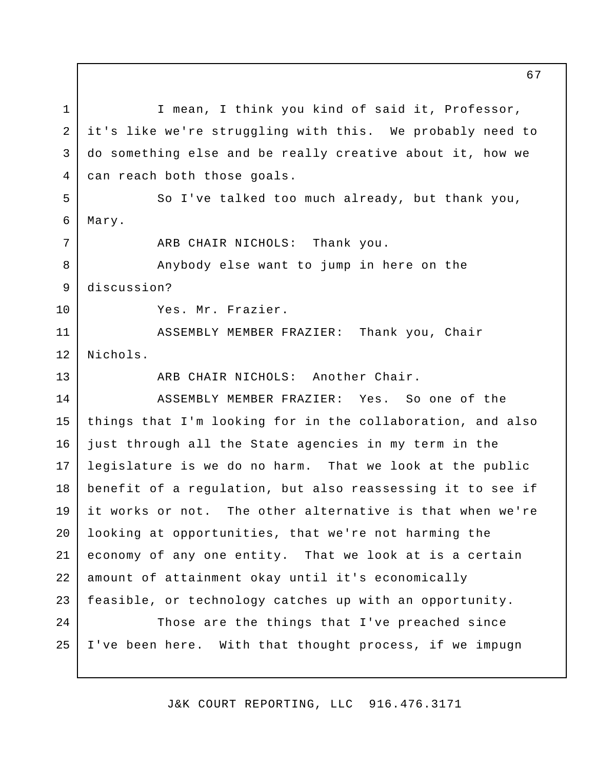I mean, I think you kind of said it, Professor, it's like we're struggling with this. We probably need to do something else and be really creative about it, how we can reach both those goals.

So I've talked too much already, but thank you, Mary.

ARB CHAIR NICHOLS: Thank you.

Anybody else want to jump in here on the discussion?

Yes. Mr. Frazier.

ASSEMBLY MEMBER FRAZIER: Thank you, Chair Nichols.

ARB CHAIR NICHOLS: Another Chair.

ASSEMBLY MEMBER FRAZIER: Yes. So one of the things that I'm looking for in the collaboration, and also just through all the State agencies in my term in the legislature is we do no harm. That we look at the public benefit of a regulation, but also reassessing it to see if it works or not. The other alternative is that when we're looking at opportunities, that we're not harming the economy of any one entity. That we look at is a certain amount of attainment okay until it's economically feasible, or technology catches up with an opportunity.

Those are the things that I've preached since I've been here. With that thought process, if we impugn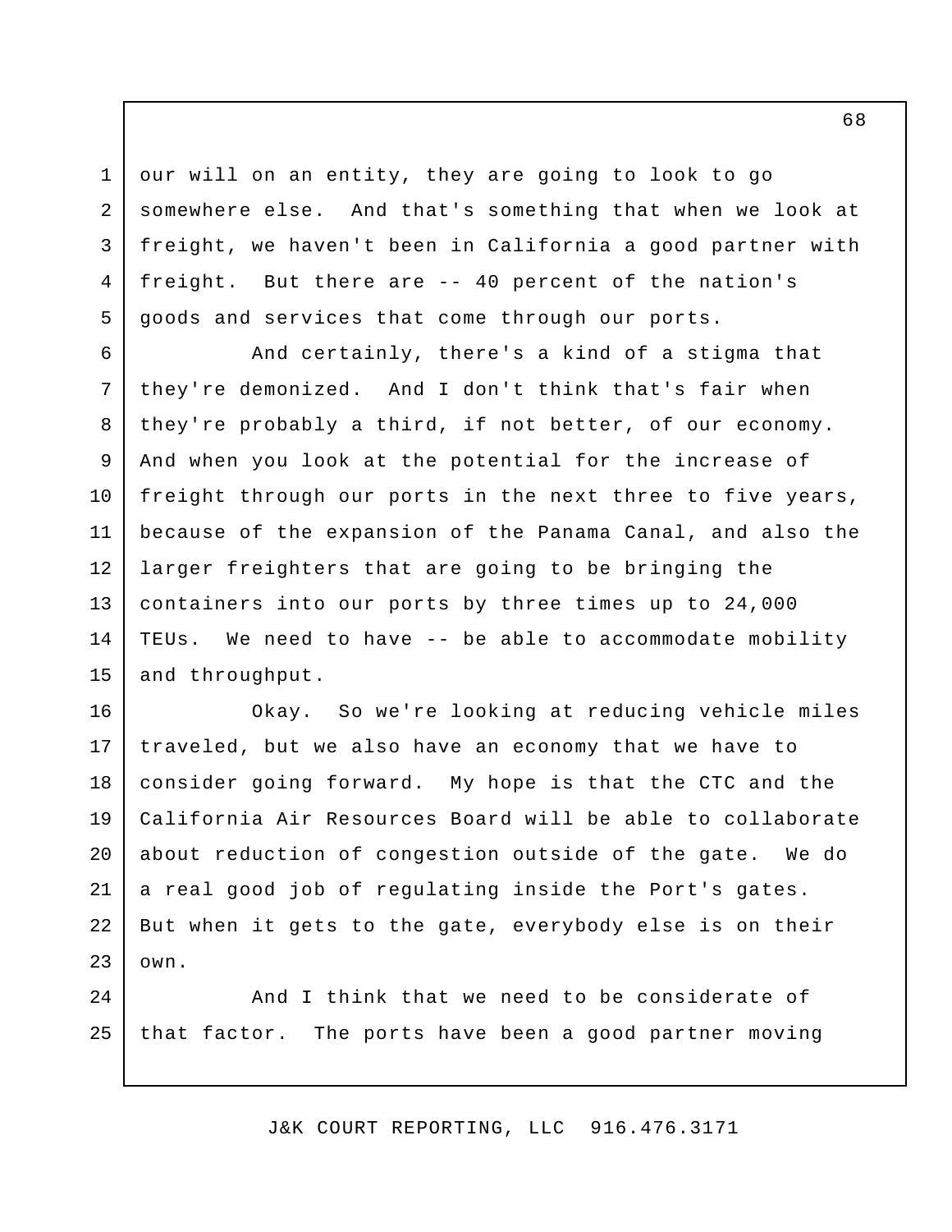our will on an entity, they are going to look to go somewhere else. And that's something that when we look at freight, we haven't been in California a good partner with freight. But there are -- 40 percent of the nation's goods and services that come through our ports.

And certainly, there's a kind of a stigma that they're demonized. And I don't think that's fair when they're probably a third, if not better, of our economy. And when you look at the potential for the increase of freight through our ports in the next three to five years, because of the expansion of the Panama Canal, and also the larger freighters that are going to be bringing the containers into our ports by three times up to 24,000 TEUs. We need to have -- be able to accommodate mobility and throughput.

Okay. So we're looking at reducing vehicle miles traveled, but we also have an economy that we have to consider going forward. My hope is that the CTC and the California Air Resources Board will be able to collaborate about reduction of congestion outside of the gate. We do a real good job of regulating inside the Port's gates. But when it gets to the gate, everybody else is on their own.

And I think that we need to be considerate of that factor. The ports have been a good partner moving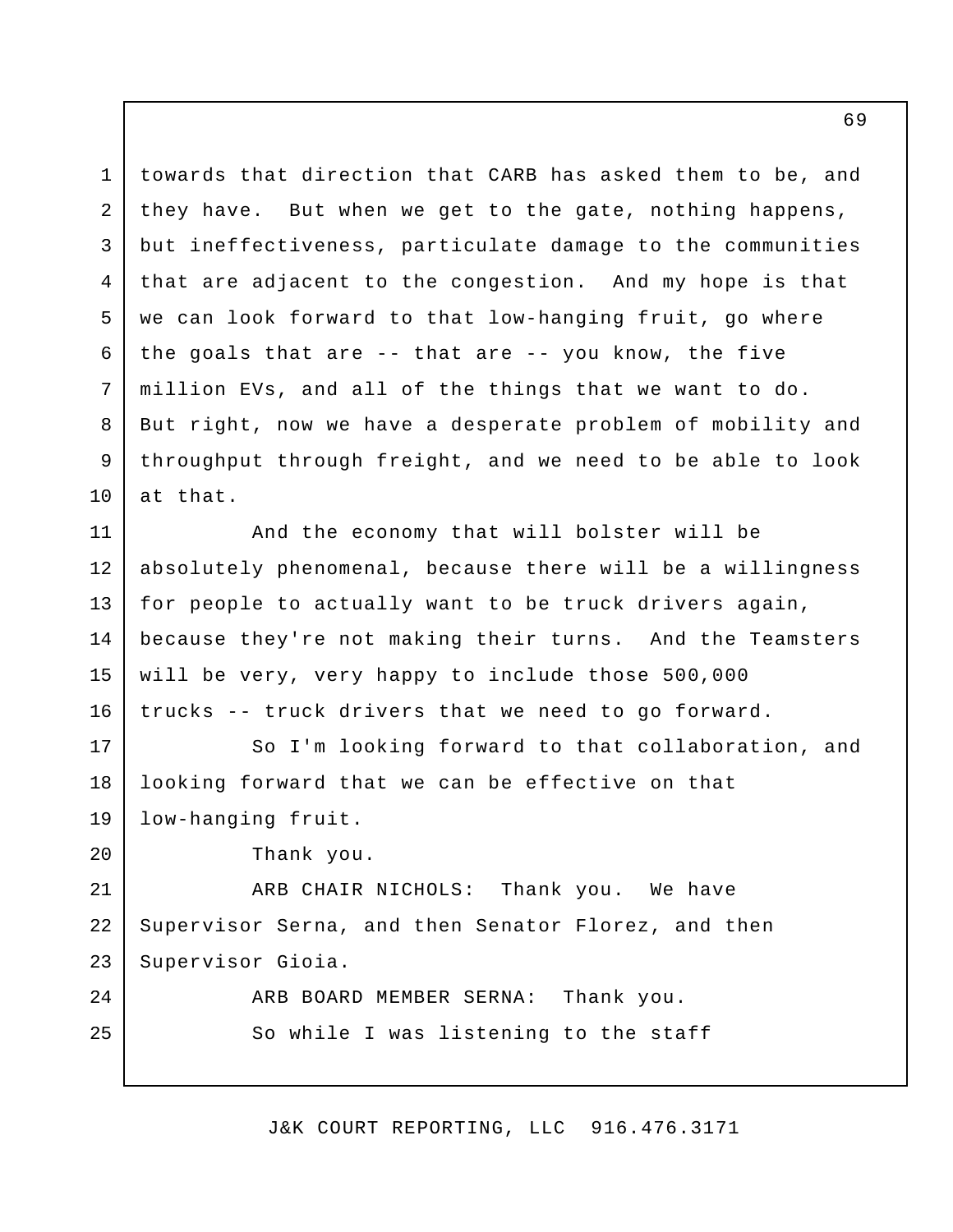towards that direction that CARB has asked them to be, and they have. But when we get to the gate, nothing happens, but ineffectiveness, particulate damage to the communities that are adjacent to the congestion. And my hope is that we can look forward to that low-hanging fruit, go where the goals that are -- that are -- you know, the five million EVs, and all of the things that we want to do. But right, now we have a desperate problem of mobility and throughput through freight, and we need to be able to look at that.

And the economy that will bolster will be absolutely phenomenal, because there will be a willingness for people to actually want to be truck drivers again, because they're not making their turns. And the Teamsters will be very, very happy to include those 500,000 trucks -- truck drivers that we need to go forward.

So I'm looking forward to that collaboration, and looking forward that we can be effective on that low-hanging fruit.

Thank you.

ARB CHAIR NICHOLS: Thank you. We have Supervisor Serna, and then Senator Florez, and then Supervisor Gioia.

ARB BOARD MEMBER SERNA: Thank you.

So while I was listening to the staff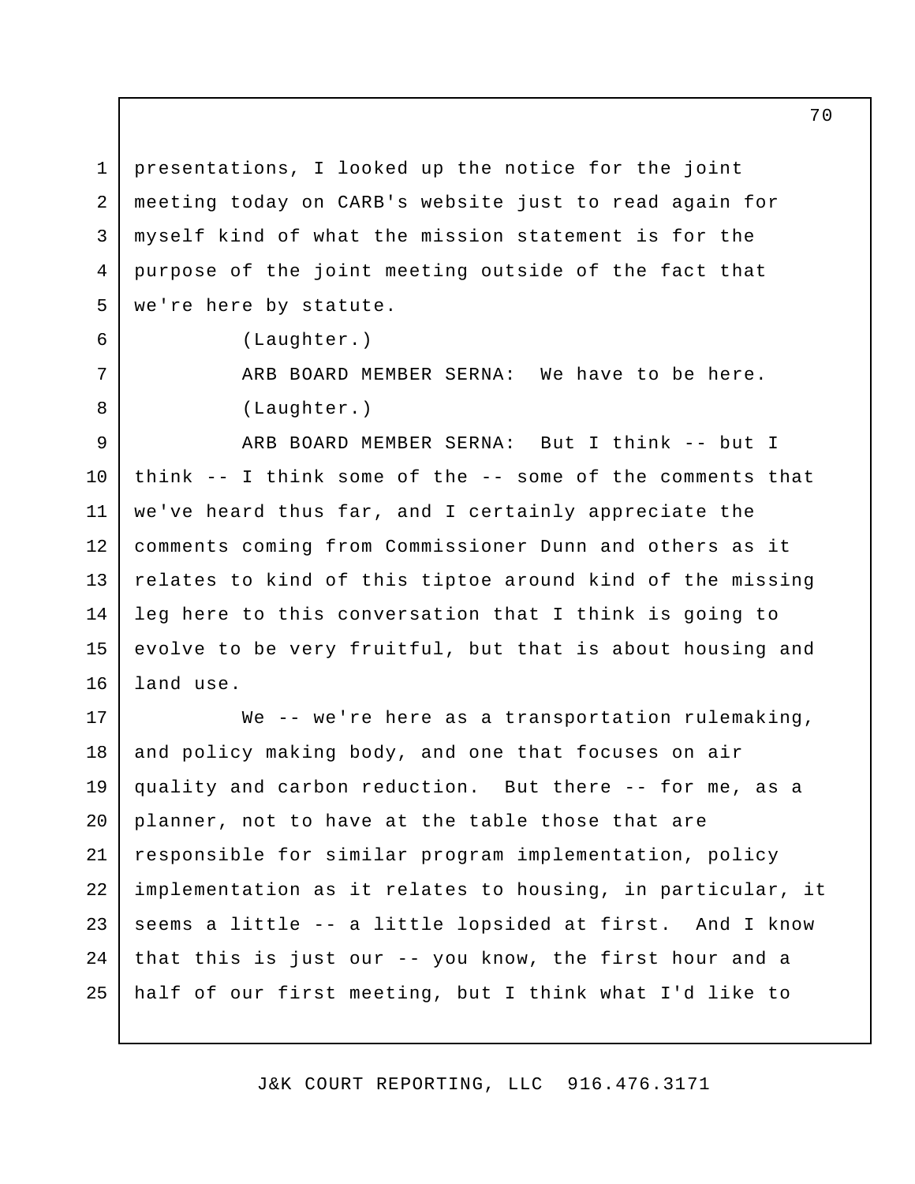presentations, I looked up the notice for the joint meeting today on CARB's website just to read again for myself kind of what the mission statement is for the purpose of the joint meeting outside of the fact that we're here by statute.

(Laughter.)

ARB BOARD MEMBER SERNA: We have to be here.

(Laughter.)

ARB BOARD MEMBER SERNA: But I think -- but I think -- I think some of the -- some of the comments that we've heard thus far, and I certainly appreciate the comments coming from Commissioner Dunn and others as it relates to kind of this tiptoe around kind of the missing leg here to this conversation that I think is going to evolve to be very fruitful, but that is about housing and land use.

We -- we're here as a transportation rulemaking, and policy making body, and one that focuses on air quality and carbon reduction. But there -- for me, as a planner, not to have at the table those that are responsible for similar program implementation, policy implementation as it relates to housing, in particular, it seems a little -- a little lopsided at first. And I know that this is just our -- you know, the first hour and a half of our first meeting, but I think what I'd like to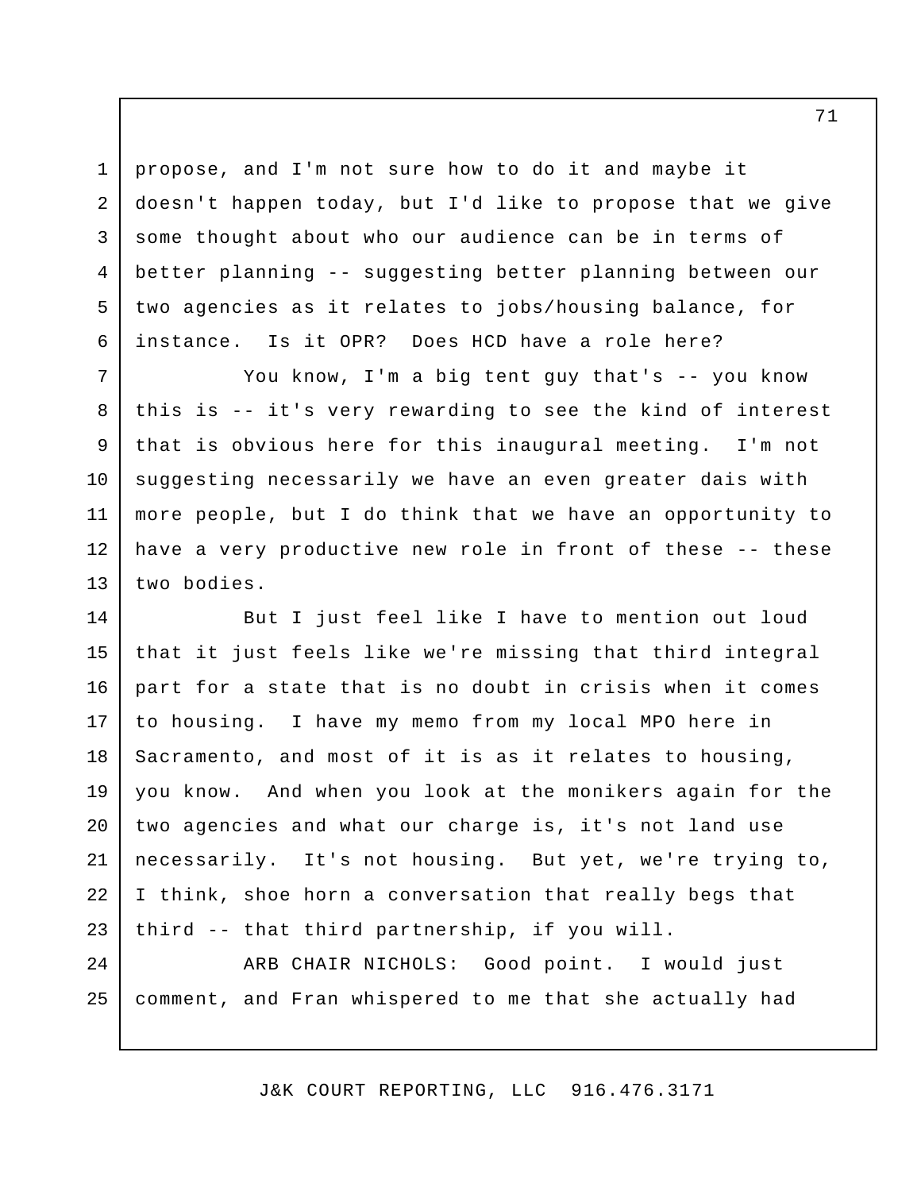propose, and I'm not sure how to do it and maybe it doesn't happen today, but I'd like to propose that we give some thought about who our audience can be in terms of better planning -- suggesting better planning between our two agencies as it relates to jobs/housing balance, for instance. Is it OPR? Does HCD have a role here?

You know, I'm a big tent guy that's -- you know this is -- it's very rewarding to see the kind of interest that is obvious here for this inaugural meeting. I'm not suggesting necessarily we have an even greater dais with more people, but I do think that we have an opportunity to have a very productive new role in front of these -- these two bodies.

But I just feel like I have to mention out loud that it just feels like we're missing that third integral part for a state that is no doubt in crisis when it comes to housing. I have my memo from my local MPO here in Sacramento, and most of it is as it relates to housing, you know. And when you look at the monikers again for the two agencies and what our charge is, it's not land use necessarily. It's not housing. But yet, we're trying to, I think, shoe horn a conversation that really begs that third -- that third partnership, if you will.

ARB CHAIR NICHOLS: Good point. I would just comment, and Fran whispered to me that she actually had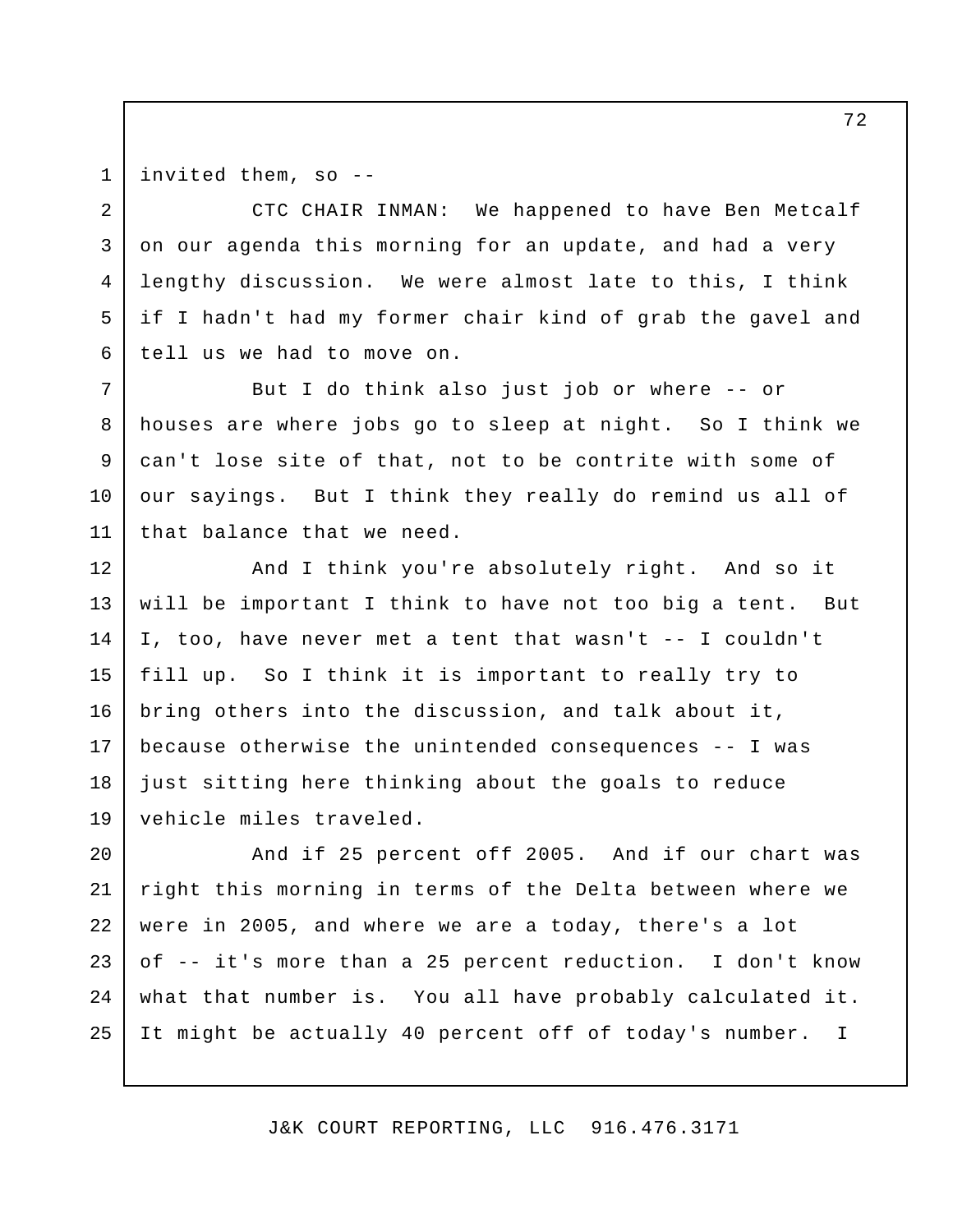invited them, so --

CTC CHAIR INMAN: We happened to have Ben Metcalf on our agenda this morning for an update, and had a very lengthy discussion. We were almost late to this, I think if I hadn't had my former chair kind of grab the gavel and tell us we had to move on.

But I do think also just job or where -- or houses are where jobs go to sleep at night. So I think we can't lose site of that, not to be contrite with some of our sayings. But I think they really do remind us all of that balance that we need.

And I think you're absolutely right. And so it will be important I think to have not too big a tent. But I, too, have never met a tent that wasn't -- I couldn't fill up. So I think it is important to really try to bring others into the discussion, and talk about it, because otherwise the unintended consequences -- I was just sitting here thinking about the goals to reduce vehicle miles traveled.

And if 25 percent off 2005. And if our chart was right this morning in terms of the Delta between where we were in 2005, and where we are a today, there's a lot of -- it's more than a 25 percent reduction. I don't know what that number is. You all have probably calculated it. It might be actually 40 percent off of today's number. I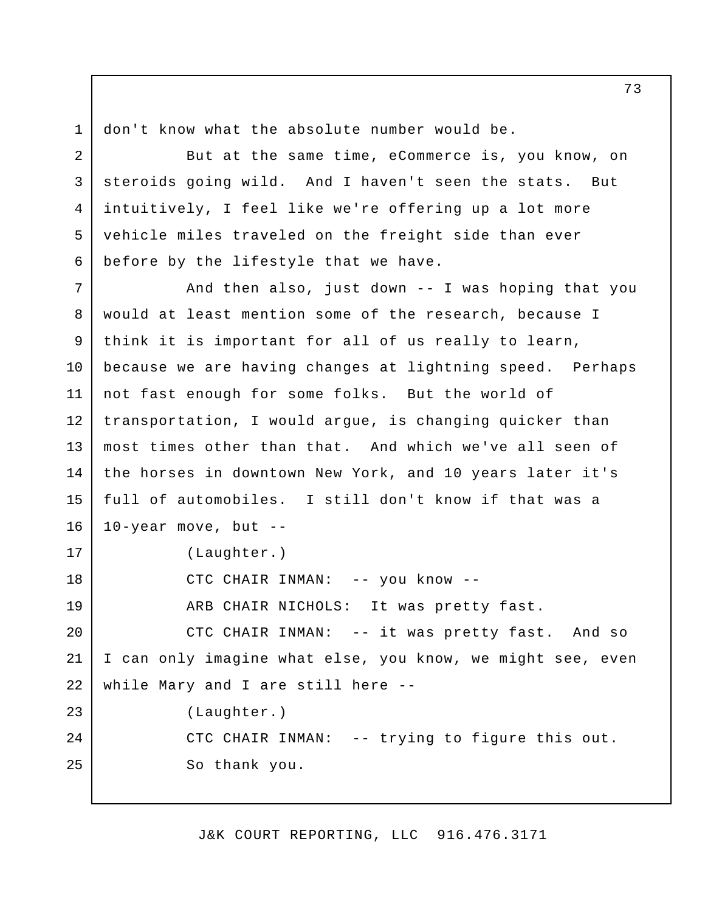don't know what the absolute number would be.

But at the same time, eCommerce is, you know, on steroids going wild. And I haven't seen the stats. But intuitively, I feel like we're offering up a lot more vehicle miles traveled on the freight side than ever before by the lifestyle that we have.

And then also, just down -- I was hoping that you would at least mention some of the research, because I think it is important for all of us really to learn, because we are having changes at lightning speed. Perhaps not fast enough for some folks. But the world of transportation, I would argue, is changing quicker than most times other than that. And which we've all seen of the horses in downtown New York, and 10 years later it's full of automobiles. I still don't know if that was a 10-year move, but --

(Laughter.)

CTC CHAIR INMAN: -- you know --

ARB CHAIR NICHOLS: It was pretty fast.

CTC CHAIR INMAN: -- it was pretty fast. And so I can only imagine what else, you know, we might see, even while Mary and I are still here --

(Laughter.)

CTC CHAIR INMAN: -- trying to figure this out.

So thank you.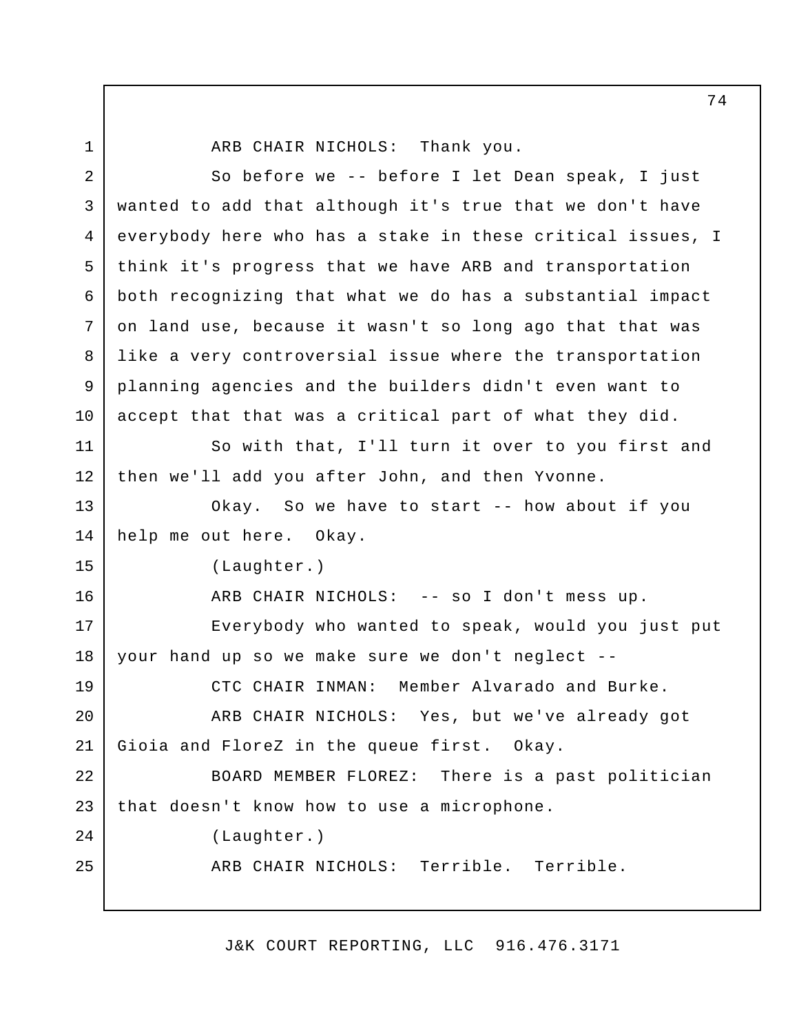ARB CHAIR NICHOLS: Thank you.

So before we -- before I let Dean speak, I just wanted to add that although it's true that we don't have everybody here who has a stake in these critical issues, I think it's progress that we have ARB and transportation both recognizing that what we do has a substantial impact on land use, because it wasn't so long ago that that was like a very controversial issue where the transportation planning agencies and the builders didn't even want to accept that that was a critical part of what they did.

So with that, I'll turn it over to you first and then we'll add you after John, and then Yvonne.

Okay. So we have to start -- how about if you help me out here. Okay.

(Laughter.)

ARB CHAIR NICHOLS: -- so I don't mess up.

Everybody who wanted to speak, would you just put your hand up so we make sure we don't neglect --

CTC CHAIR INMAN: Member Alvarado and Burke.

ARB CHAIR NICHOLS: Yes, but we've already got Gioia and FloreZ in the queue first. Okay.

BOARD MEMBER FLOREZ: There is a past politician that doesn't know how to use a microphone.

(Laughter.)

ARB CHAIR NICHOLS: Terrible. Terrible.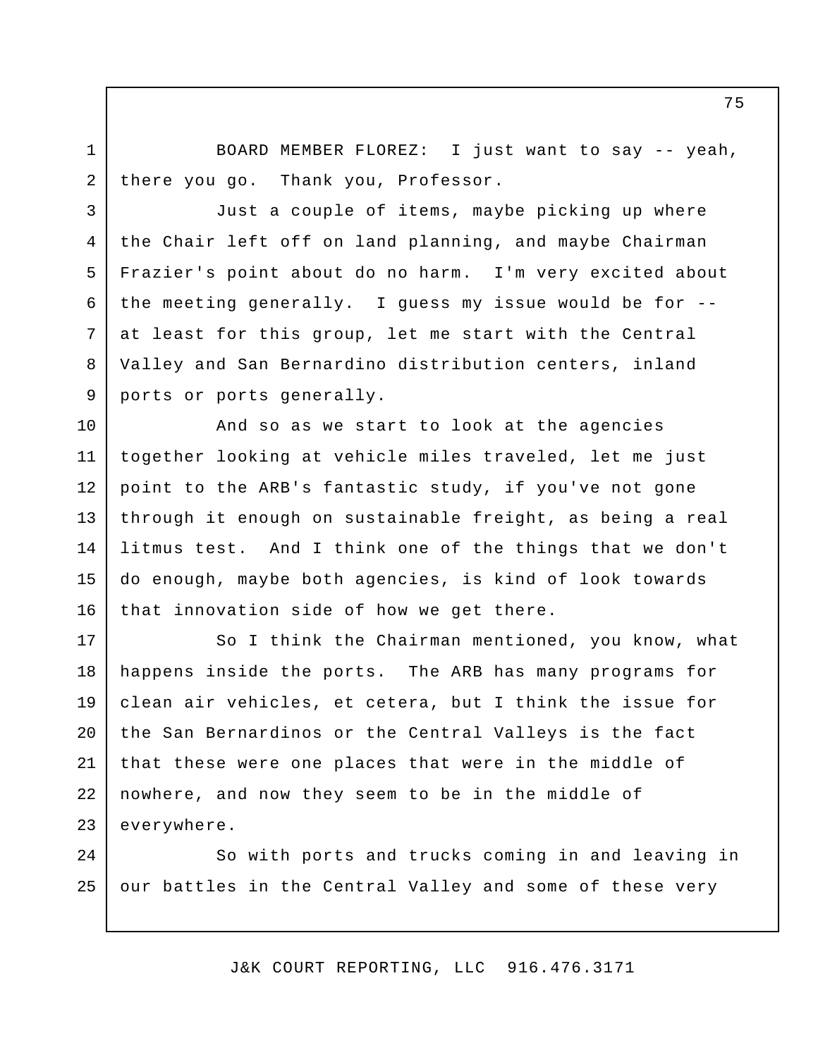BOARD MEMBER FLOREZ: I just want to say -- yeah, there you go. Thank you, Professor.

Just a couple of items, maybe picking up where the Chair left off on land planning, and maybe Chairman Frazier's point about do no harm. I'm very excited about the meeting generally. I guess my issue would be for -- at least for this group, let me start with the Central Valley and San Bernardino distribution centers, inland ports or ports generally.

And so as we start to look at the agencies together looking at vehicle miles traveled, let me just point to the ARB's fantastic study, if you've not gone through it enough on sustainable freight, as being a real litmus test. And I think one of the things that we don't do enough, maybe both agencies, is kind of look towards that innovation side of how we get there.

So I think the Chairman mentioned, you know, what happens inside the ports. The ARB has many programs for clean air vehicles, et cetera, but I think the issue for the San Bernardinos or the Central Valleys is the fact that these were one places that were in the middle of nowhere, and now they seem to be in the middle of everywhere.

So with ports and trucks coming in and leaving in our battles in the Central Valley and some of these very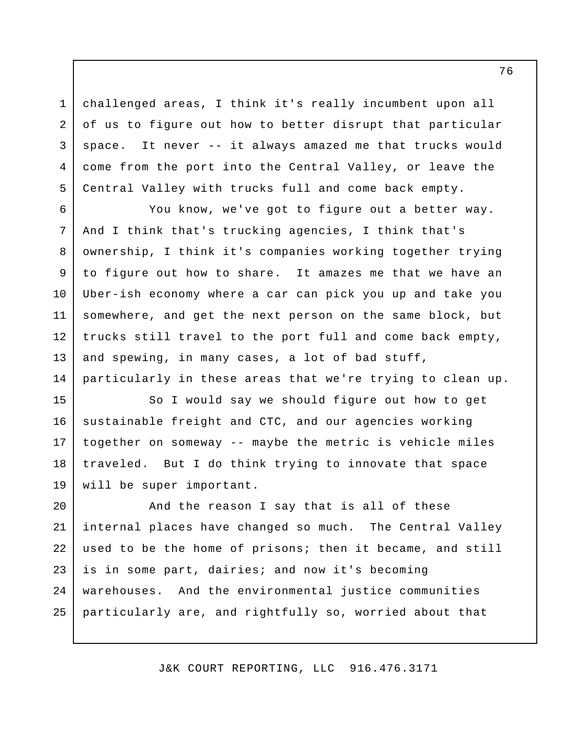challenged areas, I think it's really incumbent upon all of us to figure out how to better disrupt that particular space. It never -- it always amazed me that trucks would come from the port into the Central Valley, or leave the Central Valley with trucks full and come back empty.

You know, we've got to figure out a better way. And I think that's trucking agencies, I think that's ownership, I think it's companies working together trying to figure out how to share. It amazes me that we have an Uber-ish economy where a car can pick you up and take you somewhere, and get the next person on the same block, but trucks still travel to the port full and come back empty, and spewing, in many cases, a lot of bad stuff, particularly in these areas that we're trying to clean up.

So I would say we should figure out how to get sustainable freight and CTC, and our agencies working together on someway -- maybe the metric is vehicle miles traveled. But I do think trying to innovate that space will be super important.

And the reason I say that is all of these internal places have changed so much. The Central Valley used to be the home of prisons; then it became, and still is in some part, dairies; and now it's becoming warehouses. And the environmental justice communities particularly are, and rightfully so, worried about that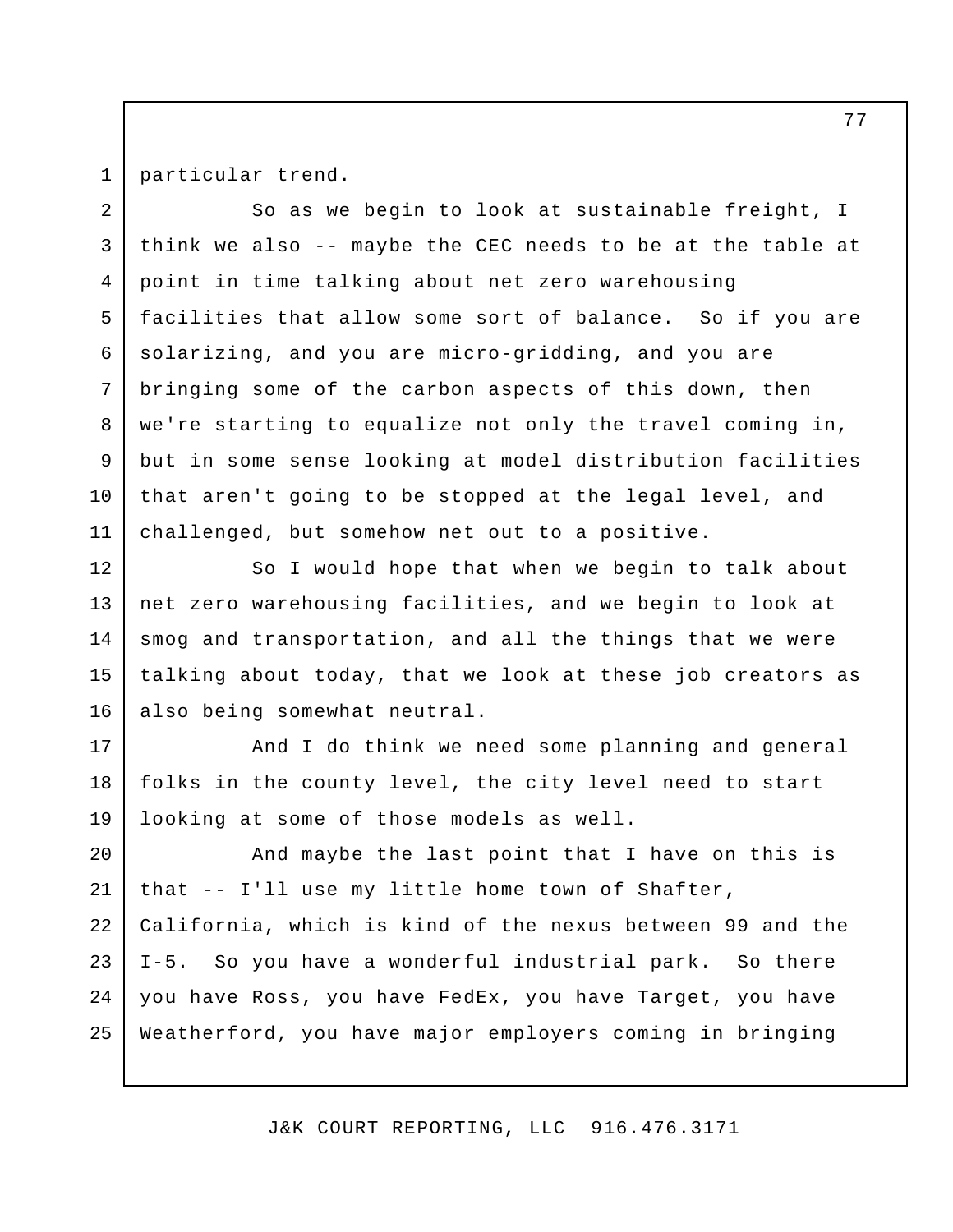particular trend.

So as we begin to look at sustainable freight, I think we also -- maybe the CEC needs to be at the table at point in time talking about net zero warehousing facilities that allow some sort of balance. So if you are solarizing, and you are micro-gridding, and you are bringing some of the carbon aspects of this down, then we're starting to equalize not only the travel coming in, but in some sense looking at model distribution facilities that aren't going to be stopped at the legal level, and challenged, but somehow net out to a positive.

So I would hope that when we begin to talk about net zero warehousing facilities, and we begin to look at smog and transportation, and all the things that we were talking about today, that we look at these job creators as also being somewhat neutral.

And I do think we need some planning and general folks in the county level, the city level need to start looking at some of those models as well.

And maybe the last point that I have on this is that -- I'll use my little home town of Shafter, California, which is kind of the nexus between 99 and the I-5. So you have a wonderful industrial park. So there you have Ross, you have FedEx, you have Target, you have Weatherford, you have major employers coming in bringing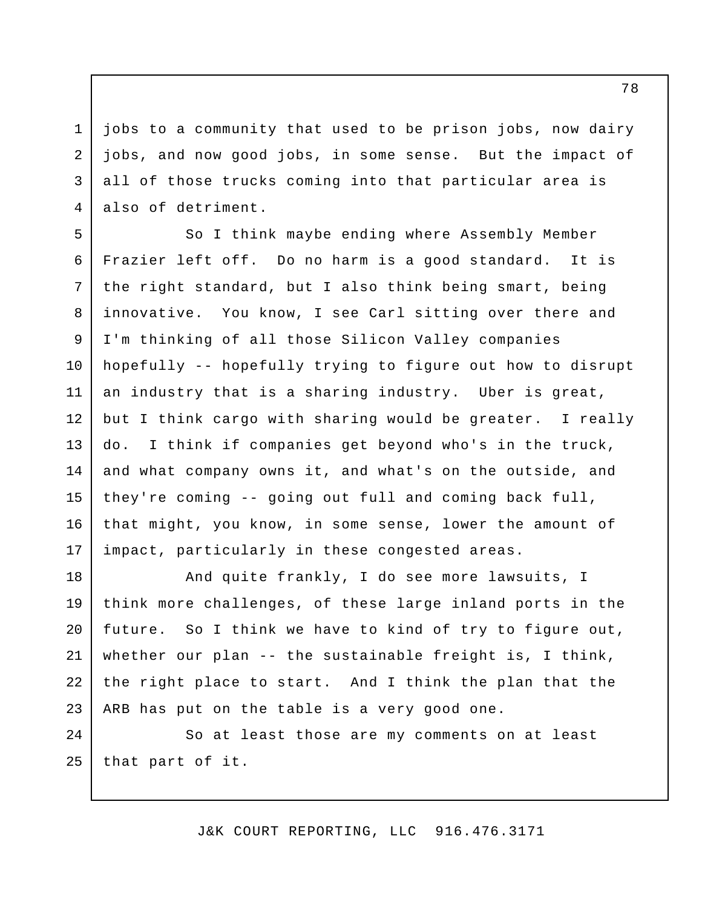jobs to a community that used to be prison jobs, now dairy jobs, and now good jobs, in some sense. But the impact of all of those trucks coming into that particular area is also of detriment.

So I think maybe ending where Assembly Member Frazier left off. Do no harm is a good standard. It is the right standard, but I also think being smart, being innovative. You know, I see Carl sitting over there and I'm thinking of all those Silicon Valley companies hopefully -- hopefully trying to figure out how to disrupt an industry that is a sharing industry. Uber is great, but I think cargo with sharing would be greater. I really do. I think if companies get beyond who's in the truck, and what company owns it, and what's on the outside, and they're coming -- going out full and coming back full, that might, you know, in some sense, lower the amount of impact, particularly in these congested areas.

And quite frankly, I do see more lawsuits, I think more challenges, of these large inland ports in the future. So I think we have to kind of try to figure out, whether our plan -- the sustainable freight is, I think, the right place to start. And I think the plan that the ARB has put on the table is a very good one.

So at least those are my comments on at least that part of it.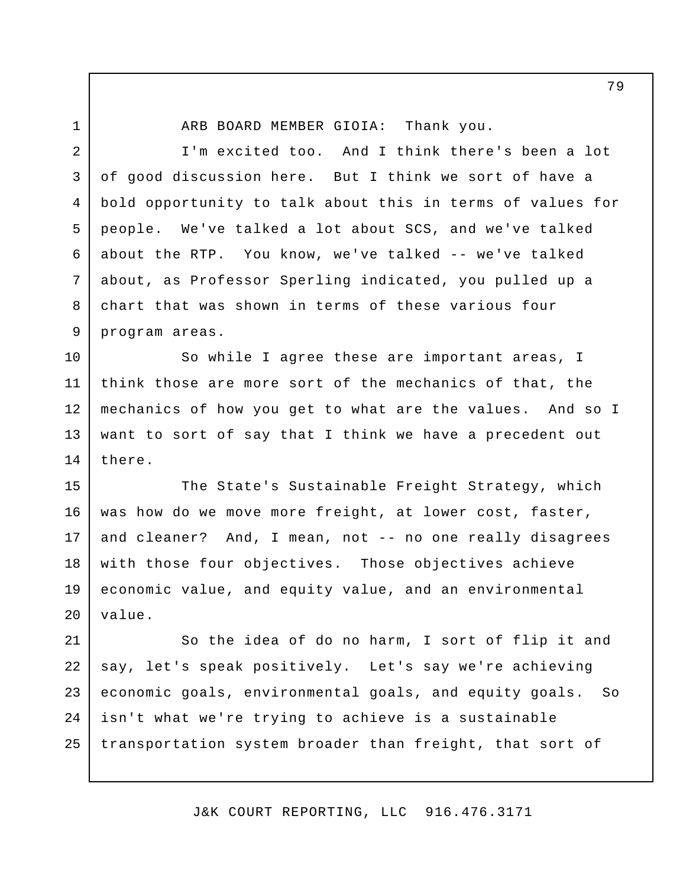ARB BOARD MEMBER GIOIA: Thank you.

I'm excited too. And I think there's been a lot of good discussion here. But I think we sort of have a bold opportunity to talk about this in terms of values for people. We've talked a lot about SCS, and we've talked about the RTP. You know, we've talked -- we've talked about, as Professor Sperling indicated, you pulled up a chart that was shown in terms of these various four program areas.

So while I agree these are important areas, I think those are more sort of the mechanics of that, the mechanics of how you get to what are the values. And so I want to sort of say that I think we have a precedent out there.

The State's Sustainable Freight Strategy, which was how do we move more freight, at lower cost, faster, and cleaner? And, I mean, not -- no one really disagrees with those four objectives. Those objectives achieve economic value, and equity value, and an environmental value.

So the idea of do no harm, I sort of flip it and say, let's speak positively. Let's say we're achieving economic goals, environmental goals, and equity goals. So isn't what we're trying to achieve is a sustainable transportation system broader than freight, that sort of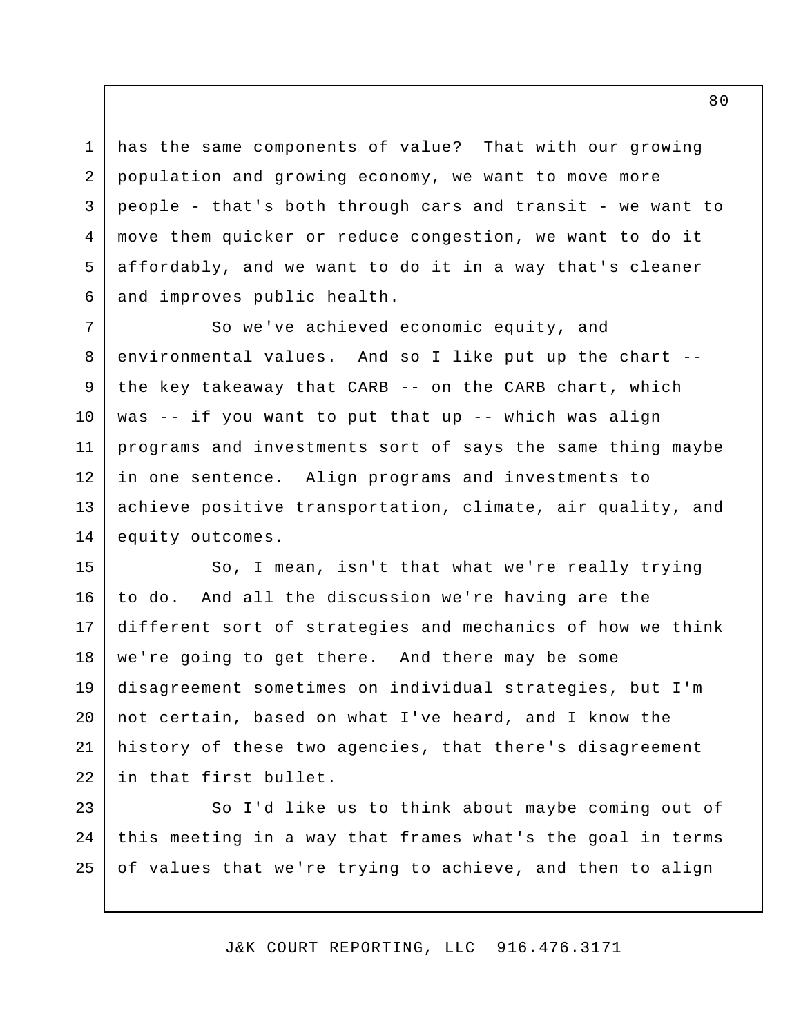has the same components of value? That with our growing population and growing economy, we want to move more people - that's both through cars and transit - we want to move them quicker or reduce congestion, we want to do it affordably, and we want to do it in a way that's cleaner and improves public health.

So we've achieved economic equity, and environmental values. And so I like put up the chart -- the key takeaway that CARB -- on the CARB chart, which was -- if you want to put that up -- which was align programs and investments sort of says the same thing maybe in one sentence. Align programs and investments to achieve positive transportation, climate, air quality, and equity outcomes.

So, I mean, isn't that what we're really trying to do. And all the discussion we're having are the different sort of strategies and mechanics of how we think we're going to get there. And there may be some disagreement sometimes on individual strategies, but I'm not certain, based on what I've heard, and I know the history of these two agencies, that there's disagreement in that first bullet.

So I'd like us to think about maybe coming out of this meeting in a way that frames what's the goal in terms of values that we're trying to achieve, and then to align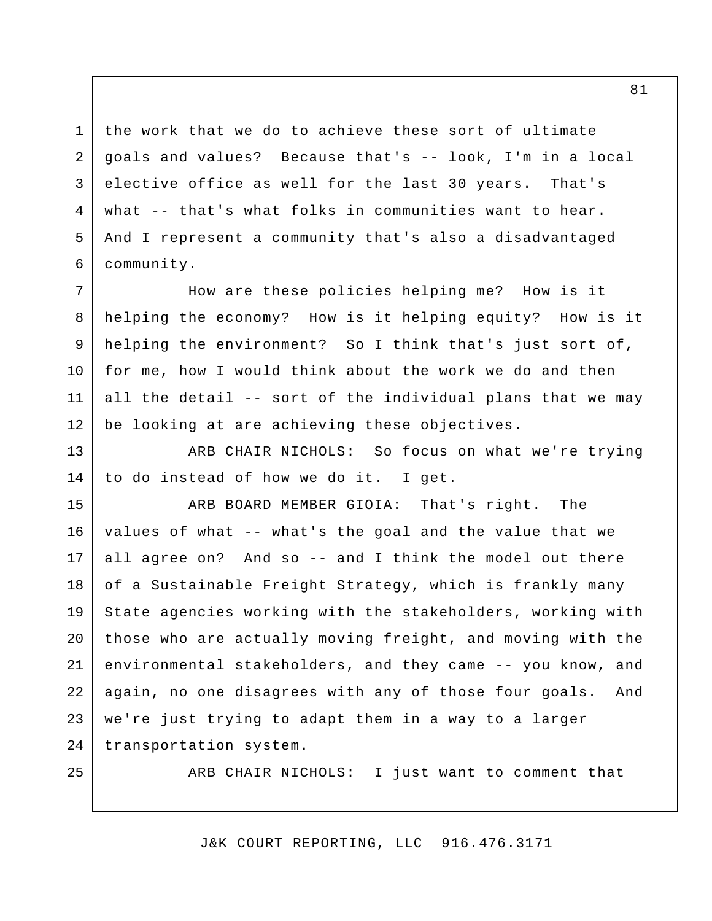the work that we do to achieve these sort of ultimate goals and values? Because that's -- look, I'm in a local elective office as well for the last 30 years. That's what -- that's what folks in communities want to hear. And I represent a community that's also a disadvantaged community.

How are these policies helping me? How is it helping the economy? How is it helping equity? How is it helping the environment? So I think that's just sort of, for me, how I would think about the work we do and then all the detail -- sort of the individual plans that we may be looking at are achieving these objectives.

ARB CHAIR NICHOLS: So focus on what we're trying to do instead of how we do it. I get.

ARB BOARD MEMBER GIOIA: That's right. The values of what -- what's the goal and the value that we all agree on? And so -- and I think the model out there of a Sustainable Freight Strategy, which is frankly many State agencies working with the stakeholders, working with those who are actually moving freight, and moving with the environmental stakeholders, and they came -- you know, and again, no one disagrees with any of those four goals. And we're just trying to adapt them in a way to a larger transportation system.

ARB CHAIR NICHOLS: I just want to comment that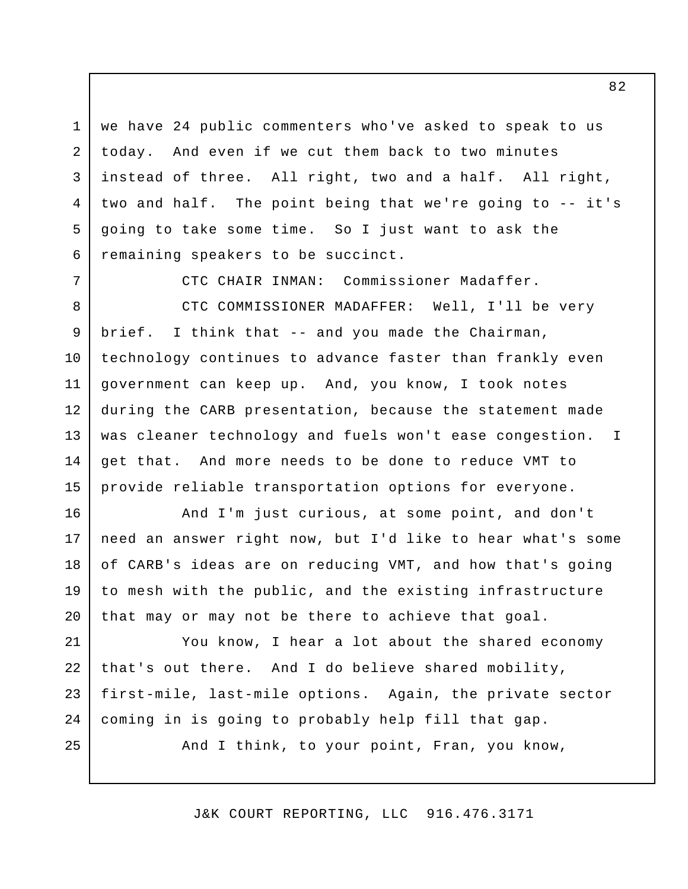we have 24 public commenters who've asked to speak to us today. And even if we cut them back to two minutes instead of three. All right, two and a half. All right, two and half. The point being that we're going to -- it's going to take some time. So I just want to ask the remaining speakers to be succinct.

CTC CHAIR INMAN: Commissioner Madaffer.

CTC COMMISSIONER MADAFFER: Well, I'll be very brief. I think that -- and you made the Chairman, technology continues to advance faster than frankly even government can keep up. And, you know, I took notes during the CARB presentation, because the statement made was cleaner technology and fuels won't ease congestion. I get that. And more needs to be done to reduce VMT to provide reliable transportation options for everyone.

And I'm just curious, at some point, and don't need an answer right now, but I'd like to hear what's some of CARB's ideas are on reducing VMT, and how that's going to mesh with the public, and the existing infrastructure that may or may not be there to achieve that goal.

You know, I hear a lot about the shared economy that's out there. And I do believe shared mobility, first-mile, last-mile options. Again, the private sector coming in is going to probably help fill that gap.

And I think, to your point, Fran, you know,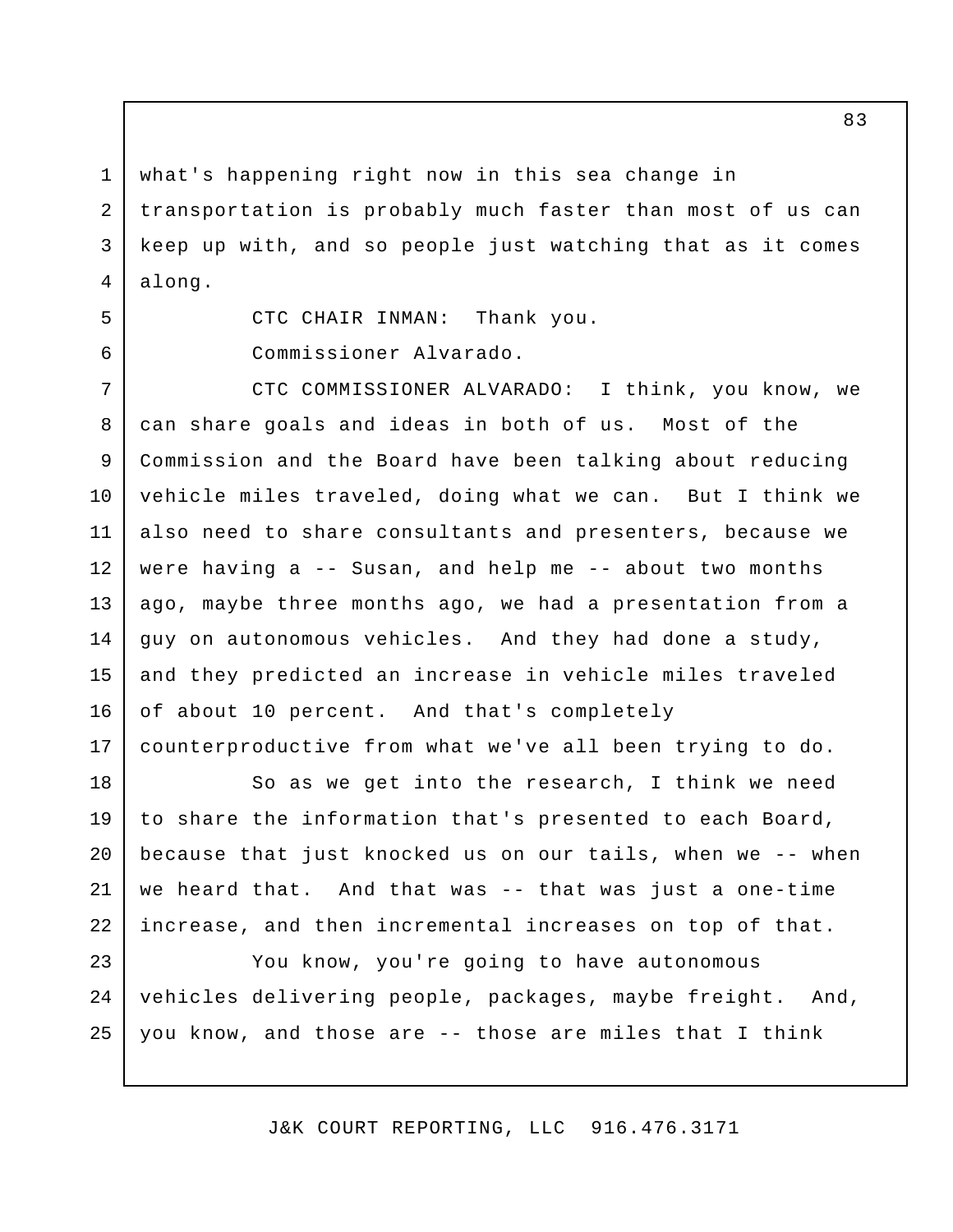what's happening right now in this sea change in transportation is probably much faster than most of us can keep up with, and so people just watching that as it comes along.

CTC CHAIR INMAN: Thank you.

Commissioner Alvarado.

CTC COMMISSIONER ALVARADO: I think, you know, we can share goals and ideas in both of us. Most of the Commission and the Board have been talking about reducing vehicle miles traveled, doing what we can. But I think we also need to share consultants and presenters, because we were having a -- Susan, and help me -- about two months ago, maybe three months ago, we had a presentation from a guy on autonomous vehicles. And they had done a study, and they predicted an increase in vehicle miles traveled of about 10 percent. And that's completely counterproductive from what we've all been trying to do.

So as we get into the research, I think we need to share the information that's presented to each Board, because that just knocked us on our tails, when we -- when we heard that. And that was -- that was just a one-time increase, and then incremental increases on top of that.

You know, you're going to have autonomous vehicles delivering people, packages, maybe freight. And, you know, and those are -- those are miles that I think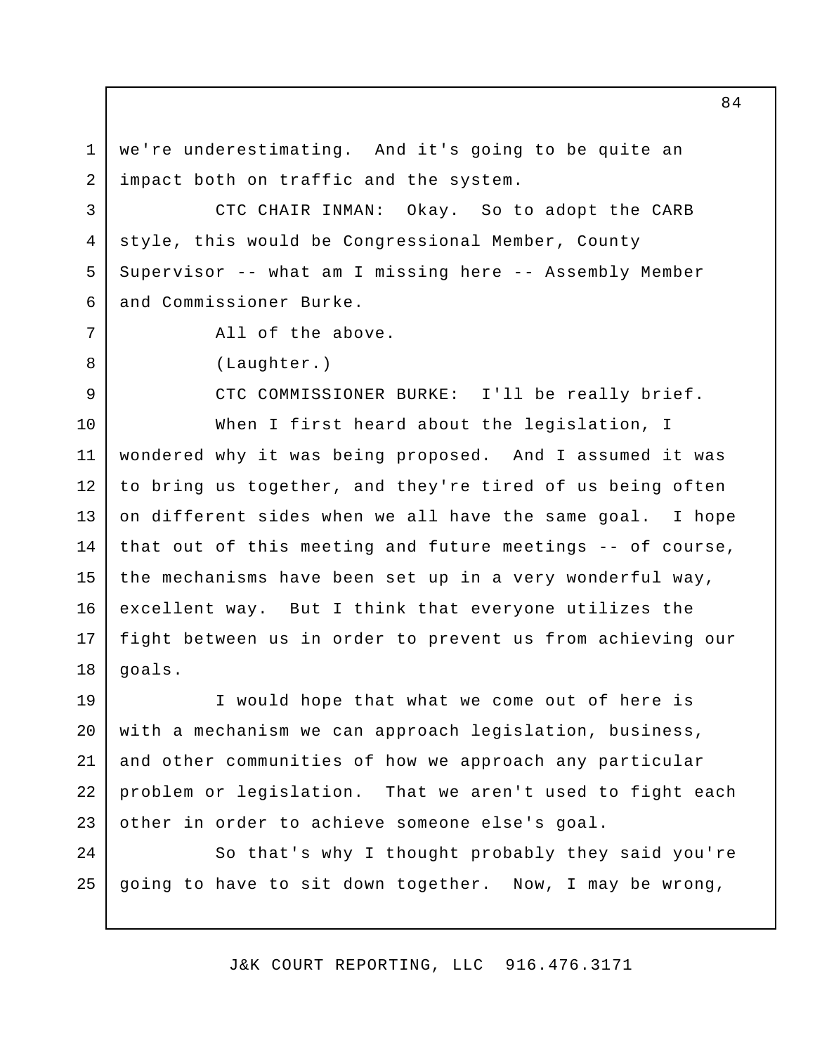we're underestimating. And it's going to be quite an impact both on traffic and the system.

CTC CHAIR INMAN: Okay. So to adopt the CARB style, this would be Congressional Member, County Supervisor -- what am I missing here -- Assembly Member and Commissioner Burke.

All of the above.

(Laughter.)

CTC COMMISSIONER BURKE: I'll be really brief.

When I first heard about the legislation, I wondered why it was being proposed. And I assumed it was to bring us together, and they're tired of us being often on different sides when we all have the same goal. I hope that out of this meeting and future meetings -- of course, the mechanisms have been set up in a very wonderful way, excellent way. But I think that everyone utilizes the fight between us in order to prevent us from achieving our goals.

I would hope that what we come out of here is with a mechanism we can approach legislation, business, and other communities of how we approach any particular problem or legislation. That we aren't used to fight each other in order to achieve someone else's goal.

So that's why I thought probably they said you're going to have to sit down together. Now, I may be wrong,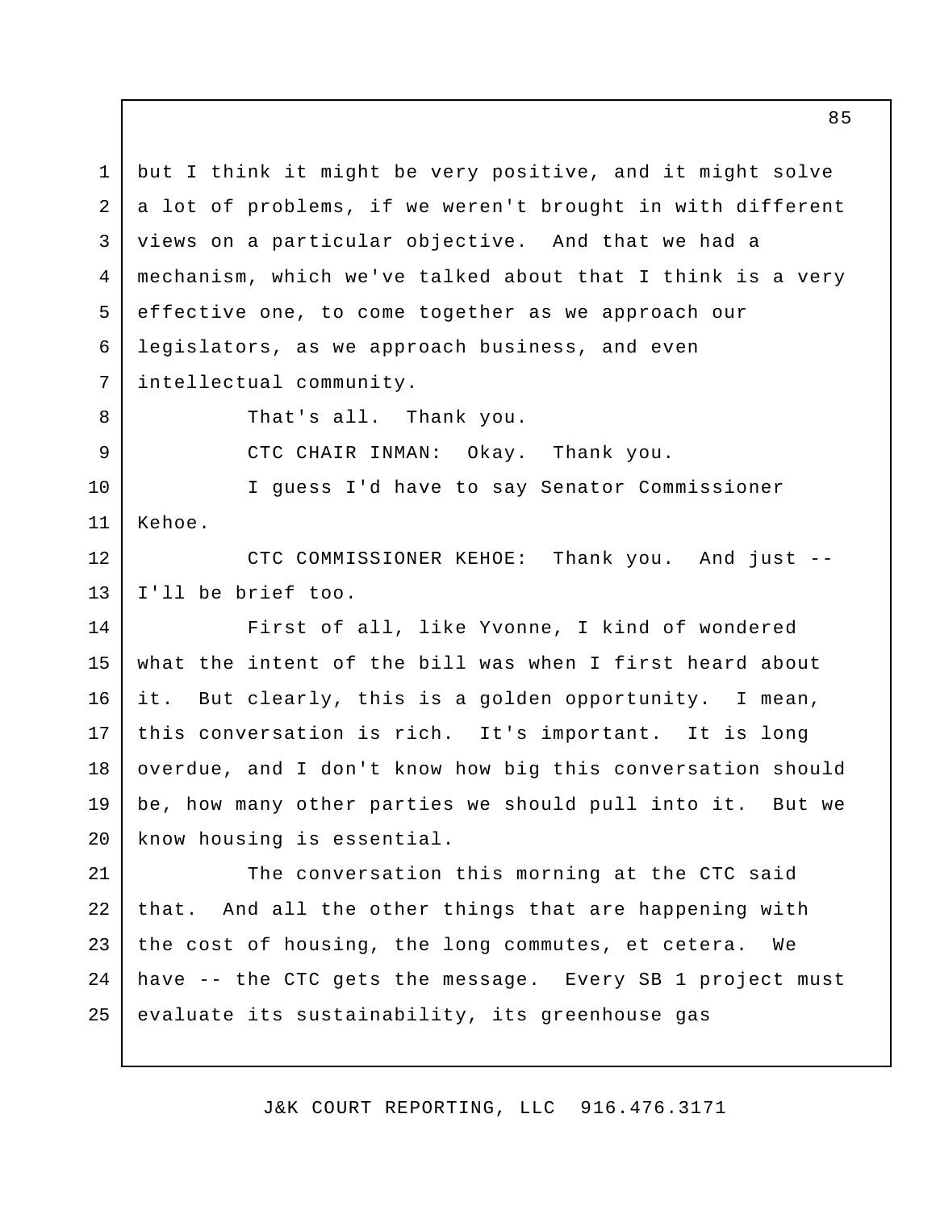but I think it might be very positive, and it might solve a lot of problems, if we weren't brought in with different views on a particular objective. And that we had a mechanism, which we've talked about that I think is a very effective one, to come together as we approach our legislators, as we approach business, and even intellectual community.

That's all. Thank you.

CTC CHAIR INMAN: Okay. Thank you.

I guess I'd have to say Senator Commissioner Kehoe.

CTC COMMISSIONER KEHOE: Thank you. And just -- I'll be brief too.

First of all, like Yvonne, I kind of wondered what the intent of the bill was when I first heard about it. But clearly, this is a golden opportunity. I mean, this conversation is rich. It's important. It is long overdue, and I don't know how big this conversation should be, how many other parties we should pull into it. But we know housing is essential.

The conversation this morning at the CTC said that. And all the other things that are happening with the cost of housing, the long commutes, et cetera. We have -- the CTC gets the message. Every SB 1 project must evaluate its sustainability, its greenhouse gas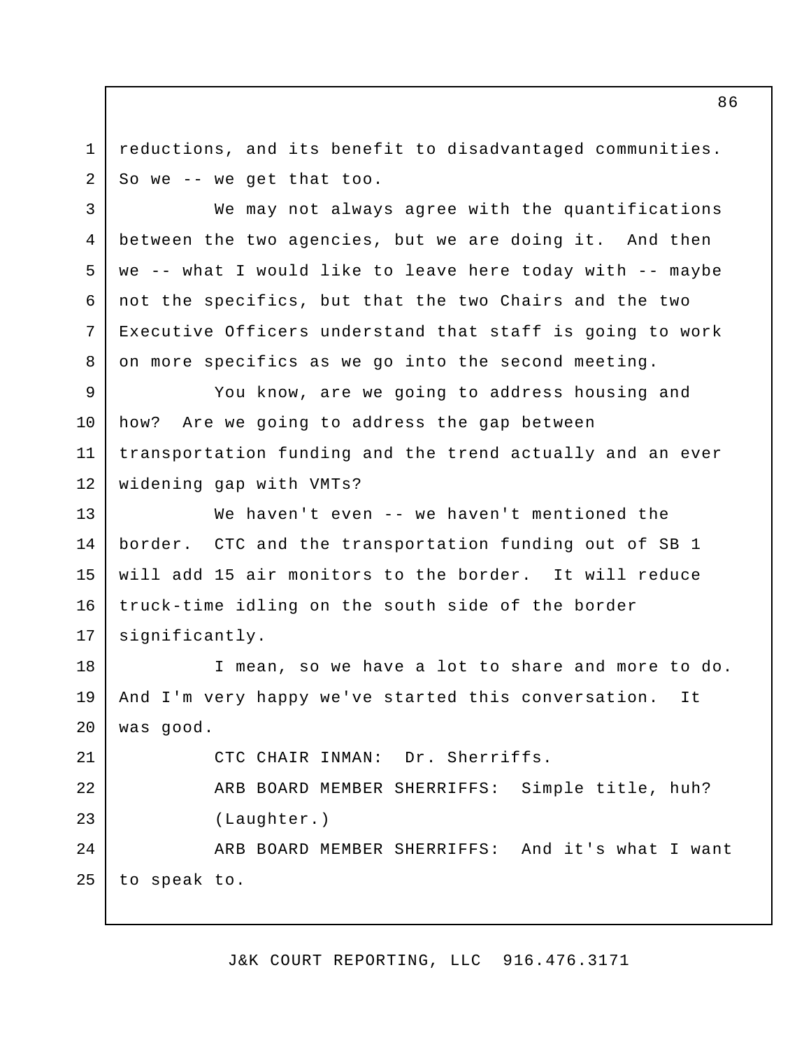reductions, and its benefit to disadvantaged communities. So we -- we get that too.

We may not always agree with the quantifications between the two agencies, but we are doing it. And then we -- what I would like to leave here today with -- maybe not the specifics, but that the two Chairs and the two Executive Officers understand that staff is going to work on more specifics as we go into the second meeting.

You know, are we going to address housing and how? Are we going to address the gap between transportation funding and the trend actually and an ever widening gap with VMTs?

We haven't even -- we haven't mentioned the border. CTC and the transportation funding out of SB 1 will add 15 air monitors to the border. It will reduce truck-time idling on the south side of the border significantly.

I mean, so we have a lot to share and more to do. And I'm very happy we've started this conversation. It was good.

CTC CHAIR INMAN: Dr. Sherriffs.

ARB BOARD MEMBER SHERRIFFS: Simple title, huh?

(Laughter.)

ARB BOARD MEMBER SHERRIFFS: And it's what I want to speak to.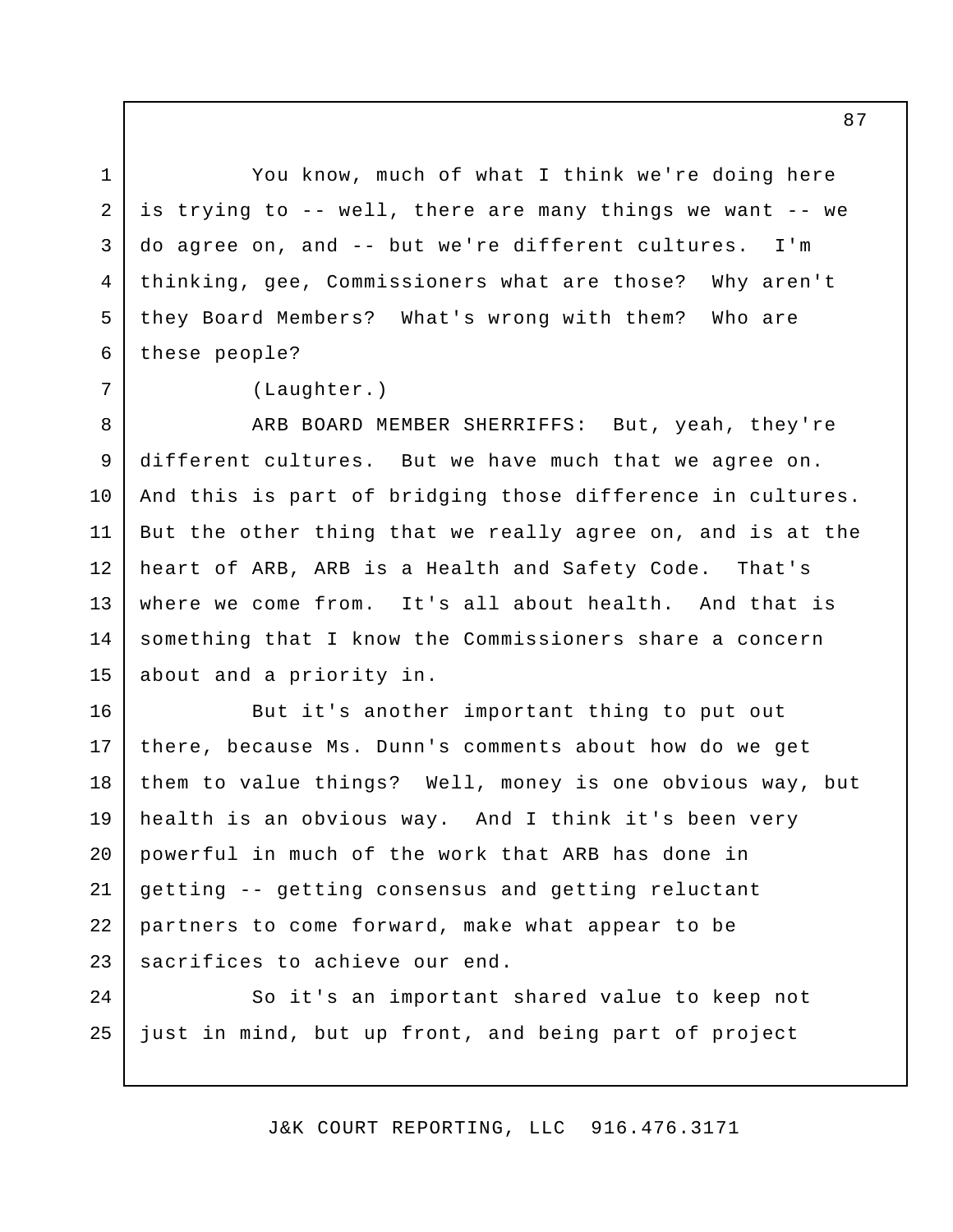You know, much of what I think we're doing here is trying to -- well, there are many things we want -- we do agree on, and -- but we're different cultures. I'm thinking, gee, Commissioners what are those? Why aren't they Board Members? What's wrong with them? Who are these people?

(Laughter.)

ARB BOARD MEMBER SHERRIFFS: But, yeah, they're different cultures. But we have much that we agree on. And this is part of bridging those difference in cultures. But the other thing that we really agree on, and is at the heart of ARB, ARB is a Health and Safety Code. That's where we come from. It's all about health. And that is something that I know the Commissioners share a concern about and a priority in.

But it's another important thing to put out there, because Ms. Dunn's comments about how do we get them to value things? Well, money is one obvious way, but health is an obvious way. And I think it's been very powerful in much of the work that ARB has done in getting -- getting consensus and getting reluctant partners to come forward, make what appear to be sacrifices to achieve our end.

So it's an important shared value to keep not just in mind, but up front, and being part of project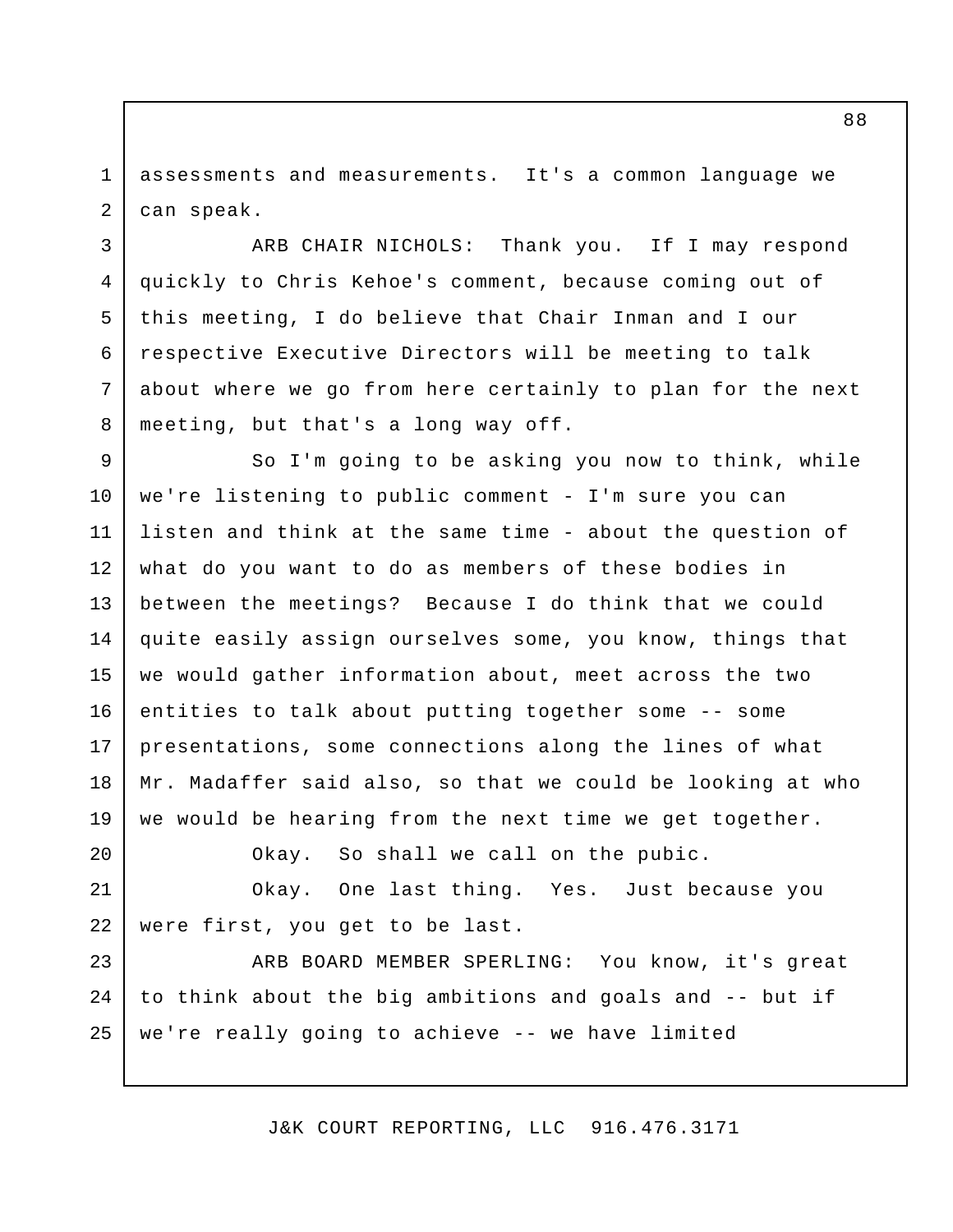assessments and measurements. It's a common language we can speak.

ARB CHAIR NICHOLS: Thank you. If I may respond quickly to Chris Kehoe's comment, because coming out of this meeting, I do believe that Chair Inman and I our respective Executive Directors will be meeting to talk about where we go from here certainly to plan for the next meeting, but that's a long way off.

So I'm going to be asking you now to think, while we're listening to public comment - I'm sure you can listen and think at the same time - about the question of what do you want to do as members of these bodies in between the meetings? Because I do think that we could quite easily assign ourselves some, you know, things that we would gather information about, meet across the two entities to talk about putting together some -- some presentations, some connections along the lines of what Mr. Madaffer said also, so that we could be looking at who we would be hearing from the next time we get together.

Okay. So shall we call on the pubic.

Okay. One last thing. Yes. Just because you were first, you get to be last.

ARB BOARD MEMBER SPERLING: You know, it's great to think about the big ambitions and goals and -- but if we're really going to achieve -- we have limited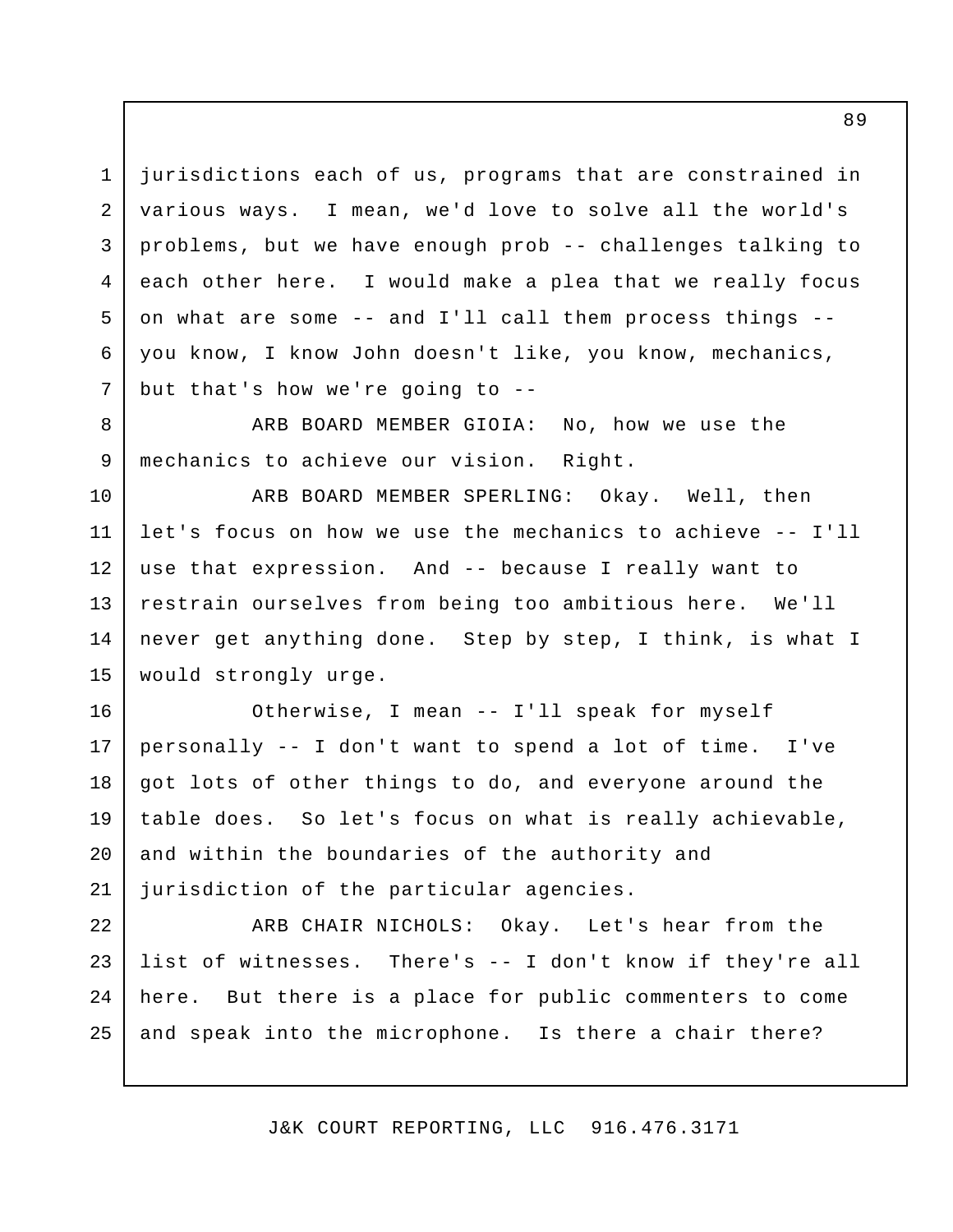jurisdictions each of us, programs that are constrained in various ways. I mean, we'd love to solve all the world's problems, but we have enough prob -- challenges talking to each other here. I would make a plea that we really focus on what are some -- and I'll call them process things -- you know, I know John doesn't like, you know, mechanics, but that's how we're going to --

ARB BOARD MEMBER GIOIA: No, how we use the mechanics to achieve our vision. Right.

ARB BOARD MEMBER SPERLING: Okay. Well, then let's focus on how we use the mechanics to achieve -- I'll use that expression. And -- because I really want to restrain ourselves from being too ambitious here. We'll never get anything done. Step by step, I think, is what I would strongly urge.

Otherwise, I mean -- I'll speak for myself personally -- I don't want to spend a lot of time. I've got lots of other things to do, and everyone around the table does. So let's focus on what is really achievable, and within the boundaries of the authority and jurisdiction of the particular agencies.

ARB CHAIR NICHOLS: Okay. Let's hear from the list of witnesses. There's -- I don't know if they're all here. But there is a place for public commenters to come and speak into the microphone. Is there a chair there?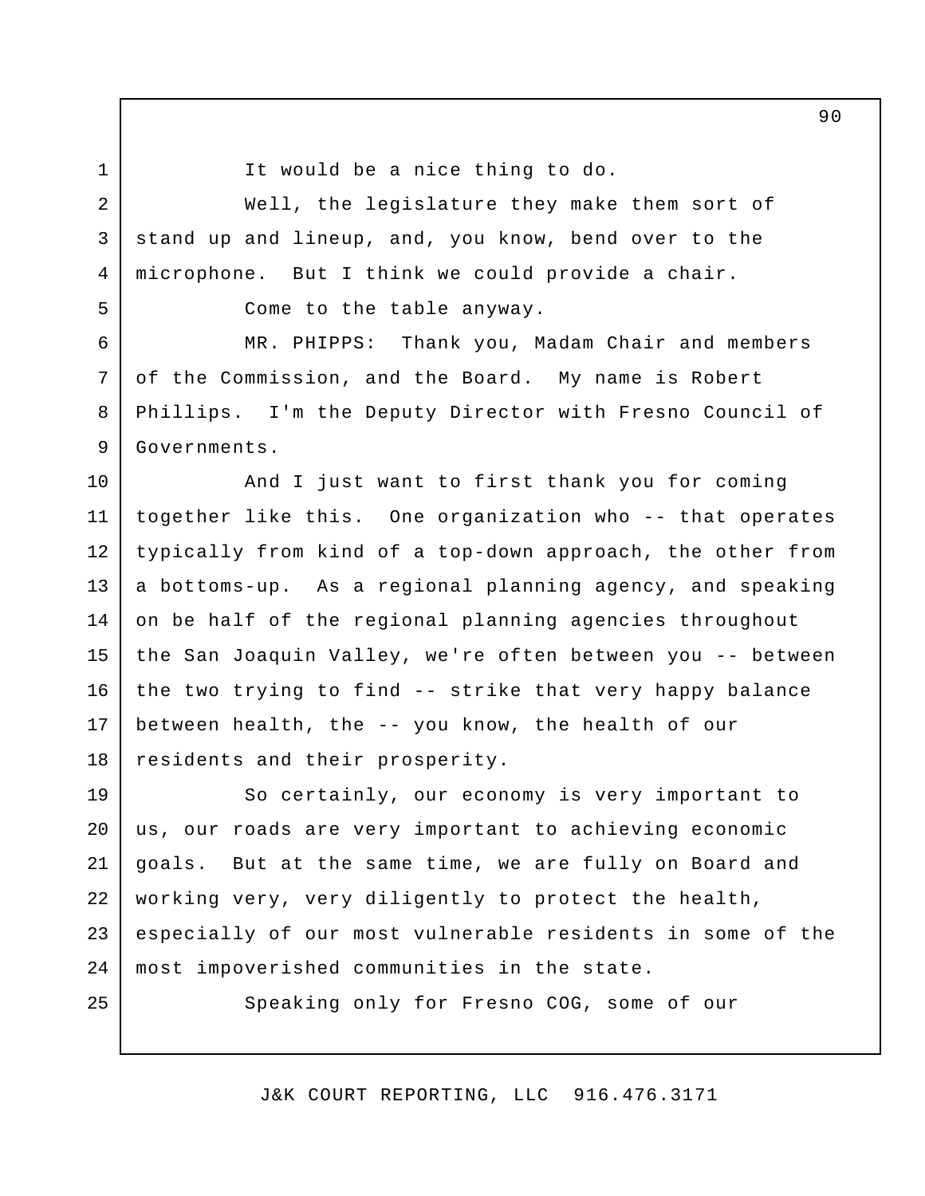It would be a nice thing to do.

Well, the legislature they make them sort of stand up and lineup, and, you know, bend over to the microphone. But I think we could provide a chair.

Come to the table anyway.

MR. PHIPPS: Thank you, Madam Chair and members of the Commission, and the Board. My name is Robert Phillips. I'm the Deputy Director with Fresno Council of Governments.

And I just want to first thank you for coming together like this. One organization who -- that operates typically from kind of a top-down approach, the other from a bottoms-up. As a regional planning agency, and speaking on be half of the regional planning agencies throughout the San Joaquin Valley, we're often between you -- between the two trying to find -- strike that very happy balance between health, the -- you know, the health of our residents and their prosperity.

So certainly, our economy is very important to us, our roads are very important to achieving economic goals. But at the same time, we are fully on Board and working very, very diligently to protect the health, especially of our most vulnerable residents in some of the most impoverished communities in the state.

Speaking only for Fresno COG, some of our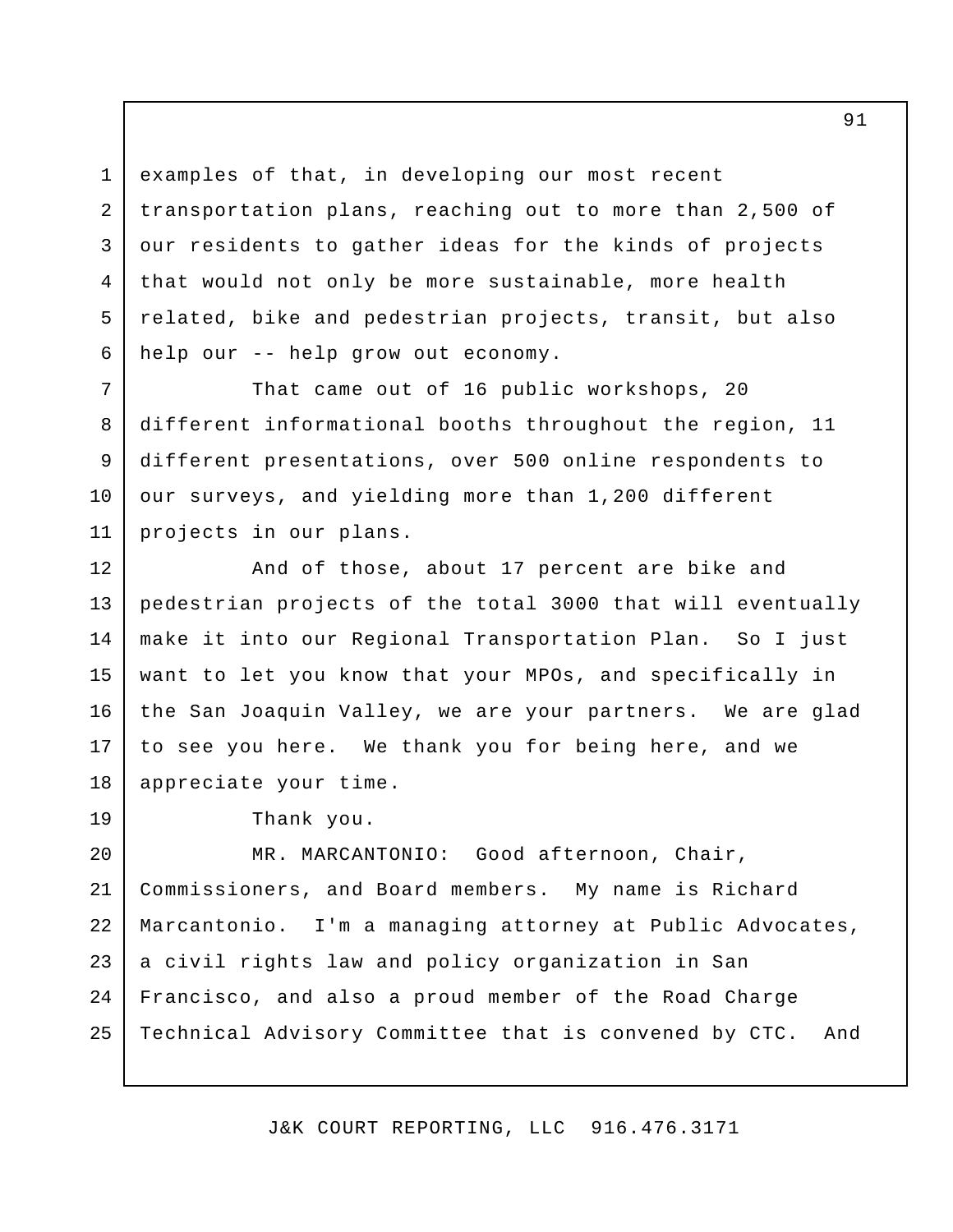examples of that, in developing our most recent transportation plans, reaching out to more than 2,500 of our residents to gather ideas for the kinds of projects that would not only be more sustainable, more health related, bike and pedestrian projects, transit, but also help our -- help grow out economy.

That came out of 16 public workshops, 20 different informational booths throughout the region, 11 different presentations, over 500 online respondents to our surveys, and yielding more than 1,200 different projects in our plans.

And of those, about 17 percent are bike and pedestrian projects of the total 3000 that will eventually make it into our Regional Transportation Plan. So I just want to let you know that your MPOs, and specifically in the San Joaquin Valley, we are your partners. We are glad to see you here. We thank you for being here, and we appreciate your time.

Thank you.

MR. MARCANTONIO: Good afternoon, Chair, Commissioners, and Board members. My name is Richard Marcantonio. I'm a managing attorney at Public Advocates, a civil rights law and policy organization in San Francisco, and also a proud member of the Road Charge Technical Advisory Committee that is convened by CTC. And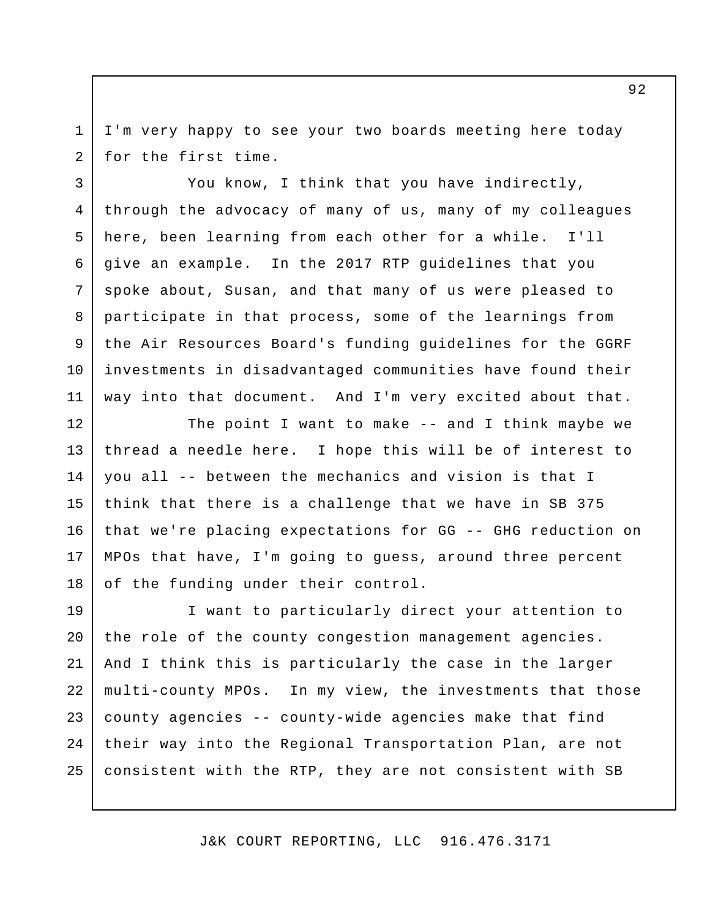I'm very happy to see your two boards meeting here today for the first time.

You know, I think that you have indirectly, through the advocacy of many of us, many of my colleagues here, been learning from each other for a while. I'll give an example. In the 2017 RTP guidelines that you spoke about, Susan, and that many of us were pleased to participate in that process, some of the learnings from the Air Resources Board's funding guidelines for the GGRF investments in disadvantaged communities have found their way into that document. And I'm very excited about that.

The point I want to make -- and I think maybe we thread a needle here. I hope this will be of interest to you all -- between the mechanics and vision is that I think that there is a challenge that we have in SB 375 that we're placing expectations for GG -- GHG reduction on MPOs that have, I'm going to guess, around three percent of the funding under their control.

I want to particularly direct your attention to the role of the county congestion management agencies. And I think this is particularly the case in the larger multi-county MPOs. In my view, the investments that those county agencies -- county-wide agencies make that find their way into the Regional Transportation Plan, are not consistent with the RTP, they are not consistent with SB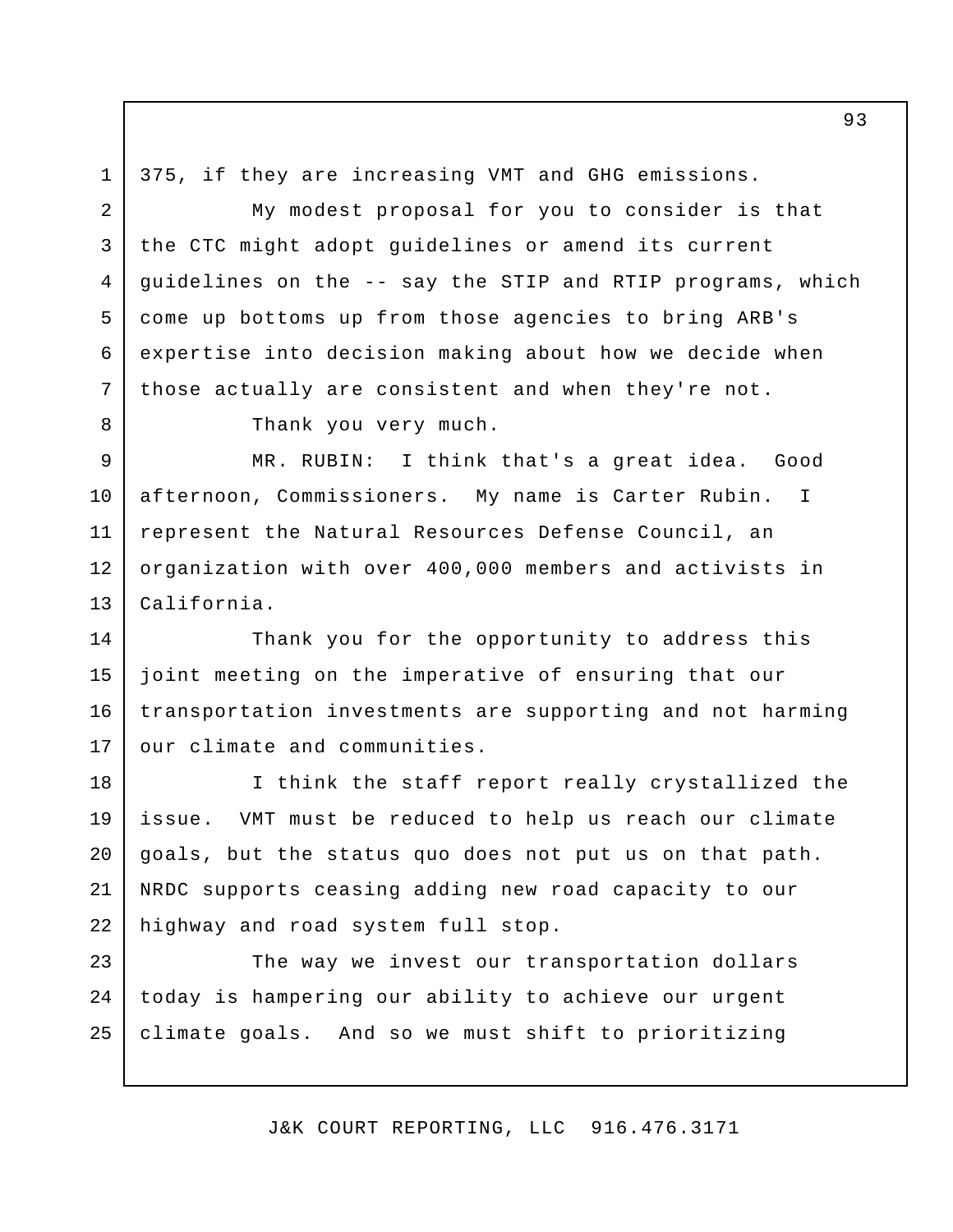375, if they are increasing VMT and GHG emissions.

My modest proposal for you to consider is that the CTC might adopt guidelines or amend its current guidelines on the -- say the STIP and RTIP programs, which come up bottoms up from those agencies to bring ARB's expertise into decision making about how we decide when those actually are consistent and when they're not.

Thank you very much.

MR. RUBIN: I think that's a great idea. Good afternoon, Commissioners. My name is Carter Rubin. I represent the Natural Resources Defense Council, an organization with over 400,000 members and activists in California.

Thank you for the opportunity to address this joint meeting on the imperative of ensuring that our transportation investments are supporting and not harming our climate and communities.

I think the staff report really crystallized the issue. VMT must be reduced to help us reach our climate goals, but the status quo does not put us on that path. NRDC supports ceasing adding new road capacity to our highway and road system full stop.

The way we invest our transportation dollars today is hampering our ability to achieve our urgent climate goals. And so we must shift to prioritizing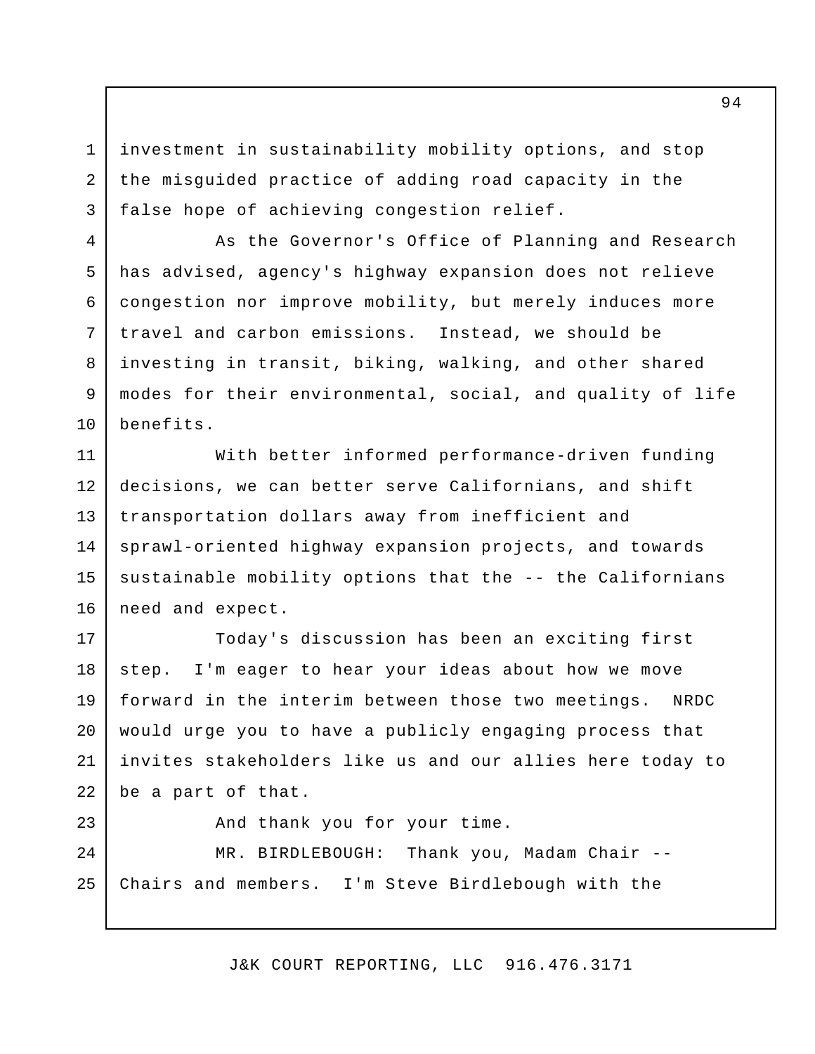investment in sustainability mobility options, and stop the misguided practice of adding road capacity in the false hope of achieving congestion relief.

As the Governor's Office of Planning and Research has advised, agency's highway expansion does not relieve congestion nor improve mobility, but merely induces more travel and carbon emissions. Instead, we should be investing in transit, biking, walking, and other shared modes for their environmental, social, and quality of life benefits.

With better informed performance-driven funding decisions, we can better serve Californians, and shift transportation dollars away from inefficient and sprawl-oriented highway expansion projects, and towards sustainable mobility options that the -- the Californians need and expect.

Today's discussion has been an exciting first step. I'm eager to hear your ideas about how we move forward in the interim between those two meetings. NRDC would urge you to have a publicly engaging process that invites stakeholders like us and our allies here today to be a part of that.

And thank you for your time.

MR. BIRDLEBOUGH: Thank you, Madam Chair -- Chairs and members. I'm Steve Birdlebough with the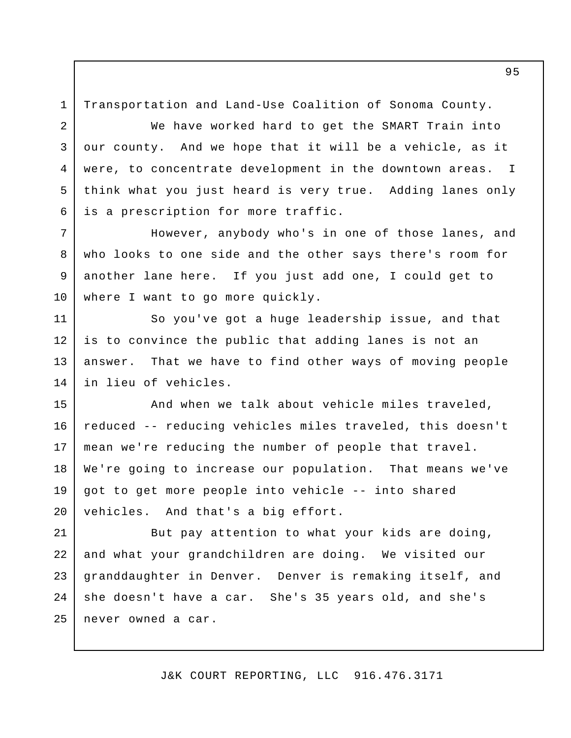Transportation and Land-Use Coalition of Sonoma County.

We have worked hard to get the SMART Train into our county. And we hope that it will be a vehicle, as it were, to concentrate development in the downtown areas. I think what you just heard is very true. Adding lanes only is a prescription for more traffic.

However, anybody who's in one of those lanes, and who looks to one side and the other says there's room for another lane here. If you just add one, I could get to where I want to go more quickly.

So you've got a huge leadership issue, and that is to convince the public that adding lanes is not an answer. That we have to find other ways of moving people in lieu of vehicles.

And when we talk about vehicle miles traveled, reduced -- reducing vehicles miles traveled, this doesn't mean we're reducing the number of people that travel. We're going to increase our population. That means we've got to get more people into vehicle -- into shared vehicles. And that's a big effort.

But pay attention to what your kids are doing, and what your grandchildren are doing. We visited our granddaughter in Denver. Denver is remaking itself, and she doesn't have a car. She's 35 years old, and she's never owned a car.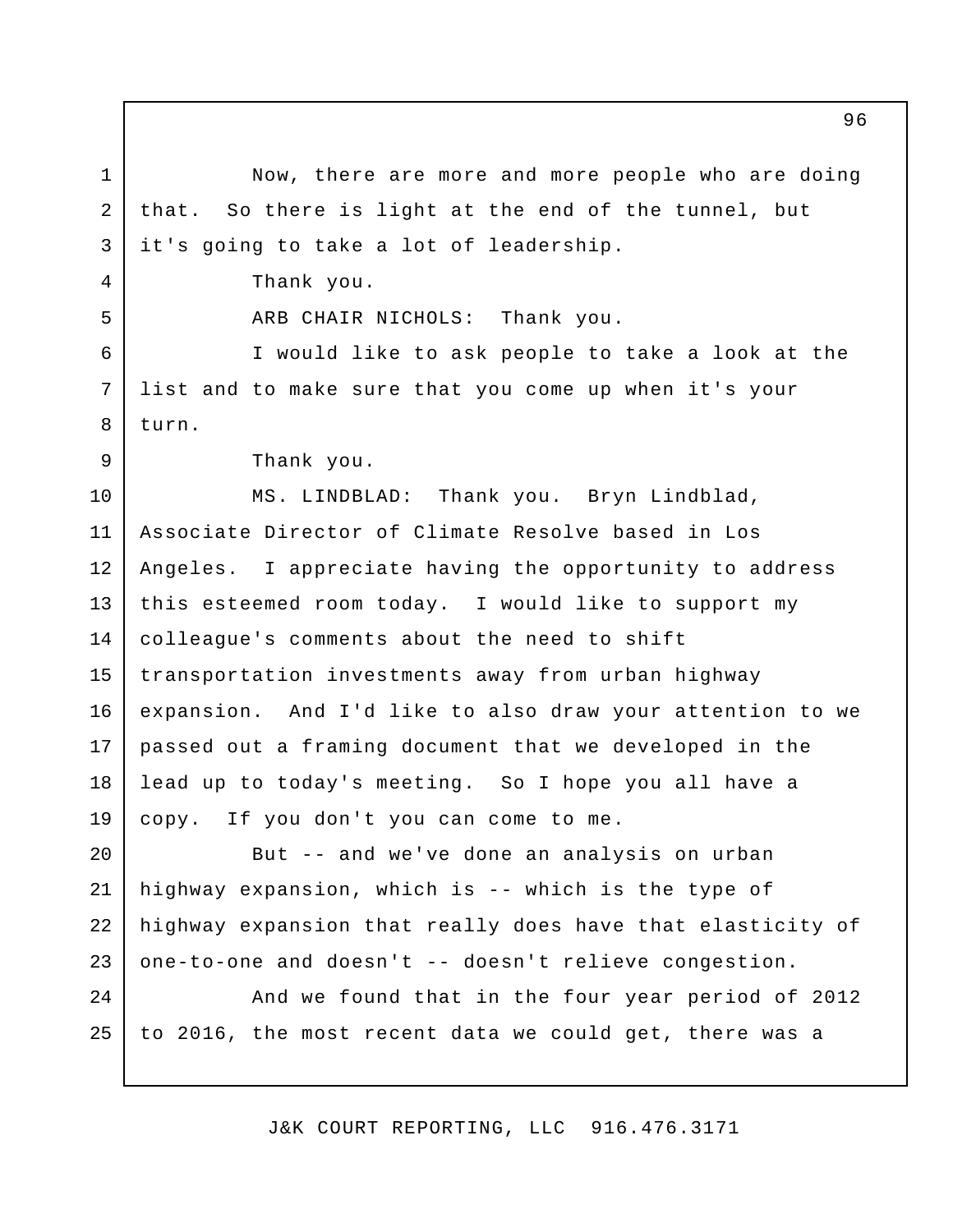Now, there are more and more people who are doing that. So there is light at the end of the tunnel, but it's going to take a lot of leadership.

Thank you.

ARB CHAIR NICHOLS: Thank you.

I would like to ask people to take a look at the list and to make sure that you come up when it's your turn.

Thank you.

MS. LINDBLAD: Thank you. Bryn Lindblad, Associate Director of Climate Resolve based in Los Angeles. I appreciate having the opportunity to address this esteemed room today. I would like to support my colleague's comments about the need to shift transportation investments away from urban highway expansion. And I'd like to also draw your attention to we passed out a framing document that we developed in the lead up to today's meeting. So I hope you all have a copy. If you don't you can come to me.

But -- and we've done an analysis on urban highway expansion, which is -- which is the type of highway expansion that really does have that elasticity of one-to-one and doesn't -- doesn't relieve congestion.

And we found that in the four year period of 2012 to 2016, the most recent data we could get, there was a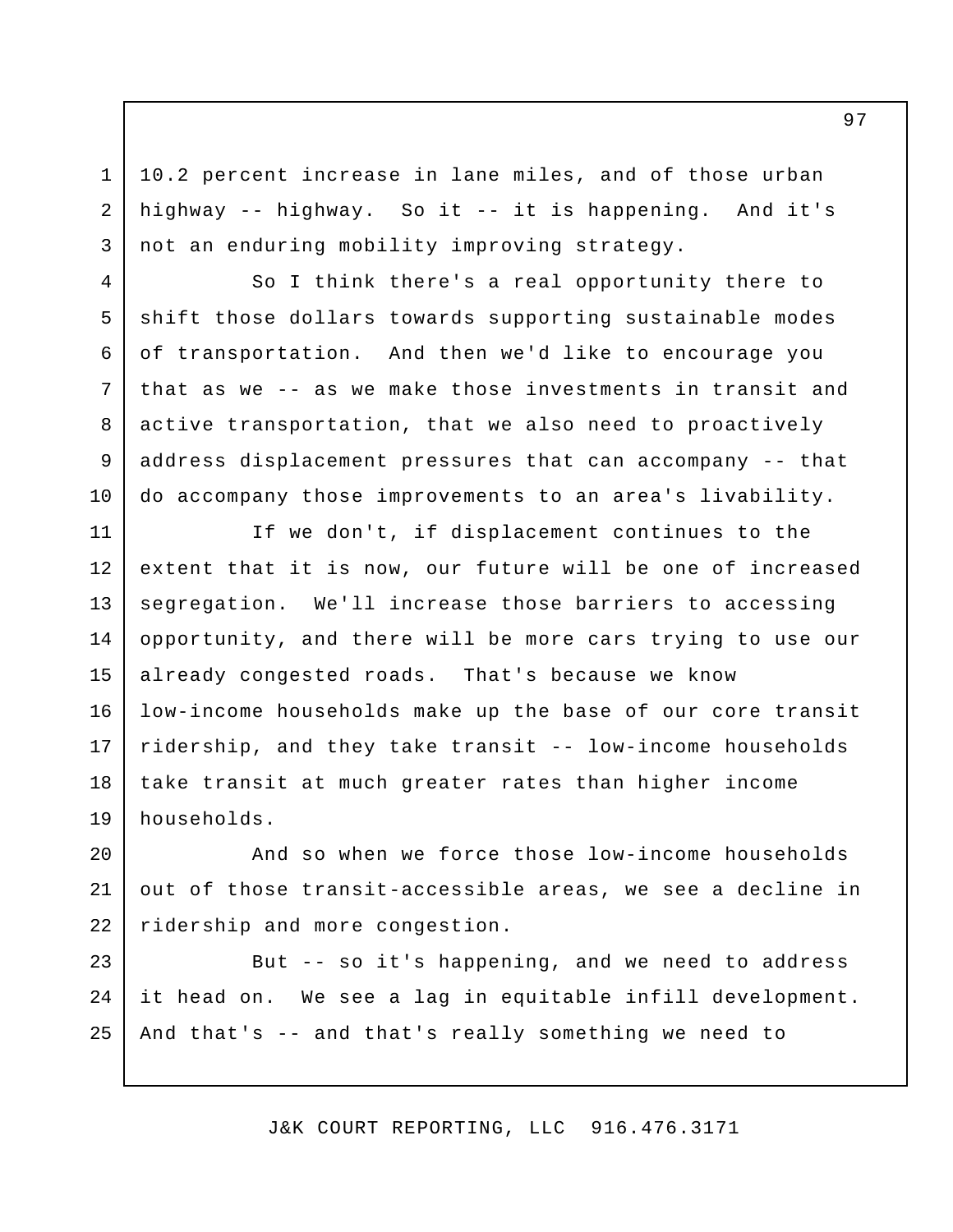10.2 percent increase in lane miles, and of those urban highway -- highway. So it -- it is happening. And it's not an enduring mobility improving strategy.

So I think there's a real opportunity there to shift those dollars towards supporting sustainable modes of transportation. And then we'd like to encourage you that as we -- as we make those investments in transit and active transportation, that we also need to proactively address displacement pressures that can accompany -- that do accompany those improvements to an area's livability.

If we don't, if displacement continues to the extent that it is now, our future will be one of increased segregation. We'll increase those barriers to accessing opportunity, and there will be more cars trying to use our already congested roads. That's because we know low-income households make up the base of our core transit ridership, and they take transit -- low-income households take transit at much greater rates than higher income households.

And so when we force those low-income households out of those transit-accessible areas, we see a decline in ridership and more congestion.

But -- so it's happening, and we need to address it head on. We see a lag in equitable infill development. And that's -- and that's really something we need to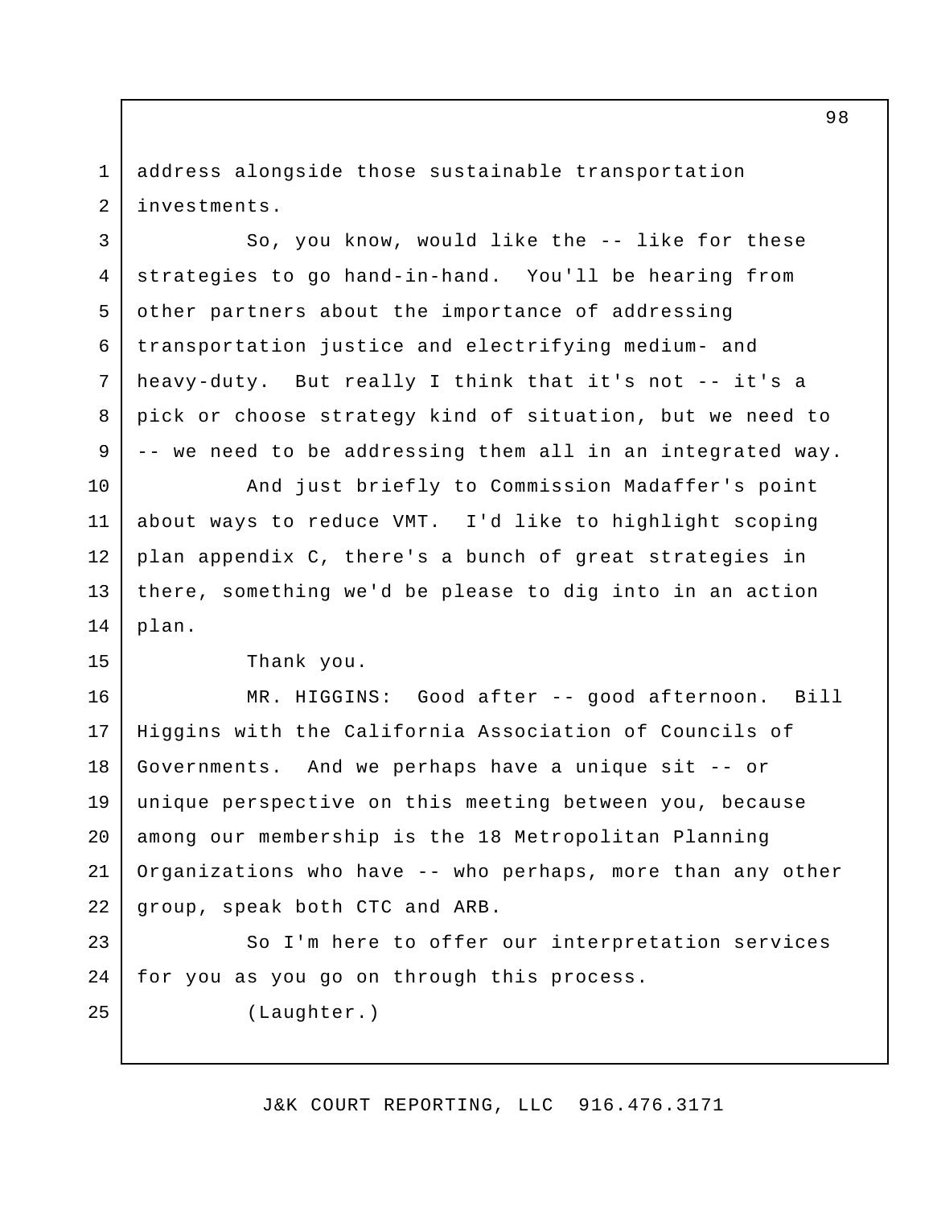address alongside those sustainable transportation investments.

So, you know, would like the -- like for these strategies to go hand-in-hand. You'll be hearing from other partners about the importance of addressing transportation justice and electrifying medium- and heavy-duty. But really I think that it's not -- it's a pick or choose strategy kind of situation, but we need to -- we need to be addressing them all in an integrated way.

And just briefly to Commission Madaffer's point about ways to reduce VMT. I'd like to highlight scoping plan appendix C, there's a bunch of great strategies in there, something we'd be please to dig into in an action plan.

Thank you.

MR. HIGGINS: Good after -- good afternoon. Bill Higgins with the California Association of Councils of Governments. And we perhaps have a unique sit -- or unique perspective on this meeting between you, because among our membership is the 18 Metropolitan Planning Organizations who have -- who perhaps, more than any other group, speak both CTC and ARB.

So I'm here to offer our interpretation services for you as you go on through this process.

(Laughter.)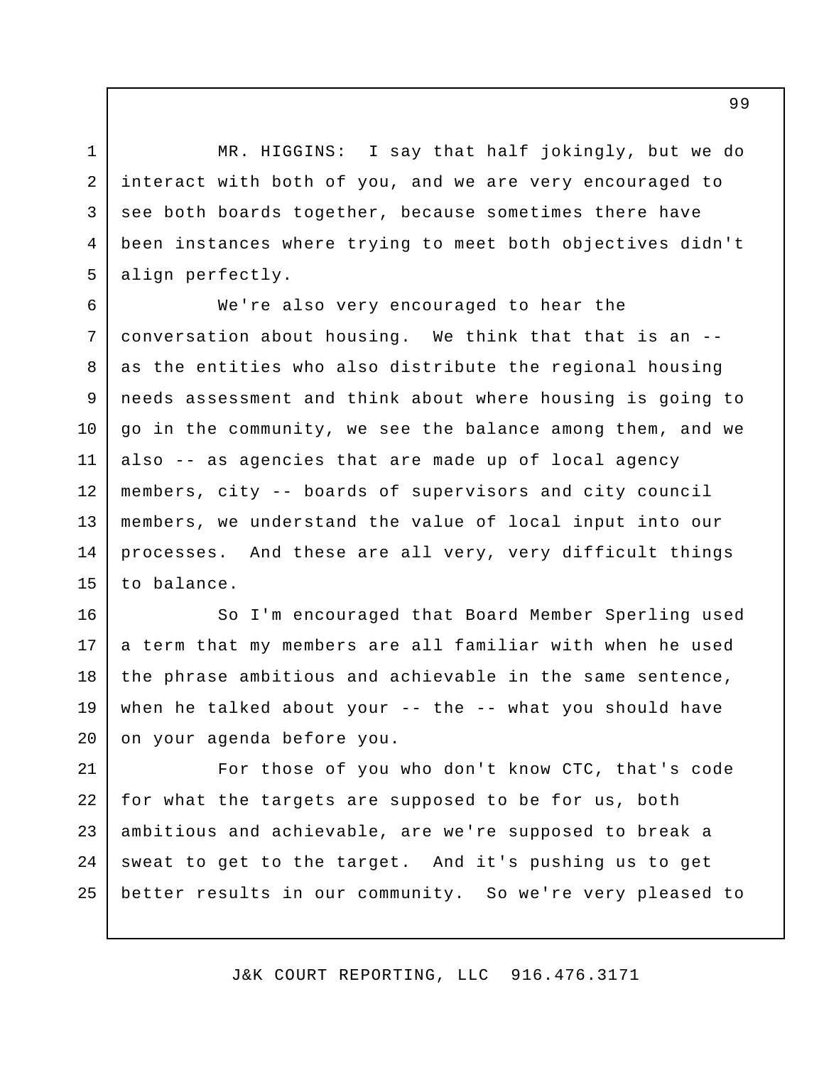MR. HIGGINS: I say that half jokingly, but we do interact with both of you, and we are very encouraged to see both boards together, because sometimes there have been instances where trying to meet both objectives didn't align perfectly.

We're also very encouraged to hear the conversation about housing. We think that that is an -- as the entities who also distribute the regional housing needs assessment and think about where housing is going to go in the community, we see the balance among them, and we also -- as agencies that are made up of local agency members, city -- boards of supervisors and city council members, we understand the value of local input into our processes. And these are all very, very difficult things to balance.

So I'm encouraged that Board Member Sperling used a term that my members are all familiar with when he used the phrase ambitious and achievable in the same sentence, when he talked about your -- the -- what you should have on your agenda before you.

For those of you who don't know CTC, that's code for what the targets are supposed to be for us, both ambitious and achievable, are we're supposed to break a sweat to get to the target. And it's pushing us to get better results in our community. So we're very pleased to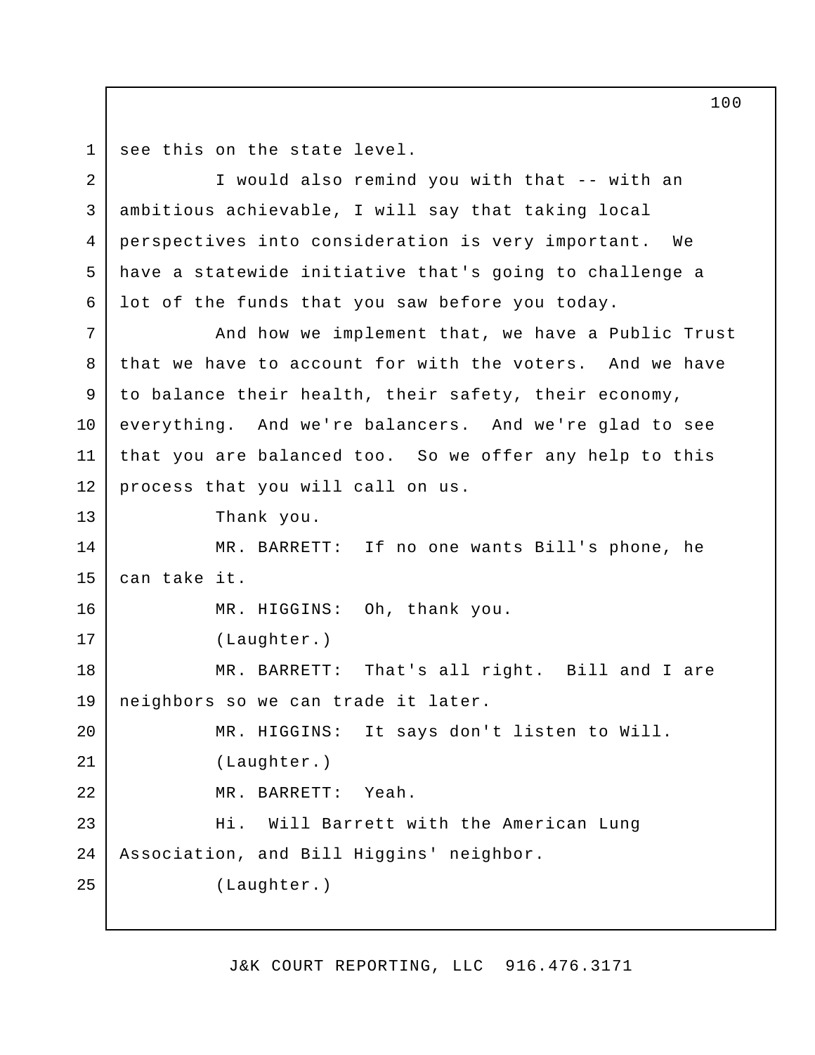see this on the state level.

I would also remind you with that -- with an ambitious achievable, I will say that taking local perspectives into consideration is very important. We have a statewide initiative that's going to challenge a lot of the funds that you saw before you today.

And how we implement that, we have a Public Trust that we have to account for with the voters. And we have to balance their health, their safety, their economy, everything. And we're balancers. And we're glad to see that you are balanced too. So we offer any help to this process that you will call on us.

Thank you.

MR. BARRETT: If no one wants Bill's phone, he can take it.

MR. HIGGINS: Oh, thank you.

(Laughter.)

MR. BARRETT: That's all right. Bill and I are neighbors so we can trade it later.

MR. HIGGINS: It says don't listen to Will.

(Laughter.)

MR. BARRETT: Yeah.

Hi. Will Barrett with the American Lung Association, and Bill Higgins' neighbor.

(Laughter.)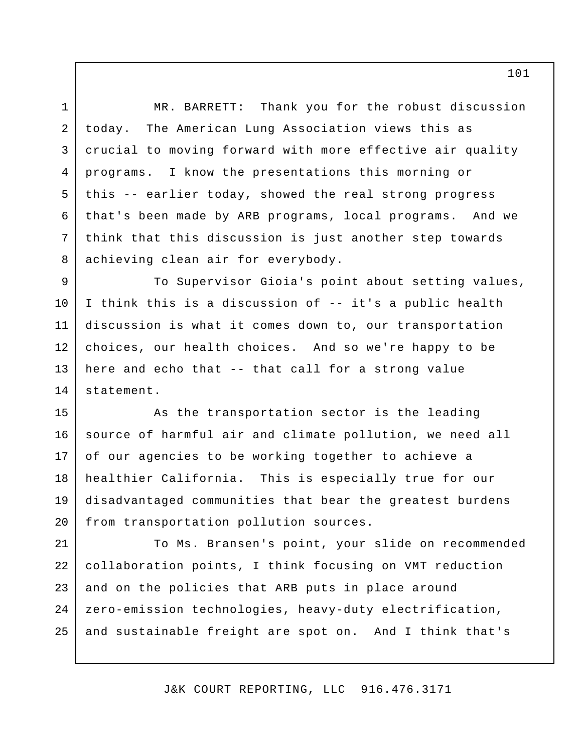MR. BARRETT: Thank you for the robust discussion today. The American Lung Association views this as crucial to moving forward with more effective air quality programs. I know the presentations this morning or this -- earlier today, showed the real strong progress that's been made by ARB programs, local programs. And we think that this discussion is just another step towards achieving clean air for everybody.

To Supervisor Gioia's point about setting values, I think this is a discussion of -- it's a public health discussion is what it comes down to, our transportation choices, our health choices. And so we're happy to be here and echo that -- that call for a strong value statement.

As the transportation sector is the leading source of harmful air and climate pollution, we need all of our agencies to be working together to achieve a healthier California. This is especially true for our disadvantaged communities that bear the greatest burdens from transportation pollution sources.

To Ms. Bransen's point, your slide on recommended collaboration points, I think focusing on VMT reduction and on the policies that ARB puts in place around zero-emission technologies, heavy-duty electrification, and sustainable freight are spot on. And I think that's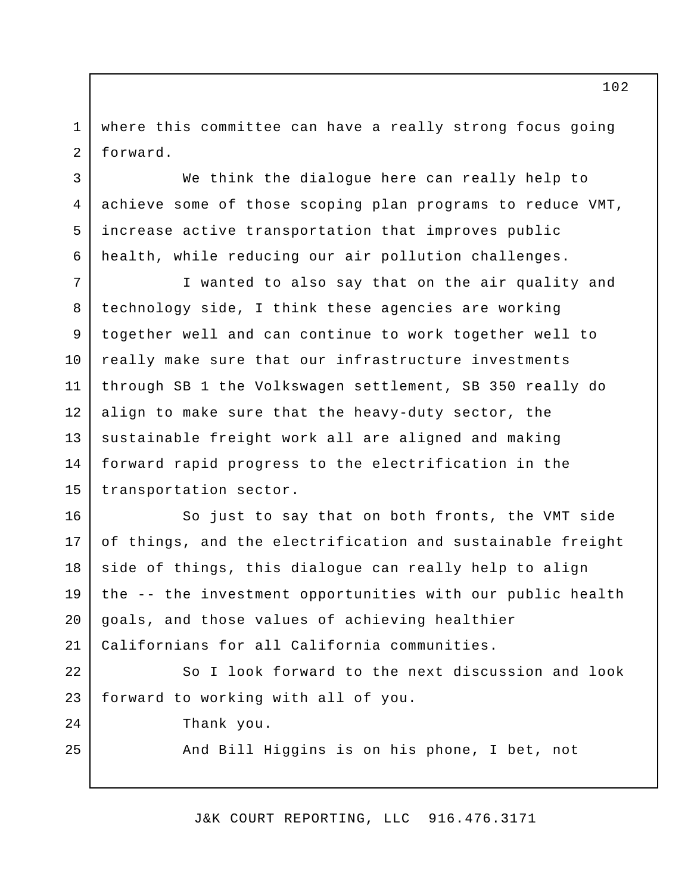where this committee can have a really strong focus going forward.

We think the dialogue here can really help to achieve some of those scoping plan programs to reduce VMT, increase active transportation that improves public health, while reducing our air pollution challenges.

I wanted to also say that on the air quality and technology side, I think these agencies are working together well and can continue to work together well to really make sure that our infrastructure investments through SB 1 the Volkswagen settlement, SB 350 really do align to make sure that the heavy-duty sector, the sustainable freight work all are aligned and making forward rapid progress to the electrification in the transportation sector.

So just to say that on both fronts, the VMT side of things, and the electrification and sustainable freight side of things, this dialogue can really help to align the -- the investment opportunities with our public health goals, and those values of achieving healthier Californians for all California communities.

So I look forward to the next discussion and look forward to working with all of you.

Thank you.

And Bill Higgins is on his phone, I bet, not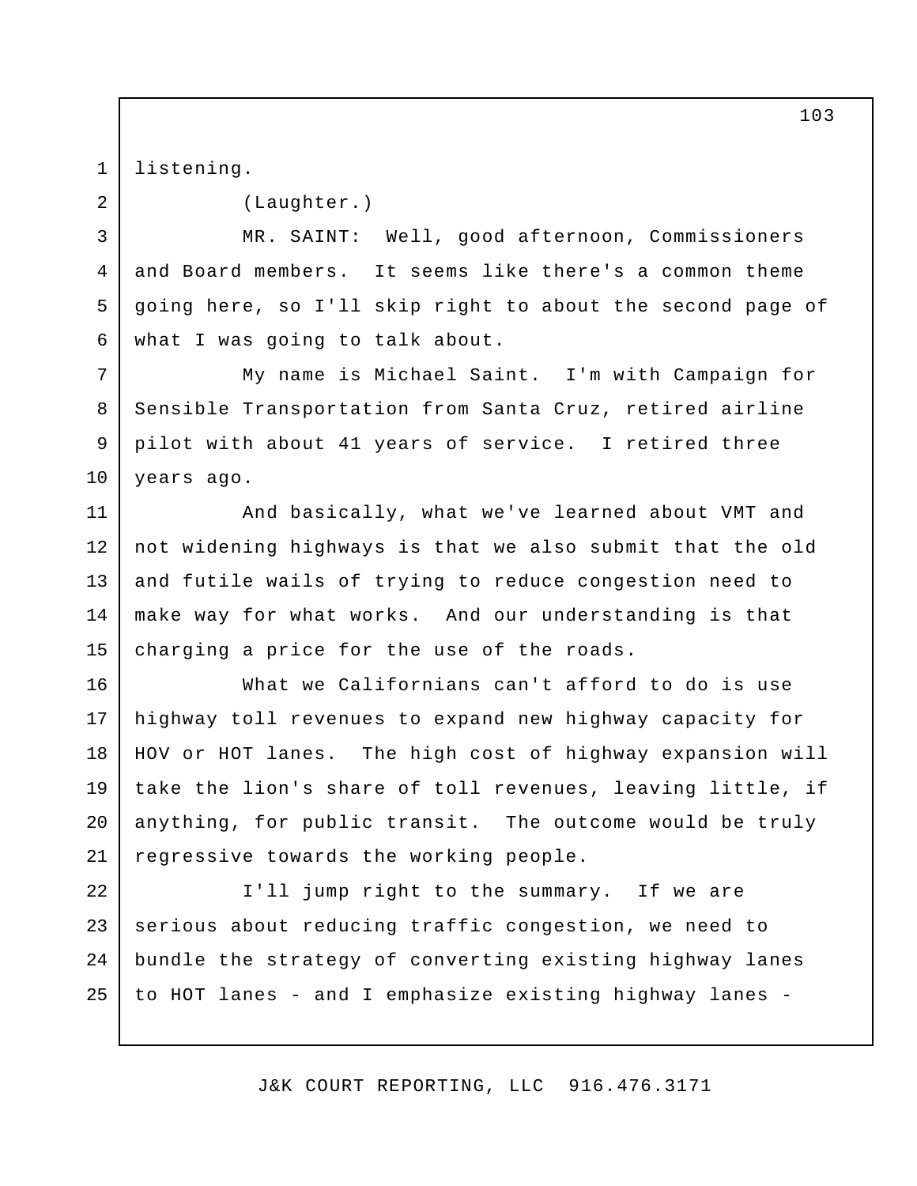listening.

(Laughter.)

MR. SAINT: Well, good afternoon, Commissioners and Board members. It seems like there's a common theme going here, so I'll skip right to about the second page of what I was going to talk about.

My name is Michael Saint. I'm with Campaign for Sensible Transportation from Santa Cruz, retired airline pilot with about 41 years of service. I retired three years ago.

And basically, what we've learned about VMT and not widening highways is that we also submit that the old and futile wails of trying to reduce congestion need to make way for what works. And our understanding is that charging a price for the use of the roads.

What we Californians can't afford to do is use highway toll revenues to expand new highway capacity for HOV or HOT lanes. The high cost of highway expansion will take the lion's share of toll revenues, leaving little, if anything, for public transit. The outcome would be truly regressive towards the working people.

I'll jump right to the summary. If we are serious about reducing traffic congestion, we need to bundle the strategy of converting existing highway lanes to HOT lanes - and I emphasize existing highway lanes -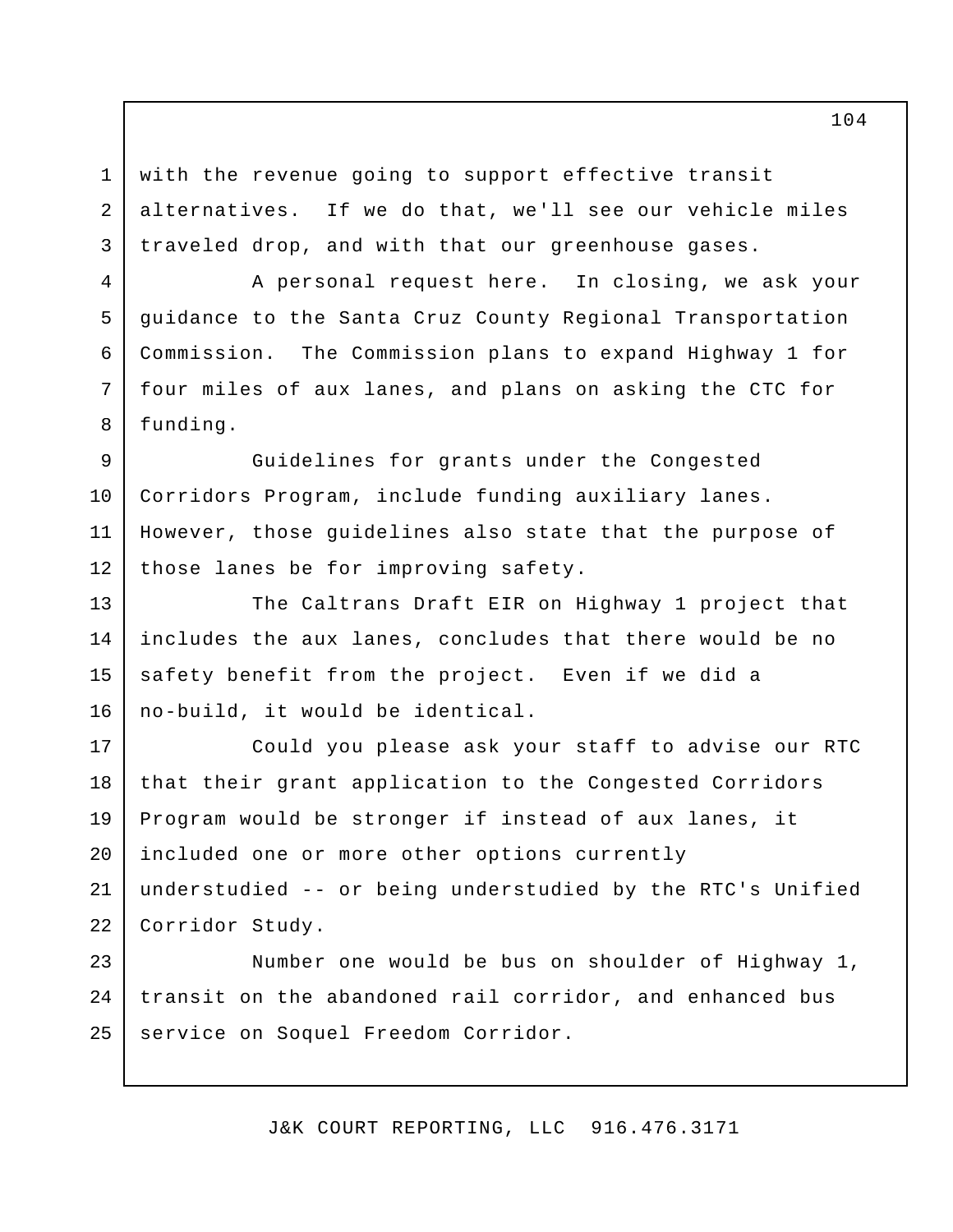with the revenue going to support effective transit alternatives. If we do that, we'll see our vehicle miles traveled drop, and with that our greenhouse gases.

A personal request here. In closing, we ask your guidance to the Santa Cruz County Regional Transportation Commission. The Commission plans to expand Highway 1 for four miles of aux lanes, and plans on asking the CTC for funding.

Guidelines for grants under the Congested Corridors Program, include funding auxiliary lanes. However, those guidelines also state that the purpose of those lanes be for improving safety.

The Caltrans Draft EIR on Highway 1 project that includes the aux lanes, concludes that there would be no safety benefit from the project. Even if we did a no-build, it would be identical.

Could you please ask your staff to advise our RTC that their grant application to the Congested Corridors Program would be stronger if instead of aux lanes, it included one or more other options currently understudied -- or being understudied by the RTC's Unified Corridor Study.

Number one would be bus on shoulder of Highway 1, transit on the abandoned rail corridor, and enhanced bus service on Soquel Freedom Corridor.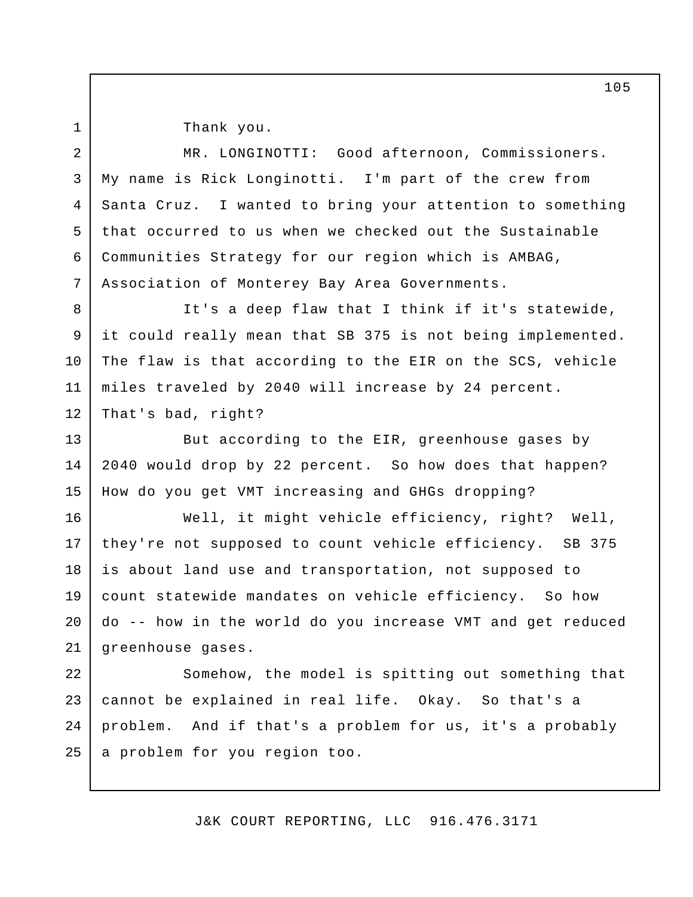Thank you.

MR. LONGINOTTI: Good afternoon, Commissioners. My name is Rick Longinotti. I'm part of the crew from Santa Cruz. I wanted to bring your attention to something that occurred to us when we checked out the Sustainable Communities Strategy for our region which is AMBAG, Association of Monterey Bay Area Governments.

It's a deep flaw that I think if it's statewide, it could really mean that SB 375 is not being implemented. The flaw is that according to the EIR on the SCS, vehicle miles traveled by 2040 will increase by 24 percent. That's bad, right?

But according to the EIR, greenhouse gases by 2040 would drop by 22 percent. So how does that happen? How do you get VMT increasing and GHGs dropping?

Well, it might vehicle efficiency, right? Well, they're not supposed to count vehicle efficiency. SB 375 is about land use and transportation, not supposed to count statewide mandates on vehicle efficiency. So how do -- how in the world do you increase VMT and get reduced greenhouse gases.

Somehow, the model is spitting out something that cannot be explained in real life. Okay. So that's a problem. And if that's a problem for us, it's a probably a problem for you region too.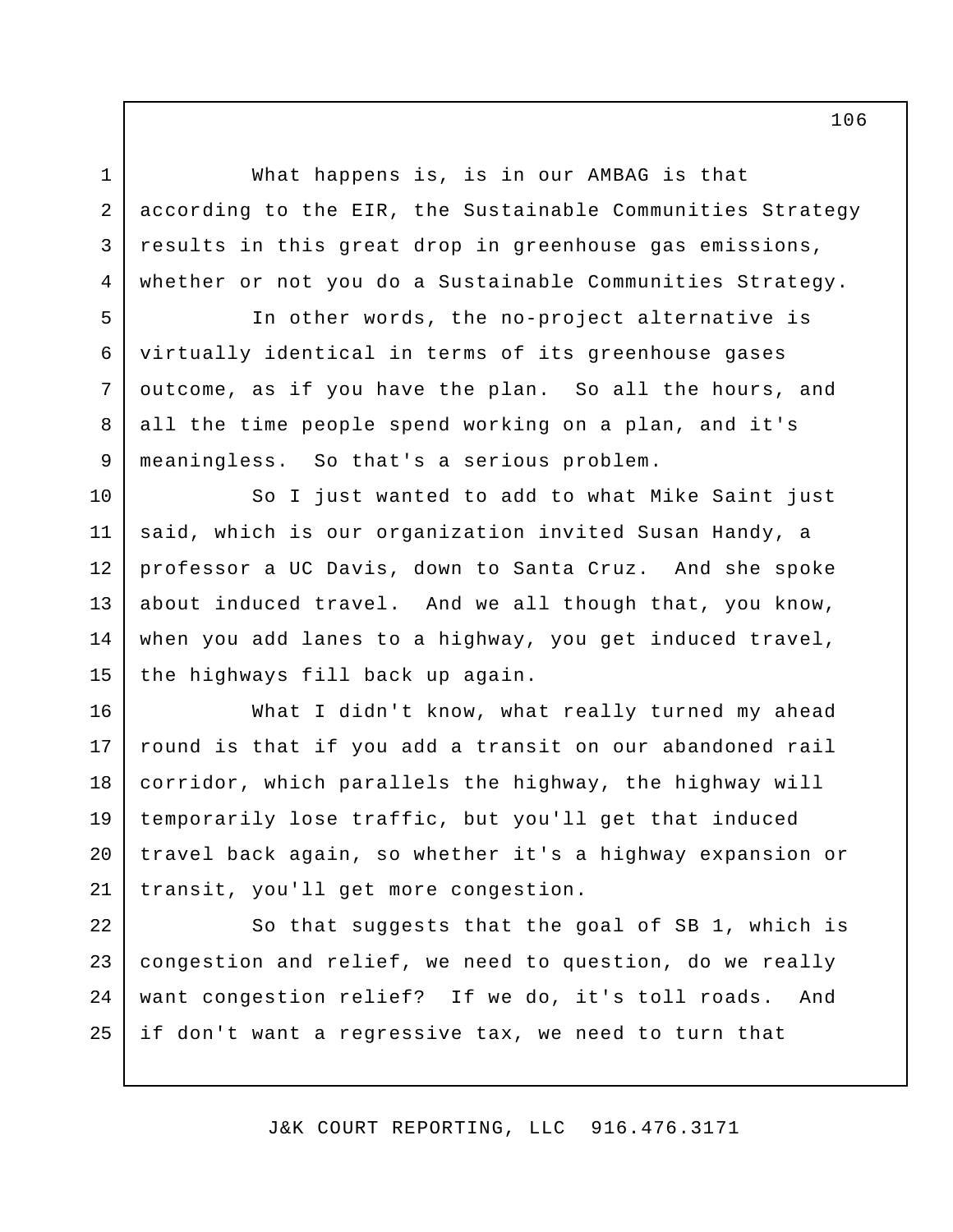What happens is, is in our AMBAG is that according to the EIR, the Sustainable Communities Strategy results in this great drop in greenhouse gas emissions, whether or not you do a Sustainable Communities Strategy.

In other words, the no-project alternative is virtually identical in terms of its greenhouse gases outcome, as if you have the plan. So all the hours, and all the time people spend working on a plan, and it's meaningless. So that's a serious problem.

So I just wanted to add to what Mike Saint just said, which is our organization invited Susan Handy, a professor a UC Davis, down to Santa Cruz. And she spoke about induced travel. And we all though that, you know, when you add lanes to a highway, you get induced travel, the highways fill back up again.

What I didn't know, what really turned my ahead round is that if you add a transit on our abandoned rail corridor, which parallels the highway, the highway will temporarily lose traffic, but you'll get that induced travel back again, so whether it's a highway expansion or transit, you'll get more congestion.

So that suggests that the goal of SB 1, which is congestion and relief, we need to question, do we really want congestion relief? If we do, it's toll roads. And if don't want a regressive tax, we need to turn that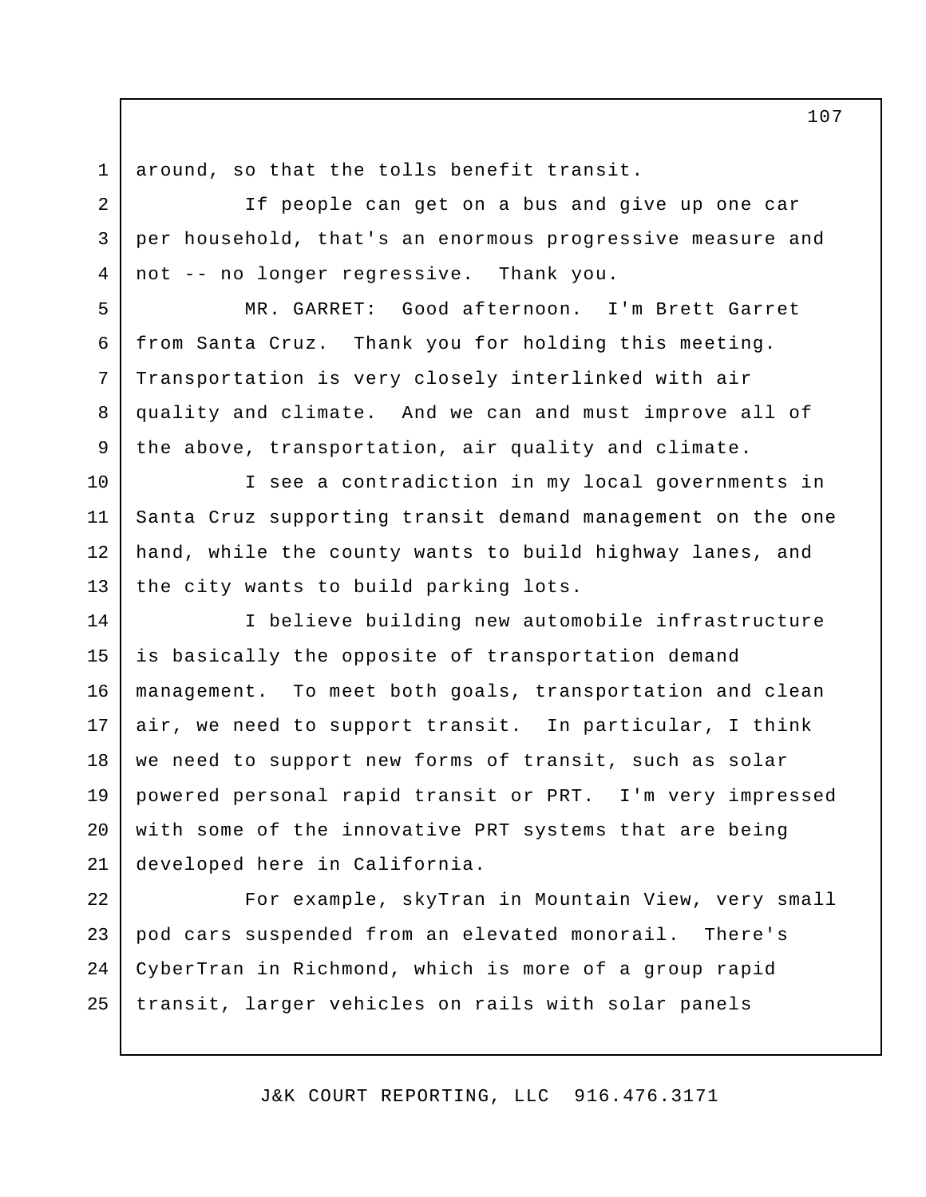around, so that the tolls benefit transit.

If people can get on a bus and give up one car per household, that's an enormous progressive measure and not -- no longer regressive. Thank you.

MR. GARRET: Good afternoon. I'm Brett Garret from Santa Cruz. Thank you for holding this meeting. Transportation is very closely interlinked with air quality and climate. And we can and must improve all of the above, transportation, air quality and climate.

I see a contradiction in my local governments in Santa Cruz supporting transit demand management on the one hand, while the county wants to build highway lanes, and the city wants to build parking lots.

I believe building new automobile infrastructure is basically the opposite of transportation demand management. To meet both goals, transportation and clean air, we need to support transit. In particular, I think we need to support new forms of transit, such as solar powered personal rapid transit or PRT. I'm very impressed with some of the innovative PRT systems that are being developed here in California.

For example, skyTran in Mountain View, very small pod cars suspended from an elevated monorail. There's CyberTran in Richmond, which is more of a group rapid transit, larger vehicles on rails with solar panels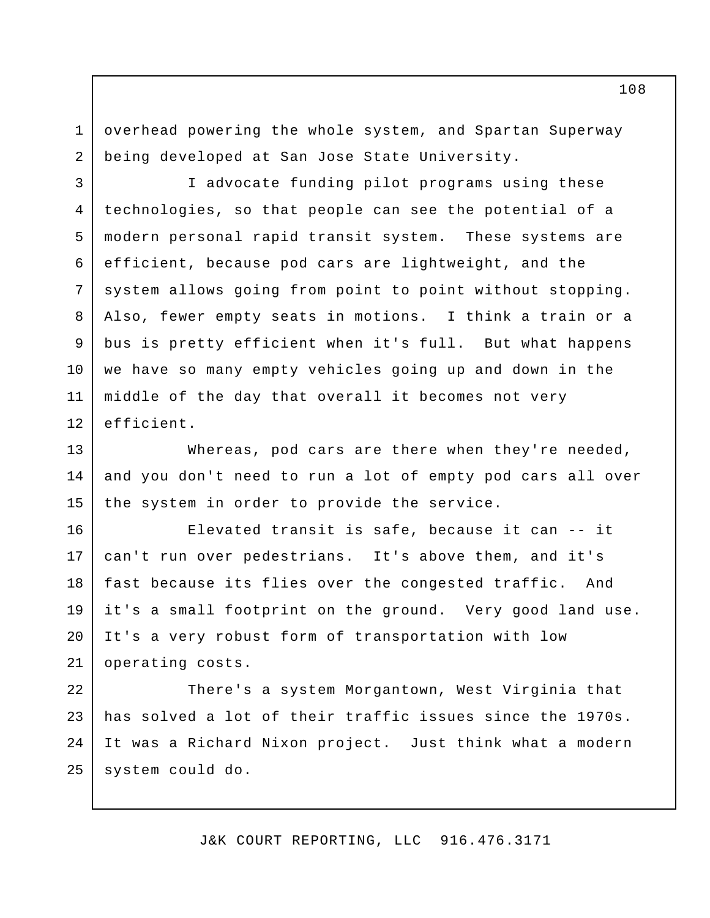overhead powering the whole system, and Spartan Superway being developed at San Jose State University.

I advocate funding pilot programs using these technologies, so that people can see the potential of a modern personal rapid transit system. These systems are efficient, because pod cars are lightweight, and the system allows going from point to point without stopping. Also, fewer empty seats in motions. I think a train or a bus is pretty efficient when it's full. But what happens we have so many empty vehicles going up and down in the middle of the day that overall it becomes not very efficient.

Whereas, pod cars are there when they're needed, and you don't need to run a lot of empty pod cars all over the system in order to provide the service.

Elevated transit is safe, because it can -- it can't run over pedestrians. It's above them, and it's fast because its flies over the congested traffic. And it's a small footprint on the ground. Very good land use. It's a very robust form of transportation with low operating costs.

There's a system Morgantown, West Virginia that has solved a lot of their traffic issues since the 1970s. It was a Richard Nixon project. Just think what a modern system could do.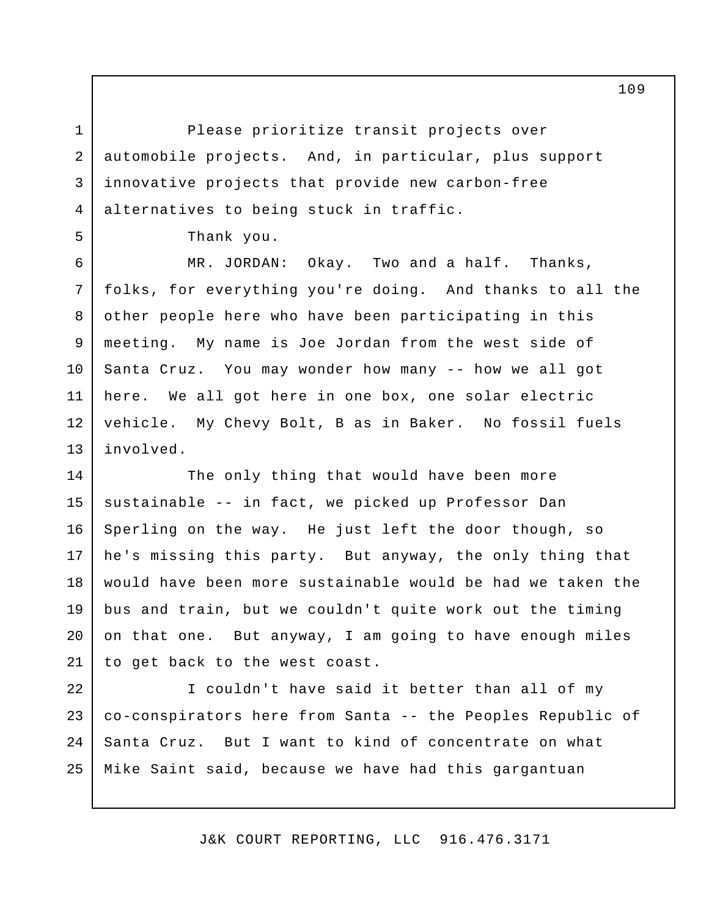Please prioritize transit projects over automobile projects. And, in particular, plus support innovative projects that provide new carbon-free alternatives to being stuck in traffic.

Thank you.

MR. JORDAN: Okay. Two and a half. Thanks, folks, for everything you're doing. And thanks to all the other people here who have been participating in this meeting. My name is Joe Jordan from the west side of Santa Cruz. You may wonder how many -- how we all got here. We all got here in one box, one solar electric vehicle. My Chevy Bolt, B as in Baker. No fossil fuels involved.

The only thing that would have been more sustainable -- in fact, we picked up Professor Dan Sperling on the way. He just left the door though, so he's missing this party. But anyway, the only thing that would have been more sustainable would be had we taken the bus and train, but we couldn't quite work out the timing on that one. But anyway, I am going to have enough miles to get back to the west coast.

I couldn't have said it better than all of my co-conspirators here from Santa -- the Peoples Republic of Santa Cruz. But I want to kind of concentrate on what Mike Saint said, because we have had this gargantuan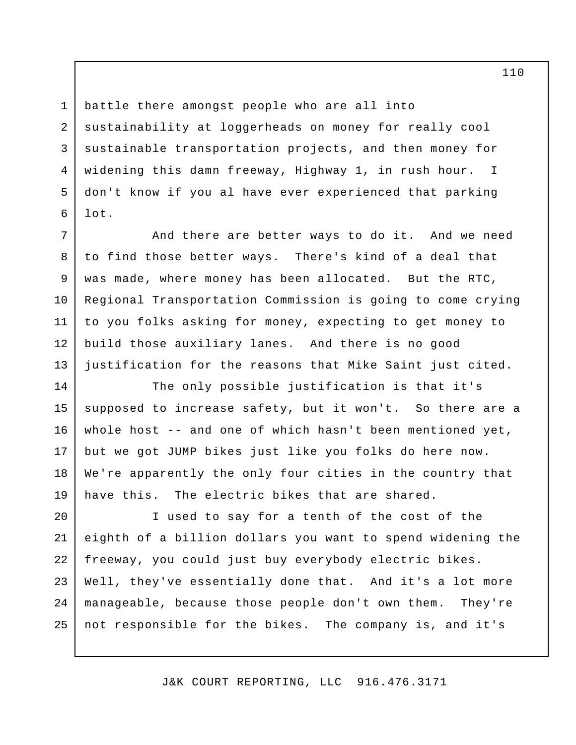battle there amongst people who are all into sustainability at loggerheads on money for really cool sustainable transportation projects, and then money for widening this damn freeway, Highway 1, in rush hour. I don't know if you al have ever experienced that parking lot.

And there are better ways to do it. And we need to find those better ways. There's kind of a deal that was made, where money has been allocated. But the RTC, Regional Transportation Commission is going to come crying to you folks asking for money, expecting to get money to build those auxiliary lanes. And there is no good justification for the reasons that Mike Saint just cited.

The only possible justification is that it's supposed to increase safety, but it won't. So there are a whole host -- and one of which hasn't been mentioned yet, but we got JUMP bikes just like you folks do here now. We're apparently the only four cities in the country that have this. The electric bikes that are shared.

I used to say for a tenth of the cost of the eighth of a billion dollars you want to spend widening the freeway, you could just buy everybody electric bikes. Well, they've essentially done that. And it's a lot more manageable, because those people don't own them. They're not responsible for the bikes. The company is, and it's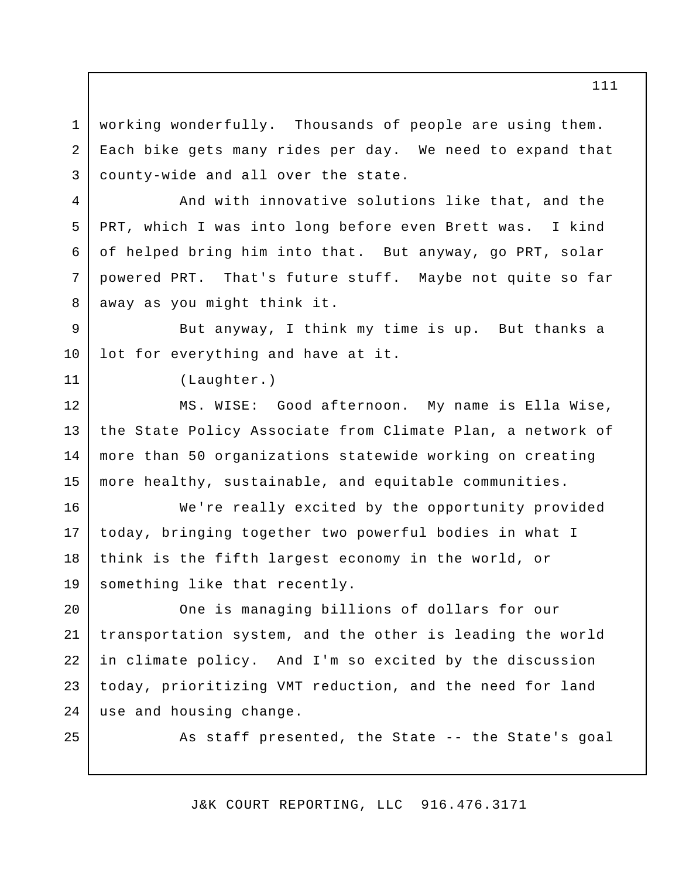working wonderfully. Thousands of people are using them. Each bike gets many rides per day. We need to expand that county-wide and all over the state.

And with innovative solutions like that, and the PRT, which I was into long before even Brett was. I kind of helped bring him into that. But anyway, go PRT, solar powered PRT. That's future stuff. Maybe not quite so far away as you might think it.

But anyway, I think my time is up. But thanks a lot for everything and have at it.

(Laughter.)

MS. WISE: Good afternoon. My name is Ella Wise, the State Policy Associate from Climate Plan, a network of more than 50 organizations statewide working on creating more healthy, sustainable, and equitable communities.

We're really excited by the opportunity provided today, bringing together two powerful bodies in what I think is the fifth largest economy in the world, or something like that recently.

One is managing billions of dollars for our transportation system, and the other is leading the world in climate policy. And I'm so excited by the discussion today, prioritizing VMT reduction, and the need for land use and housing change.

As staff presented, the State -- the State's goal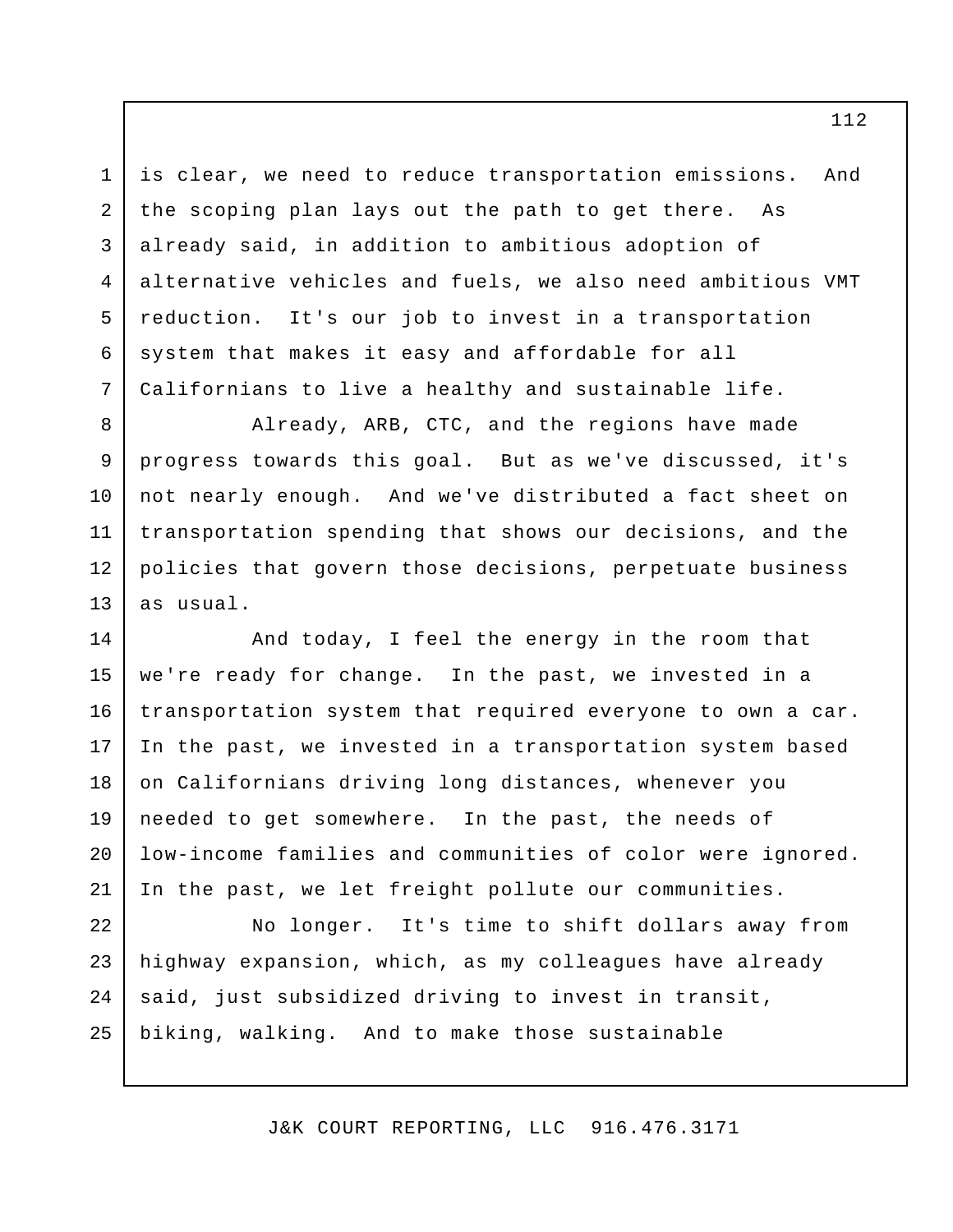is clear, we need to reduce transportation emissions. And the scoping plan lays out the path to get there. As already said, in addition to ambitious adoption of alternative vehicles and fuels, we also need ambitious VMT reduction. It's our job to invest in a transportation system that makes it easy and affordable for all Californians to live a healthy and sustainable life.

Already, ARB, CTC, and the regions have made progress towards this goal. But as we've discussed, it's not nearly enough. And we've distributed a fact sheet on transportation spending that shows our decisions, and the policies that govern those decisions, perpetuate business as usual.

And today, I feel the energy in the room that we're ready for change. In the past, we invested in a transportation system that required everyone to own a car. In the past, we invested in a transportation system based on Californians driving long distances, whenever you needed to get somewhere. In the past, the needs of low-income families and communities of color were ignored. In the past, we let freight pollute our communities.

No longer. It's time to shift dollars away from highway expansion, which, as my colleagues have already said, just subsidized driving to invest in transit, biking, walking. And to make those sustainable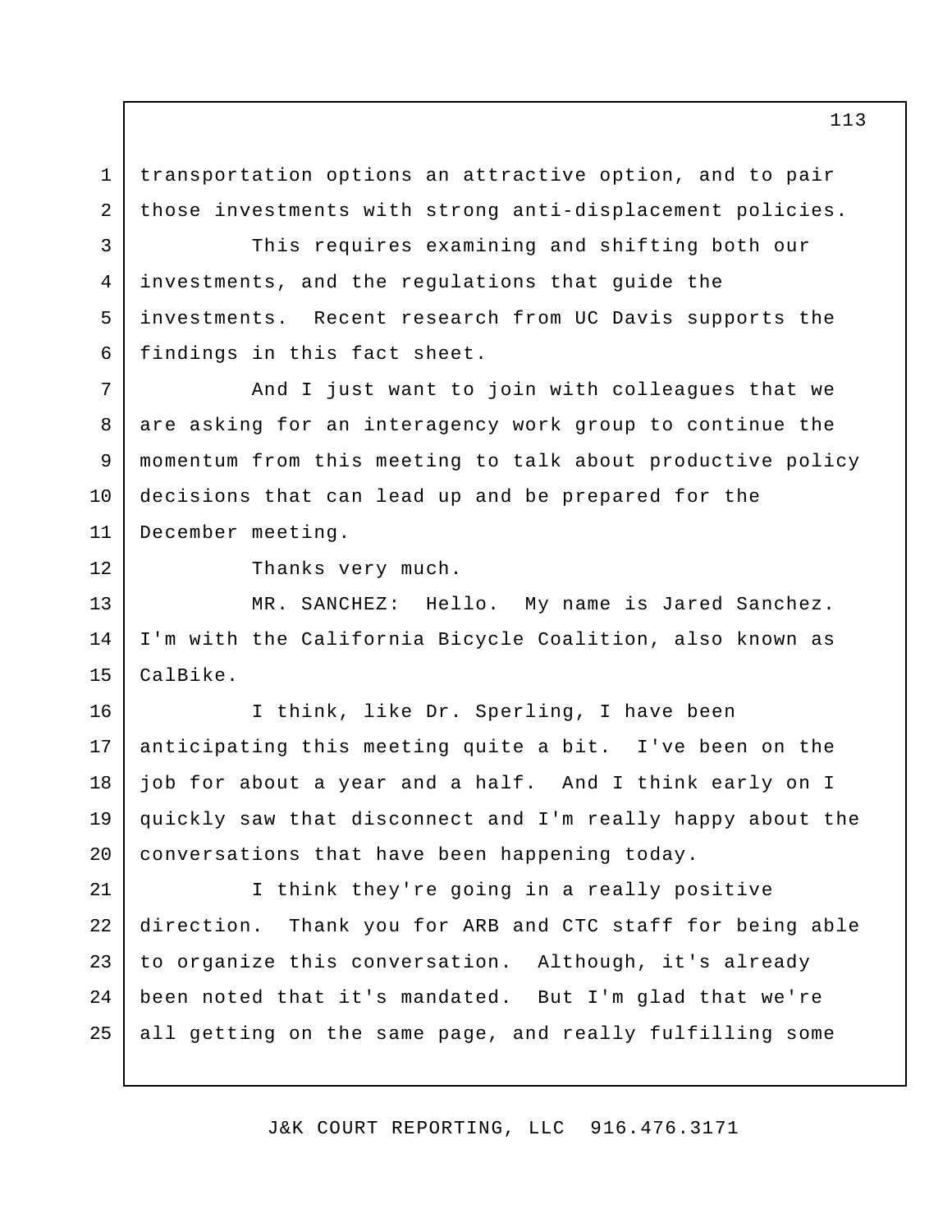transportation options an attractive option, and to pair those investments with strong anti-displacement policies.

This requires examining and shifting both our investments, and the regulations that guide the investments. Recent research from UC Davis supports the findings in this fact sheet.

And I just want to join with colleagues that we are asking for an interagency work group to continue the momentum from this meeting to talk about productive policy decisions that can lead up and be prepared for the December meeting.

Thanks very much.

MR. SANCHEZ: Hello. My name is Jared Sanchez. I'm with the California Bicycle Coalition, also known as CalBike.

I think, like Dr. Sperling, I have been anticipating this meeting quite a bit. I've been on the job for about a year and a half. And I think early on I quickly saw that disconnect and I'm really happy about the conversations that have been happening today.

I think they're going in a really positive direction. Thank you for ARB and CTC staff for being able to organize this conversation. Although, it's already been noted that it's mandated. But I'm glad that we're all getting on the same page, and really fulfilling some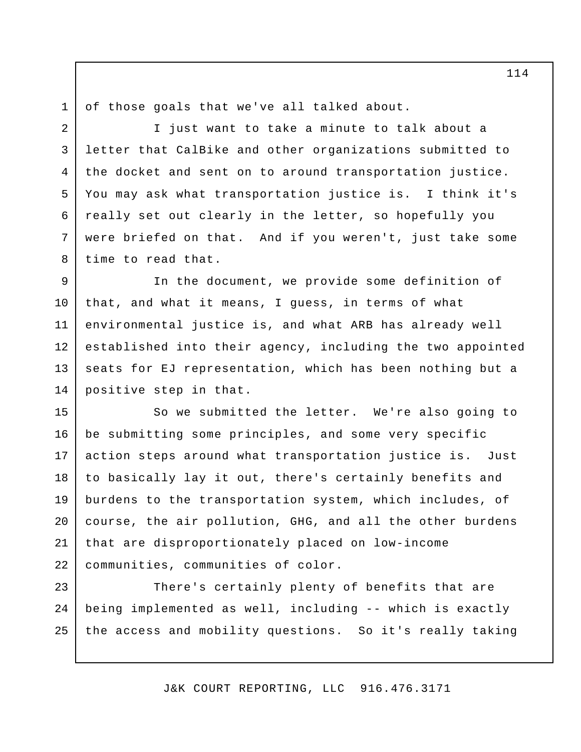of those goals that we've all talked about.

I just want to take a minute to talk about a letter that CalBike and other organizations submitted to the docket and sent on to around transportation justice. You may ask what transportation justice is. I think it's really set out clearly in the letter, so hopefully you were briefed on that. And if you weren't, just take some time to read that.

In the document, we provide some definition of that, and what it means, I guess, in terms of what environmental justice is, and what ARB has already well established into their agency, including the two appointed seats for EJ representation, which has been nothing but a positive step in that.

So we submitted the letter. We're also going to be submitting some principles, and some very specific action steps around what transportation justice is. Just to basically lay it out, there's certainly benefits and burdens to the transportation system, which includes, of course, the air pollution, GHG, and all the other burdens that are disproportionately placed on low-income communities, communities of color.

There's certainly plenty of benefits that are being implemented as well, including -- which is exactly the access and mobility questions. So it's really taking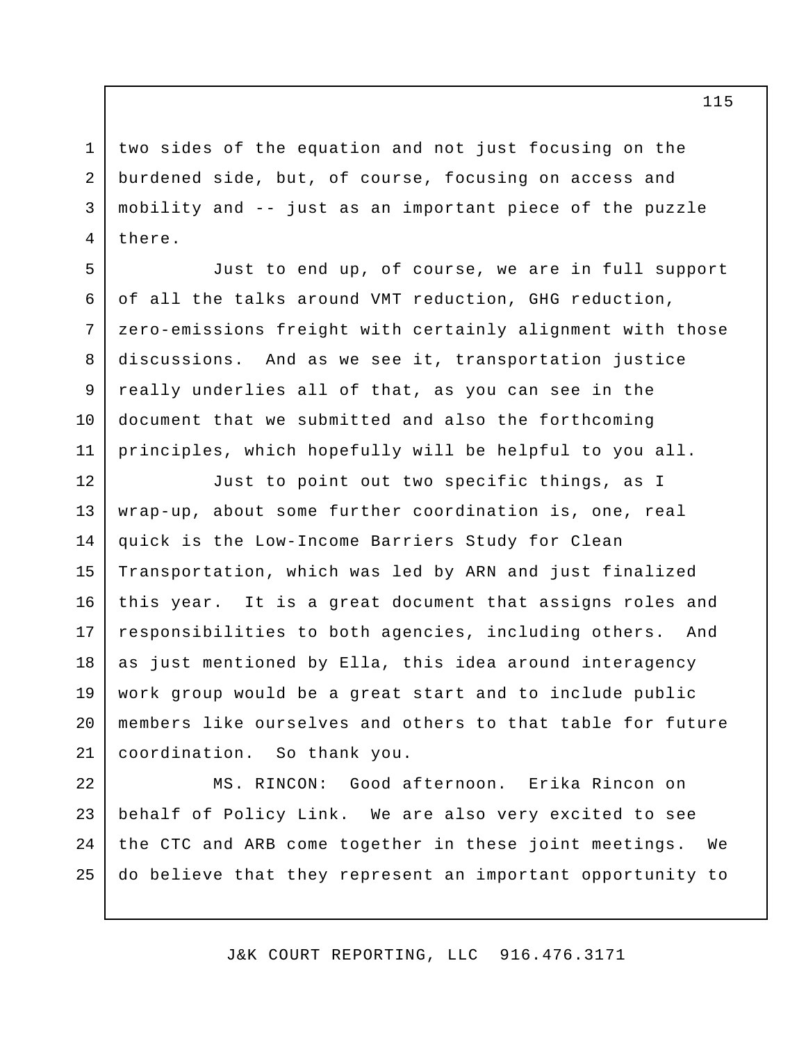two sides of the equation and not just focusing on the burdened side, but, of course, focusing on access and mobility and -- just as an important piece of the puzzle there.

Just to end up, of course, we are in full support of all the talks around VMT reduction, GHG reduction, zero-emissions freight with certainly alignment with those discussions. And as we see it, transportation justice really underlies all of that, as you can see in the document that we submitted and also the forthcoming principles, which hopefully will be helpful to you all.

Just to point out two specific things, as I wrap-up, about some further coordination is, one, real quick is the Low-Income Barriers Study for Clean Transportation, which was led by ARN and just finalized this year. It is a great document that assigns roles and responsibilities to both agencies, including others. And as just mentioned by Ella, this idea around interagency work group would be a great start and to include public members like ourselves and others to that table for future coordination. So thank you.

MS. RINCON: Good afternoon. Erika Rincon on behalf of Policy Link. We are also very excited to see the CTC and ARB come together in these joint meetings. We do believe that they represent an important opportunity to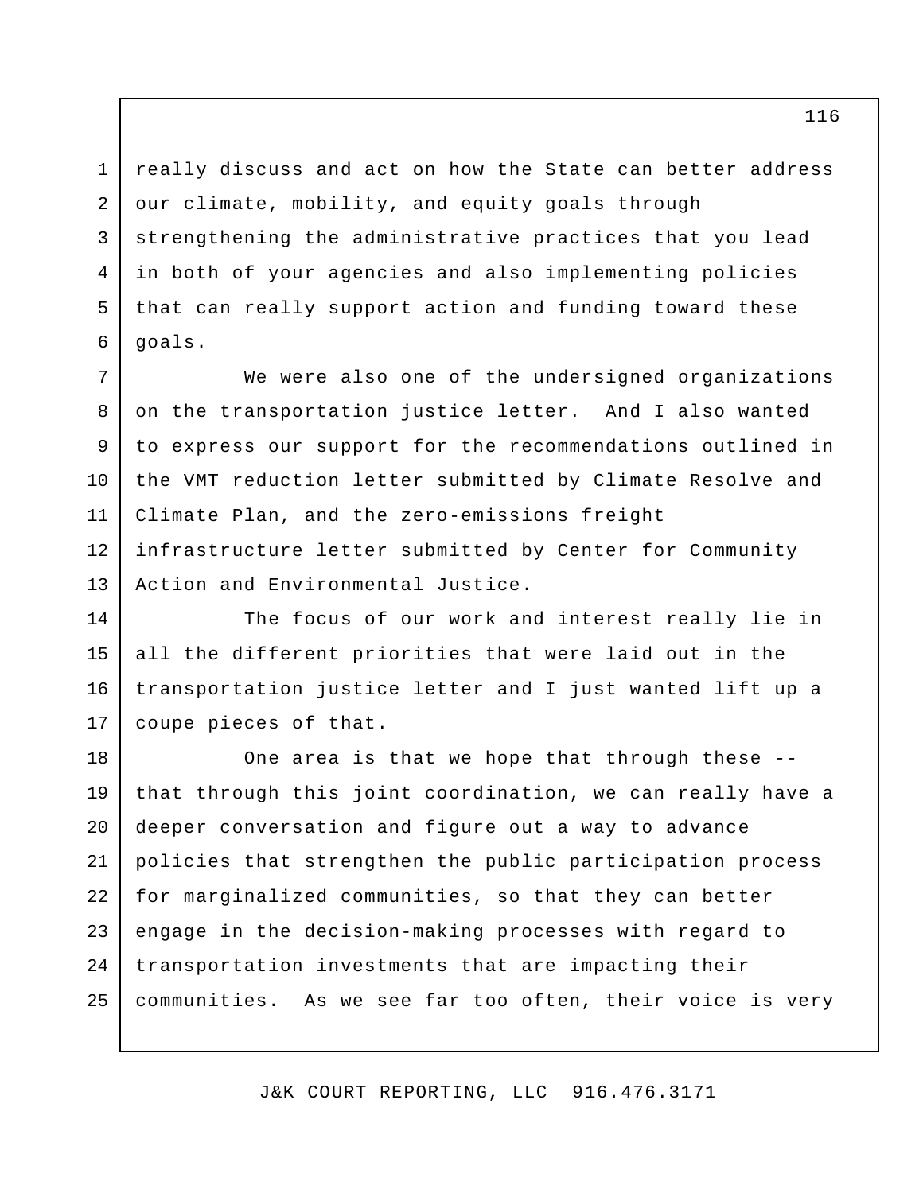really discuss and act on how the State can better address our climate, mobility, and equity goals through strengthening the administrative practices that you lead in both of your agencies and also implementing policies that can really support action and funding toward these goals.

We were also one of the undersigned organizations on the transportation justice letter. And I also wanted to express our support for the recommendations outlined in the VMT reduction letter submitted by Climate Resolve and Climate Plan, and the zero-emissions freight infrastructure letter submitted by Center for Community Action and Environmental Justice.

The focus of our work and interest really lie in all the different priorities that were laid out in the transportation justice letter and I just wanted lift up a coupe pieces of that.

One area is that we hope that through these -- that through this joint coordination, we can really have a deeper conversation and figure out a way to advance policies that strengthen the public participation process for marginalized communities, so that they can better engage in the decision-making processes with regard to transportation investments that are impacting their communities. As we see far too often, their voice is very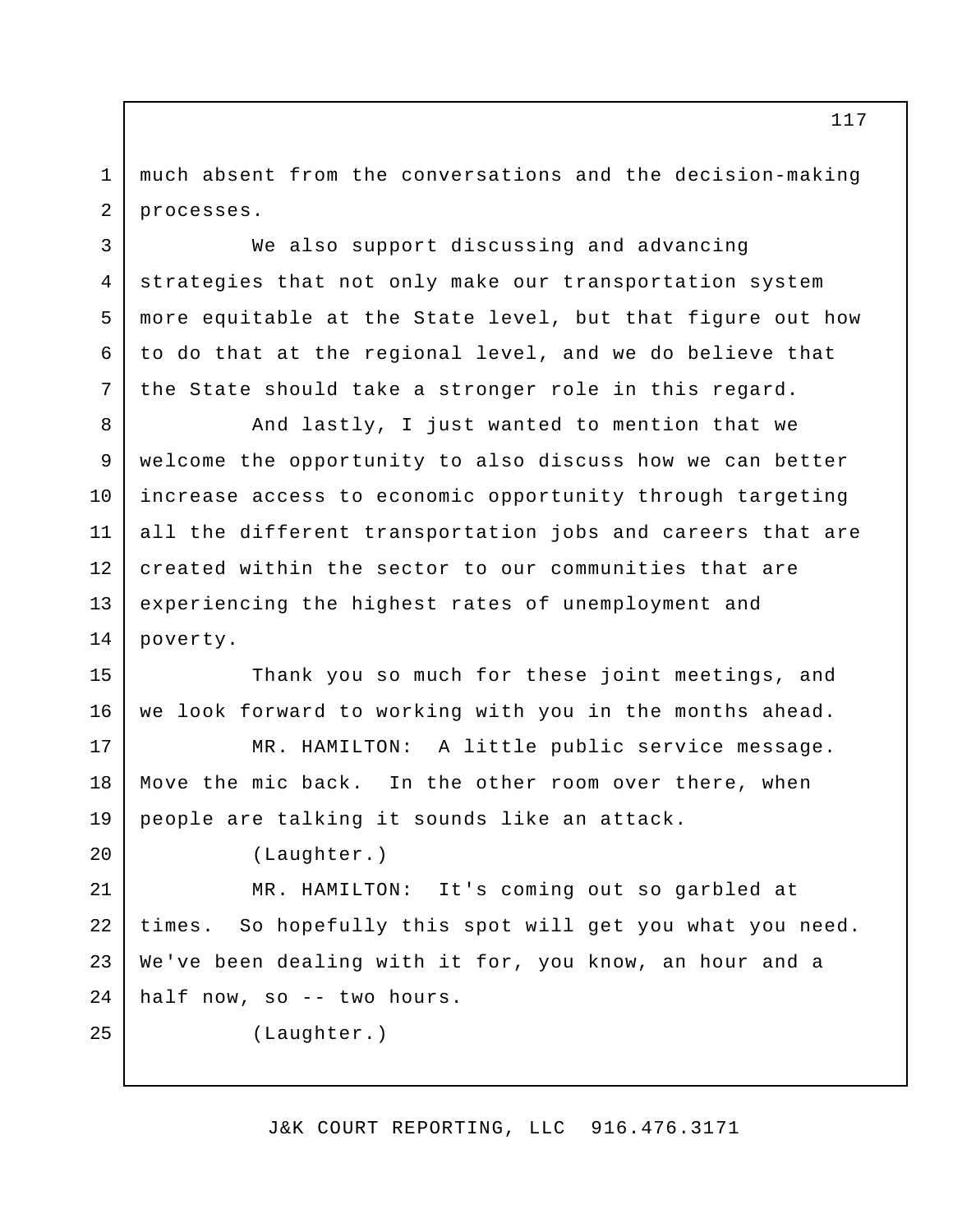much absent from the conversations and the decision-making processes.

We also support discussing and advancing strategies that not only make our transportation system more equitable at the State level, but that figure out how to do that at the regional level, and we do believe that the State should take a stronger role in this regard.

And lastly, I just wanted to mention that we welcome the opportunity to also discuss how we can better increase access to economic opportunity through targeting all the different transportation jobs and careers that are created within the sector to our communities that are experiencing the highest rates of unemployment and poverty.

Thank you so much for these joint meetings, and we look forward to working with you in the months ahead.

MR. HAMILTON: A little public service message. Move the mic back. In the other room over there, when people are talking it sounds like an attack.

(Laughter.)

MR. HAMILTON: It's coming out so garbled at times. So hopefully this spot will get you what you need. We've been dealing with it for, you know, an hour and a half now, so -- two hours.

(Laughter.)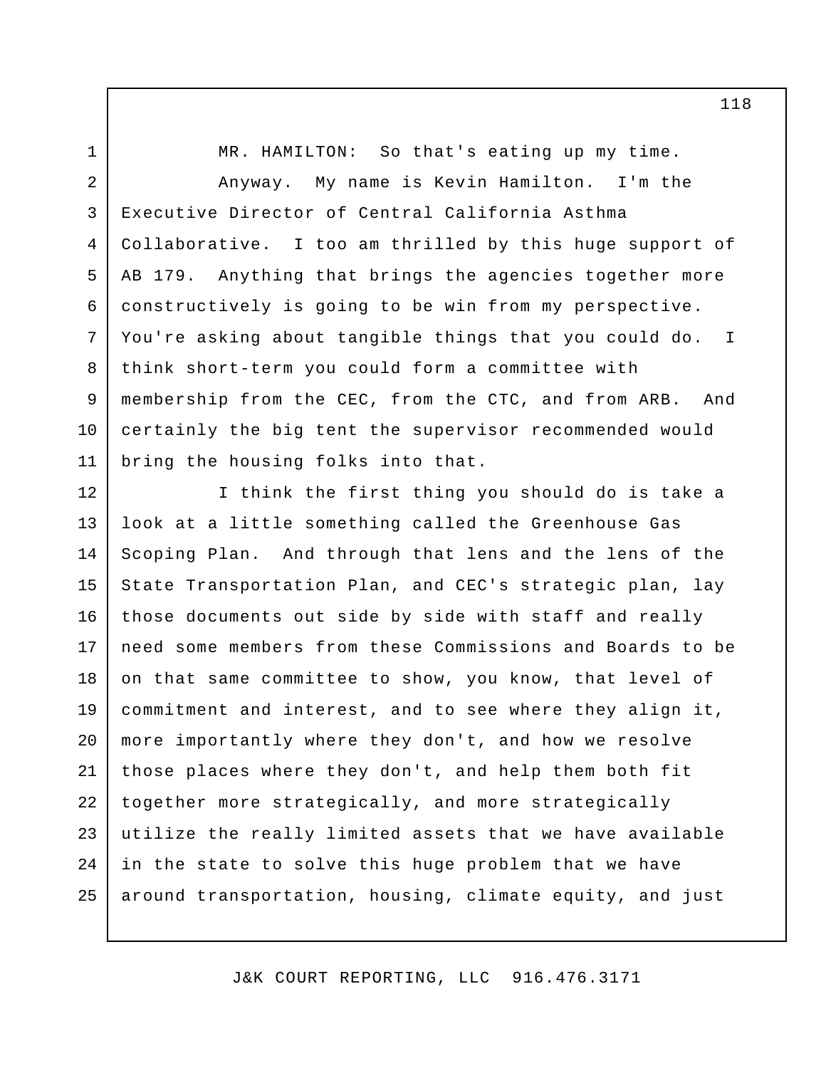MR. HAMILTON: So that's eating up my time.

Anyway. My name is Kevin Hamilton. I'm the Executive Director of Central California Asthma Collaborative. I too am thrilled by this huge support of AB 179. Anything that brings the agencies together more constructively is going to be win from my perspective. You're asking about tangible things that you could do. I think short-term you could form a committee with membership from the CEC, from the CTC, and from ARB. And certainly the big tent the supervisor recommended would bring the housing folks into that.

I think the first thing you should do is take a look at a little something called the Greenhouse Gas Scoping Plan. And through that lens and the lens of the State Transportation Plan, and CEC's strategic plan, lay those documents out side by side with staff and really need some members from these Commissions and Boards to be on that same committee to show, you know, that level of commitment and interest, and to see where they align it, more importantly where they don't, and how we resolve those places where they don't, and help them both fit together more strategically, and more strategically utilize the really limited assets that we have available in the state to solve this huge problem that we have around transportation, housing, climate equity, and just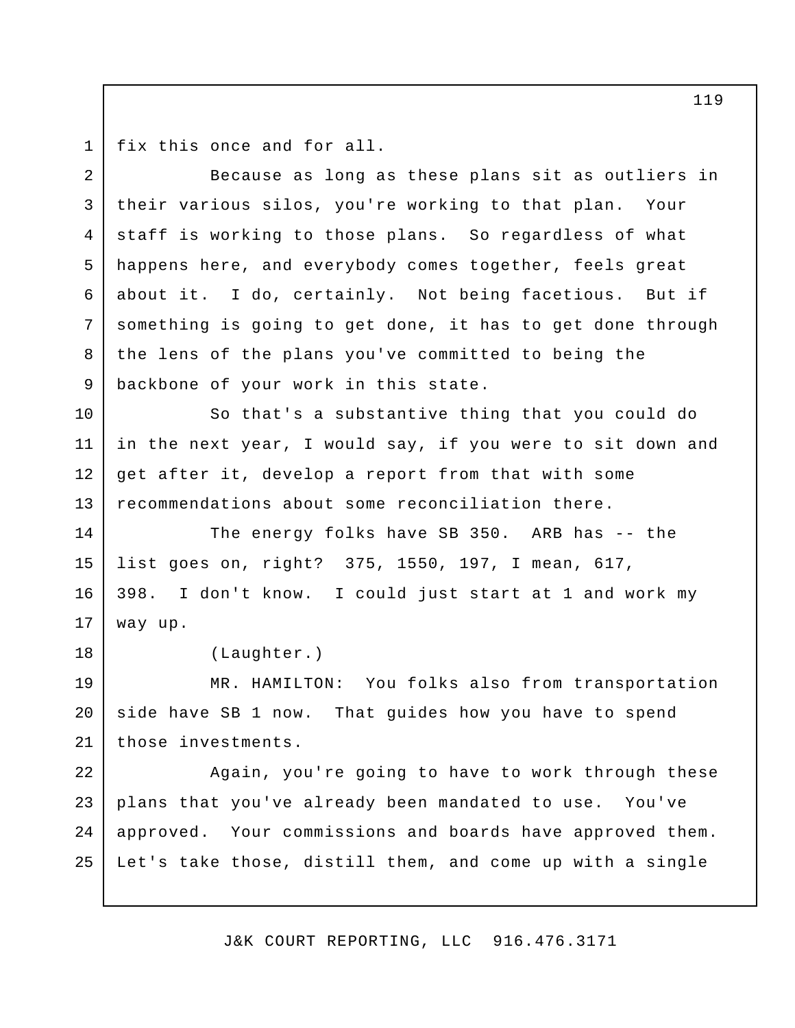fix this once and for all.

Because as long as these plans sit as outliers in their various silos, you're working to that plan. Your staff is working to those plans. So regardless of what happens here, and everybody comes together, feels great about it. I do, certainly. Not being facetious. But if something is going to get done, it has to get done through the lens of the plans you've committed to being the backbone of your work in this state.

So that's a substantive thing that you could do in the next year, I would say, if you were to sit down and get after it, develop a report from that with some recommendations about some reconciliation there.

The energy folks have SB 350. ARB has -- the list goes on, right? 375, 1550, 197, I mean, 617, 398. I don't know. I could just start at 1 and work my way up.

(Laughter.)

MR. HAMILTON: You folks also from transportation side have SB 1 now. That guides how you have to spend those investments.

Again, you're going to have to work through these plans that you've already been mandated to use. You've approved. Your commissions and boards have approved them. Let's take those, distill them, and come up with a single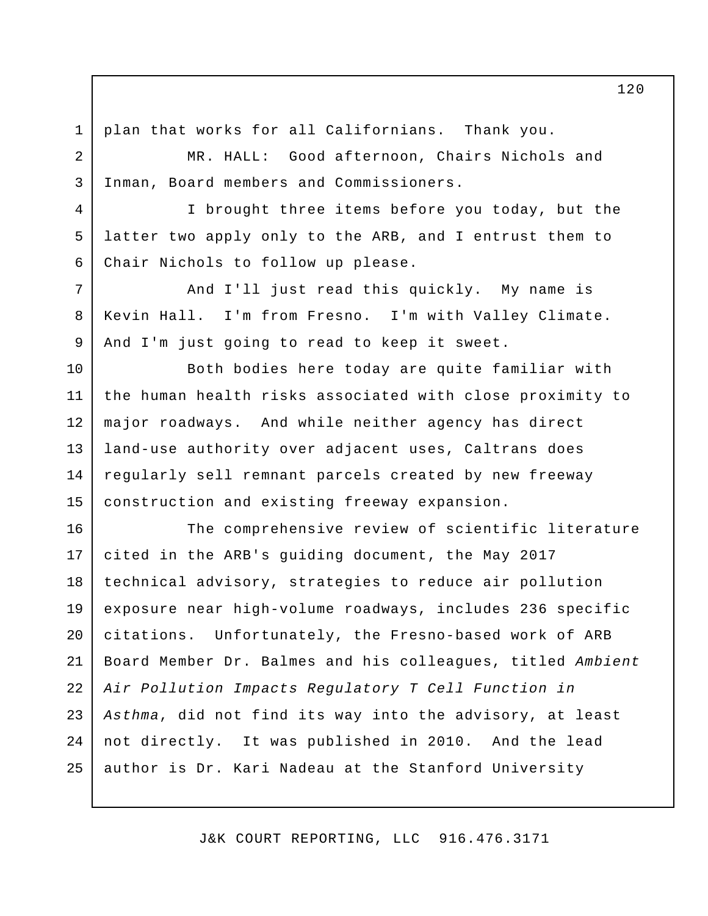plan that works for all Californians. Thank you.

MR. HALL: Good afternoon, Chairs Nichols and Inman, Board members and Commissioners.

I brought three items before you today, but the latter two apply only to the ARB, and I entrust them to Chair Nichols to follow up please.

And I'll just read this quickly. My name is Kevin Hall. I'm from Fresno. I'm with Valley Climate. And I'm just going to read to keep it sweet.

Both bodies here today are quite familiar with the human health risks associated with close proximity to major roadways. And while neither agency has direct land-use authority over adjacent uses, Caltrans does regularly sell remnant parcels created by new freeway construction and existing freeway expansion.

The comprehensive review of scientific literature cited in the ARB's guiding document, the May 2017 technical advisory, strategies to reduce air pollution exposure near high-volume roadways, includes 236 specific citations. Unfortunately, the Fresno-based work of ARB Board Member Dr. Balmes and his colleagues, titled *Ambient Air Pollution Impacts Regulatory T Cell Function in Asthma*, did not find its way into the advisory, at least not directly. It was published in 2010. And the lead author is Dr. Kari Nadeau at the Stanford University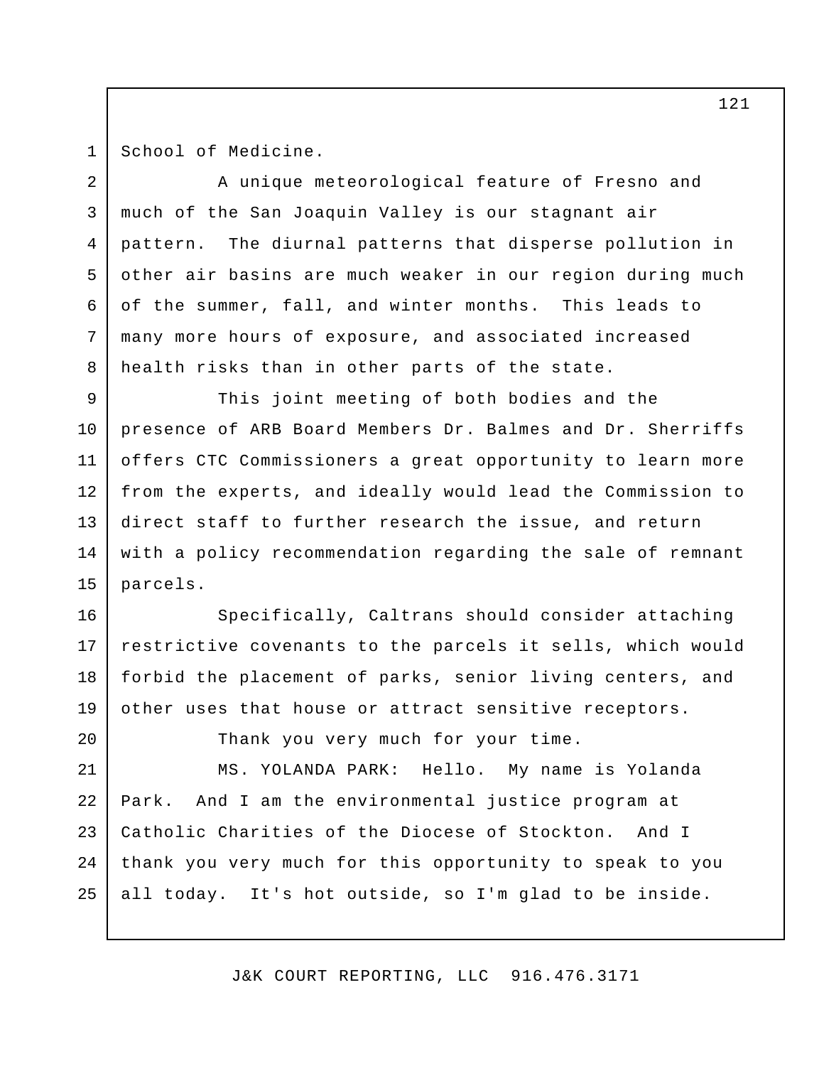School of Medicine.

A unique meteorological feature of Fresno and much of the San Joaquin Valley is our stagnant air pattern. The diurnal patterns that disperse pollution in other air basins are much weaker in our region during much of the summer, fall, and winter months. This leads to many more hours of exposure, and associated increased health risks than in other parts of the state.

This joint meeting of both bodies and the presence of ARB Board Members Dr. Balmes and Dr. Sherriffs offers CTC Commissioners a great opportunity to learn more from the experts, and ideally would lead the Commission to direct staff to further research the issue, and return with a policy recommendation regarding the sale of remnant parcels.

Specifically, Caltrans should consider attaching restrictive covenants to the parcels it sells, which would forbid the placement of parks, senior living centers, and other uses that house or attract sensitive receptors.

Thank you very much for your time.

MS. YOLANDA PARK: Hello. My name is Yolanda Park. And I am the environmental justice program at Catholic Charities of the Diocese of Stockton. And I thank you very much for this opportunity to speak to you all today. It's hot outside, so I'm glad to be inside.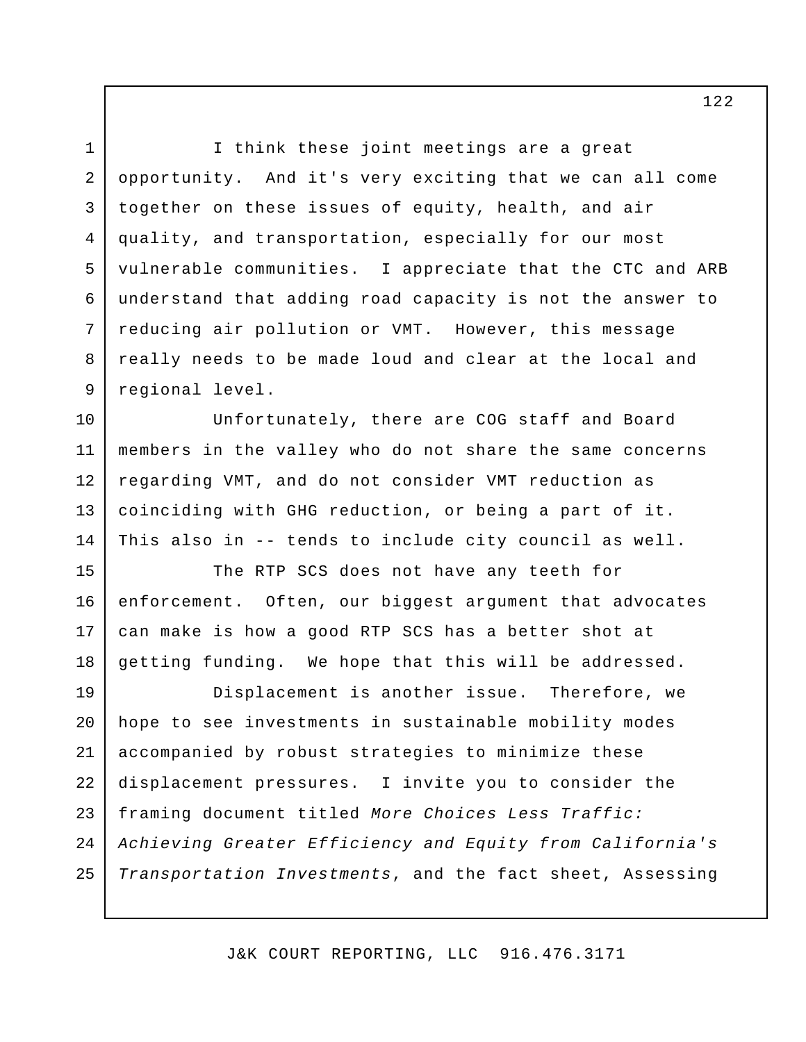I think these joint meetings are a great opportunity. And it's very exciting that we can all come together on these issues of equity, health, and air quality, and transportation, especially for our most vulnerable communities. I appreciate that the CTC and ARB understand that adding road capacity is not the answer to reducing air pollution or VMT. However, this message really needs to be made loud and clear at the local and regional level.

Unfortunately, there are COG staff and Board members in the valley who do not share the same concerns regarding VMT, and do not consider VMT reduction as coinciding with GHG reduction, or being a part of it. This also in -- tends to include city council as well.

The RTP SCS does not have any teeth for enforcement. Often, our biggest argument that advocates can make is how a good RTP SCS has a better shot at getting funding. We hope that this will be addressed.

Displacement is another issue. Therefore, we hope to see investments in sustainable mobility modes accompanied by robust strategies to minimize these displacement pressures. I invite you to consider the framing document titled *More Choices Less Traffic: Achieving Greater Efficiency and Equity from California's Transportation Investments*, and the fact sheet, Assessing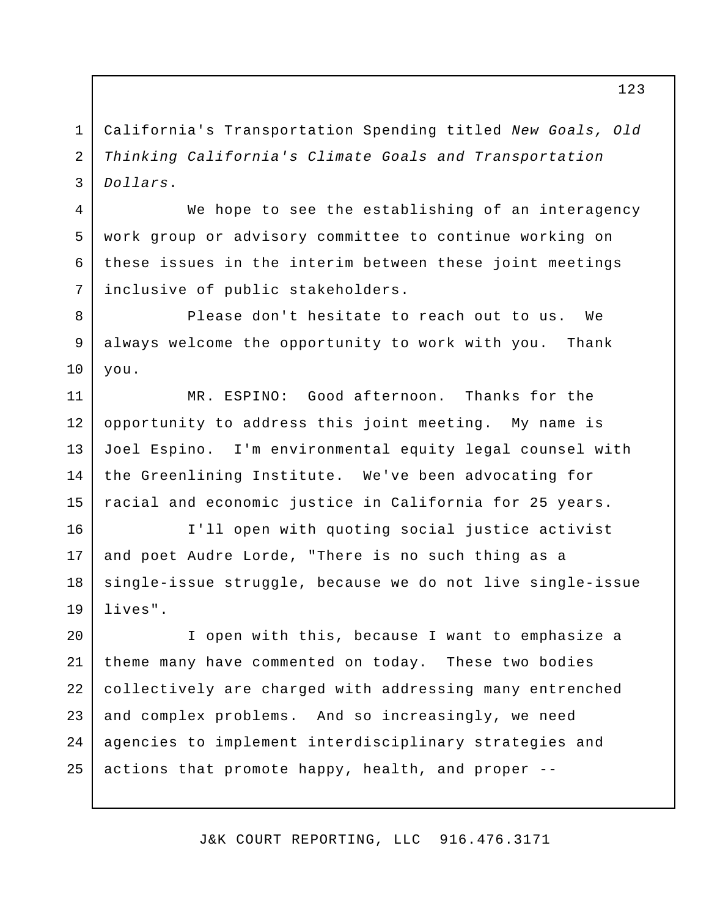California's Transportation Spending titled *New Goals, Old Thinking California's Climate Goals and Transportation Dollars*.

We hope to see the establishing of an interagency work group or advisory committee to continue working on these issues in the interim between these joint meetings inclusive of public stakeholders.

Please don't hesitate to reach out to us. We always welcome the opportunity to work with you. Thank you.

MR. ESPINO: Good afternoon. Thanks for the opportunity to address this joint meeting. My name is Joel Espino. I'm environmental equity legal counsel with the Greenlining Institute. We've been advocating for racial and economic justice in California for 25 years.

I'll open with quoting social justice activist and poet Audre Lorde, "There is no such thing as a single-issue struggle, because we do not live single-issue lives".

I open with this, because I want to emphasize a theme many have commented on today. These two bodies collectively are charged with addressing many entrenched and complex problems. And so increasingly, we need agencies to implement interdisciplinary strategies and actions that promote happy, health, and proper --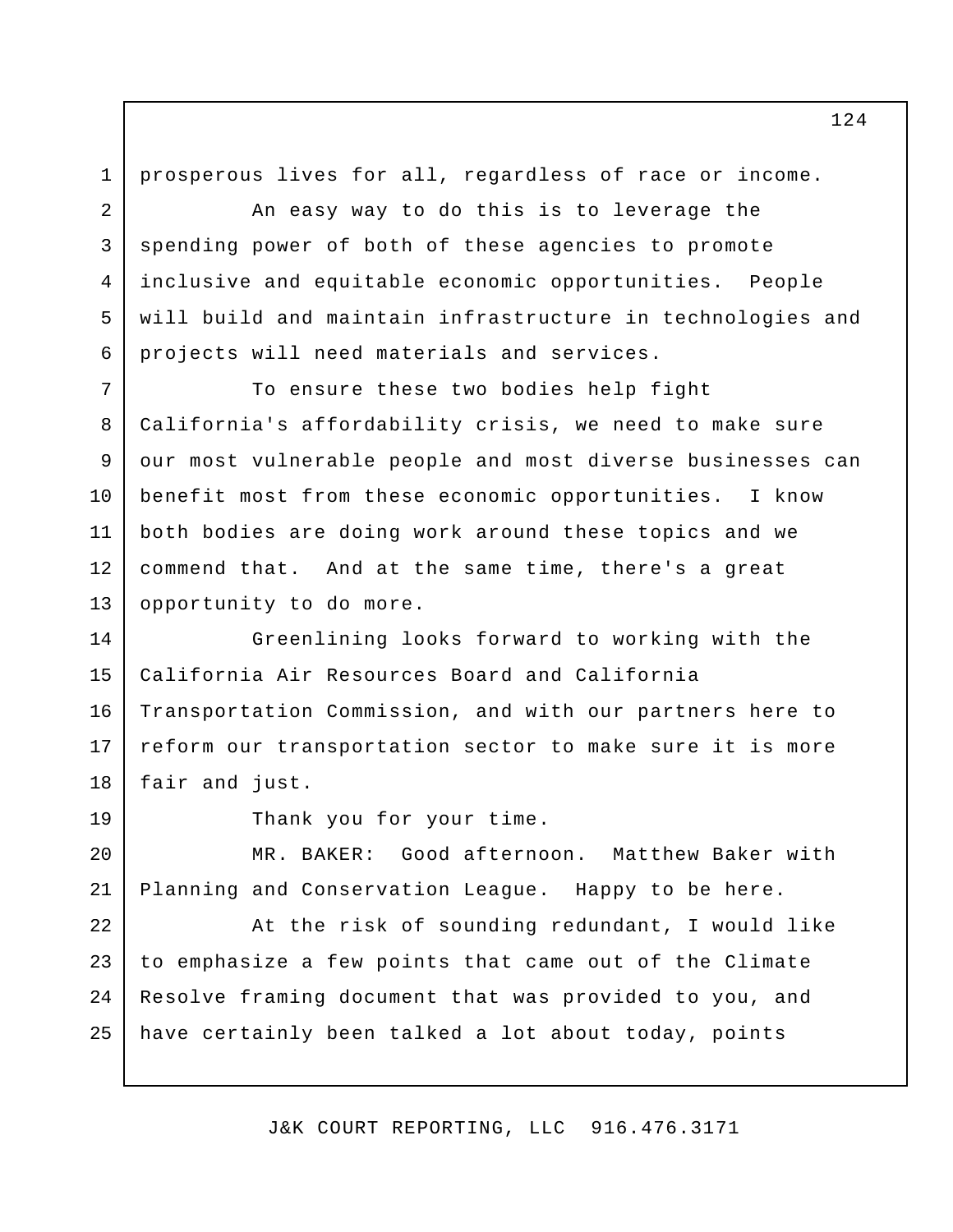prosperous lives for all, regardless of race or income.

An easy way to do this is to leverage the spending power of both of these agencies to promote inclusive and equitable economic opportunities. People will build and maintain infrastructure in technologies and projects will need materials and services.

To ensure these two bodies help fight California's affordability crisis, we need to make sure our most vulnerable people and most diverse businesses can benefit most from these economic opportunities. I know both bodies are doing work around these topics and we commend that. And at the same time, there's a great opportunity to do more.

Greenlining looks forward to working with the California Air Resources Board and California Transportation Commission, and with our partners here to reform our transportation sector to make sure it is more fair and just.

Thank you for your time.

MR. BAKER: Good afternoon. Matthew Baker with Planning and Conservation League. Happy to be here.

At the risk of sounding redundant, I would like to emphasize a few points that came out of the Climate Resolve framing document that was provided to you, and have certainly been talked a lot about today, points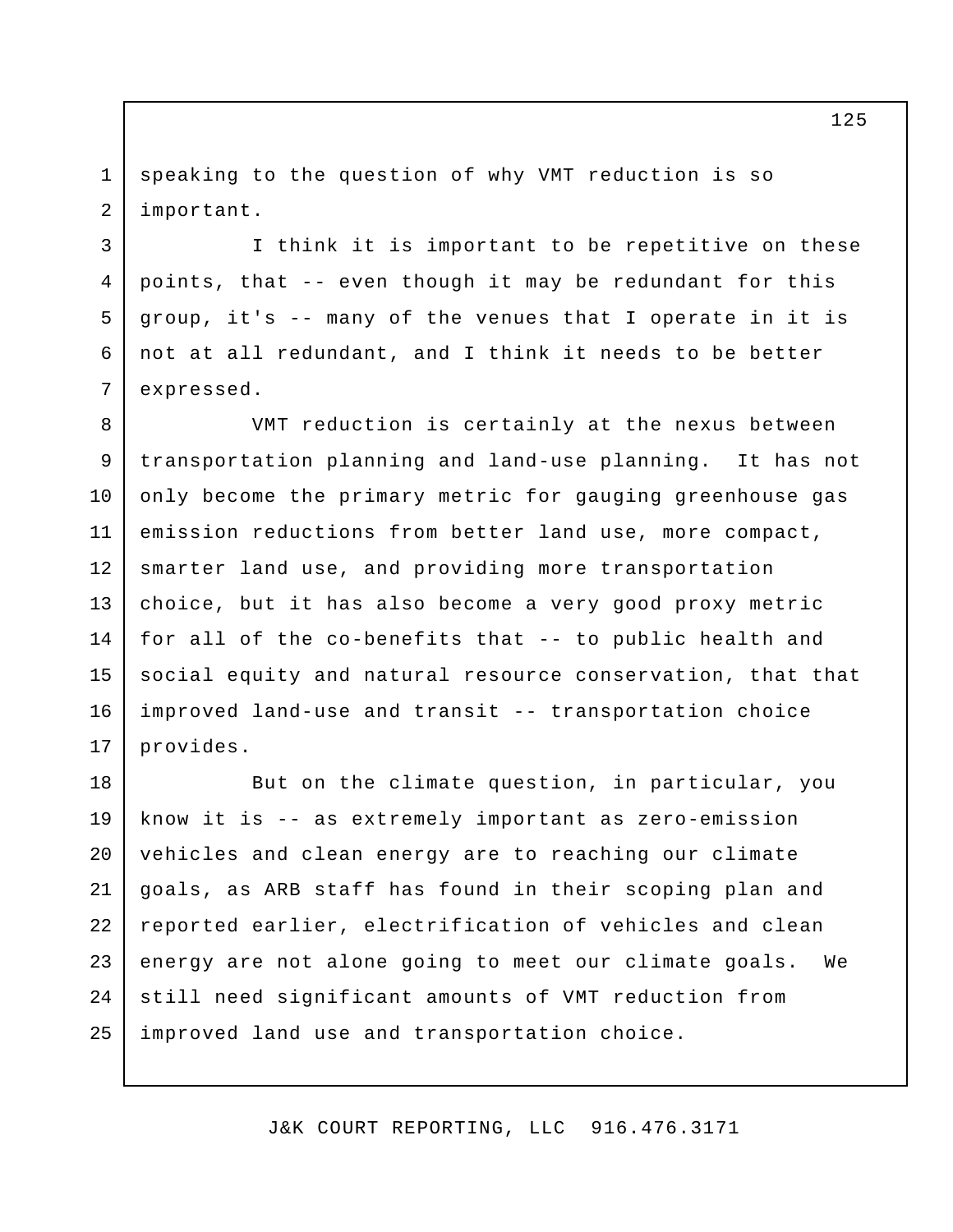speaking to the question of why VMT reduction is so important.

I think it is important to be repetitive on these points, that -- even though it may be redundant for this group, it's -- many of the venues that I operate in it is not at all redundant, and I think it needs to be better expressed.

VMT reduction is certainly at the nexus between transportation planning and land-use planning. It has not only become the primary metric for gauging greenhouse gas emission reductions from better land use, more compact, smarter land use, and providing more transportation choice, but it has also become a very good proxy metric for all of the co-benefits that -- to public health and social equity and natural resource conservation, that that improved land-use and transit -- transportation choice provides.

But on the climate question, in particular, you know it is -- as extremely important as zero-emission vehicles and clean energy are to reaching our climate goals, as ARB staff has found in their scoping plan and reported earlier, electrification of vehicles and clean energy are not alone going to meet our climate goals. We still need significant amounts of VMT reduction from improved land use and transportation choice.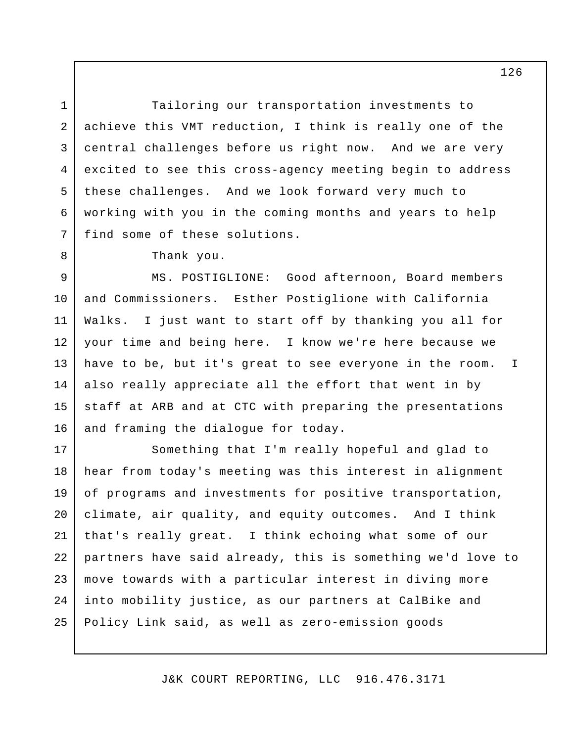Tailoring our transportation investments to achieve this VMT reduction, I think is really one of the central challenges before us right now. And we are very excited to see this cross-agency meeting begin to address these challenges. And we look forward very much to working with you in the coming months and years to help find some of these solutions.

Thank you.

MS. POSTIGLIONE: Good afternoon, Board members and Commissioners. Esther Postiglione with California Walks. I just want to start off by thanking you all for your time and being here. I know we're here because we have to be, but it's great to see everyone in the room. I also really appreciate all the effort that went in by staff at ARB and at CTC with preparing the presentations and framing the dialogue for today.

Something that I'm really hopeful and glad to hear from today's meeting was this interest in alignment of programs and investments for positive transportation, climate, air quality, and equity outcomes. And I think that's really great. I think echoing what some of our partners have said already, this is something we'd love to move towards with a particular interest in diving more into mobility justice, as our partners at CalBike and Policy Link said, as well as zero-emission goods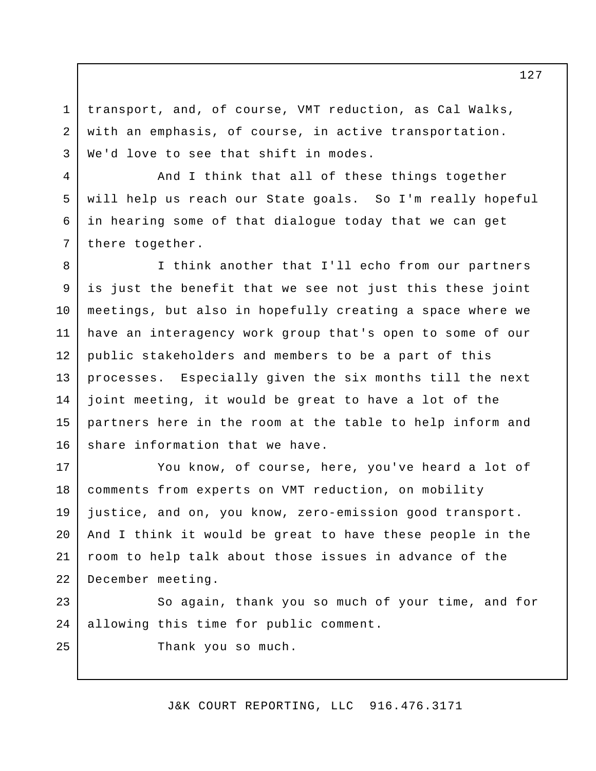transport, and, of course, VMT reduction, as Cal Walks, with an emphasis, of course, in active transportation. We'd love to see that shift in modes.

And I think that all of these things together will help us reach our State goals. So I'm really hopeful in hearing some of that dialogue today that we can get there together.

I think another that I'll echo from our partners is just the benefit that we see not just this these joint meetings, but also in hopefully creating a space where we have an interagency work group that's open to some of our public stakeholders and members to be a part of this processes. Especially given the six months till the next joint meeting, it would be great to have a lot of the partners here in the room at the table to help inform and share information that we have.

You know, of course, here, you've heard a lot of comments from experts on VMT reduction, on mobility justice, and on, you know, zero-emission good transport. And I think it would be great to have these people in the room to help talk about those issues in advance of the December meeting.

So again, thank you so much of your time, and for allowing this time for public comment.

Thank you so much.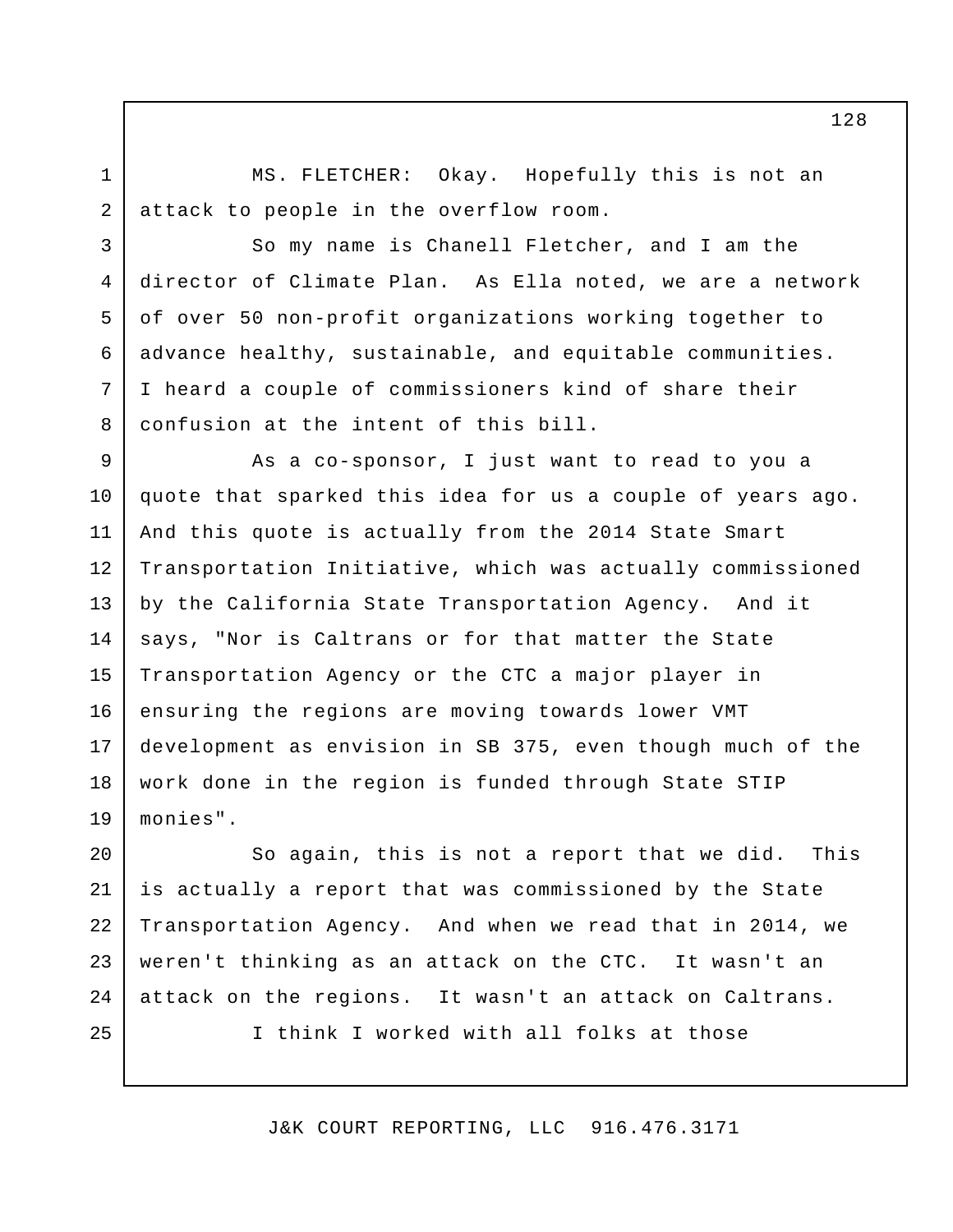MS. FLETCHER: Okay. Hopefully this is not an attack to people in the overflow room.

So my name is Chanell Fletcher, and I am the director of Climate Plan. As Ella noted, we are a network of over 50 non-profit organizations working together to advance healthy, sustainable, and equitable communities. I heard a couple of commissioners kind of share their confusion at the intent of this bill.

As a co-sponsor, I just want to read to you a quote that sparked this idea for us a couple of years ago. And this quote is actually from the 2014 State Smart Transportation Initiative, which was actually commissioned by the California State Transportation Agency. And it says, "Nor is Caltrans or for that matter the State Transportation Agency or the CTC a major player in ensuring the regions are moving towards lower VMT development as envision in SB 375, even though much of the work done in the region is funded through State STIP monies".

So again, this is not a report that we did. This is actually a report that was commissioned by the State Transportation Agency. And when we read that in 2014, we weren't thinking as an attack on the CTC. It wasn't an attack on the regions. It wasn't an attack on Caltrans.

I think I worked with all folks at those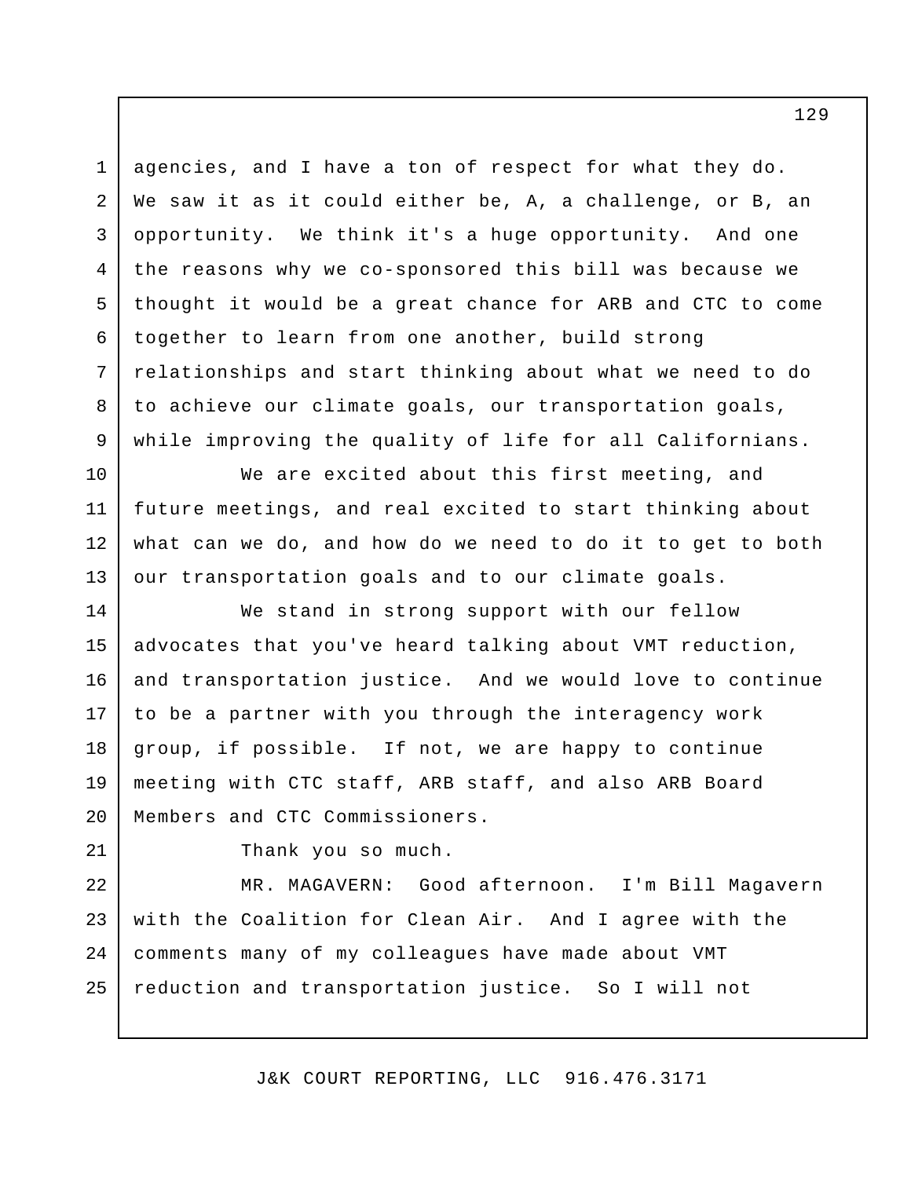agencies, and I have a ton of respect for what they do. We saw it as it could either be, A, a challenge, or B, an opportunity. We think it's a huge opportunity. And one the reasons why we co-sponsored this bill was because we thought it would be a great chance for ARB and CTC to come together to learn from one another, build strong relationships and start thinking about what we need to do to achieve our climate goals, our transportation goals, while improving the quality of life for all Californians.

We are excited about this first meeting, and future meetings, and real excited to start thinking about what can we do, and how do we need to do it to get to both our transportation goals and to our climate goals.

We stand in strong support with our fellow advocates that you've heard talking about VMT reduction, and transportation justice. And we would love to continue to be a partner with you through the interagency work group, if possible. If not, we are happy to continue meeting with CTC staff, ARB staff, and also ARB Board Members and CTC Commissioners.

Thank you so much.

MR. MAGAVERN: Good afternoon. I'm Bill Magavern with the Coalition for Clean Air. And I agree with the comments many of my colleagues have made about VMT reduction and transportation justice. So I will not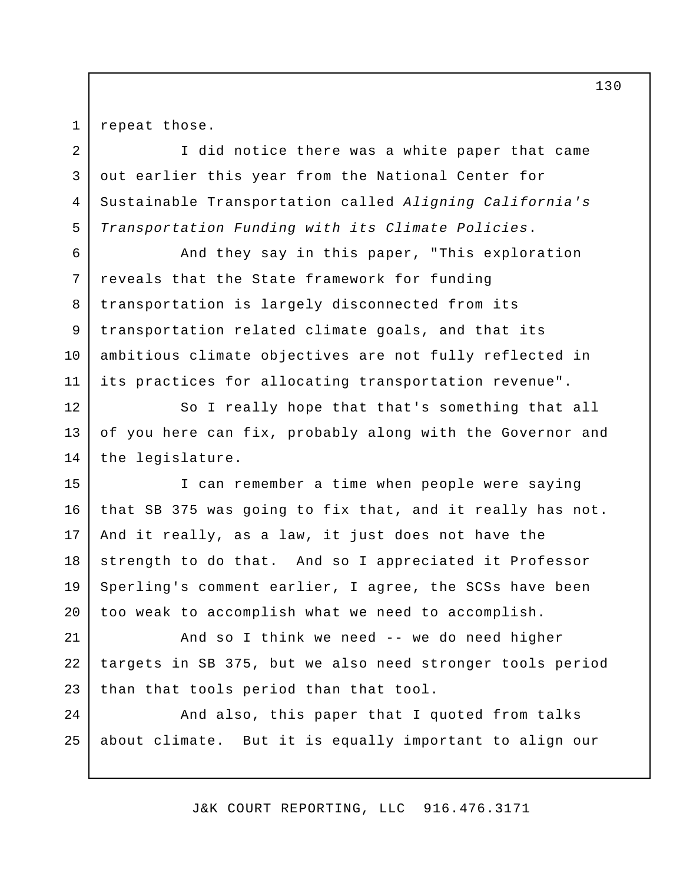repeat those.

I did notice there was a white paper that came out earlier this year from the National Center for Sustainable Transportation called *Aligning California's Transportation Funding with its Climate Policies*.

And they say in this paper, "This exploration reveals that the State framework for funding transportation is largely disconnected from its transportation related climate goals, and that its ambitious climate objectives are not fully reflected in its practices for allocating transportation revenue".

So I really hope that that's something that all of you here can fix, probably along with the Governor and the legislature.

I can remember a time when people were saying that SB 375 was going to fix that, and it really has not. And it really, as a law, it just does not have the strength to do that. And so I appreciated it Professor Sperling's comment earlier, I agree, the SCSs have been too weak to accomplish what we need to accomplish.

And so I think we need -- we do need higher targets in SB 375, but we also need stronger tools period than that tools period than that tool.

And also, this paper that I quoted from talks about climate. But it is equally important to align our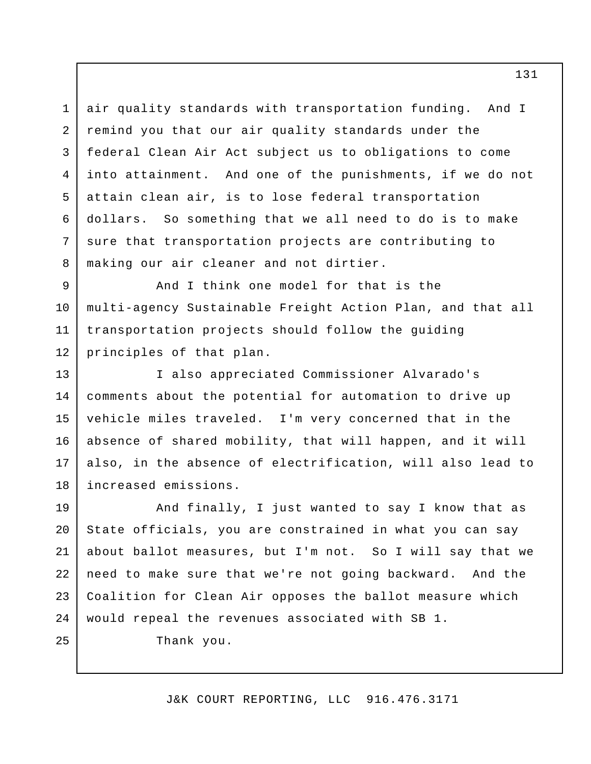air quality standards with transportation funding. And I remind you that our air quality standards under the federal Clean Air Act subject us to obligations to come into attainment. And one of the punishments, if we do not attain clean air, is to lose federal transportation dollars. So something that we all need to do is to make sure that transportation projects are contributing to making our air cleaner and not dirtier.

And I think one model for that is the multi-agency Sustainable Freight Action Plan, and that all transportation projects should follow the guiding principles of that plan.

I also appreciated Commissioner Alvarado's comments about the potential for automation to drive up vehicle miles traveled. I'm very concerned that in the absence of shared mobility, that will happen, and it will also, in the absence of electrification, will also lead to increased emissions.

And finally, I just wanted to say I know that as State officials, you are constrained in what you can say about ballot measures, but I'm not. So I will say that we need to make sure that we're not going backward. And the Coalition for Clean Air opposes the ballot measure which would repeal the revenues associated with SB 1.

Thank you.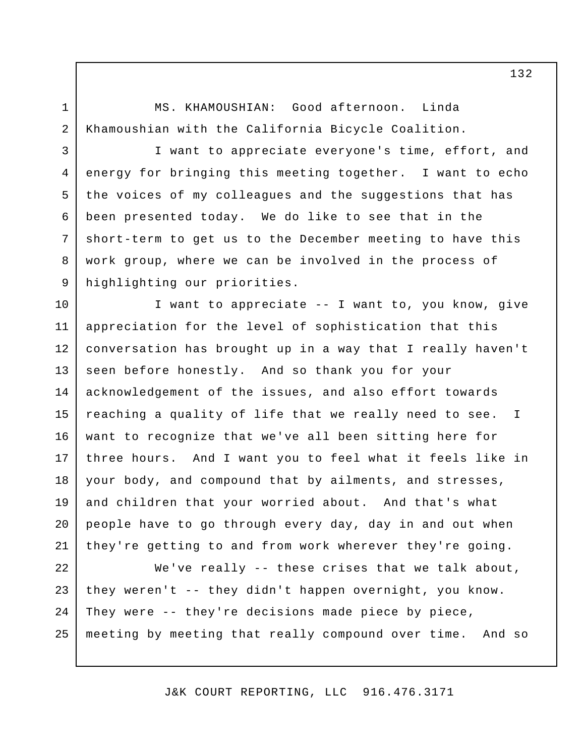MS. KHAMOUSHIAN: Good afternoon. Linda Khamoushian with the California Bicycle Coalition.

I want to appreciate everyone's time, effort, and energy for bringing this meeting together. I want to echo the voices of my colleagues and the suggestions that has been presented today. We do like to see that in the short-term to get us to the December meeting to have this work group, where we can be involved in the process of highlighting our priorities.

I want to appreciate -- I want to, you know, give appreciation for the level of sophistication that this conversation has brought up in a way that I really haven't seen before honestly. And so thank you for your acknowledgement of the issues, and also effort towards reaching a quality of life that we really need to see. I want to recognize that we've all been sitting here for three hours. And I want you to feel what it feels like in your body, and compound that by ailments, and stresses, and children that your worried about. And that's what people have to go through every day, day in and out when they're getting to and from work wherever they're going.

We've really -- these crises that we talk about, they weren't -- they didn't happen overnight, you know. They were -- they're decisions made piece by piece, meeting by meeting that really compound over time. And so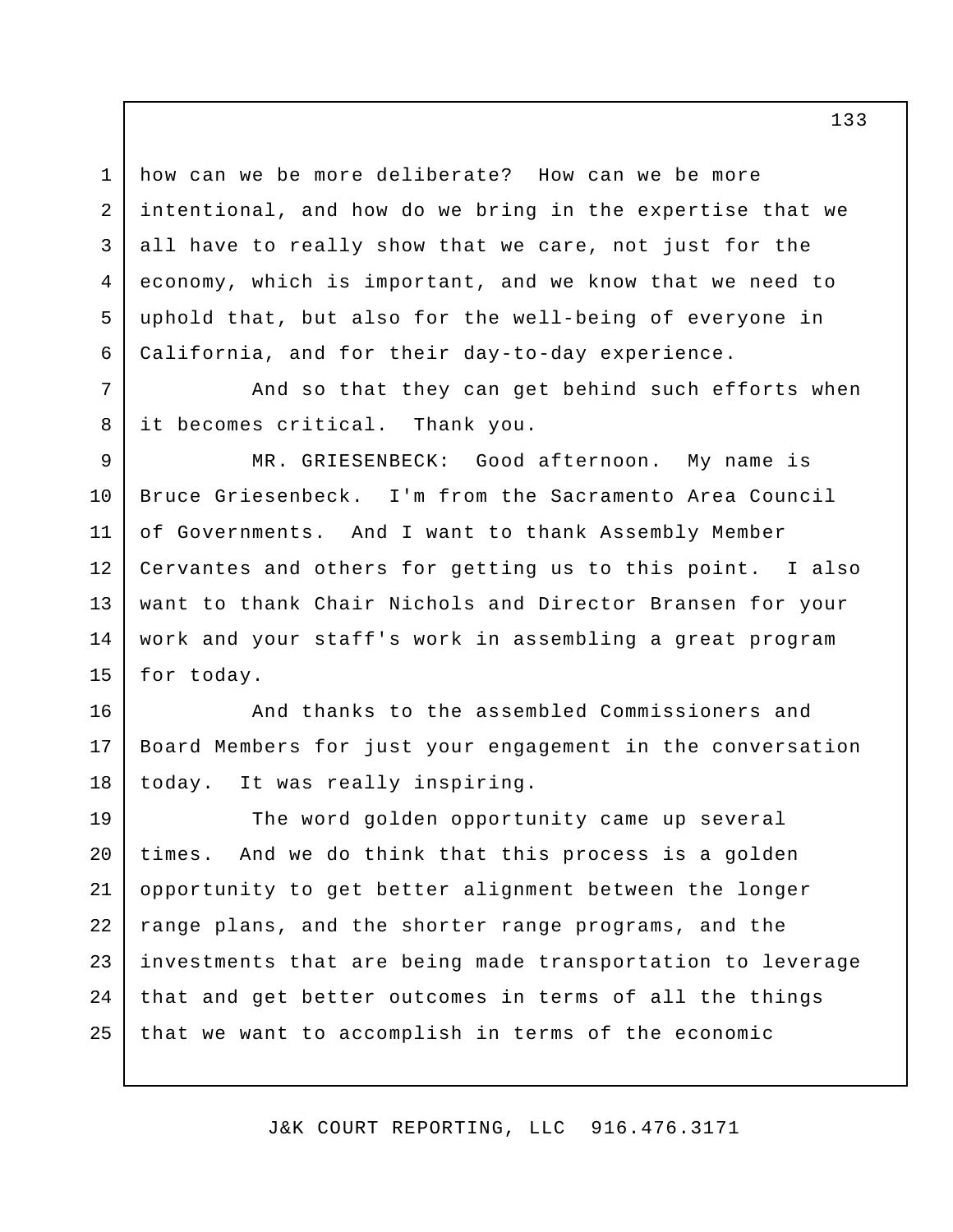how can we be more deliberate? How can we be more intentional, and how do we bring in the expertise that we all have to really show that we care, not just for the economy, which is important, and we know that we need to uphold that, but also for the well-being of everyone in California, and for their day-to-day experience.

And so that they can get behind such efforts when it becomes critical. Thank you.

MR. GRIESENBECK: Good afternoon. My name is Bruce Griesenbeck. I'm from the Sacramento Area Council of Governments. And I want to thank Assembly Member Cervantes and others for getting us to this point. I also want to thank Chair Nichols and Director Bransen for your work and your staff's work in assembling a great program for today.

And thanks to the assembled Commissioners and Board Members for just your engagement in the conversation today. It was really inspiring.

The word golden opportunity came up several times. And we do think that this process is a golden opportunity to get better alignment between the longer range plans, and the shorter range programs, and the investments that are being made transportation to leverage that and get better outcomes in terms of all the things that we want to accomplish in terms of the economic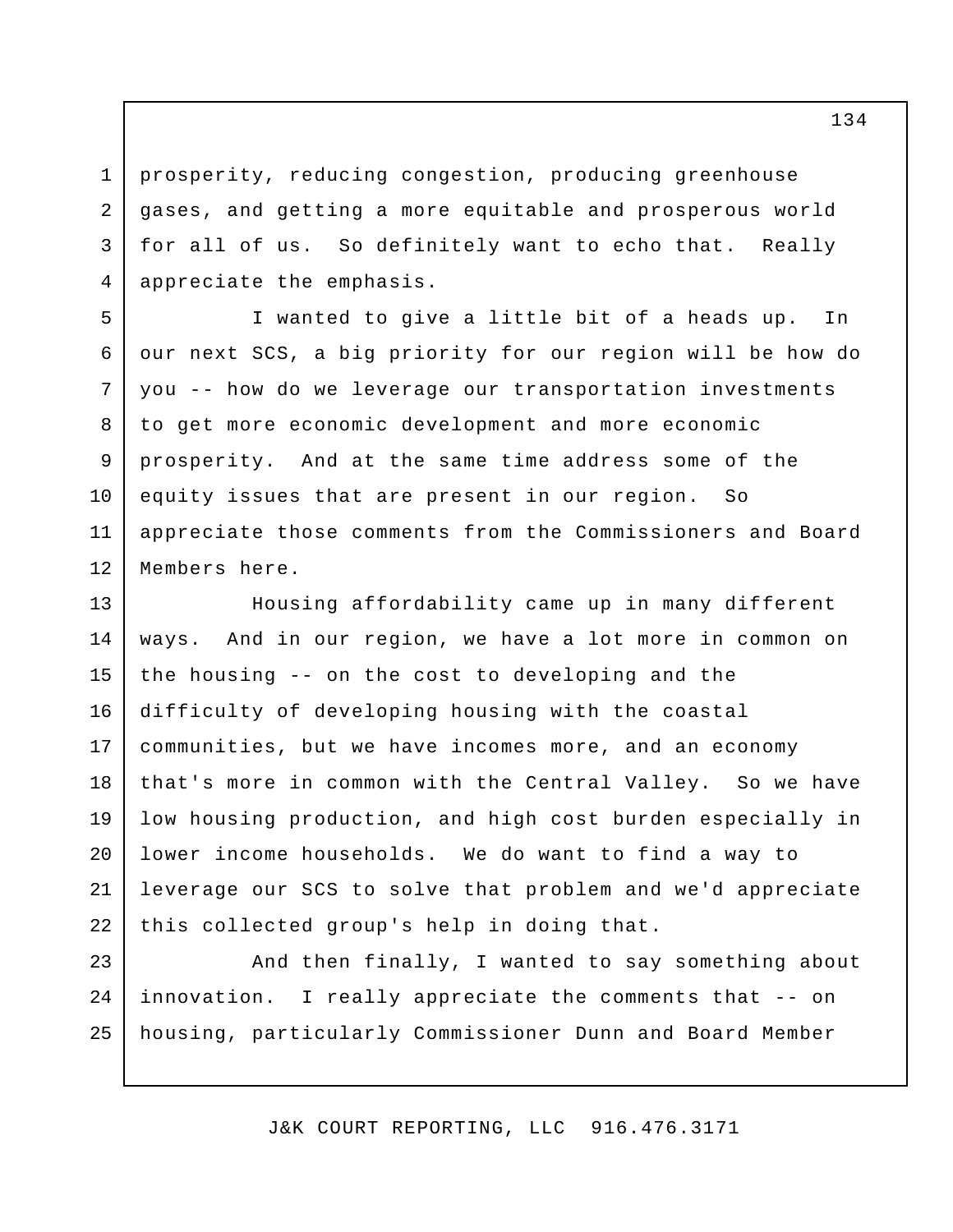prosperity, reducing congestion, producing greenhouse gases, and getting a more equitable and prosperous world for all of us. So definitely want to echo that. Really appreciate the emphasis.

I wanted to give a little bit of a heads up. In our next SCS, a big priority for our region will be how do you -- how do we leverage our transportation investments to get more economic development and more economic prosperity. And at the same time address some of the equity issues that are present in our region. So appreciate those comments from the Commissioners and Board Members here.

Housing affordability came up in many different ways. And in our region, we have a lot more in common on the housing -- on the cost to developing and the difficulty of developing housing with the coastal communities, but we have incomes more, and an economy that's more in common with the Central Valley. So we have low housing production, and high cost burden especially in lower income households. We do want to find a way to leverage our SCS to solve that problem and we'd appreciate this collected group's help in doing that.

And then finally, I wanted to say something about innovation. I really appreciate the comments that -- on housing, particularly Commissioner Dunn and Board Member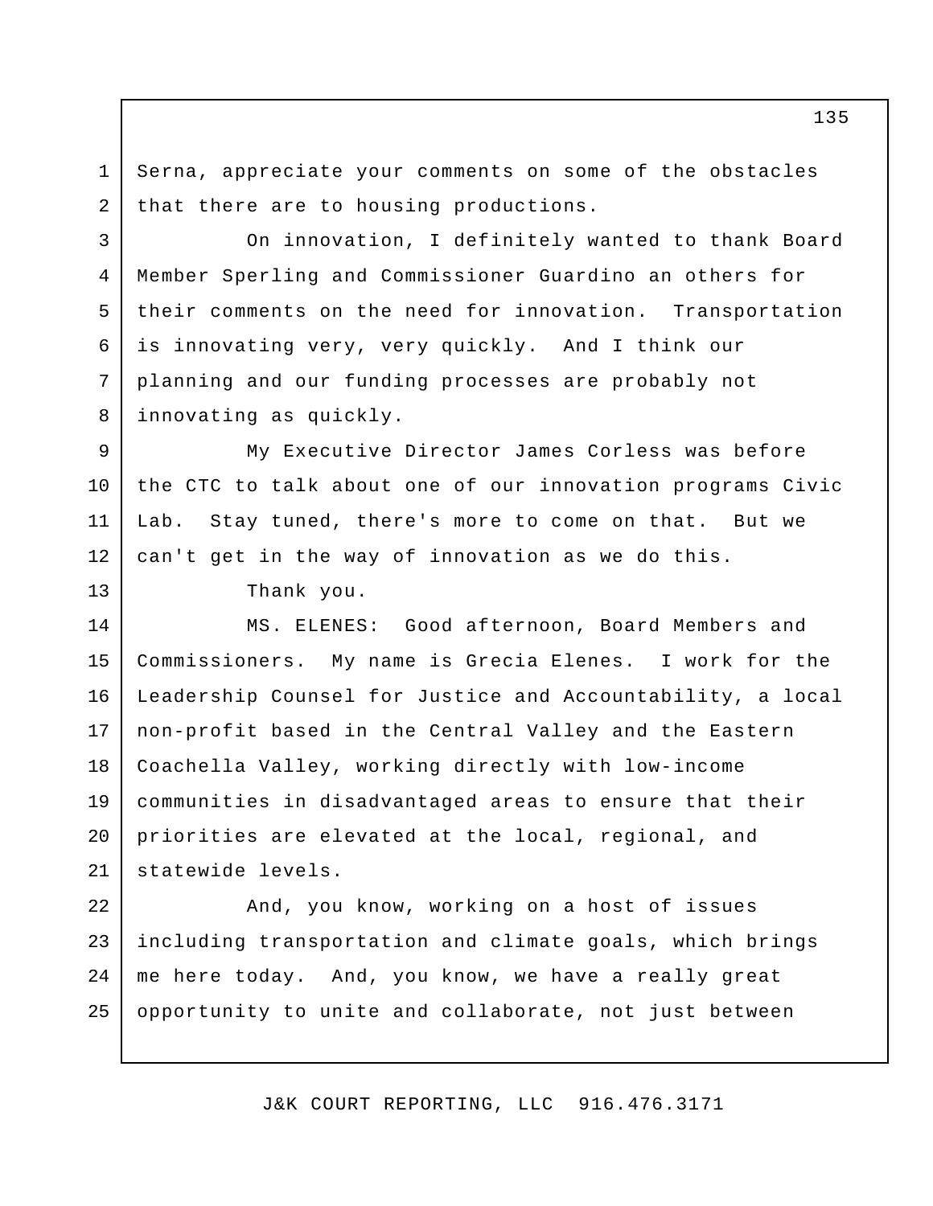Serna, appreciate your comments on some of the obstacles that there are to housing productions.

On innovation, I definitely wanted to thank Board Member Sperling and Commissioner Guardino an others for their comments on the need for innovation. Transportation is innovating very, very quickly. And I think our planning and our funding processes are probably not innovating as quickly.

My Executive Director James Corless was before the CTC to talk about one of our innovation programs Civic Lab. Stay tuned, there's more to come on that. But we can't get in the way of innovation as we do this.

Thank you.

MS. ELENES: Good afternoon, Board Members and Commissioners. My name is Grecia Elenes. I work for the Leadership Counsel for Justice and Accountability, a local non-profit based in the Central Valley and the Eastern Coachella Valley, working directly with low-income communities in disadvantaged areas to ensure that their priorities are elevated at the local, regional, and statewide levels.

And, you know, working on a host of issues including transportation and climate goals, which brings me here today. And, you know, we have a really great opportunity to unite and collaborate, not just between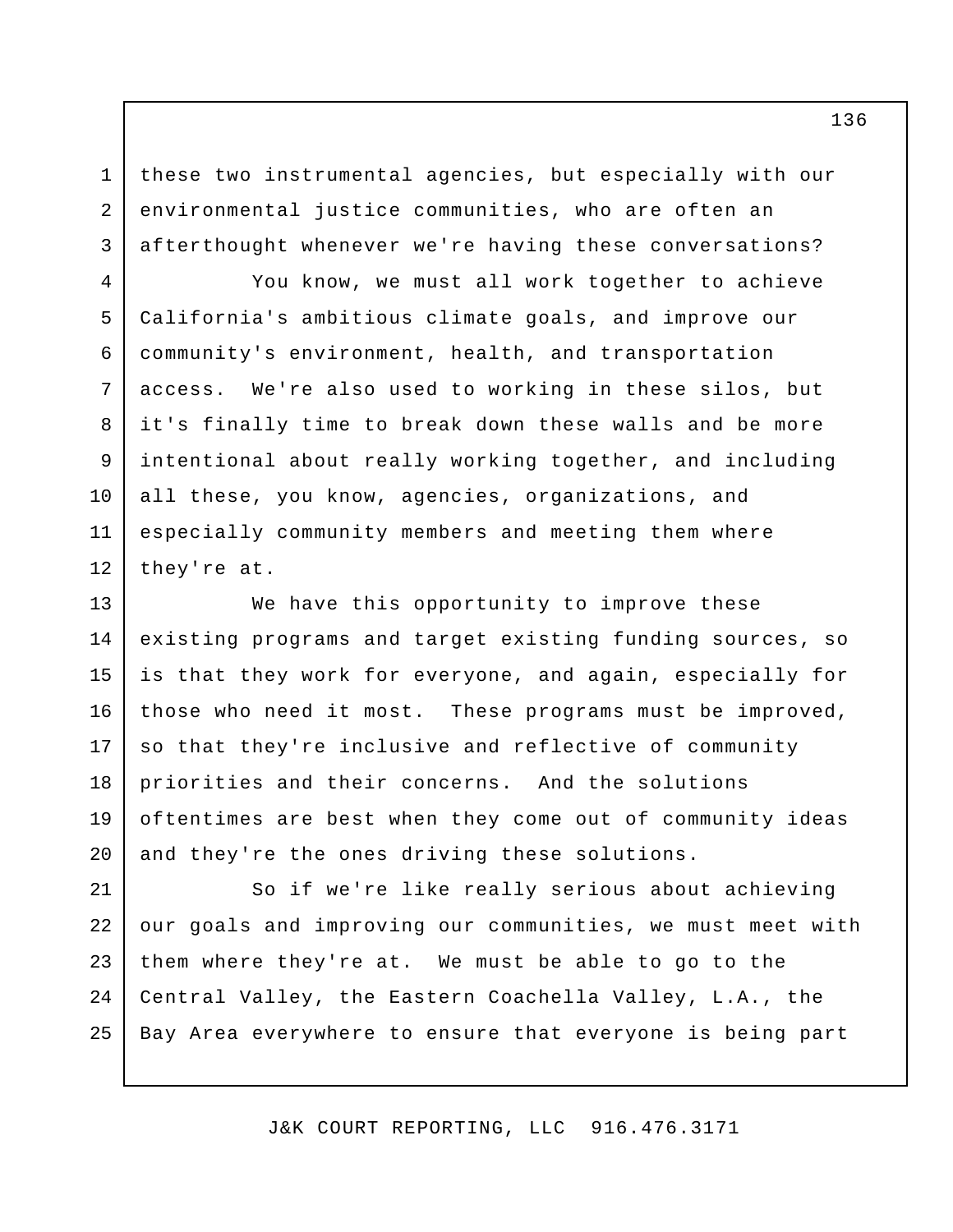these two instrumental agencies, but especially with our environmental justice communities, who are often an afterthought whenever we're having these conversations?

You know, we must all work together to achieve California's ambitious climate goals, and improve our community's environment, health, and transportation access. We're also used to working in these silos, but it's finally time to break down these walls and be more intentional about really working together, and including all these, you know, agencies, organizations, and especially community members and meeting them where they're at.

We have this opportunity to improve these existing programs and target existing funding sources, so is that they work for everyone, and again, especially for those who need it most. These programs must be improved, so that they're inclusive and reflective of community priorities and their concerns. And the solutions oftentimes are best when they come out of community ideas and they're the ones driving these solutions.

So if we're like really serious about achieving our goals and improving our communities, we must meet with them where they're at. We must be able to go to the Central Valley, the Eastern Coachella Valley, L.A., the Bay Area everywhere to ensure that everyone is being part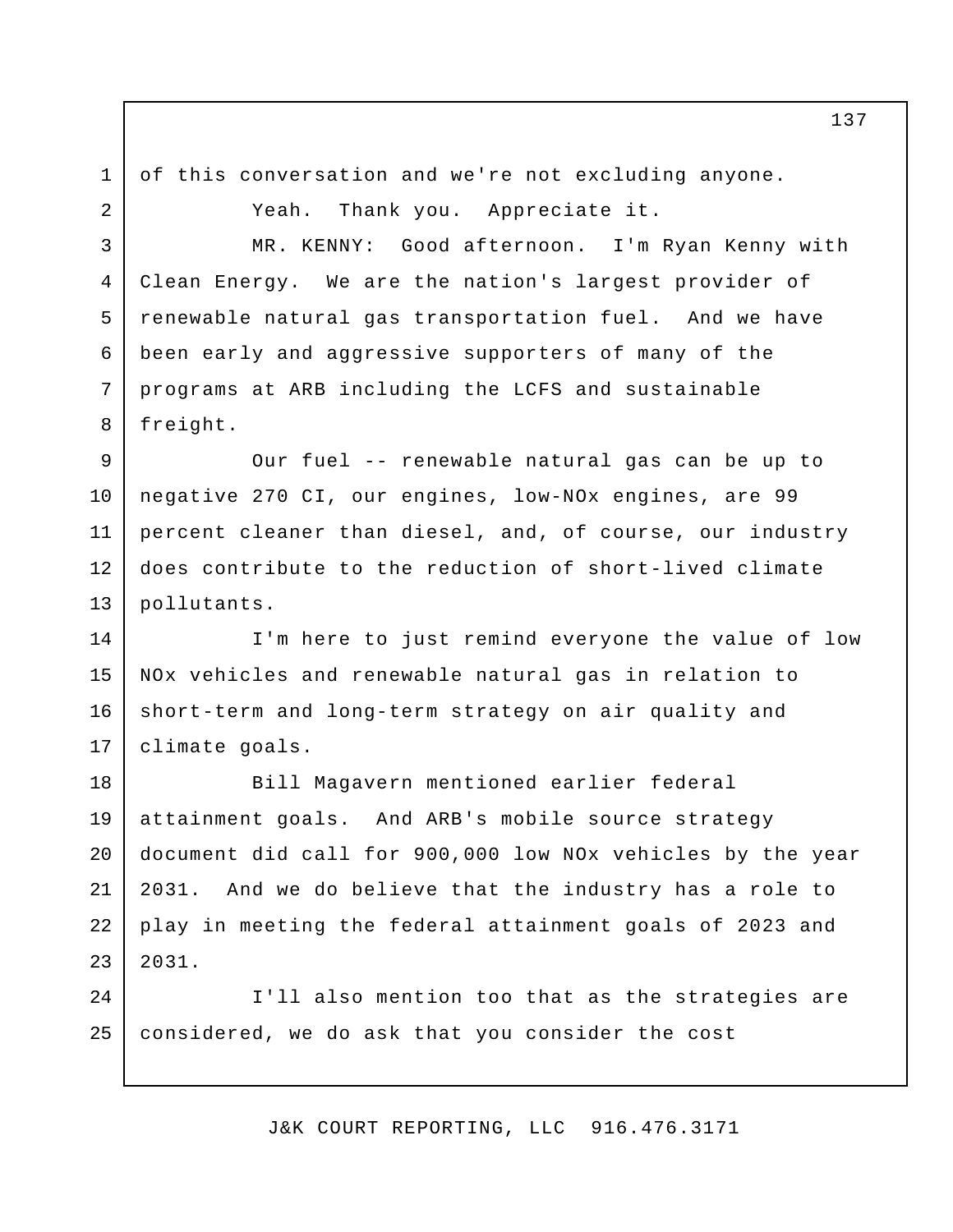of this conversation and we're not excluding anyone.

Yeah. Thank you. Appreciate it.

MR. KENNY: Good afternoon. I'm Ryan Kenny with Clean Energy. We are the nation's largest provider of renewable natural gas transportation fuel. And we have been early and aggressive supporters of many of the programs at ARB including the LCFS and sustainable freight.

Our fuel -- renewable natural gas can be up to negative 270 CI, our engines, low-NOx engines, are 99 percent cleaner than diesel, and, of course, our industry does contribute to the reduction of short-lived climate pollutants.

I'm here to just remind everyone the value of low NOx vehicles and renewable natural gas in relation to short-term and long-term strategy on air quality and climate goals.

Bill Magavern mentioned earlier federal attainment goals. And ARB's mobile source strategy document did call for 900,000 low NOx vehicles by the year 2031. And we do believe that the industry has a role to play in meeting the federal attainment goals of 2023 and 2031.

I'll also mention too that as the strategies are considered, we do ask that you consider the cost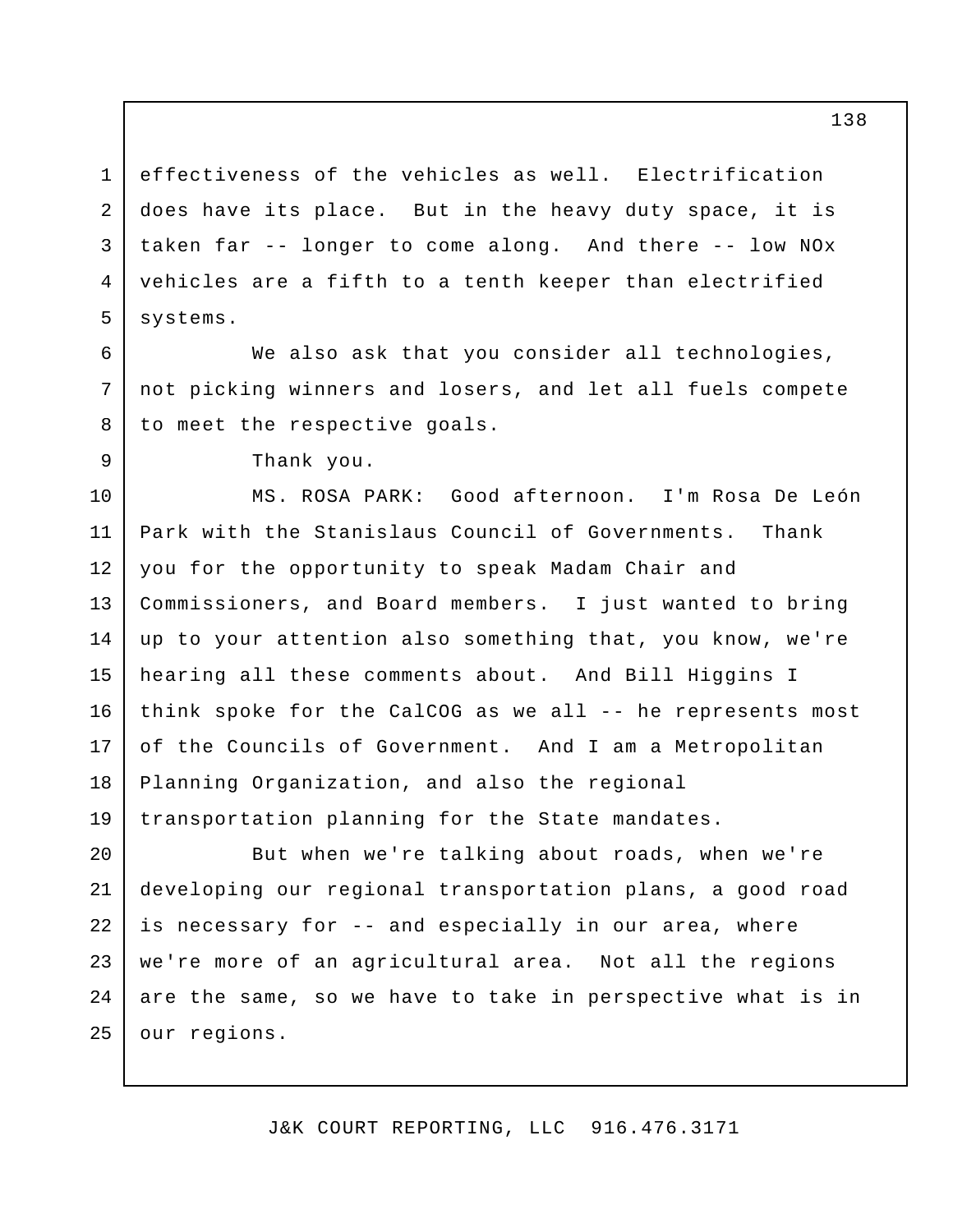effectiveness of the vehicles as well. Electrification does have its place. But in the heavy duty space, it is taken far -- longer to come along. And there -- low NOx vehicles are a fifth to a tenth keeper than electrified systems.

We also ask that you consider all technologies, not picking winners and losers, and let all fuels compete to meet the respective goals.

Thank you.

MS. ROSA PARK: Good afternoon. I'm Rosa De León Park with the Stanislaus Council of Governments. Thank you for the opportunity to speak Madam Chair and Commissioners, and Board members. I just wanted to bring up to your attention also something that, you know, we're hearing all these comments about. And Bill Higgins I think spoke for the CalCOG as we all -- he represents most of the Councils of Government. And I am a Metropolitan Planning Organization, and also the regional transportation planning for the State mandates.

But when we're talking about roads, when we're developing our regional transportation plans, a good road is necessary for -- and especially in our area, where we're more of an agricultural area. Not all the regions are the same, so we have to take in perspective what is in our regions.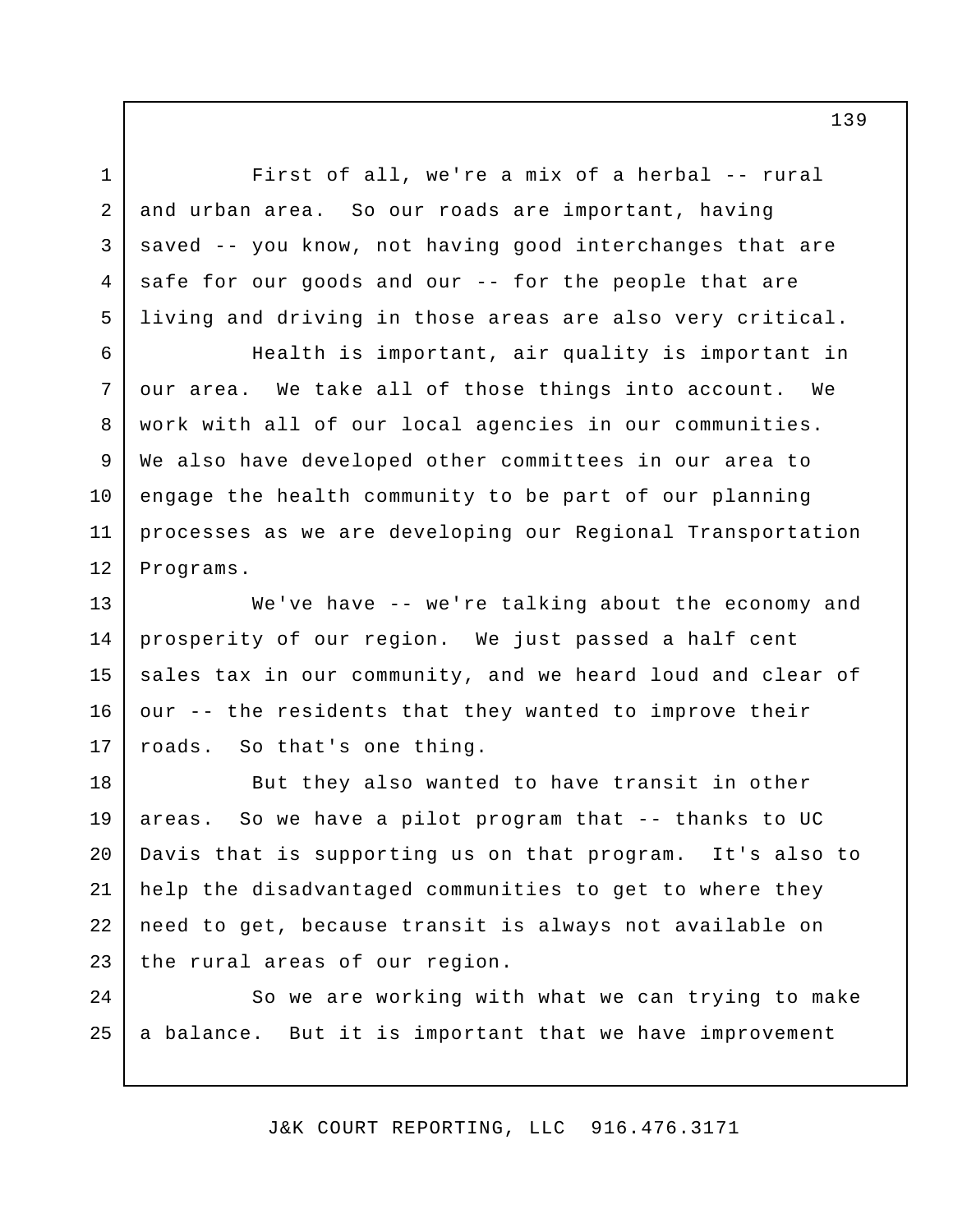First of all, we're a mix of a herbal -- rural and urban area. So our roads are important, having saved -- you know, not having good interchanges that are safe for our goods and our -- for the people that are living and driving in those areas are also very critical.

Health is important, air quality is important in our area. We take all of those things into account. We work with all of our local agencies in our communities. We also have developed other committees in our area to engage the health community to be part of our planning processes as we are developing our Regional Transportation Programs.

We've have -- we're talking about the economy and prosperity of our region. We just passed a half cent sales tax in our community, and we heard loud and clear of our -- the residents that they wanted to improve their roads. So that's one thing.

But they also wanted to have transit in other areas. So we have a pilot program that -- thanks to UC Davis that is supporting us on that program. It's also to help the disadvantaged communities to get to where they need to get, because transit is always not available on the rural areas of our region.

So we are working with what we can trying to make a balance. But it is important that we have improvement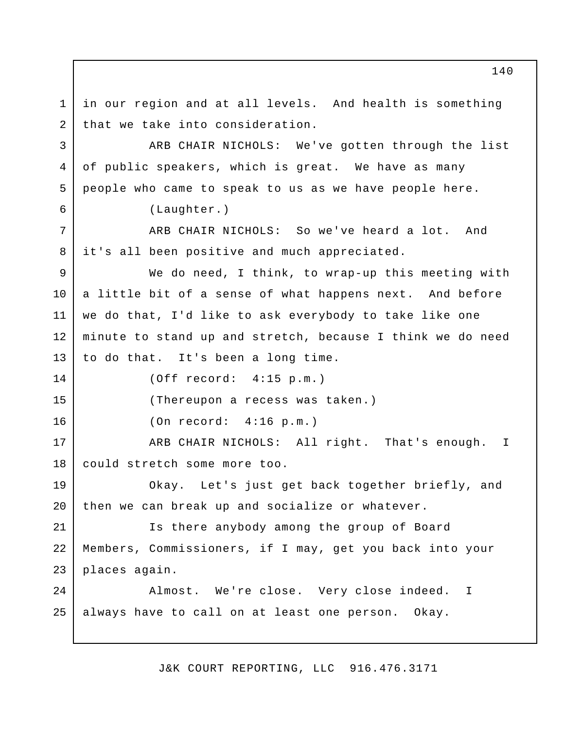in our region and at all levels. And health is something that we take into consideration.

ARB CHAIR NICHOLS: We've gotten through the list of public speakers, which is great. We have as many people who came to speak to us as we have people here.

(Laughter.)

ARB CHAIR NICHOLS: So we've heard a lot. And it's all been positive and much appreciated.

We do need, I think, to wrap-up this meeting with a little bit of a sense of what happens next. And before we do that, I'd like to ask everybody to take like one minute to stand up and stretch, because I think we do need to do that. It's been a long time.

(Off record: 4:15 p.m.)

(Thereupon a recess was taken.)

(On record: 4:16 p.m.)

ARB CHAIR NICHOLS: All right. That's enough. I could stretch some more too.

Okay. Let's just get back together briefly, and then we can break up and socialize or whatever.

Is there anybody among the group of Board Members, Commissioners, if I may, get you back into your places again.

Almost. We're close. Very close indeed. I always have to call on at least one person. Okay.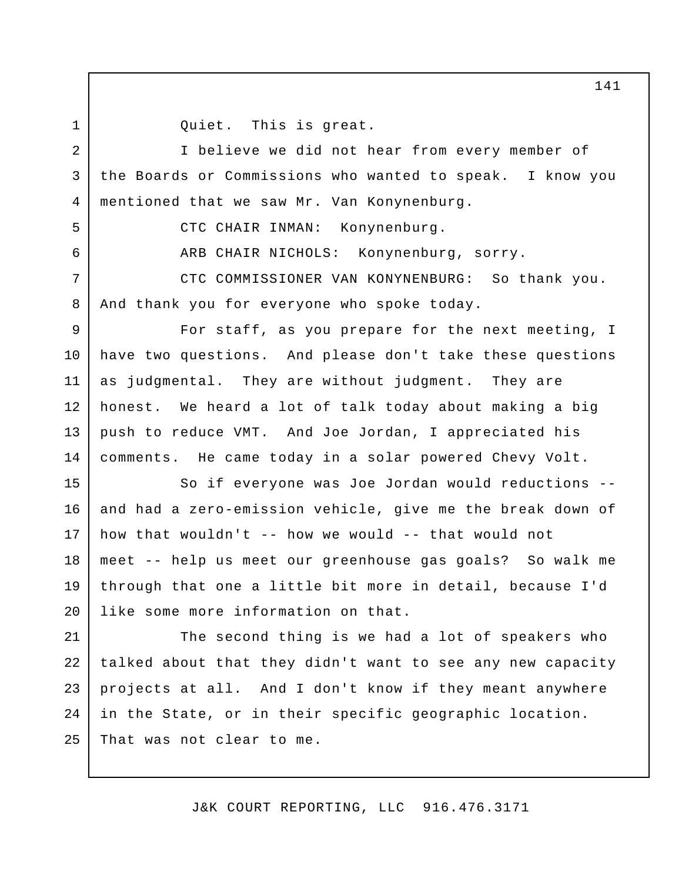Quiet. This is great.

I believe we did not hear from every member of the Boards or Commissions who wanted to speak. I know you mentioned that we saw Mr. Van Konynenburg.

CTC CHAIR INMAN: Konynenburg.

ARB CHAIR NICHOLS: Konynenburg, sorry.

CTC COMMISSIONER VAN KONYNENBURG: So thank you. And thank you for everyone who spoke today.

For staff, as you prepare for the next meeting, I have two questions. And please don't take these questions as judgmental. They are without judgment. They are honest. We heard a lot of talk today about making a big push to reduce VMT. And Joe Jordan, I appreciated his comments. He came today in a solar powered Chevy Volt.

So if everyone was Joe Jordan would reductions -- and had a zero-emission vehicle, give me the break down of how that wouldn't -- how we would -- that would not meet -- help us meet our greenhouse gas goals? So walk me through that one a little bit more in detail, because I'd like some more information on that.

The second thing is we had a lot of speakers who talked about that they didn't want to see any new capacity projects at all. And I don't know if they meant anywhere in the State, or in their specific geographic location. That was not clear to me.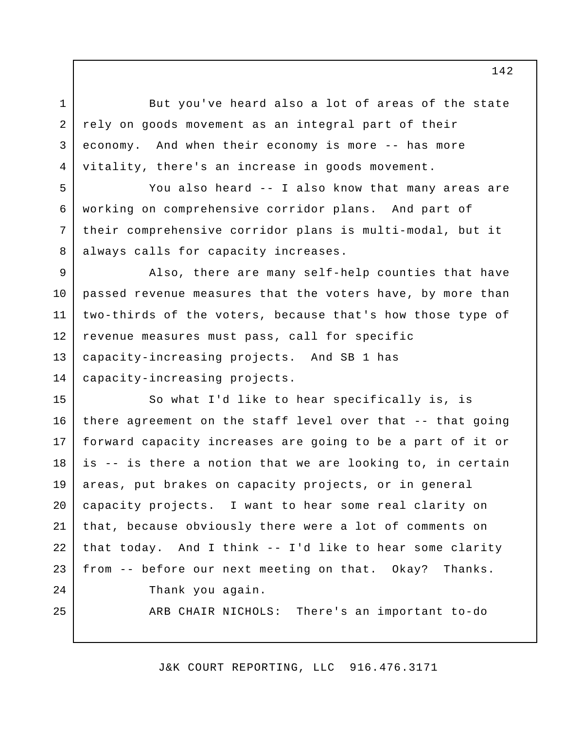But you've heard also a lot of areas of the state rely on goods movement as an integral part of their economy. And when their economy is more -- has more vitality, there's an increase in goods movement.

You also heard -- I also know that many areas are working on comprehensive corridor plans. And part of their comprehensive corridor plans is multi-modal, but it always calls for capacity increases.

Also, there are many self-help counties that have passed revenue measures that the voters have, by more than two-thirds of the voters, because that's how those type of revenue measures must pass, call for specific capacity-increasing projects. And SB 1 has capacity-increasing projects.

So what I'd like to hear specifically is, is there agreement on the staff level over that -- that going forward capacity increases are going to be a part of it or is -- is there a notion that we are looking to, in certain areas, put brakes on capacity projects, or in general capacity projects. I want to hear some real clarity on that, because obviously there were a lot of comments on that today. And I think -- I'd like to hear some clarity from -- before our next meeting on that. Okay? Thanks.

Thank you again.

ARB CHAIR NICHOLS: There's an important to-do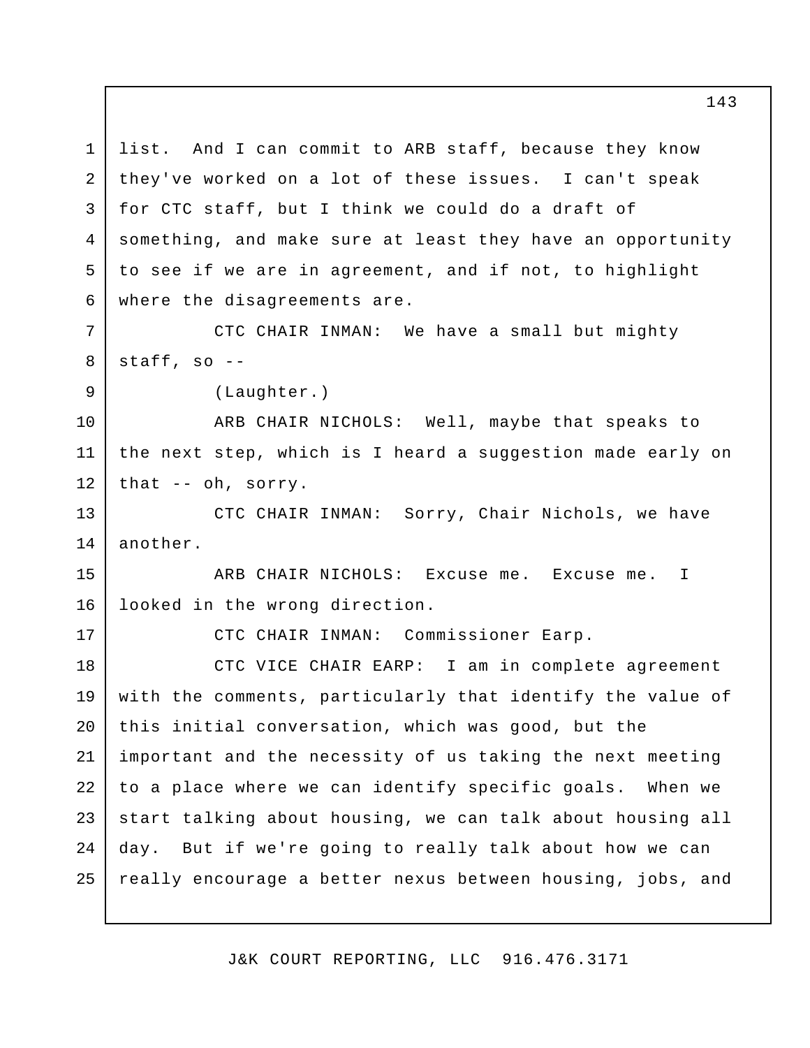list. And I can commit to ARB staff, because they know they've worked on a lot of these issues. I can't speak for CTC staff, but I think we could do a draft of something, and make sure at least they have an opportunity to see if we are in agreement, and if not, to highlight where the disagreements are.

CTC CHAIR INMAN: We have a small but mighty staff, so --

(Laughter.)

ARB CHAIR NICHOLS: Well, maybe that speaks to the next step, which is I heard a suggestion made early on that -- oh, sorry.

CTC CHAIR INMAN: Sorry, Chair Nichols, we have another.

ARB CHAIR NICHOLS: Excuse me. Excuse me. I looked in the wrong direction.

CTC CHAIR INMAN: Commissioner Earp.

CTC VICE CHAIR EARP: I am in complete agreement with the comments, particularly that identify the value of this initial conversation, which was good, but the important and the necessity of us taking the next meeting to a place where we can identify specific goals. When we start talking about housing, we can talk about housing all day. But if we're going to really talk about how we can really encourage a better nexus between housing, jobs, and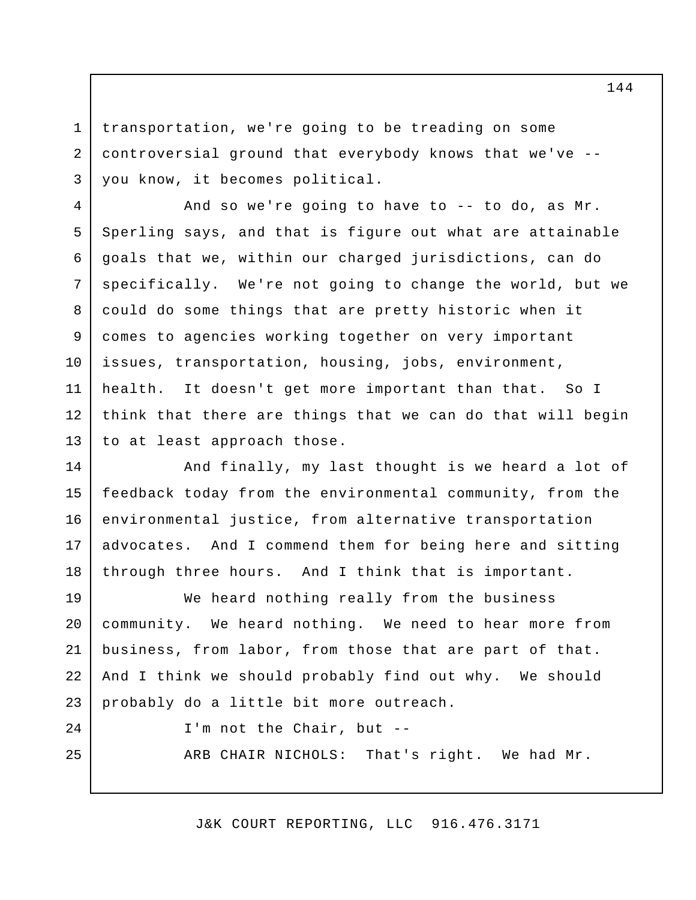transportation, we're going to be treading on some controversial ground that everybody knows that we've -- you know, it becomes political.

And so we're going to have to -- to do, as Mr. Sperling says, and that is figure out what are attainable goals that we, within our charged jurisdictions, can do specifically. We're not going to change the world, but we could do some things that are pretty historic when it comes to agencies working together on very important issues, transportation, housing, jobs, environment, health. It doesn't get more important than that. So I think that there are things that we can do that will begin to at least approach those.

And finally, my last thought is we heard a lot of feedback today from the environmental community, from the environmental justice, from alternative transportation advocates. And I commend them for being here and sitting through three hours. And I think that is important.

We heard nothing really from the business community. We heard nothing. We need to hear more from business, from labor, from those that are part of that. And I think we should probably find out why. We should probably do a little bit more outreach.

I'm not the Chair, but --

ARB CHAIR NICHOLS: That's right. We had Mr.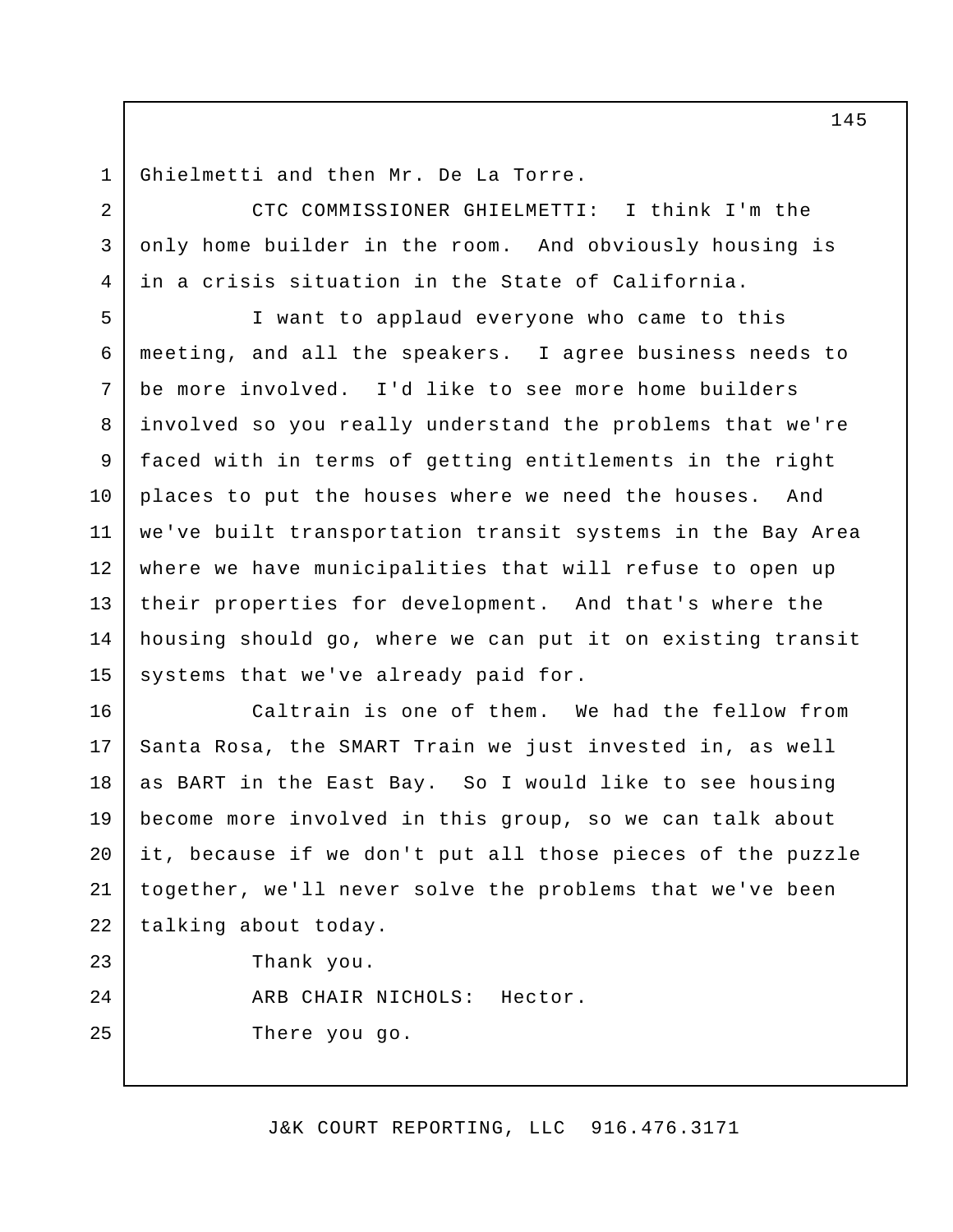Ghielmetti and then Mr. De La Torre.

CTC COMMISSIONER GHIELMETTI: I think I'm the only home builder in the room. And obviously housing is in a crisis situation in the State of California.

I want to applaud everyone who came to this meeting, and all the speakers. I agree business needs to be more involved. I'd like to see more home builders involved so you really understand the problems that we're faced with in terms of getting entitlements in the right places to put the houses where we need the houses. And we've built transportation transit systems in the Bay Area where we have municipalities that will refuse to open up their properties for development. And that's where the housing should go, where we can put it on existing transit systems that we've already paid for.

Caltrain is one of them. We had the fellow from Santa Rosa, the SMART Train we just invested in, as well as BART in the East Bay. So I would like to see housing become more involved in this group, so we can talk about it, because if we don't put all those pieces of the puzzle together, we'll never solve the problems that we've been talking about today.

Thank you.

ARB CHAIR NICHOLS: Hector.

There you go.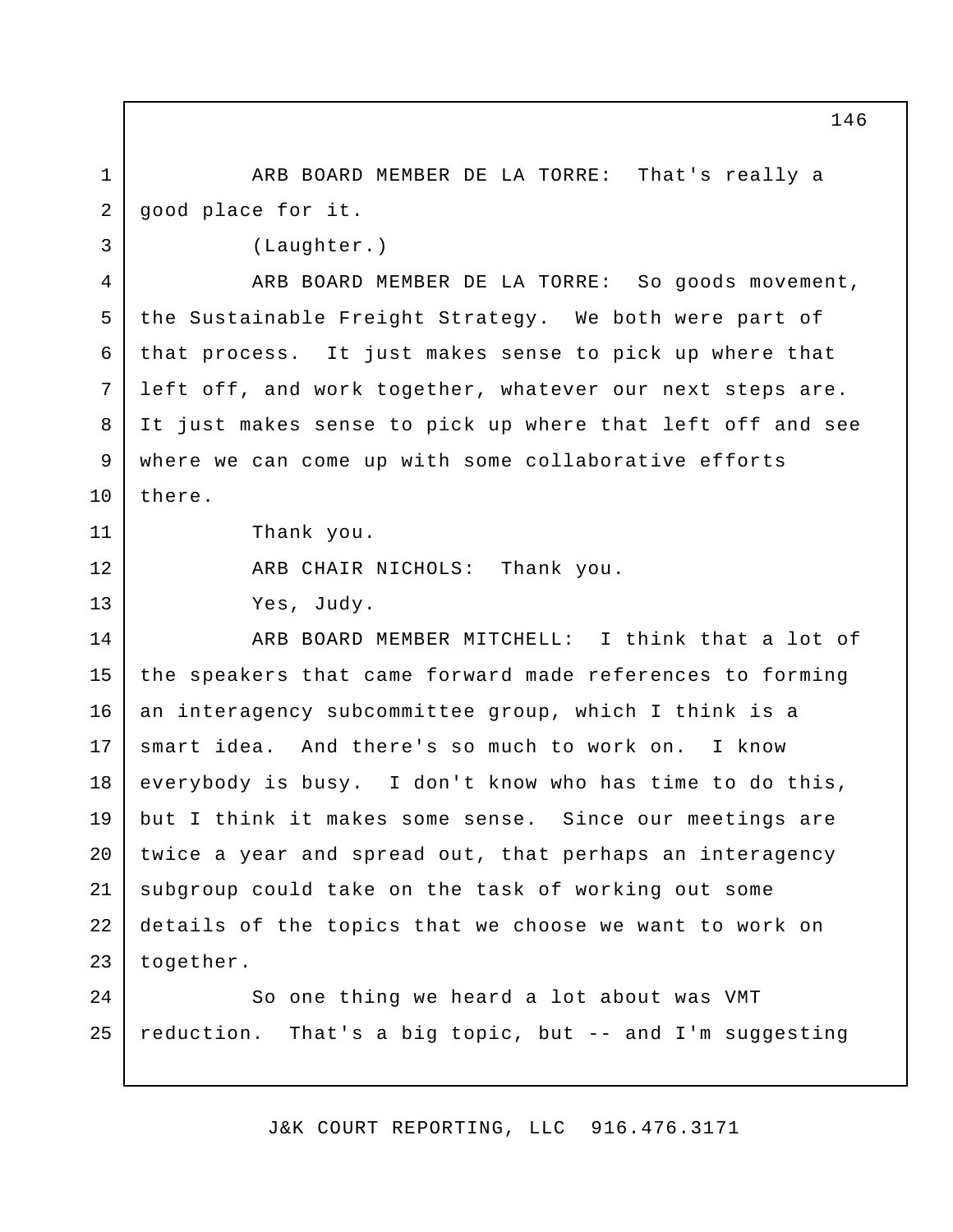ARB BOARD MEMBER DE LA TORRE: That's really a good place for it.

(Laughter.)

ARB BOARD MEMBER DE LA TORRE: So goods movement, the Sustainable Freight Strategy. We both were part of that process. It just makes sense to pick up where that left off, and work together, whatever our next steps are. It just makes sense to pick up where that left off and see where we can come up with some collaborative efforts there.

Thank you.

ARB CHAIR NICHOLS: Thank you.

Yes, Judy.

ARB BOARD MEMBER MITCHELL: I think that a lot of the speakers that came forward made references to forming an interagency subcommittee group, which I think is a smart idea. And there's so much to work on. I know everybody is busy. I don't know who has time to do this, but I think it makes some sense. Since our meetings are twice a year and spread out, that perhaps an interagency subgroup could take on the task of working out some details of the topics that we choose we want to work on together.

So one thing we heard a lot about was VMT reduction. That's a big topic, but -- and I'm suggesting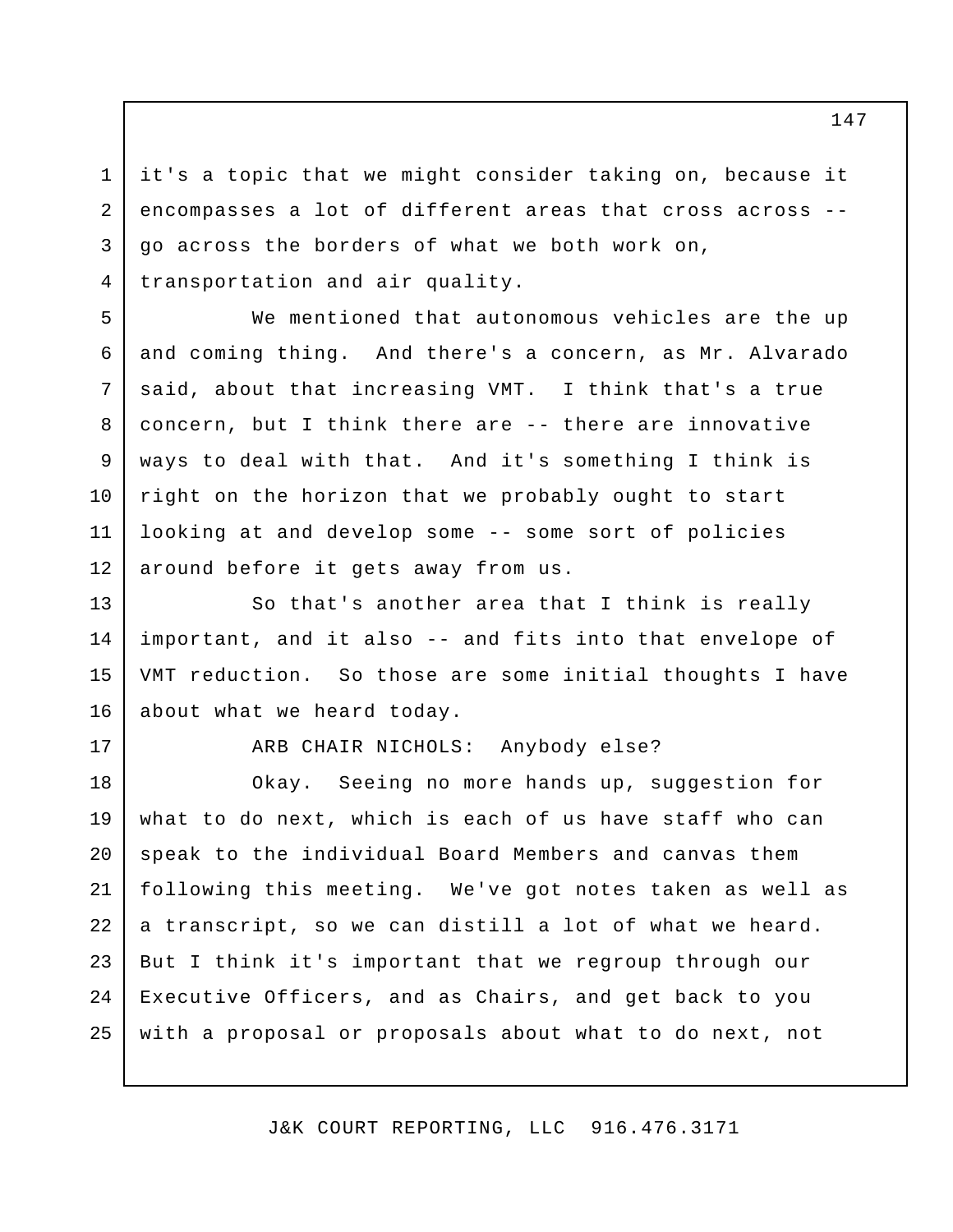it's a topic that we might consider taking on, because it encompasses a lot of different areas that cross across -- go across the borders of what we both work on, transportation and air quality.

We mentioned that autonomous vehicles are the up and coming thing. And there's a concern, as Mr. Alvarado said, about that increasing VMT. I think that's a true concern, but I think there are -- there are innovative ways to deal with that. And it's something I think is right on the horizon that we probably ought to start looking at and develop some -- some sort of policies around before it gets away from us.

So that's another area that I think is really important, and it also -- and fits into that envelope of VMT reduction. So those are some initial thoughts I have about what we heard today.

ARB CHAIR NICHOLS: Anybody else?

Okay. Seeing no more hands up, suggestion for what to do next, which is each of us have staff who can speak to the individual Board Members and canvas them following this meeting. We've got notes taken as well as a transcript, so we can distill a lot of what we heard. But I think it's important that we regroup through our Executive Officers, and as Chairs, and get back to you with a proposal or proposals about what to do next, not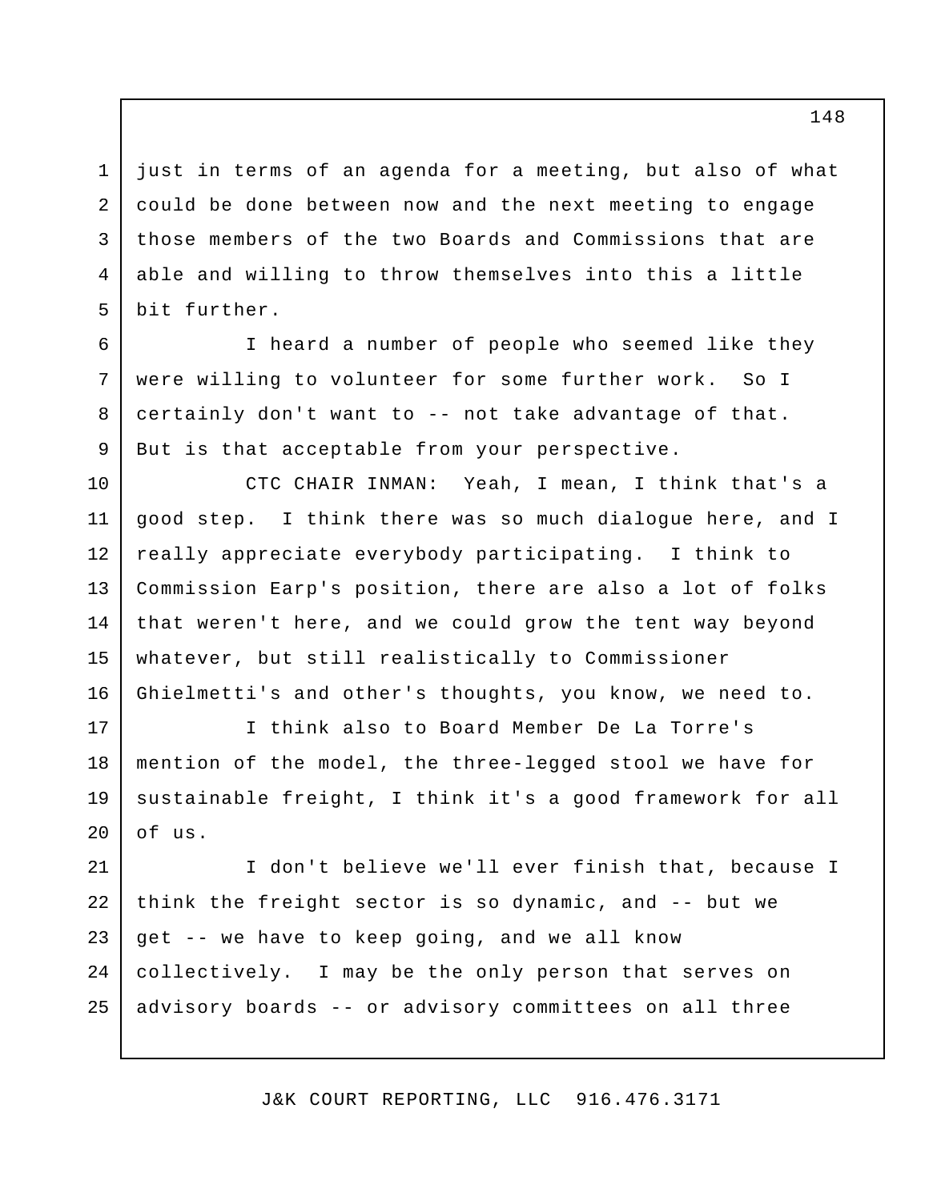just in terms of an agenda for a meeting, but also of what could be done between now and the next meeting to engage those members of the two Boards and Commissions that are able and willing to throw themselves into this a little bit further.

I heard a number of people who seemed like they were willing to volunteer for some further work. So I certainly don't want to -- not take advantage of that. But is that acceptable from your perspective.

CTC CHAIR INMAN: Yeah, I mean, I think that's a good step. I think there was so much dialogue here, and I really appreciate everybody participating. I think to Commission Earp's position, there are also a lot of folks that weren't here, and we could grow the tent way beyond whatever, but still realistically to Commissioner Ghielmetti's and other's thoughts, you know, we need to.

I think also to Board Member De La Torre's mention of the model, the three-legged stool we have for sustainable freight, I think it's a good framework for all of us.

I don't believe we'll ever finish that, because I think the freight sector is so dynamic, and -- but we get -- we have to keep going, and we all know collectively. I may be the only person that serves on advisory boards -- or advisory committees on all three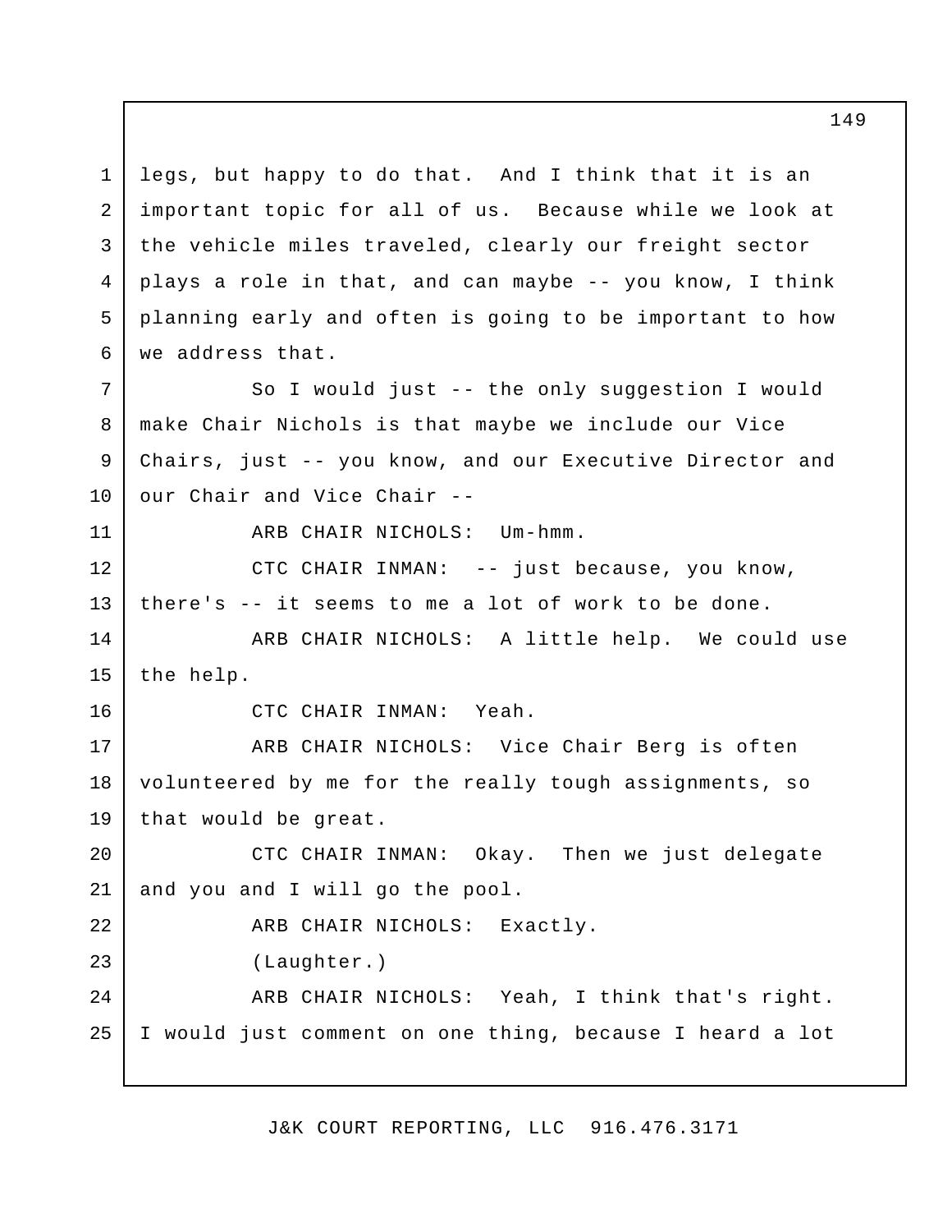legs, but happy to do that. And I think that it is an important topic for all of us. Because while we look at the vehicle miles traveled, clearly our freight sector plays a role in that, and can maybe -- you know, I think planning early and often is going to be important to how we address that.

So I would just -- the only suggestion I would make Chair Nichols is that maybe we include our Vice Chairs, just -- you know, and our Executive Director and our Chair and Vice Chair --

ARB CHAIR NICHOLS: Um-hmm.

CTC CHAIR INMAN: -- just because, you know, there's -- it seems to me a lot of work to be done.

ARB CHAIR NICHOLS: A little help. We could use the help.

CTC CHAIR INMAN: Yeah.

ARB CHAIR NICHOLS: Vice Chair Berg is often volunteered by me for the really tough assignments, so that would be great.

CTC CHAIR INMAN: Okay. Then we just delegate and you and I will go the pool.

ARB CHAIR NICHOLS: Exactly.

(Laughter.)

ARB CHAIR NICHOLS: Yeah, I think that's right. I would just comment on one thing, because I heard a lot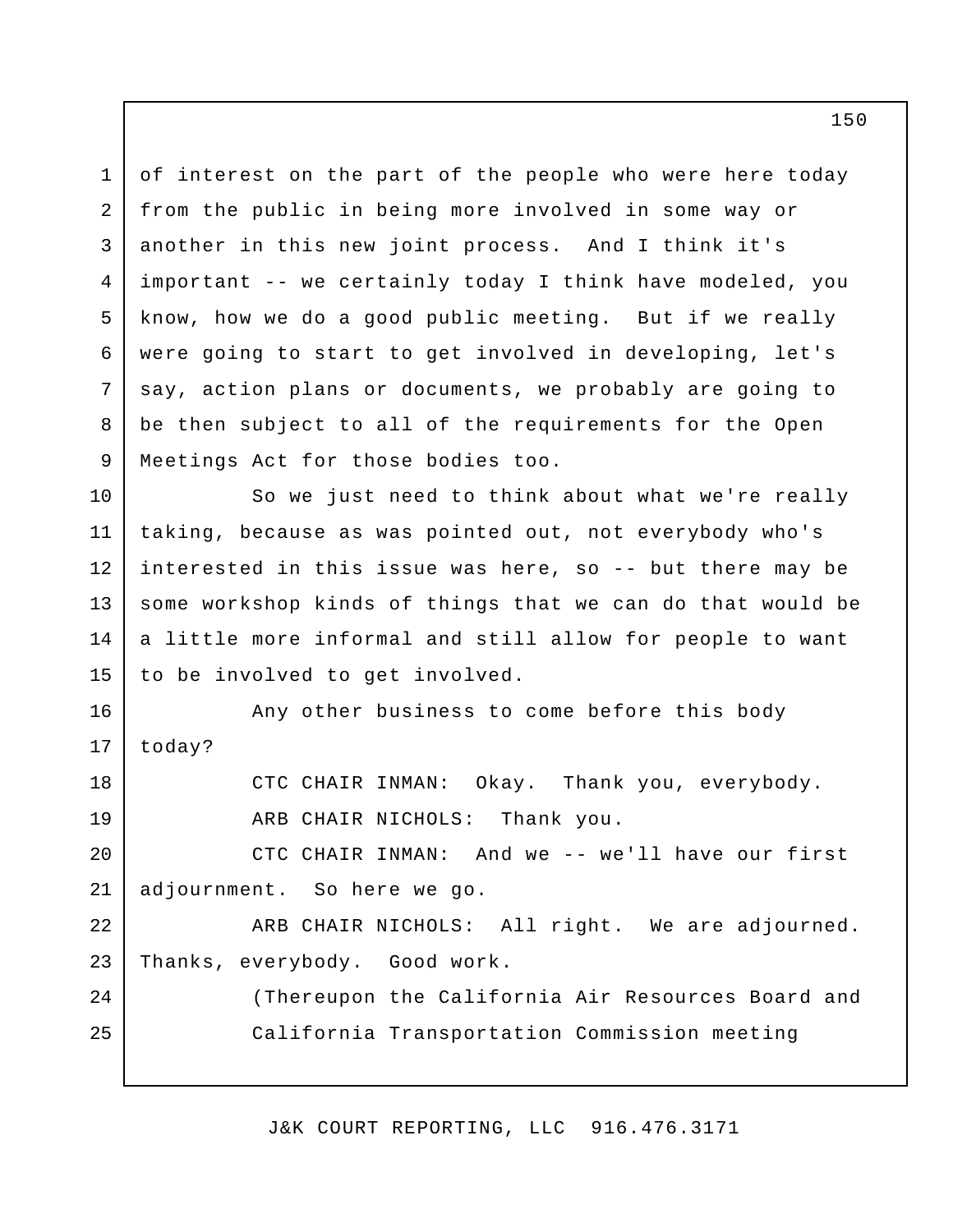of interest on the part of the people who were here today from the public in being more involved in some way or another in this new joint process. And I think it's important -- we certainly today I think have modeled, you know, how we do a good public meeting. But if we really were going to start to get involved in developing, let's say, action plans or documents, we probably are going to be then subject to all of the requirements for the Open Meetings Act for those bodies too.

So we just need to think about what we're really taking, because as was pointed out, not everybody who's interested in this issue was here, so -- but there may be some workshop kinds of things that we can do that would be a little more informal and still allow for people to want to be involved to get involved.

Any other business to come before this body today?

CTC CHAIR INMAN: Okay. Thank you, everybody.

ARB CHAIR NICHOLS: Thank you.

CTC CHAIR INMAN: And we -- we'll have our first adjournment. So here we go.

ARB CHAIR NICHOLS: All right. We are adjourned. Thanks, everybody. Good work.

(Thereupon the California Air Resources Board and California Transportation Commission meeting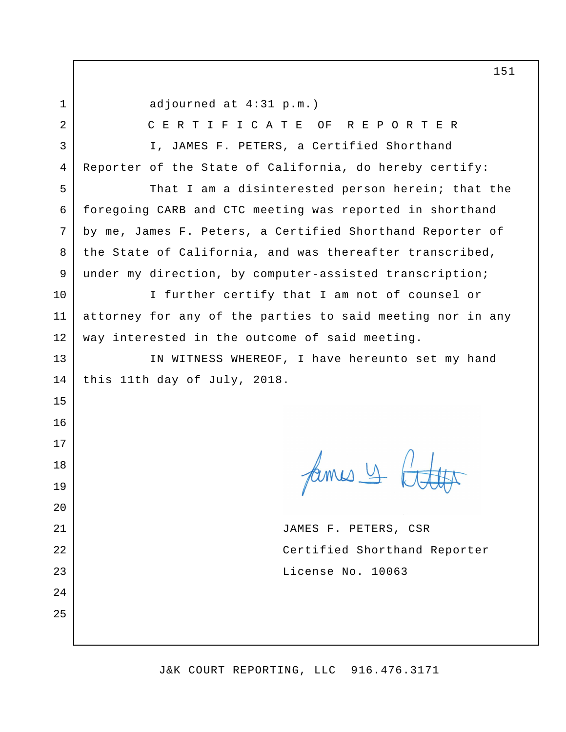adjourned at 4:31 p.m.)

C E R T I F I C A T E  OF  R E P O R T E R

I, JAMES F. PETERS, a Certified Shorthand Reporter of the State of California, do hereby certify:

That I am a disinterested person herein; that the foregoing CARB and CTC meeting was reported in shorthand by me, James F. Peters, a Certified Shorthand Reporter of the State of California, and was thereafter transcribed, under my direction, by computer-assisted transcription;

I further certify that I am not of counsel or attorney for any of the parties to said meeting nor in any way interested in the outcome of said meeting.

IN WITNESS WHEREOF, I have hereunto set my hand this 11th day of July, 2018.

JAMES F. PETERS, CSR
Certified Shorthand Reporter
License No. 10063